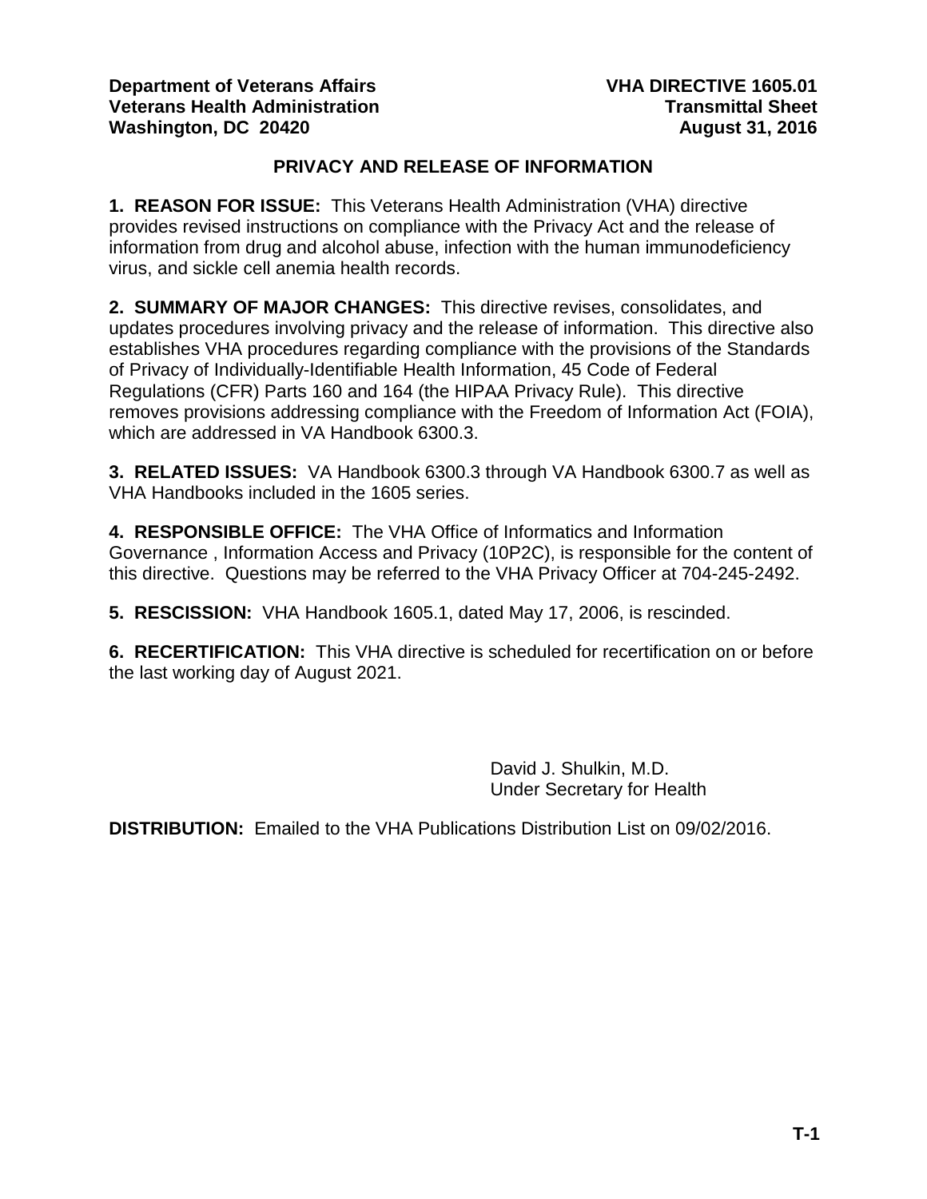**Department of Veterans Affairs**
**Veterans Health Administration**
**Washington, DC 20420**

**VHA DIRECTIVE 1605.01**
**Transmittal Sheet**
**August 31, 2016**

## PRIVACY AND RELEASE OF INFORMATION

**1. REASON FOR ISSUE:** This Veterans Health Administration (VHA) directive provides revised instructions on compliance with the Privacy Act and the release of information from drug and alcohol abuse, infection with the human immunodeficiency virus, and sickle cell anemia health records.

**2. SUMMARY OF MAJOR CHANGES:** This directive revises, consolidates, and updates procedures involving privacy and the release of information. This directive also establishes VHA procedures regarding compliance with the provisions of the Standards of Privacy of Individually-Identifiable Health Information, 45 Code of Federal Regulations (CFR) Parts 160 and 164 (the HIPAA Privacy Rule). This directive removes provisions addressing compliance with the Freedom of Information Act (FOIA), which are addressed in VA Handbook 6300.3.

**3. RELATED ISSUES:** VA Handbook 6300.3 through VA Handbook 6300.7 as well as VHA Handbooks included in the 1605 series.

**4. RESPONSIBLE OFFICE:** The VHA Office of Informatics and Information Governance , Information Access and Privacy (10P2C), is responsible for the content of this directive. Questions may be referred to the VHA Privacy Officer at 704-245-2492.

**5. RESCISSION:** VHA Handbook 1605.1, dated May 17, 2006, is rescinded.

**6. RECERTIFICATION:** This VHA directive is scheduled for recertification on or before the last working day of August 2021.

David J. Shulkin, M.D.
Under Secretary for Health

**DISTRIBUTION:** Emailed to the VHA Publications Distribution List on 09/02/2016.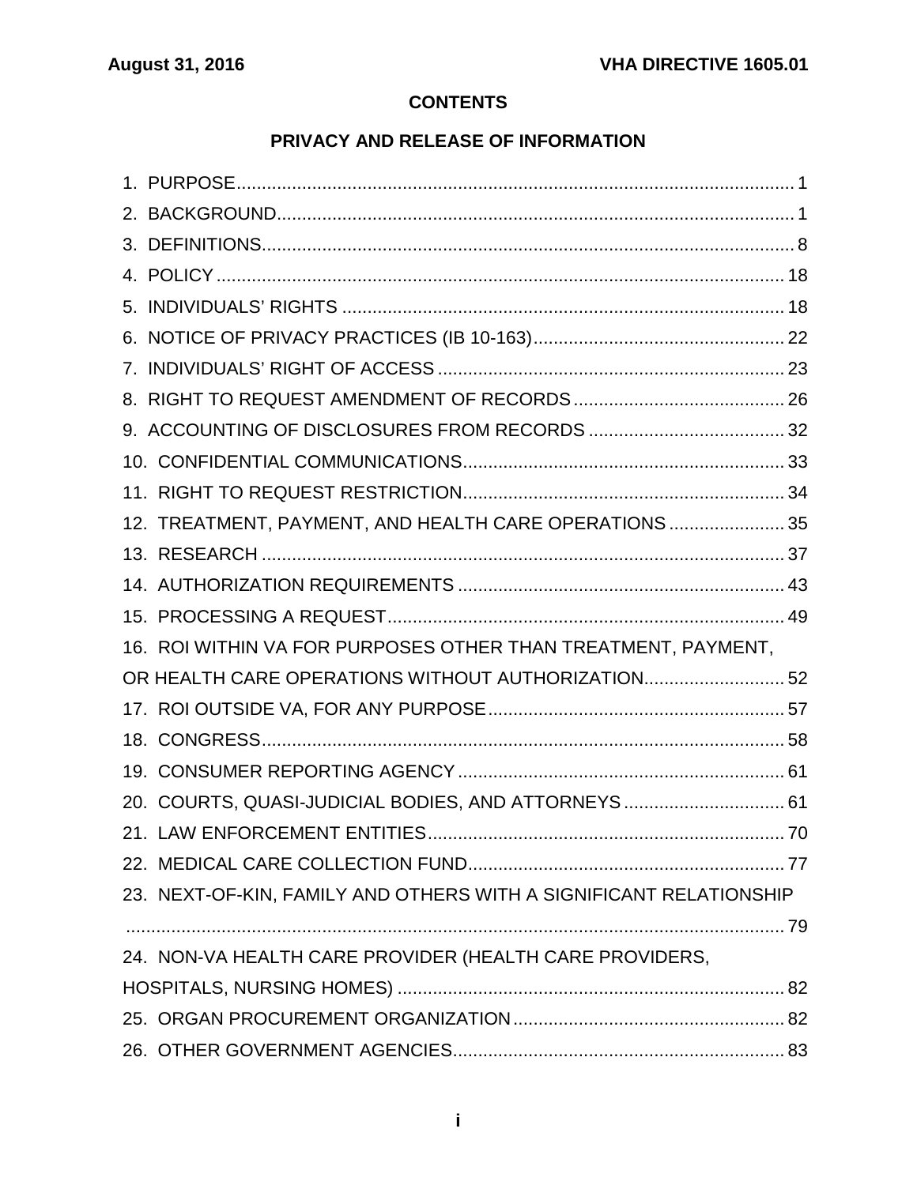## CONTENTS

## PRIVACY AND RELEASE OF INFORMATION

1. PURPOSE ............................................................................................................ 1
2. BACKGROUND .................................................................................................... 1
3. DEFINITIONS ....................................................................................................... 8
4. POLICY ............................................................................................................... 18
5. INDIVIDUALS' RIGHTS ...................................................................................... 18
6. NOTICE OF PRIVACY PRACTICES (IB 10-163) ................................................. 22
7. INDIVIDUALS' RIGHT OF ACCESS .................................................................... 23
8. RIGHT TO REQUEST AMENDMENT OF RECORDS .......................................... 26
9. ACCOUNTING OF DISCLOSURES FROM RECORDS ....................................... 32
10. CONFIDENTIAL COMMUNICATIONS ................................................................ 33
11. RIGHT TO REQUEST RESTRICTION ................................................................ 34
12. TREATMENT, PAYMENT, AND HEALTH CARE OPERATIONS ....................... 35
13. RESEARCH ....................................................................................................... 37
14. AUTHORIZATION REQUIREMENTS ................................................................. 43
15. PROCESSING A REQUEST ............................................................................... 49
16. ROI WITHIN VA FOR PURPOSES OTHER THAN TREATMENT, PAYMENT, OR HEALTH CARE OPERATIONS WITHOUT AUTHORIZATION ............................ 52
17. ROI OUTSIDE VA, FOR ANY PURPOSE ........................................................... 57
18. CONGRESS ........................................................................................................ 58
19. CONSUMER REPORTING AGENCY ................................................................. 61
20. COURTS, QUASI-JUDICIAL BODIES, AND ATTORNEYS ................................ 61
21. LAW ENFORCEMENT ENTITIES ....................................................................... 70
22. MEDICAL CARE COLLECTION FUND .............................................................. 77
23. NEXT-OF-KIN, FAMILY AND OTHERS WITH A SIGNIFICANT RELATIONSHIP ................................................................................................................ 79
24. NON-VA HEALTH CARE PROVIDER (HEALTH CARE PROVIDERS, HOSPITALS, NURSING HOMES) ............................................................................ 82
25. ORGAN PROCUREMENT ORGANIZATION ...................................................... 82
26. OTHER GOVERNMENT AGENCIES .................................................................. 83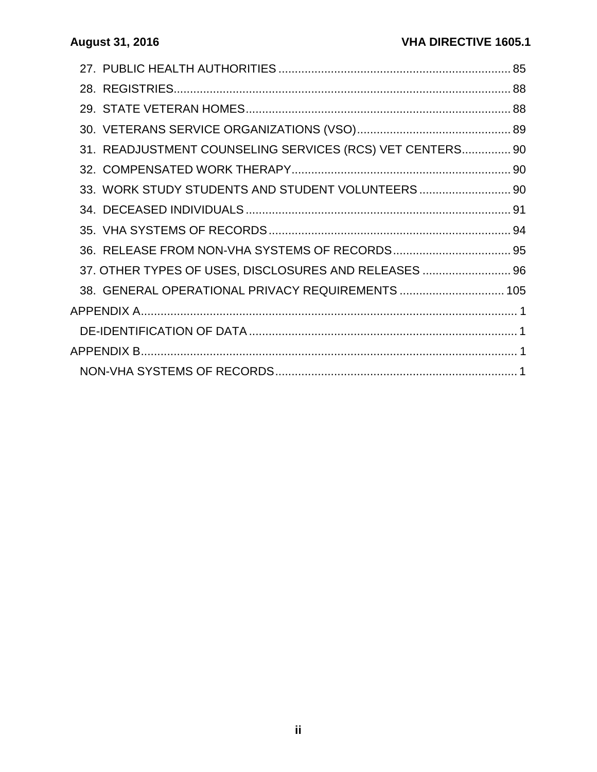27. PUBLIC HEALTH AUTHORITIES ....................................................................... 85
28. REGISTRIES....................................................................................................... 88
29. STATE VETERAN HOMES ................................................................................. 88
30. VETERANS SERVICE ORGANIZATIONS (VSO) ............................................... 89
31. READJUSTMENT COUNSELING SERVICES (RCS) VET CENTERS ............... 90
32. COMPENSATED WORK THERAPY ................................................................... 90
33. WORK STUDY STUDENTS AND STUDENT VOLUNTEERS ............................ 90
34. DECEASED INDIVIDUALS ................................................................................. 91
35. VHA SYSTEMS OF RECORDS .......................................................................... 94
36. RELEASE FROM NON-VHA SYSTEMS OF RECORDS .................................... 95
37. OTHER TYPES OF USES, DISCLOSURES AND RELEASES ........................... 96
38. GENERAL OPERATIONAL PRIVACY REQUIREMENTS ................................ 105

APPENDIX A.................................................................................................................. 1

DE-IDENTIFICATION OF DATA .................................................................................. 1

APPENDIX B.................................................................................................................. 1

NON-VHA SYSTEMS OF RECORDS .......................................................................... 1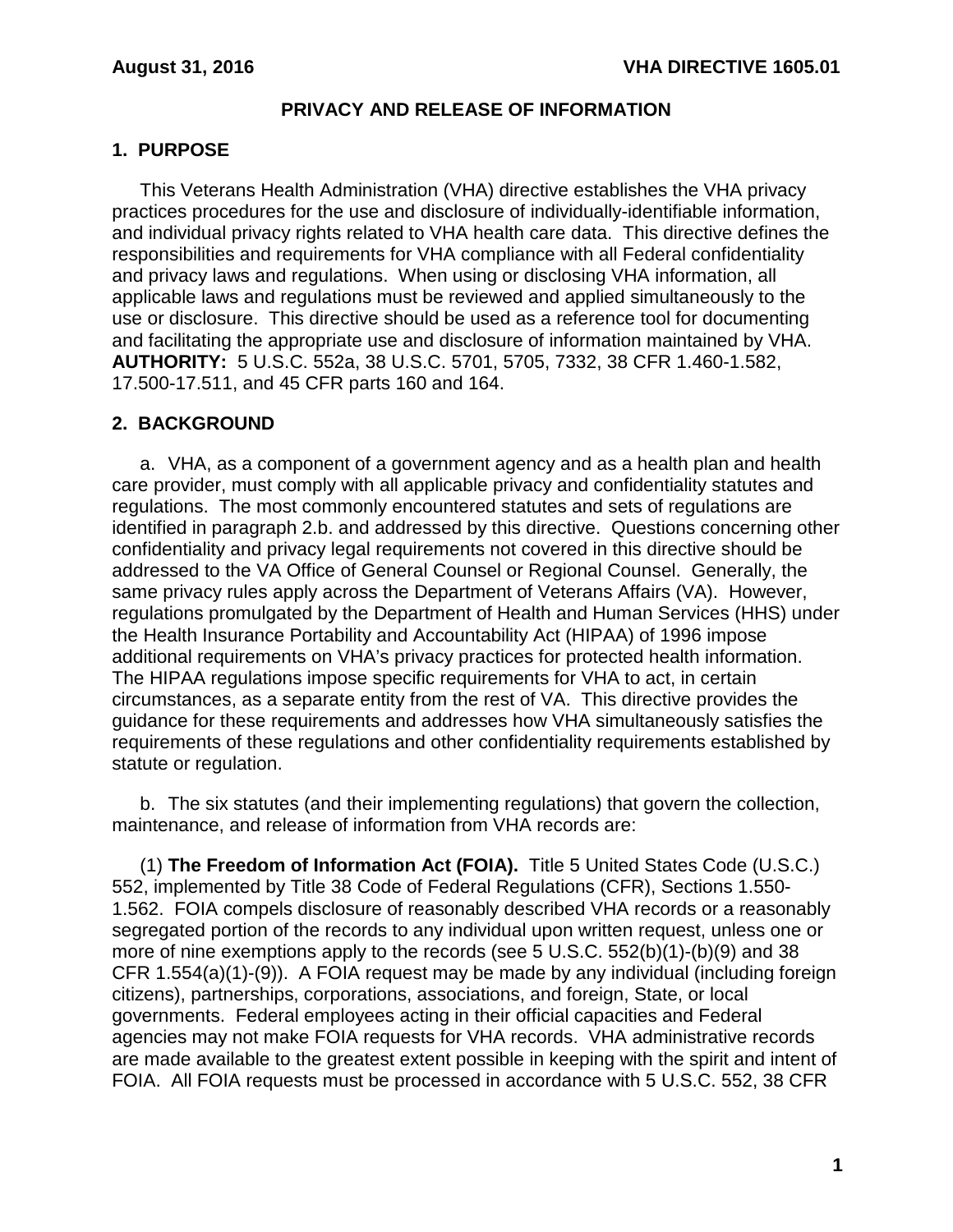## PRIVACY AND RELEASE OF INFORMATION

### 1. PURPOSE

This Veterans Health Administration (VHA) directive establishes the VHA privacy practices procedures for the use and disclosure of individually-identifiable information, and individual privacy rights related to VHA health care data. This directive defines the responsibilities and requirements for VHA compliance with all Federal confidentiality and privacy laws and regulations. When using or disclosing VHA information, all applicable laws and regulations must be reviewed and applied simultaneously to the use or disclosure. This directive should be used as a reference tool for documenting and facilitating the appropriate use and disclosure of information maintained by VHA. **AUTHORITY:** 5 U.S.C. 552a, 38 U.S.C. 5701, 5705, 7332, 38 CFR 1.460-1.582, 17.500-17.511, and 45 CFR parts 160 and 164.

### 2. BACKGROUND

a. VHA, as a component of a government agency and as a health plan and health care provider, must comply with all applicable privacy and confidentiality statutes and regulations. The most commonly encountered statutes and sets of regulations are identified in paragraph 2.b. and addressed by this directive. Questions concerning other confidentiality and privacy legal requirements not covered in this directive should be addressed to the VA Office of General Counsel or Regional Counsel. Generally, the same privacy rules apply across the Department of Veterans Affairs (VA). However, regulations promulgated by the Department of Health and Human Services (HHS) under the Health Insurance Portability and Accountability Act (HIPAA) of 1996 impose additional requirements on VHA's privacy practices for protected health information. The HIPAA regulations impose specific requirements for VHA to act, in certain circumstances, as a separate entity from the rest of VA. This directive provides the guidance for these requirements and addresses how VHA simultaneously satisfies the requirements of these regulations and other confidentiality requirements established by statute or regulation.

b. The six statutes (and their implementing regulations) that govern the collection, maintenance, and release of information from VHA records are:

(1) **The Freedom of Information Act (FOIA).** Title 5 United States Code (U.S.C.) 552, implemented by Title 38 Code of Federal Regulations (CFR), Sections 1.550-1.562. FOIA compels disclosure of reasonably described VHA records or a reasonably segregated portion of the records to any individual upon written request, unless one or more of nine exemptions apply to the records (see 5 U.S.C. 552(b)(1)-(b)(9) and 38 CFR 1.554(a)(1)-(9)). A FOIA request may be made by any individual (including foreign citizens), partnerships, corporations, associations, and foreign, State, or local governments. Federal employees acting in their official capacities and Federal agencies may not make FOIA requests for VHA records. VHA administrative records are made available to the greatest extent possible in keeping with the spirit and intent of FOIA. All FOIA requests must be processed in accordance with 5 U.S.C. 552, 38 CFR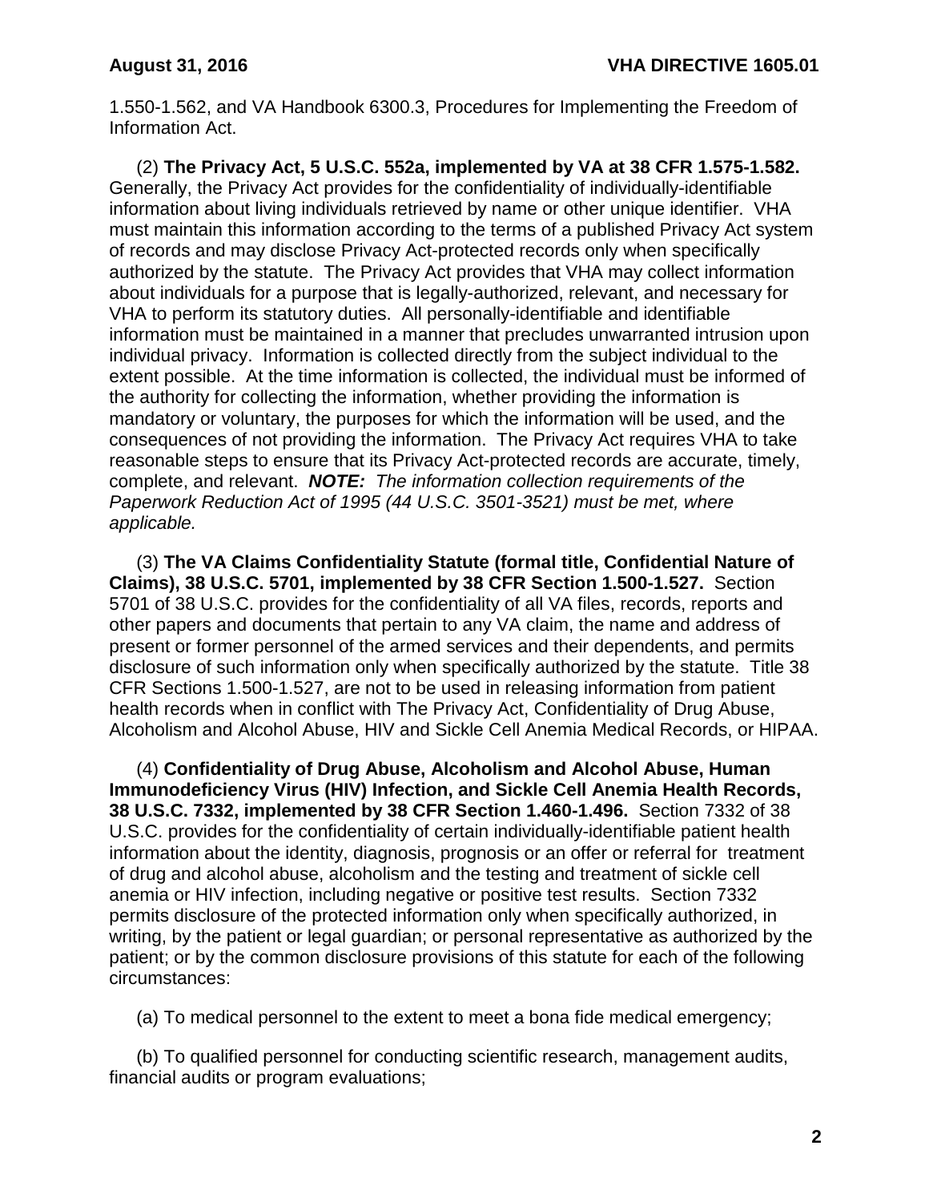1.550-1.562, and VA Handbook 6300.3, Procedures for Implementing the Freedom of Information Act.

(2) **The Privacy Act, 5 U.S.C. 552a, implemented by VA at 38 CFR 1.575-1.582.** Generally, the Privacy Act provides for the confidentiality of individually-identifiable information about living individuals retrieved by name or other unique identifier. VHA must maintain this information according to the terms of a published Privacy Act system of records and may disclose Privacy Act-protected records only when specifically authorized by the statute. The Privacy Act provides that VHA may collect information about individuals for a purpose that is legally-authorized, relevant, and necessary for VHA to perform its statutory duties. All personally-identifiable and identifiable information must be maintained in a manner that precludes unwarranted intrusion upon individual privacy. Information is collected directly from the subject individual to the extent possible. At the time information is collected, the individual must be informed of the authority for collecting the information, whether providing the information is mandatory or voluntary, the purposes for which the information will be used, and the consequences of not providing the information. The Privacy Act requires VHA to take reasonable steps to ensure that its Privacy Act-protected records are accurate, timely, complete, and relevant. ***NOTE:*** *The information collection requirements of the Paperwork Reduction Act of 1995 (44 U.S.C. 3501-3521) must be met, where applicable.*

(3) **The VA Claims Confidentiality Statute (formal title, Confidential Nature of Claims), 38 U.S.C. 5701, implemented by 38 CFR Section 1.500-1.527.** Section 5701 of 38 U.S.C. provides for the confidentiality of all VA files, records, reports and other papers and documents that pertain to any VA claim, the name and address of present or former personnel of the armed services and their dependents, and permits disclosure of such information only when specifically authorized by the statute. Title 38 CFR Sections 1.500-1.527, are not to be used in releasing information from patient health records when in conflict with The Privacy Act, Confidentiality of Drug Abuse, Alcoholism and Alcohol Abuse, HIV and Sickle Cell Anemia Medical Records, or HIPAA.

(4) **Confidentiality of Drug Abuse, Alcoholism and Alcohol Abuse, Human Immunodeficiency Virus (HIV) Infection, and Sickle Cell Anemia Health Records, 38 U.S.C. 7332, implemented by 38 CFR Section 1.460-1.496.** Section 7332 of 38 U.S.C. provides for the confidentiality of certain individually-identifiable patient health information about the identity, diagnosis, prognosis or an offer or referral for treatment of drug and alcohol abuse, alcoholism and the testing and treatment of sickle cell anemia or HIV infection, including negative or positive test results. Section 7332 permits disclosure of the protected information only when specifically authorized, in writing, by the patient or legal guardian; or personal representative as authorized by the patient; or by the common disclosure provisions of this statute for each of the following circumstances:

(a) To medical personnel to the extent to meet a bona fide medical emergency;

(b) To qualified personnel for conducting scientific research, management audits, financial audits or program evaluations;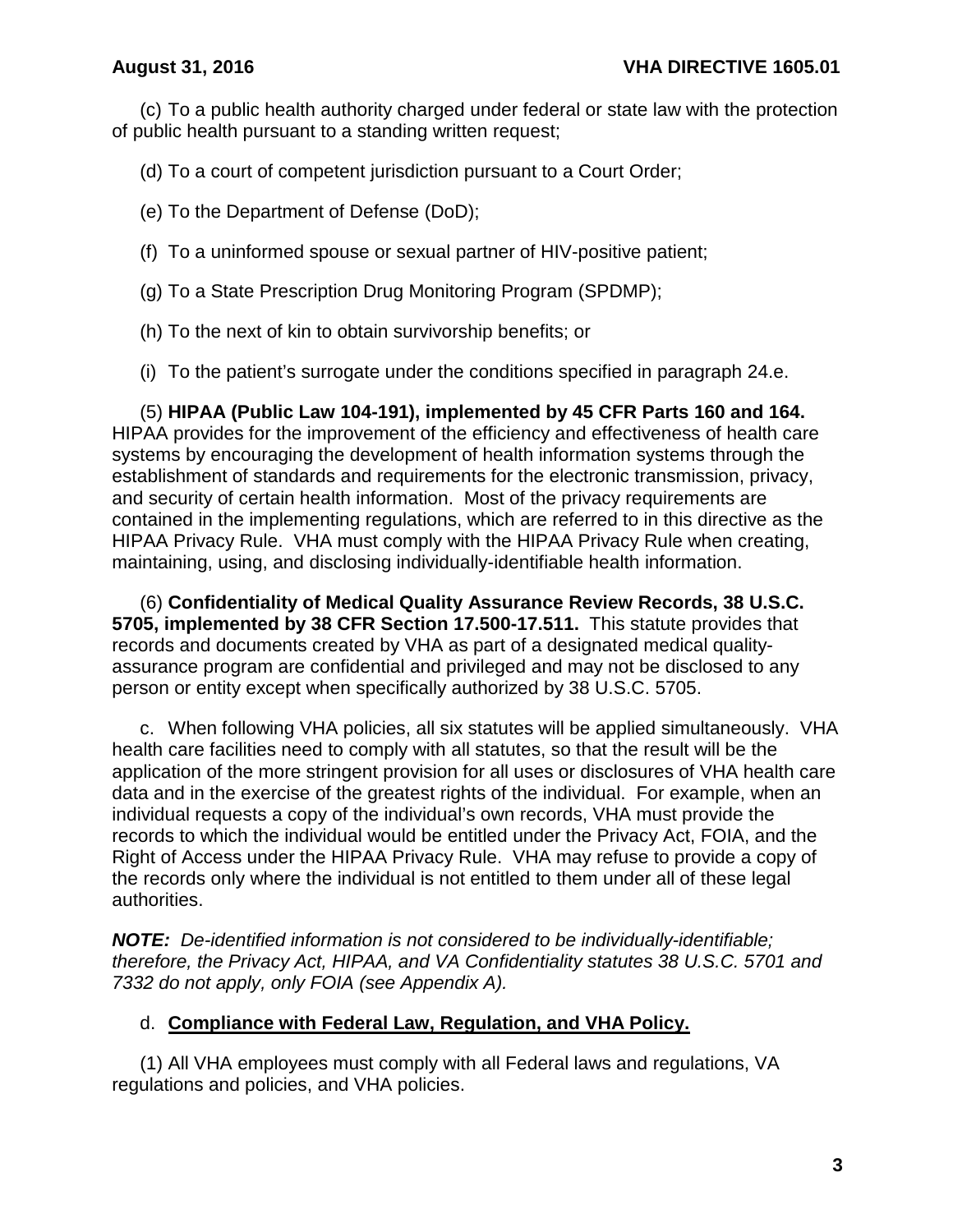(c) To a public health authority charged under federal or state law with the protection of public health pursuant to a standing written request;

(d) To a court of competent jurisdiction pursuant to a Court Order;

(e) To the Department of Defense (DoD);

(f) To a uninformed spouse or sexual partner of HIV-positive patient;

(g) To a State Prescription Drug Monitoring Program (SPDMP);

(h) To the next of kin to obtain survivorship benefits; or

(i) To the patient's surrogate under the conditions specified in paragraph 24.e.

(5) **HIPAA (Public Law 104-191), implemented by 45 CFR Parts 160 and 164.** HIPAA provides for the improvement of the efficiency and effectiveness of health care systems by encouraging the development of health information systems through the establishment of standards and requirements for the electronic transmission, privacy, and security of certain health information. Most of the privacy requirements are contained in the implementing regulations, which are referred to in this directive as the HIPAA Privacy Rule. VHA must comply with the HIPAA Privacy Rule when creating, maintaining, using, and disclosing individually-identifiable health information.

(6) **Confidentiality of Medical Quality Assurance Review Records, 38 U.S.C. 5705, implemented by 38 CFR Section 17.500-17.511.** This statute provides that records and documents created by VHA as part of a designated medical quality-assurance program are confidential and privileged and may not be disclosed to any person or entity except when specifically authorized by 38 U.S.C. 5705.

c. When following VHA policies, all six statutes will be applied simultaneously. VHA health care facilities need to comply with all statutes, so that the result will be the application of the more stringent provision for all uses or disclosures of VHA health care data and in the exercise of the greatest rights of the individual. For example, when an individual requests a copy of the individual's own records, VHA must provide the records to which the individual would be entitled under the Privacy Act, FOIA, and the Right of Access under the HIPAA Privacy Rule. VHA may refuse to provide a copy of the records only where the individual is not entitled to them under all of these legal authorities.

***NOTE:*** *De-identified information is not considered to be individually-identifiable; therefore, the Privacy Act, HIPAA, and VA Confidentiality statutes 38 U.S.C. 5701 and 7332 do not apply, only FOIA (see Appendix A).*

d. **Compliance with Federal Law, Regulation, and VHA Policy.**

(1) All VHA employees must comply with all Federal laws and regulations, VA regulations and policies, and VHA policies.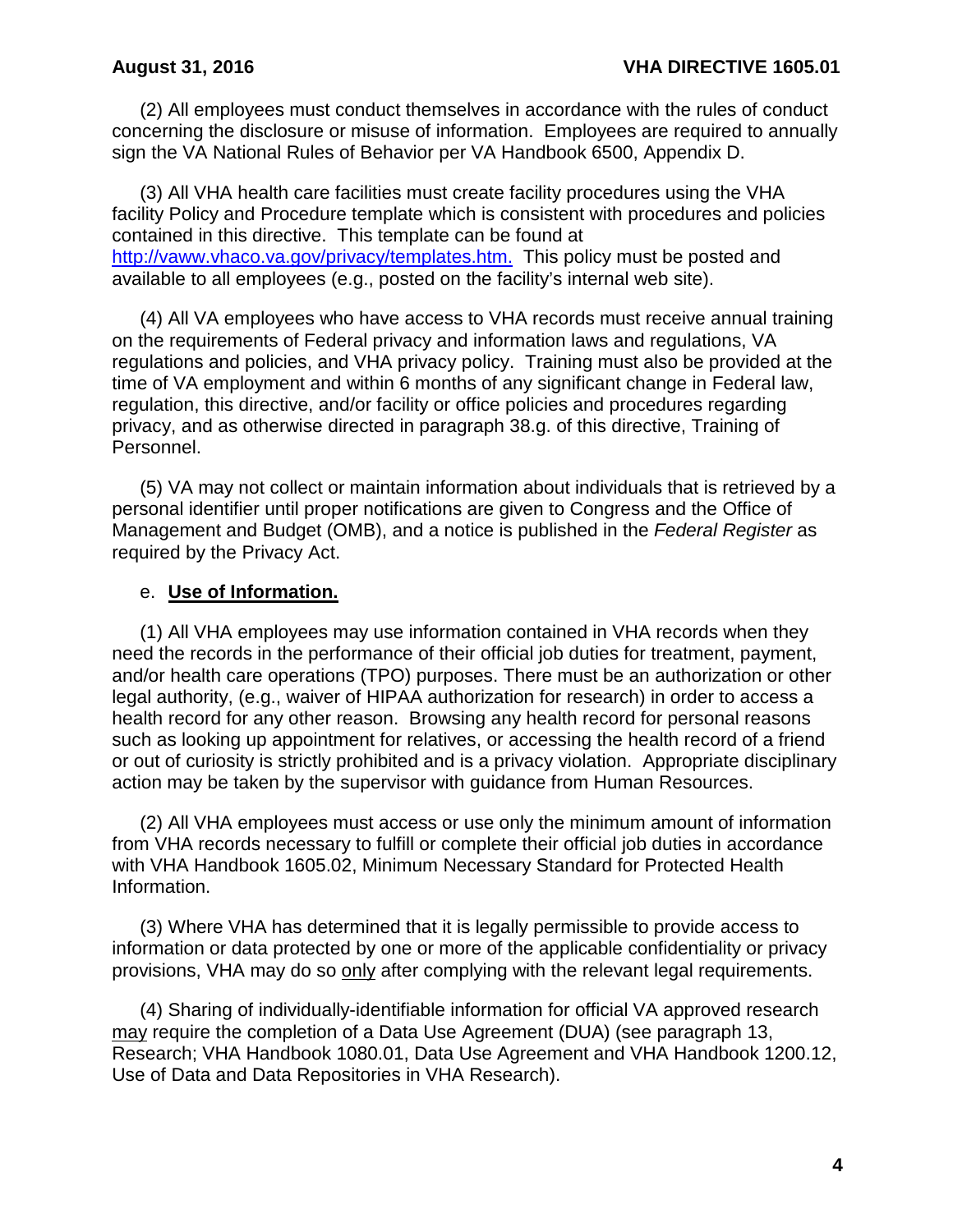(2) All employees must conduct themselves in accordance with the rules of conduct concerning the disclosure or misuse of information. Employees are required to annually sign the VA National Rules of Behavior per VA Handbook 6500, Appendix D.

(3) All VHA health care facilities must create facility procedures using the VHA facility Policy and Procedure template which is consistent with procedures and policies contained in this directive. This template can be found at [http://vaww.vhaco.va.gov/privacy/templates.htm.](http://vaww.vhaco.va.gov/privacy/templates.htm) This policy must be posted and available to all employees (e.g., posted on the facility's internal web site).

(4) All VA employees who have access to VHA records must receive annual training on the requirements of Federal privacy and information laws and regulations, VA regulations and policies, and VHA privacy policy. Training must also be provided at the time of VA employment and within 6 months of any significant change in Federal law, regulation, this directive, and/or facility or office policies and procedures regarding privacy, and as otherwise directed in paragraph 38.g. of this directive, Training of Personnel.

(5) VA may not collect or maintain information about individuals that is retrieved by a personal identifier until proper notifications are given to Congress and the Office of Management and Budget (OMB), and a notice is published in the *Federal Register* as required by the Privacy Act.

e. **<u>Use of Information.</u>**

(1) All VHA employees may use information contained in VHA records when they need the records in the performance of their official job duties for treatment, payment, and/or health care operations (TPO) purposes. There must be an authorization or other legal authority, (e.g., waiver of HIPAA authorization for research) in order to access a health record for any other reason. Browsing any health record for personal reasons such as looking up appointment for relatives, or accessing the health record of a friend or out of curiosity is strictly prohibited and is a privacy violation. Appropriate disciplinary action may be taken by the supervisor with guidance from Human Resources.

(2) All VHA employees must access or use only the minimum amount of information from VHA records necessary to fulfill or complete their official job duties in accordance with VHA Handbook 1605.02, Minimum Necessary Standard for Protected Health Information.

(3) Where VHA has determined that it is legally permissible to provide access to information or data protected by one or more of the applicable confidentiality or privacy provisions, VHA may do so <u>only</u> after complying with the relevant legal requirements.

(4) Sharing of individually-identifiable information for official VA approved research <u>may</u> require the completion of a Data Use Agreement (DUA) (see paragraph 13, Research; VHA Handbook 1080.01, Data Use Agreement and VHA Handbook 1200.12, Use of Data and Data Repositories in VHA Research).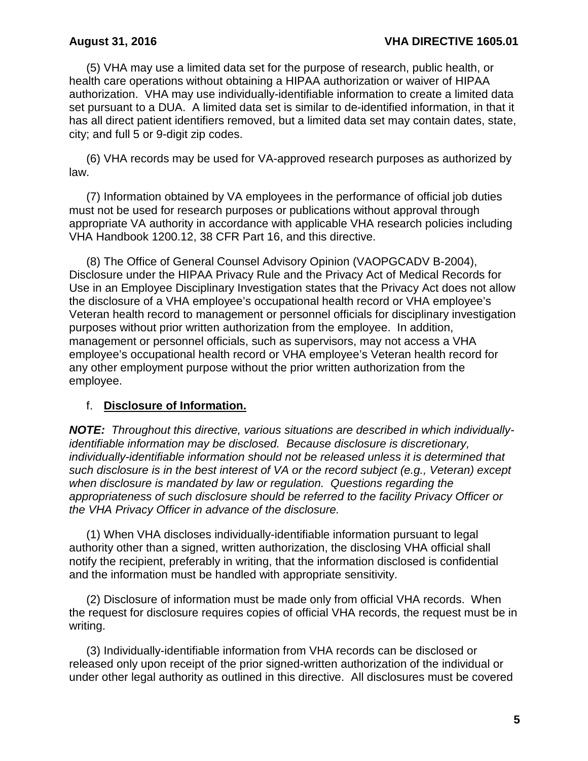(5) VHA may use a limited data set for the purpose of research, public health, or health care operations without obtaining a HIPAA authorization or waiver of HIPAA authorization. VHA may use individually-identifiable information to create a limited data set pursuant to a DUA. A limited data set is similar to de-identified information, in that it has all direct patient identifiers removed, but a limited data set may contain dates, state, city; and full 5 or 9-digit zip codes.

(6) VHA records may be used for VA-approved research purposes as authorized by law.

(7) Information obtained by VA employees in the performance of official job duties must not be used for research purposes or publications without approval through appropriate VA authority in accordance with applicable VHA research policies including VHA Handbook 1200.12, 38 CFR Part 16, and this directive.

(8) The Office of General Counsel Advisory Opinion (VAOPGCADV B-2004), Disclosure under the HIPAA Privacy Rule and the Privacy Act of Medical Records for Use in an Employee Disciplinary Investigation states that the Privacy Act does not allow the disclosure of a VHA employee's occupational health record or VHA employee's Veteran health record to management or personnel officials for disciplinary investigation purposes without prior written authorization from the employee. In addition, management or personnel officials, such as supervisors, may not access a VHA employee's occupational health record or VHA employee's Veteran health record for any other employment purpose without the prior written authorization from the employee.

f. **Disclosure of Information.**

***NOTE:*** *Throughout this directive, various situations are described in which individually-identifiable information may be disclosed. Because disclosure is discretionary, individually-identifiable information should not be released unless it is determined that such disclosure is in the best interest of VA or the record subject (e.g., Veteran) except when disclosure is mandated by law or regulation. Questions regarding the appropriateness of such disclosure should be referred to the facility Privacy Officer or the VHA Privacy Officer in advance of the disclosure.*

(1) When VHA discloses individually-identifiable information pursuant to legal authority other than a signed, written authorization, the disclosing VHA official shall notify the recipient, preferably in writing, that the information disclosed is confidential and the information must be handled with appropriate sensitivity.

(2) Disclosure of information must be made only from official VHA records. When the request for disclosure requires copies of official VHA records, the request must be in writing.

(3) Individually-identifiable information from VHA records can be disclosed or released only upon receipt of the prior signed-written authorization of the individual or under other legal authority as outlined in this directive. All disclosures must be covered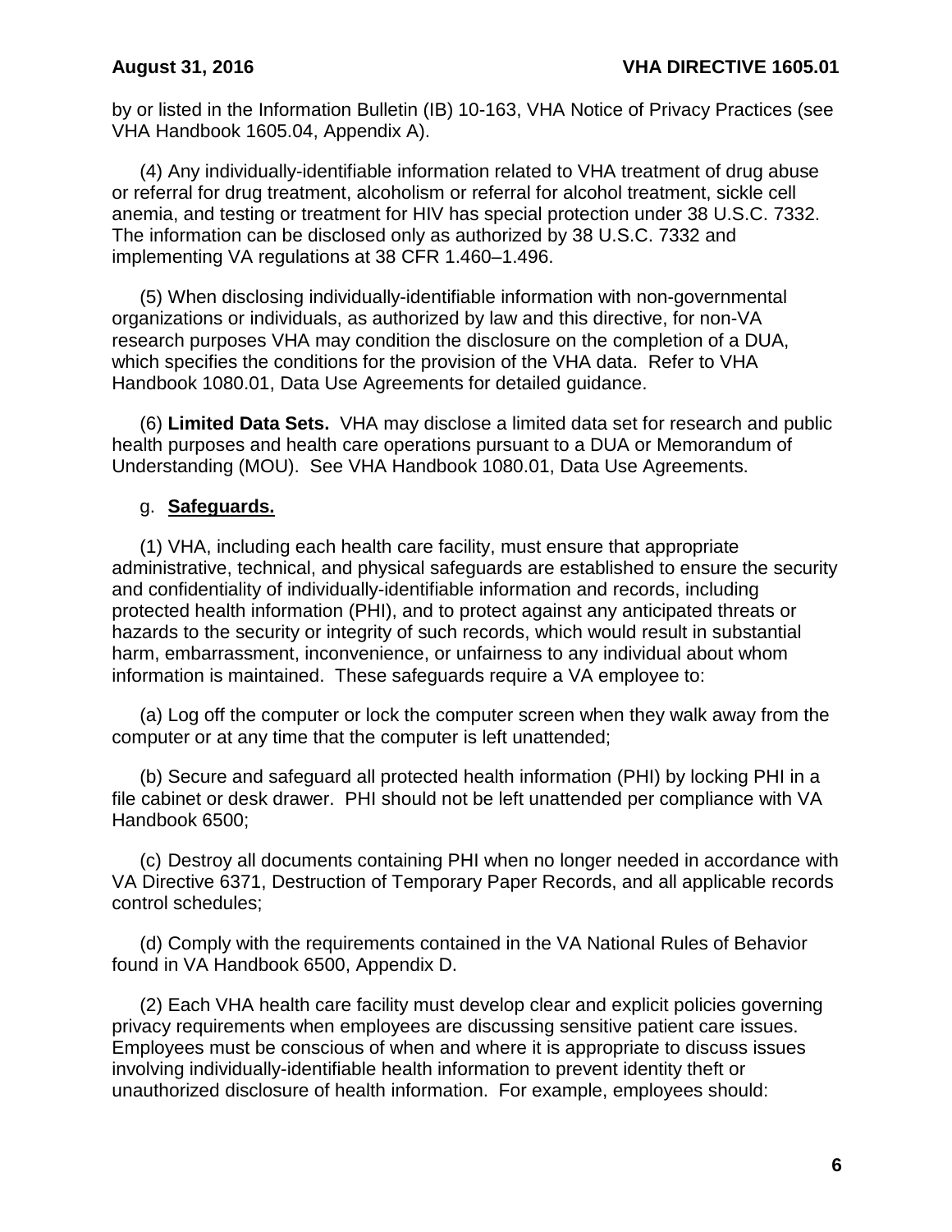by or listed in the Information Bulletin (IB) 10-163, VHA Notice of Privacy Practices (see VHA Handbook 1605.04, Appendix A).

(4) Any individually-identifiable information related to VHA treatment of drug abuse or referral for drug treatment, alcoholism or referral for alcohol treatment, sickle cell anemia, and testing or treatment for HIV has special protection under 38 U.S.C. 7332. The information can be disclosed only as authorized by 38 U.S.C. 7332 and implementing VA regulations at 38 CFR 1.460–1.496.

(5) When disclosing individually-identifiable information with non-governmental organizations or individuals, as authorized by law and this directive, for non-VA research purposes VHA may condition the disclosure on the completion of a DUA, which specifies the conditions for the provision of the VHA data. Refer to VHA Handbook 1080.01, Data Use Agreements for detailed guidance.

(6) **Limited Data Sets.** VHA may disclose a limited data set for research and public health purposes and health care operations pursuant to a DUA or Memorandum of Understanding (MOU). See VHA Handbook 1080.01, Data Use Agreements.

g. **Safeguards.**

(1) VHA, including each health care facility, must ensure that appropriate administrative, technical, and physical safeguards are established to ensure the security and confidentiality of individually-identifiable information and records, including protected health information (PHI), and to protect against any anticipated threats or hazards to the security or integrity of such records, which would result in substantial harm, embarrassment, inconvenience, or unfairness to any individual about whom information is maintained. These safeguards require a VA employee to:

(a) Log off the computer or lock the computer screen when they walk away from the computer or at any time that the computer is left unattended;

(b) Secure and safeguard all protected health information (PHI) by locking PHI in a file cabinet or desk drawer. PHI should not be left unattended per compliance with VA Handbook 6500;

(c) Destroy all documents containing PHI when no longer needed in accordance with VA Directive 6371, Destruction of Temporary Paper Records, and all applicable records control schedules;

(d) Comply with the requirements contained in the VA National Rules of Behavior found in VA Handbook 6500, Appendix D.

(2) Each VHA health care facility must develop clear and explicit policies governing privacy requirements when employees are discussing sensitive patient care issues. Employees must be conscious of when and where it is appropriate to discuss issues involving individually-identifiable health information to prevent identity theft or unauthorized disclosure of health information. For example, employees should: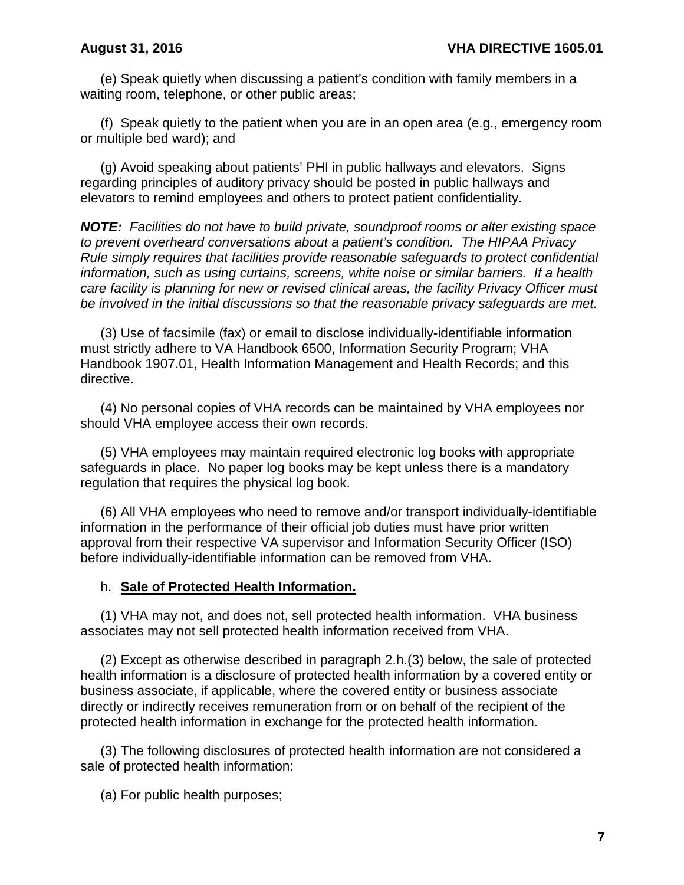(e) Speak quietly when discussing a patient's condition with family members in a waiting room, telephone, or other public areas;

(f) Speak quietly to the patient when you are in an open area (e.g., emergency room or multiple bed ward); and

(g) Avoid speaking about patients' PHI in public hallways and elevators. Signs regarding principles of auditory privacy should be posted in public hallways and elevators to remind employees and others to protect patient confidentiality.

***NOTE:*** *Facilities do not have to build private, soundproof rooms or alter existing space to prevent overheard conversations about a patient's condition. The HIPAA Privacy Rule simply requires that facilities provide reasonable safeguards to protect confidential information, such as using curtains, screens, white noise or similar barriers. If a health care facility is planning for new or revised clinical areas, the facility Privacy Officer must be involved in the initial discussions so that the reasonable privacy safeguards are met.*

(3) Use of facsimile (fax) or email to disclose individually-identifiable information must strictly adhere to VA Handbook 6500, Information Security Program; VHA Handbook 1907.01, Health Information Management and Health Records; and this directive.

(4) No personal copies of VHA records can be maintained by VHA employees nor should VHA employee access their own records.

(5) VHA employees may maintain required electronic log books with appropriate safeguards in place. No paper log books may be kept unless there is a mandatory regulation that requires the physical log book.

(6) All VHA employees who need to remove and/or transport individually-identifiable information in the performance of their official job duties must have prior written approval from their respective VA supervisor and Information Security Officer (ISO) before individually-identifiable information can be removed from VHA.

h. **Sale of Protected Health Information.**

(1) VHA may not, and does not, sell protected health information. VHA business associates may not sell protected health information received from VHA.

(2) Except as otherwise described in paragraph 2.h.(3) below, the sale of protected health information is a disclosure of protected health information by a covered entity or business associate, if applicable, where the covered entity or business associate directly or indirectly receives remuneration from or on behalf of the recipient of the protected health information in exchange for the protected health information.

(3) The following disclosures of protected health information are not considered a sale of protected health information:

(a) For public health purposes;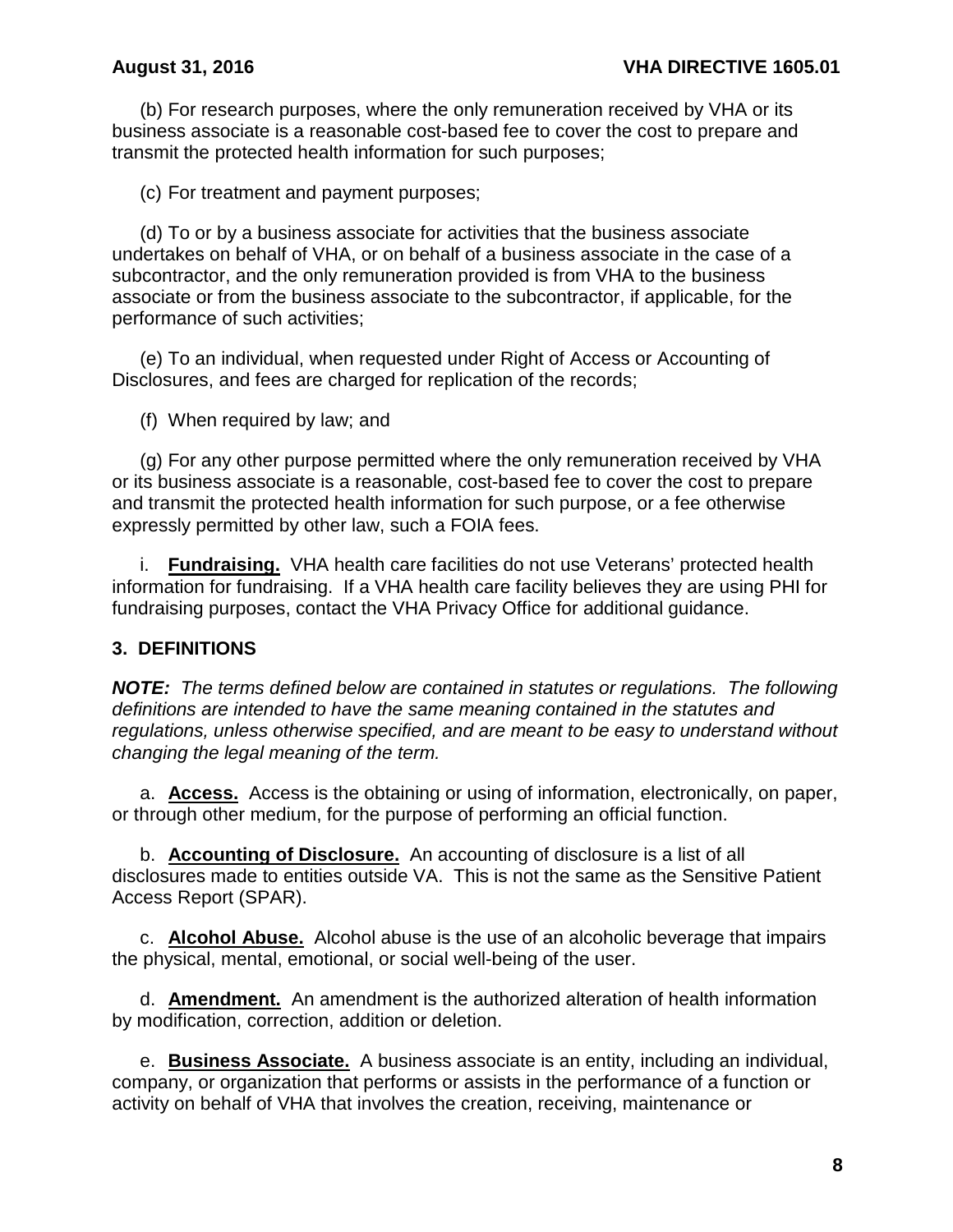(b) For research purposes, where the only remuneration received by VHA or its business associate is a reasonable cost-based fee to cover the cost to prepare and transmit the protected health information for such purposes;

(c) For treatment and payment purposes;

(d) To or by a business associate for activities that the business associate undertakes on behalf of VHA, or on behalf of a business associate in the case of a subcontractor, and the only remuneration provided is from VHA to the business associate or from the business associate to the subcontractor, if applicable, for the performance of such activities;

(e) To an individual, when requested under Right of Access or Accounting of Disclosures, and fees are charged for replication of the records;

(f) When required by law; and

(g) For any other purpose permitted where the only remuneration received by VHA or its business associate is a reasonable, cost-based fee to cover the cost to prepare and transmit the protected health information for such purpose, or a fee otherwise expressly permitted by other law, such a FOIA fees.

i. **Fundraising.** VHA health care facilities do not use Veterans' protected health information for fundraising. If a VHA health care facility believes they are using PHI for fundraising purposes, contact the VHA Privacy Office for additional guidance.

## 3. DEFINITIONS

***NOTE:*** *The terms defined below are contained in statutes or regulations. The following definitions are intended to have the same meaning contained in the statutes and regulations, unless otherwise specified, and are meant to be easy to understand without changing the legal meaning of the term.*

a. **Access.** Access is the obtaining or using of information, electronically, on paper, or through other medium, for the purpose of performing an official function.

b. **Accounting of Disclosure.** An accounting of disclosure is a list of all disclosures made to entities outside VA. This is not the same as the Sensitive Patient Access Report (SPAR).

c. **Alcohol Abuse.** Alcohol abuse is the use of an alcoholic beverage that impairs the physical, mental, emotional, or social well-being of the user.

d. **Amendment.** An amendment is the authorized alteration of health information by modification, correction, addition or deletion.

e. **Business Associate.** A business associate is an entity, including an individual, company, or organization that performs or assists in the performance of a function or activity on behalf of VHA that involves the creation, receiving, maintenance or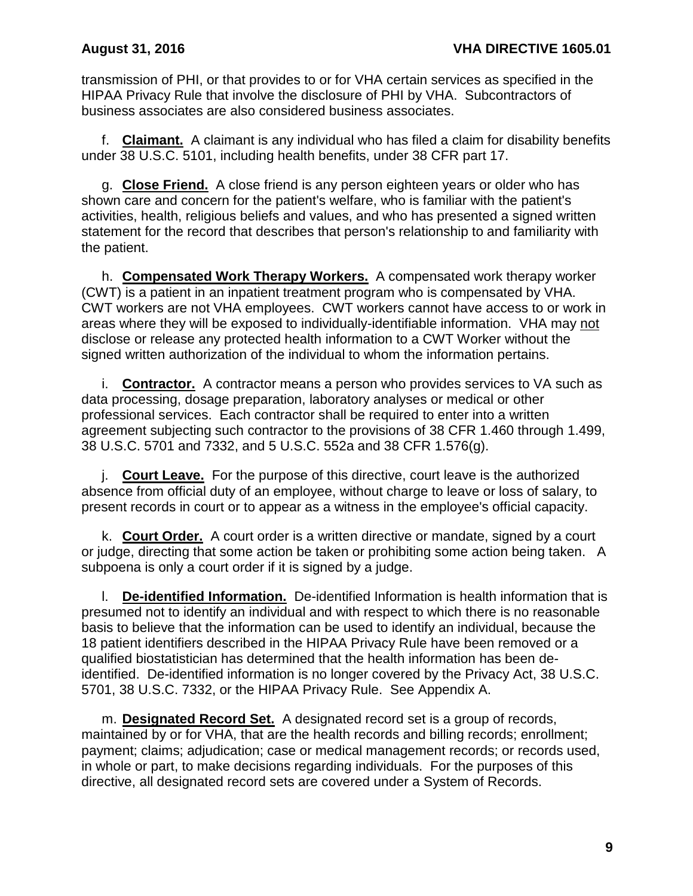transmission of PHI, or that provides to or for VHA certain services as specified in the HIPAA Privacy Rule that involve the disclosure of PHI by VHA. Subcontractors of business associates are also considered business associates.

f. **Claimant.** A claimant is any individual who has filed a claim for disability benefits under 38 U.S.C. 5101, including health benefits, under 38 CFR part 17.

g. **Close Friend.** A close friend is any person eighteen years or older who has shown care and concern for the patient's welfare, who is familiar with the patient's activities, health, religious beliefs and values, and who has presented a signed written statement for the record that describes that person's relationship to and familiarity with the patient.

h. **Compensated Work Therapy Workers.** A compensated work therapy worker (CWT) is a patient in an inpatient treatment program who is compensated by VHA. CWT workers are not VHA employees. CWT workers cannot have access to or work in areas where they will be exposed to individually-identifiable information. VHA may not disclose or release any protected health information to a CWT Worker without the signed written authorization of the individual to whom the information pertains.

i. **Contractor.** A contractor means a person who provides services to VA such as data processing, dosage preparation, laboratory analyses or medical or other professional services. Each contractor shall be required to enter into a written agreement subjecting such contractor to the provisions of 38 CFR 1.460 through 1.499, 38 U.S.C. 5701 and 7332, and 5 U.S.C. 552a and 38 CFR 1.576(g).

j. **Court Leave.** For the purpose of this directive, court leave is the authorized absence from official duty of an employee, without charge to leave or loss of salary, to present records in court or to appear as a witness in the employee's official capacity.

k. **Court Order.** A court order is a written directive or mandate, signed by a court or judge, directing that some action be taken or prohibiting some action being taken. A subpoena is only a court order if it is signed by a judge.

l. **De-identified Information.** De-identified Information is health information that is presumed not to identify an individual and with respect to which there is no reasonable basis to believe that the information can be used to identify an individual, because the 18 patient identifiers described in the HIPAA Privacy Rule have been removed or a qualified biostatistician has determined that the health information has been de-identified. De-identified information is no longer covered by the Privacy Act, 38 U.S.C. 5701, 38 U.S.C. 7332, or the HIPAA Privacy Rule. See Appendix A.

m. **Designated Record Set.** A designated record set is a group of records, maintained by or for VHA, that are the health records and billing records; enrollment; payment; claims; adjudication; case or medical management records; or records used, in whole or part, to make decisions regarding individuals. For the purposes of this directive, all designated record sets are covered under a System of Records.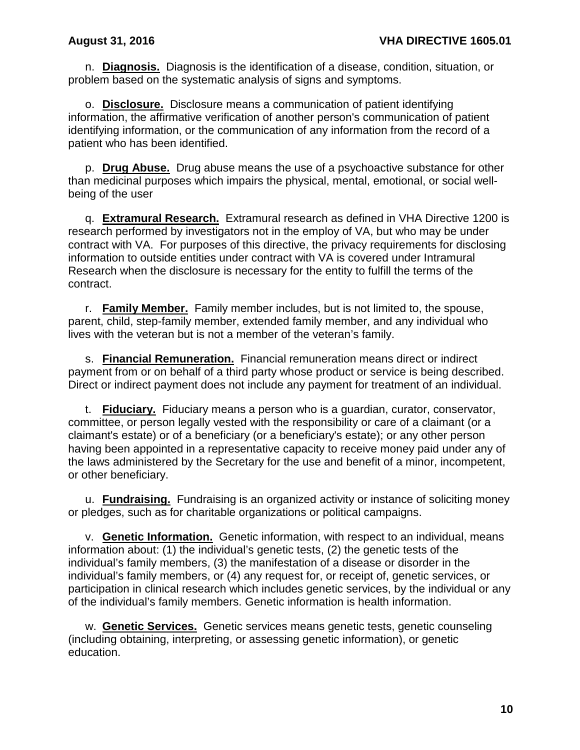n. **Diagnosis.** Diagnosis is the identification of a disease, condition, situation, or problem based on the systematic analysis of signs and symptoms.

o. **Disclosure.** Disclosure means a communication of patient identifying information, the affirmative verification of another person's communication of patient identifying information, or the communication of any information from the record of a patient who has been identified.

p. **Drug Abuse.** Drug abuse means the use of a psychoactive substance for other than medicinal purposes which impairs the physical, mental, emotional, or social well-being of the user

q. **Extramural Research.** Extramural research as defined in VHA Directive 1200 is research performed by investigators not in the employ of VA, but who may be under contract with VA. For purposes of this directive, the privacy requirements for disclosing information to outside entities under contract with VA is covered under Intramural Research when the disclosure is necessary for the entity to fulfill the terms of the contract.

r. **Family Member.** Family member includes, but is not limited to, the spouse, parent, child, step-family member, extended family member, and any individual who lives with the veteran but is not a member of the veteran's family.

s. **Financial Remuneration.** Financial remuneration means direct or indirect payment from or on behalf of a third party whose product or service is being described. Direct or indirect payment does not include any payment for treatment of an individual.

t. **Fiduciary.** Fiduciary means a person who is a guardian, curator, conservator, committee, or person legally vested with the responsibility or care of a claimant (or a claimant's estate) or of a beneficiary (or a beneficiary's estate); or any other person having been appointed in a representative capacity to receive money paid under any of the laws administered by the Secretary for the use and benefit of a minor, incompetent, or other beneficiary.

u. **Fundraising.** Fundraising is an organized activity or instance of soliciting money or pledges, such as for charitable organizations or political campaigns.

v. **Genetic Information.** Genetic information, with respect to an individual, means information about: (1) the individual's genetic tests, (2) the genetic tests of the individual's family members, (3) the manifestation of a disease or disorder in the individual's family members, or (4) any request for, or receipt of, genetic services, or participation in clinical research which includes genetic services, by the individual or any of the individual's family members. Genetic information is health information.

w. **Genetic Services.** Genetic services means genetic tests, genetic counseling (including obtaining, interpreting, or assessing genetic information), or genetic education.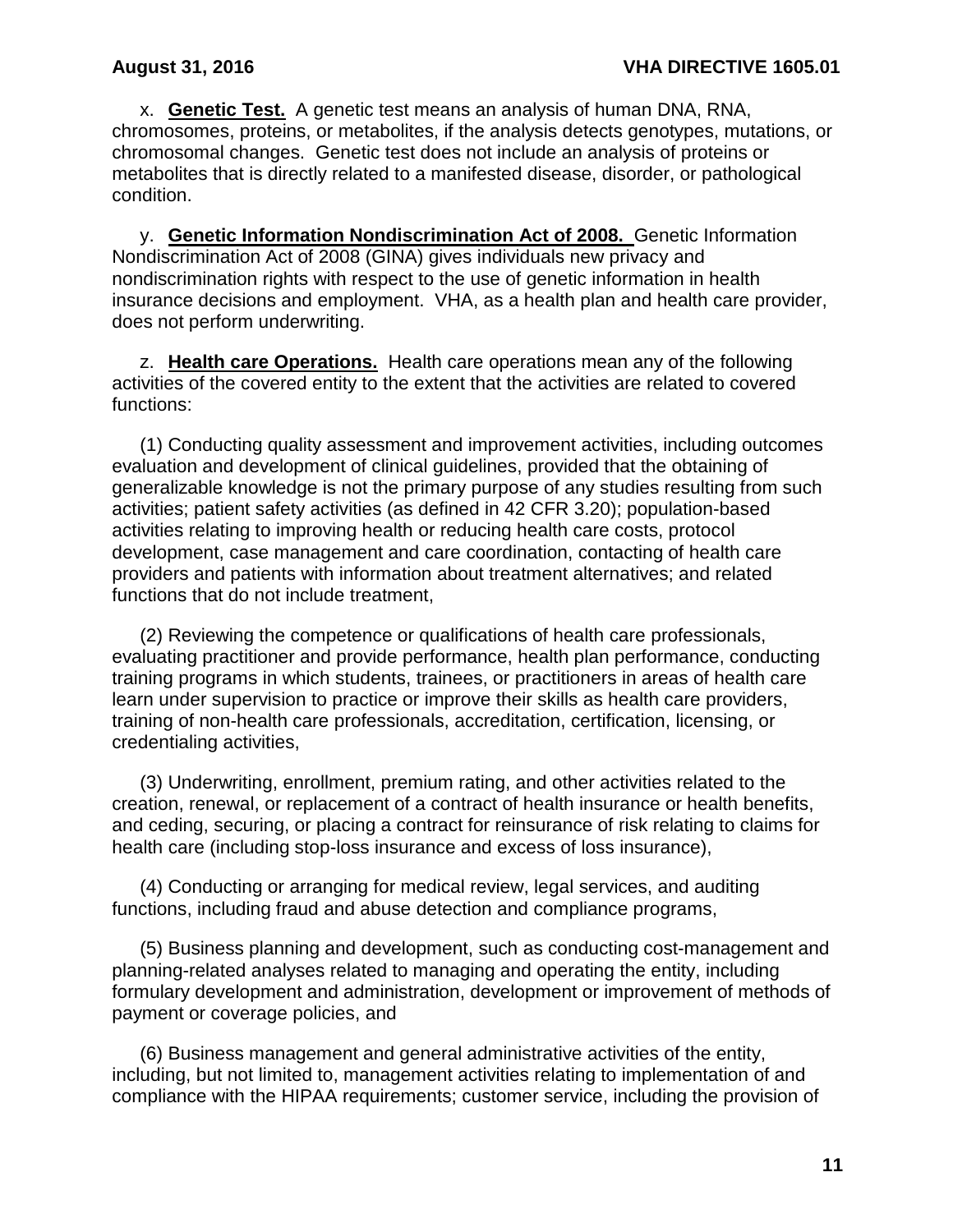x. **Genetic Test.** A genetic test means an analysis of human DNA, RNA, chromosomes, proteins, or metabolites, if the analysis detects genotypes, mutations, or chromosomal changes. Genetic test does not include an analysis of proteins or metabolites that is directly related to a manifested disease, disorder, or pathological condition.

y. **Genetic Information Nondiscrimination Act of 2008.** Genetic Information Nondiscrimination Act of 2008 (GINA) gives individuals new privacy and nondiscrimination rights with respect to the use of genetic information in health insurance decisions and employment. VHA, as a health plan and health care provider, does not perform underwriting.

z. **Health care Operations.** Health care operations mean any of the following activities of the covered entity to the extent that the activities are related to covered functions:

(1) Conducting quality assessment and improvement activities, including outcomes evaluation and development of clinical guidelines, provided that the obtaining of generalizable knowledge is not the primary purpose of any studies resulting from such activities; patient safety activities (as defined in 42 CFR 3.20); population-based activities relating to improving health or reducing health care costs, protocol development, case management and care coordination, contacting of health care providers and patients with information about treatment alternatives; and related functions that do not include treatment,

(2) Reviewing the competence or qualifications of health care professionals, evaluating practitioner and provide performance, health plan performance, conducting training programs in which students, trainees, or practitioners in areas of health care learn under supervision to practice or improve their skills as health care providers, training of non-health care professionals, accreditation, certification, licensing, or credentialing activities,

(3) Underwriting, enrollment, premium rating, and other activities related to the creation, renewal, or replacement of a contract of health insurance or health benefits, and ceding, securing, or placing a contract for reinsurance of risk relating to claims for health care (including stop-loss insurance and excess of loss insurance),

(4) Conducting or arranging for medical review, legal services, and auditing functions, including fraud and abuse detection and compliance programs,

(5) Business planning and development, such as conducting cost-management and planning-related analyses related to managing and operating the entity, including formulary development and administration, development or improvement of methods of payment or coverage policies, and

(6) Business management and general administrative activities of the entity, including, but not limited to, management activities relating to implementation of and compliance with the HIPAA requirements; customer service, including the provision of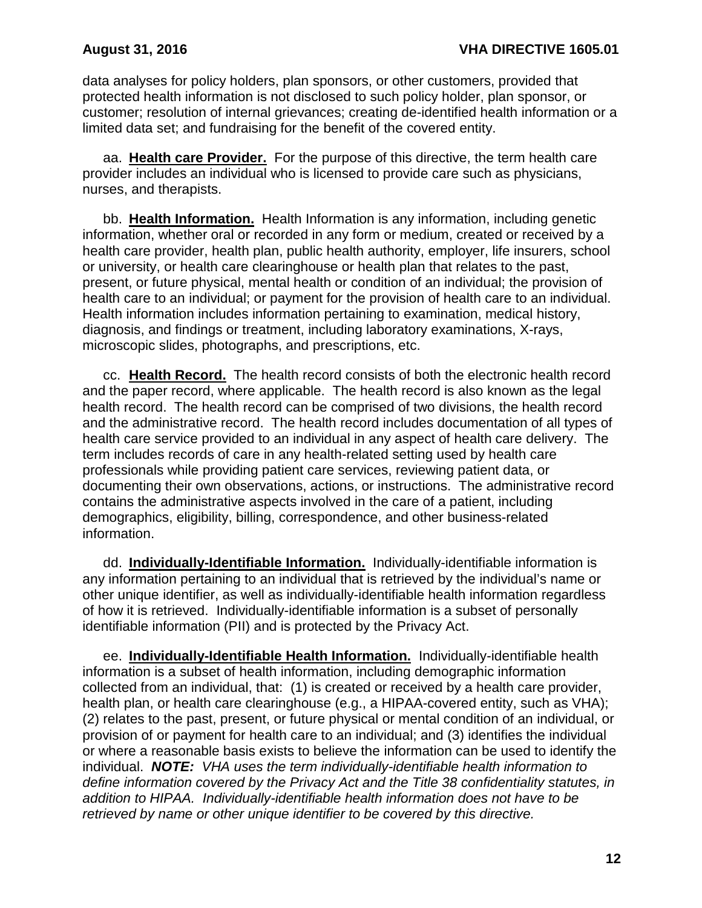data analyses for policy holders, plan sponsors, or other customers, provided that protected health information is not disclosed to such policy holder, plan sponsor, or customer; resolution of internal grievances; creating de-identified health information or a limited data set; and fundraising for the benefit of the covered entity.

aa. **Health care Provider.** For the purpose of this directive, the term health care provider includes an individual who is licensed to provide care such as physicians, nurses, and therapists.

bb. **Health Information.** Health Information is any information, including genetic information, whether oral or recorded in any form or medium, created or received by a health care provider, health plan, public health authority, employer, life insurers, school or university, or health care clearinghouse or health plan that relates to the past, present, or future physical, mental health or condition of an individual; the provision of health care to an individual; or payment for the provision of health care to an individual. Health information includes information pertaining to examination, medical history, diagnosis, and findings or treatment, including laboratory examinations, X-rays, microscopic slides, photographs, and prescriptions, etc.

cc. **Health Record.** The health record consists of both the electronic health record and the paper record, where applicable. The health record is also known as the legal health record. The health record can be comprised of two divisions, the health record and the administrative record. The health record includes documentation of all types of health care service provided to an individual in any aspect of health care delivery. The term includes records of care in any health-related setting used by health care professionals while providing patient care services, reviewing patient data, or documenting their own observations, actions, or instructions. The administrative record contains the administrative aspects involved in the care of a patient, including demographics, eligibility, billing, correspondence, and other business-related information.

dd. **Individually-Identifiable Information.** Individually-identifiable information is any information pertaining to an individual that is retrieved by the individual's name or other unique identifier, as well as individually-identifiable health information regardless of how it is retrieved. Individually-identifiable information is a subset of personally identifiable information (PII) and is protected by the Privacy Act.

ee. **Individually-Identifiable Health Information.** Individually-identifiable health information is a subset of health information, including demographic information collected from an individual, that: (1) is created or received by a health care provider, health plan, or health care clearinghouse (e.g., a HIPAA-covered entity, such as VHA); (2) relates to the past, present, or future physical or mental condition of an individual, or provision of or payment for health care to an individual; and (3) identifies the individual or where a reasonable basis exists to believe the information can be used to identify the individual. ***NOTE:*** *VHA uses the term individually-identifiable health information to define information covered by the Privacy Act and the Title 38 confidentiality statutes, in addition to HIPAA. Individually-identifiable health information does not have to be retrieved by name or other unique identifier to be covered by this directive.*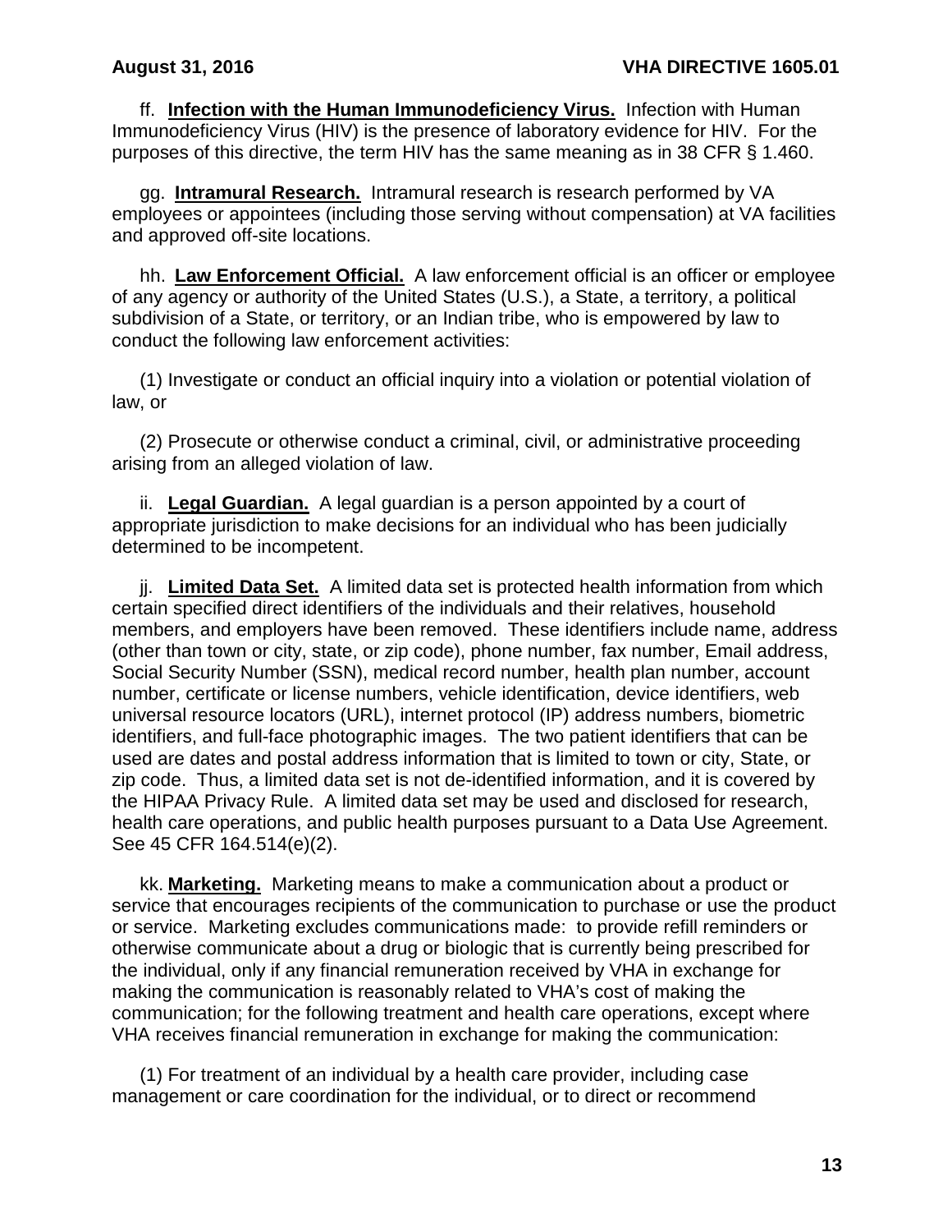ff. **Infection with the Human Immunodeficiency Virus.** Infection with Human Immunodeficiency Virus (HIV) is the presence of laboratory evidence for HIV. For the purposes of this directive, the term HIV has the same meaning as in 38 CFR § 1.460.

gg. **Intramural Research.** Intramural research is research performed by VA employees or appointees (including those serving without compensation) at VA facilities and approved off-site locations.

hh. **Law Enforcement Official.** A law enforcement official is an officer or employee of any agency or authority of the United States (U.S.), a State, a territory, a political subdivision of a State, or territory, or an Indian tribe, who is empowered by law to conduct the following law enforcement activities:

(1) Investigate or conduct an official inquiry into a violation or potential violation of law, or

(2) Prosecute or otherwise conduct a criminal, civil, or administrative proceeding arising from an alleged violation of law.

ii. **Legal Guardian.** A legal guardian is a person appointed by a court of appropriate jurisdiction to make decisions for an individual who has been judicially determined to be incompetent.

jj. **Limited Data Set.** A limited data set is protected health information from which certain specified direct identifiers of the individuals and their relatives, household members, and employers have been removed. These identifiers include name, address (other than town or city, state, or zip code), phone number, fax number, Email address, Social Security Number (SSN), medical record number, health plan number, account number, certificate or license numbers, vehicle identification, device identifiers, web universal resource locators (URL), internet protocol (IP) address numbers, biometric identifiers, and full-face photographic images. The two patient identifiers that can be used are dates and postal address information that is limited to town or city, State, or zip code. Thus, a limited data set is not de-identified information, and it is covered by the HIPAA Privacy Rule. A limited data set may be used and disclosed for research, health care operations, and public health purposes pursuant to a Data Use Agreement. See 45 CFR 164.514(e)(2).

kk. **Marketing.** Marketing means to make a communication about a product or service that encourages recipients of the communication to purchase or use the product or service. Marketing excludes communications made: to provide refill reminders or otherwise communicate about a drug or biologic that is currently being prescribed for the individual, only if any financial remuneration received by VHA in exchange for making the communication is reasonably related to VHA's cost of making the communication; for the following treatment and health care operations, except where VHA receives financial remuneration in exchange for making the communication:

(1) For treatment of an individual by a health care provider, including case management or care coordination for the individual, or to direct or recommend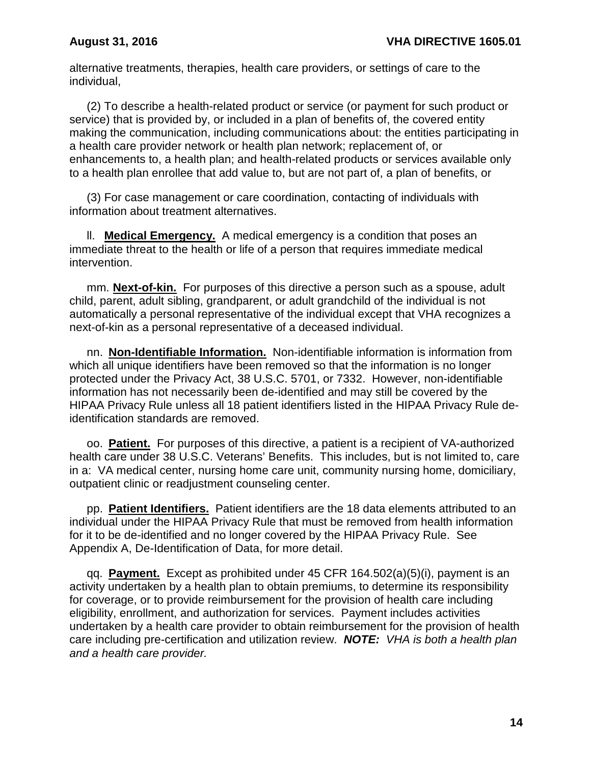alternative treatments, therapies, health care providers, or settings of care to the individual,

(2) To describe a health-related product or service (or payment for such product or service) that is provided by, or included in a plan of benefits of, the covered entity making the communication, including communications about: the entities participating in a health care provider network or health plan network; replacement of, or enhancements to, a health plan; and health-related products or services available only to a health plan enrollee that add value to, but are not part of, a plan of benefits, or

(3) For case management or care coordination, contacting of individuals with information about treatment alternatives.

ll. **Medical Emergency.** A medical emergency is a condition that poses an immediate threat to the health or life of a person that requires immediate medical intervention.

mm. **Next-of-kin.** For purposes of this directive a person such as a spouse, adult child, parent, adult sibling, grandparent, or adult grandchild of the individual is not automatically a personal representative of the individual except that VHA recognizes a next-of-kin as a personal representative of a deceased individual.

nn. **Non-Identifiable Information.** Non-identifiable information is information from which all unique identifiers have been removed so that the information is no longer protected under the Privacy Act, 38 U.S.C. 5701, or 7332. However, non-identifiable information has not necessarily been de-identified and may still be covered by the HIPAA Privacy Rule unless all 18 patient identifiers listed in the HIPAA Privacy Rule de-identification standards are removed.

oo. **Patient.** For purposes of this directive, a patient is a recipient of VA-authorized health care under 38 U.S.C. Veterans' Benefits. This includes, but is not limited to, care in a: VA medical center, nursing home care unit, community nursing home, domiciliary, outpatient clinic or readjustment counseling center.

pp. **Patient Identifiers.** Patient identifiers are the 18 data elements attributed to an individual under the HIPAA Privacy Rule that must be removed from health information for it to be de-identified and no longer covered by the HIPAA Privacy Rule. See Appendix A, De-Identification of Data, for more detail.

qq. **Payment.** Except as prohibited under 45 CFR 164.502(a)(5)(i), payment is an activity undertaken by a health plan to obtain premiums, to determine its responsibility for coverage, or to provide reimbursement for the provision of health care including eligibility, enrollment, and authorization for services. Payment includes activities undertaken by a health care provider to obtain reimbursement for the provision of health care including pre-certification and utilization review. ***NOTE:*** *VHA is both a health plan and a health care provider.*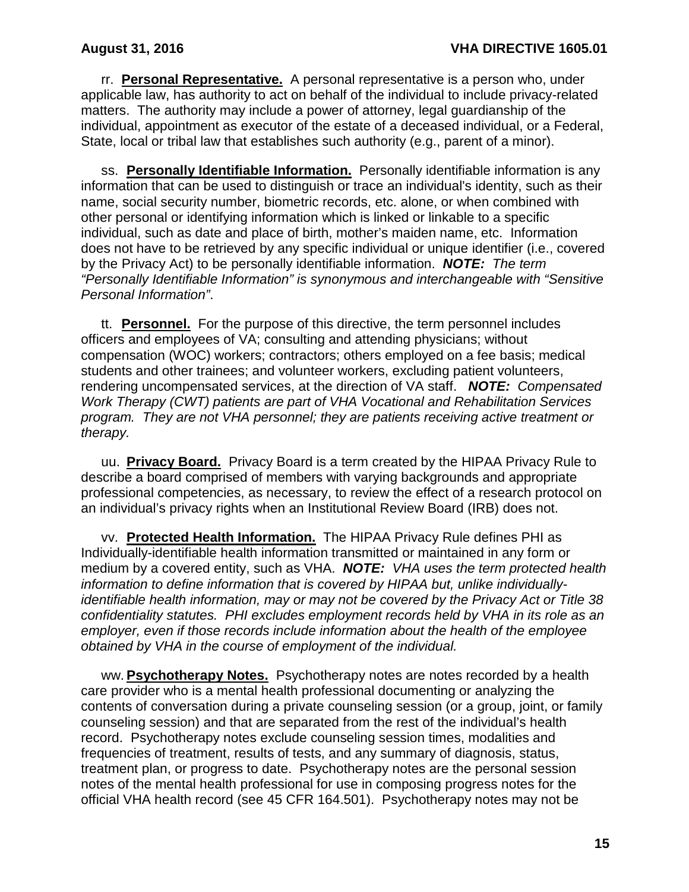rr. **Personal Representative.** A personal representative is a person who, under applicable law, has authority to act on behalf of the individual to include privacy-related matters. The authority may include a power of attorney, legal guardianship of the individual, appointment as executor of the estate of a deceased individual, or a Federal, State, local or tribal law that establishes such authority (e.g., parent of a minor).

ss. **Personally Identifiable Information.** Personally identifiable information is any information that can be used to distinguish or trace an individual's identity, such as their name, social security number, biometric records, etc. alone, or when combined with other personal or identifying information which is linked or linkable to a specific individual, such as date and place of birth, mother's maiden name, etc. Information does not have to be retrieved by any specific individual or unique identifier (i.e., covered by the Privacy Act) to be personally identifiable information. ***NOTE:*** *The term "Personally Identifiable Information" is synonymous and interchangeable with "Sensitive Personal Information"*.

tt. **Personnel.** For the purpose of this directive, the term personnel includes officers and employees of VA; consulting and attending physicians; without compensation (WOC) workers; contractors; others employed on a fee basis; medical students and other trainees; and volunteer workers, excluding patient volunteers, rendering uncompensated services, at the direction of VA staff. ***NOTE:*** *Compensated Work Therapy (CWT) patients are part of VHA Vocational and Rehabilitation Services program. They are not VHA personnel; they are patients receiving active treatment or therapy.*

uu. **Privacy Board.** Privacy Board is a term created by the HIPAA Privacy Rule to describe a board comprised of members with varying backgrounds and appropriate professional competencies, as necessary, to review the effect of a research protocol on an individual's privacy rights when an Institutional Review Board (IRB) does not.

vv. **Protected Health Information.** The HIPAA Privacy Rule defines PHI as Individually-identifiable health information transmitted or maintained in any form or medium by a covered entity, such as VHA. ***NOTE:*** *VHA uses the term protected health information to define information that is covered by HIPAA but, unlike individually-identifiable health information, may or may not be covered by the Privacy Act or Title 38 confidentiality statutes. PHI excludes employment records held by VHA in its role as an employer, even if those records include information about the health of the employee obtained by VHA in the course of employment of the individual.*

ww. **Psychotherapy Notes.** Psychotherapy notes are notes recorded by a health care provider who is a mental health professional documenting or analyzing the contents of conversation during a private counseling session (or a group, joint, or family counseling session) and that are separated from the rest of the individual's health record. Psychotherapy notes exclude counseling session times, modalities and frequencies of treatment, results of tests, and any summary of diagnosis, status, treatment plan, or progress to date. Psychotherapy notes are the personal session notes of the mental health professional for use in composing progress notes for the official VHA health record (see 45 CFR 164.501). Psychotherapy notes may not be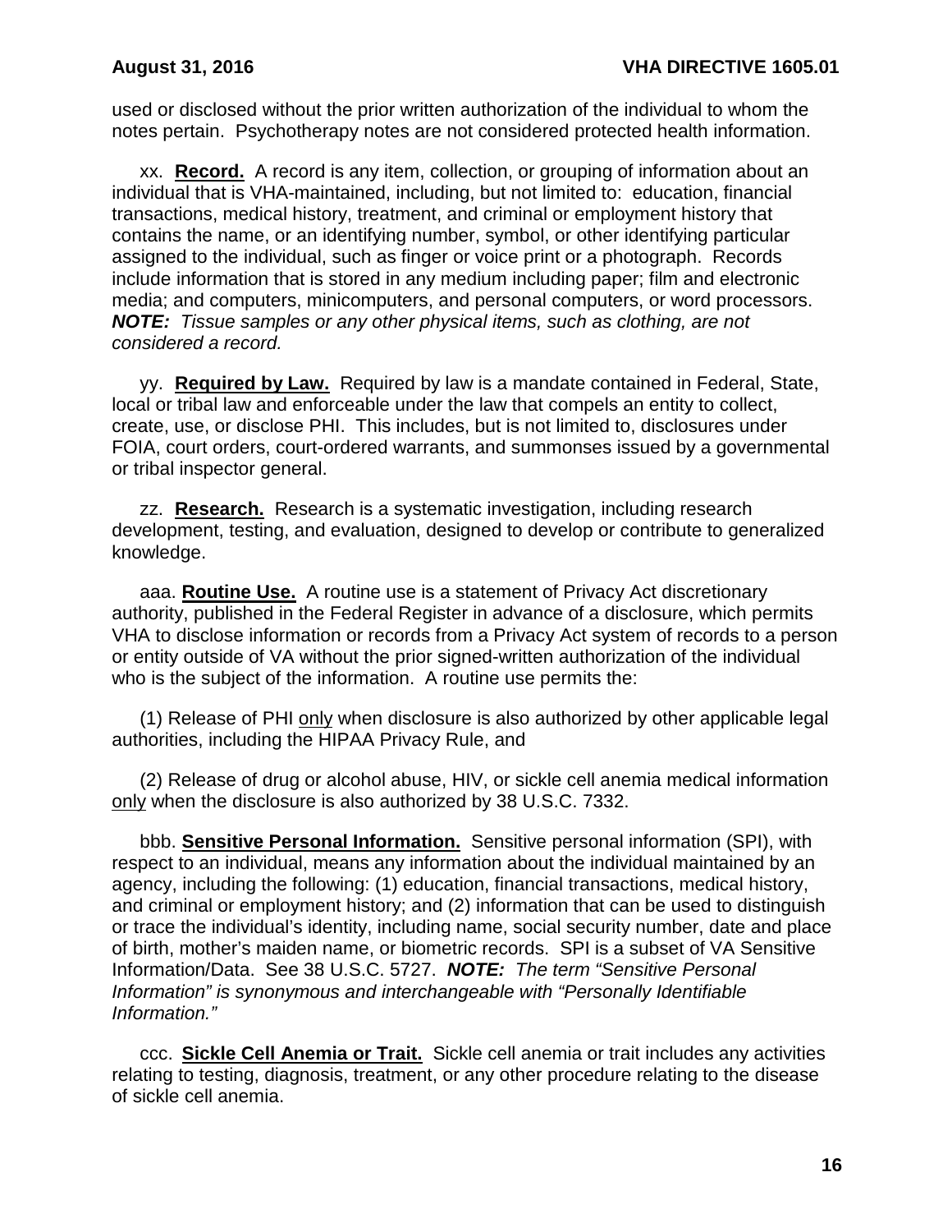used or disclosed without the prior written authorization of the individual to whom the notes pertain. Psychotherapy notes are not considered protected health information.

xx. **Record.** A record is any item, collection, or grouping of information about an individual that is VHA-maintained, including, but not limited to: education, financial transactions, medical history, treatment, and criminal or employment history that contains the name, or an identifying number, symbol, or other identifying particular assigned to the individual, such as finger or voice print or a photograph. Records include information that is stored in any medium including paper; film and electronic media; and computers, minicomputers, and personal computers, or word processors. ***NOTE:*** *Tissue samples or any other physical items, such as clothing, are not considered a record.*

yy. **Required by Law.** Required by law is a mandate contained in Federal, State, local or tribal law and enforceable under the law that compels an entity to collect, create, use, or disclose PHI. This includes, but is not limited to, disclosures under FOIA, court orders, court-ordered warrants, and summonses issued by a governmental or tribal inspector general.

zz. **Research.** Research is a systematic investigation, including research development, testing, and evaluation, designed to develop or contribute to generalized knowledge.

aaa. **Routine Use.** A routine use is a statement of Privacy Act discretionary authority, published in the Federal Register in advance of a disclosure, which permits VHA to disclose information or records from a Privacy Act system of records to a person or entity outside of VA without the prior signed-written authorization of the individual who is the subject of the information. A routine use permits the:

(1) Release of PHI only when disclosure is also authorized by other applicable legal authorities, including the HIPAA Privacy Rule, and

(2) Release of drug or alcohol abuse, HIV, or sickle cell anemia medical information only when the disclosure is also authorized by 38 U.S.C. 7332.

bbb. **Sensitive Personal Information.** Sensitive personal information (SPI), with respect to an individual, means any information about the individual maintained by an agency, including the following: (1) education, financial transactions, medical history, and criminal or employment history; and (2) information that can be used to distinguish or trace the individual's identity, including name, social security number, date and place of birth, mother's maiden name, or biometric records. SPI is a subset of VA Sensitive Information/Data. See 38 U.S.C. 5727. ***NOTE:*** *The term "Sensitive Personal Information" is synonymous and interchangeable with "Personally Identifiable Information."*

ccc. **Sickle Cell Anemia or Trait.** Sickle cell anemia or trait includes any activities relating to testing, diagnosis, treatment, or any other procedure relating to the disease of sickle cell anemia.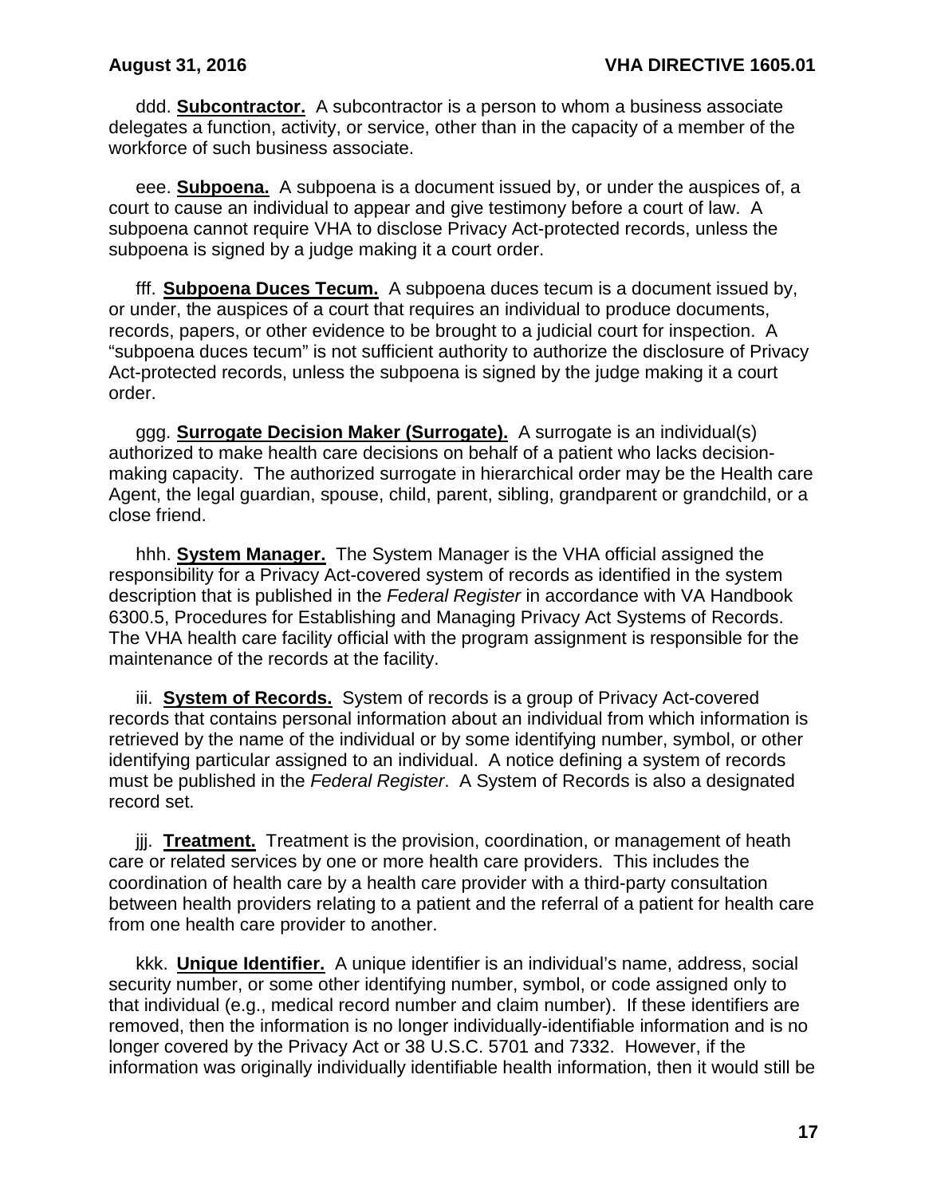ddd. **Subcontractor.** A subcontractor is a person to whom a business associate delegates a function, activity, or service, other than in the capacity of a member of the workforce of such business associate.

eee. **Subpoena.** A subpoena is a document issued by, or under the auspices of, a court to cause an individual to appear and give testimony before a court of law. A subpoena cannot require VHA to disclose Privacy Act-protected records, unless the subpoena is signed by a judge making it a court order.

fff. **Subpoena Duces Tecum.** A subpoena duces tecum is a document issued by, or under, the auspices of a court that requires an individual to produce documents, records, papers, or other evidence to be brought to a judicial court for inspection. A "subpoena duces tecum" is not sufficient authority to authorize the disclosure of Privacy Act-protected records, unless the subpoena is signed by the judge making it a court order.

ggg. **Surrogate Decision Maker (Surrogate).** A surrogate is an individual(s) authorized to make health care decisions on behalf of a patient who lacks decision-making capacity. The authorized surrogate in hierarchical order may be the Health care Agent, the legal guardian, spouse, child, parent, sibling, grandparent or grandchild, or a close friend.

hhh. **System Manager.** The System Manager is the VHA official assigned the responsibility for a Privacy Act-covered system of records as identified in the system description that is published in the *Federal Register* in accordance with VA Handbook 6300.5, Procedures for Establishing and Managing Privacy Act Systems of Records. The VHA health care facility official with the program assignment is responsible for the maintenance of the records at the facility.

iii. **System of Records.** System of records is a group of Privacy Act-covered records that contains personal information about an individual from which information is retrieved by the name of the individual or by some identifying number, symbol, or other identifying particular assigned to an individual. A notice defining a system of records must be published in the *Federal Register*. A System of Records is also a designated record set.

jjj. **Treatment.** Treatment is the provision, coordination, or management of heath care or related services by one or more health care providers. This includes the coordination of health care by a health care provider with a third-party consultation between health providers relating to a patient and the referral of a patient for health care from one health care provider to another.

kkk. **Unique Identifier.** A unique identifier is an individual's name, address, social security number, or some other identifying number, symbol, or code assigned only to that individual (e.g., medical record number and claim number). If these identifiers are removed, then the information is no longer individually-identifiable information and is no longer covered by the Privacy Act or 38 U.S.C. 5701 and 7332. However, if the information was originally individually identifiable health information, then it would still be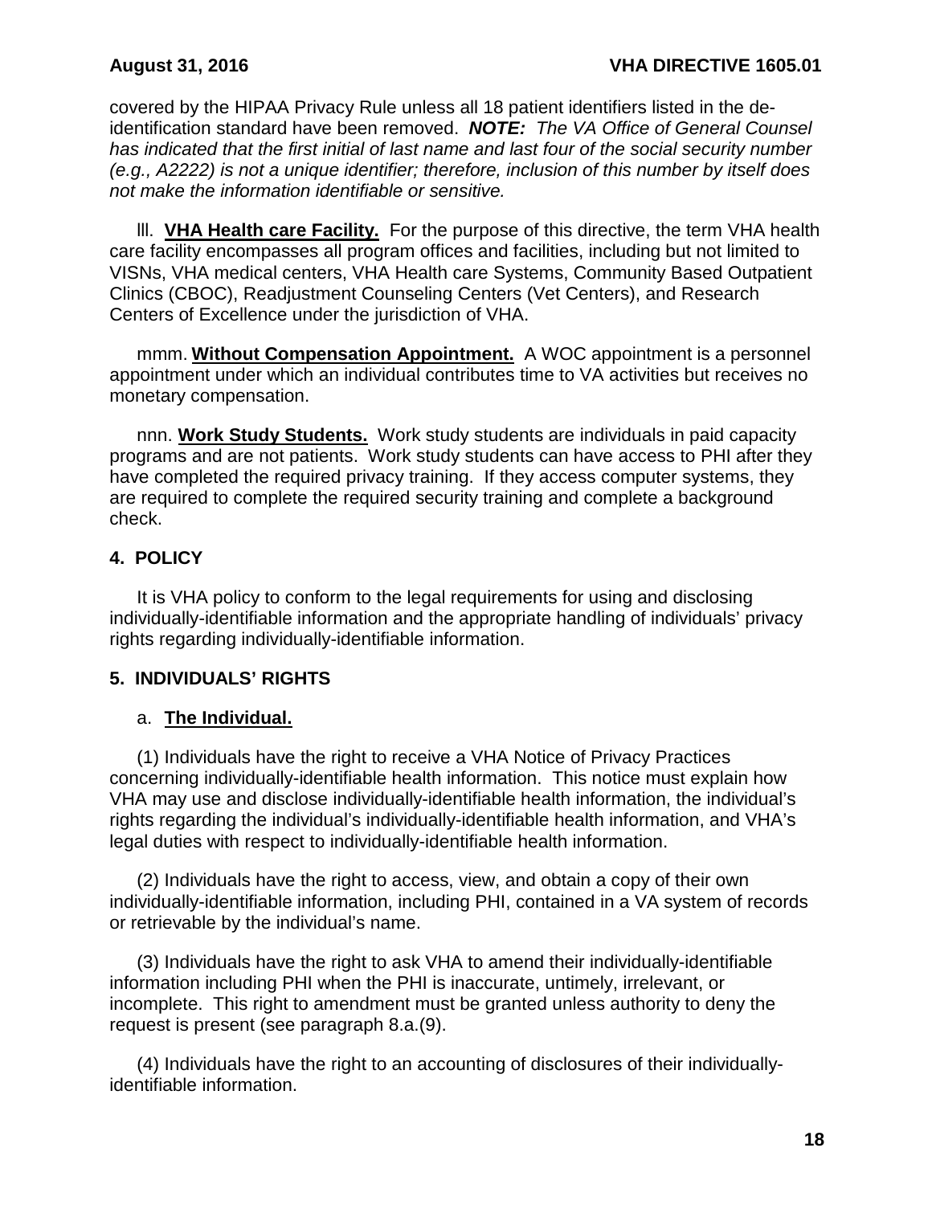covered by the HIPAA Privacy Rule unless all 18 patient identifiers listed in the de-identification standard have been removed. ***NOTE:*** *The VA Office of General Counsel has indicated that the first initial of last name and last four of the social security number (e.g., A2222) is not a unique identifier; therefore, inclusion of this number by itself does not make the information identifiable or sensitive.*

lll. **VHA Health care Facility.** For the purpose of this directive, the term VHA health care facility encompasses all program offices and facilities, including but not limited to VISNs, VHA medical centers, VHA Health care Systems, Community Based Outpatient Clinics (CBOC), Readjustment Counseling Centers (Vet Centers), and Research Centers of Excellence under the jurisdiction of VHA.

mmm. **Without Compensation Appointment.** A WOC appointment is a personnel appointment under which an individual contributes time to VA activities but receives no monetary compensation.

nnn. **Work Study Students.** Work study students are individuals in paid capacity programs and are not patients. Work study students can have access to PHI after they have completed the required privacy training. If they access computer systems, they are required to complete the required security training and complete a background check.

## 4. POLICY

It is VHA policy to conform to the legal requirements for using and disclosing individually-identifiable information and the appropriate handling of individuals' privacy rights regarding individually-identifiable information.

## 5. INDIVIDUALS' RIGHTS

### a. The Individual.

(1) Individuals have the right to receive a VHA Notice of Privacy Practices concerning individually-identifiable health information. This notice must explain how VHA may use and disclose individually-identifiable health information, the individual's rights regarding the individual's individually-identifiable health information, and VHA's legal duties with respect to individually-identifiable health information.

(2) Individuals have the right to access, view, and obtain a copy of their own individually-identifiable information, including PHI, contained in a VA system of records or retrievable by the individual's name.

(3) Individuals have the right to ask VHA to amend their individually-identifiable information including PHI when the PHI is inaccurate, untimely, irrelevant, or incomplete. This right to amendment must be granted unless authority to deny the request is present (see paragraph 8.a.(9).

(4) Individuals have the right to an accounting of disclosures of their individually-identifiable information.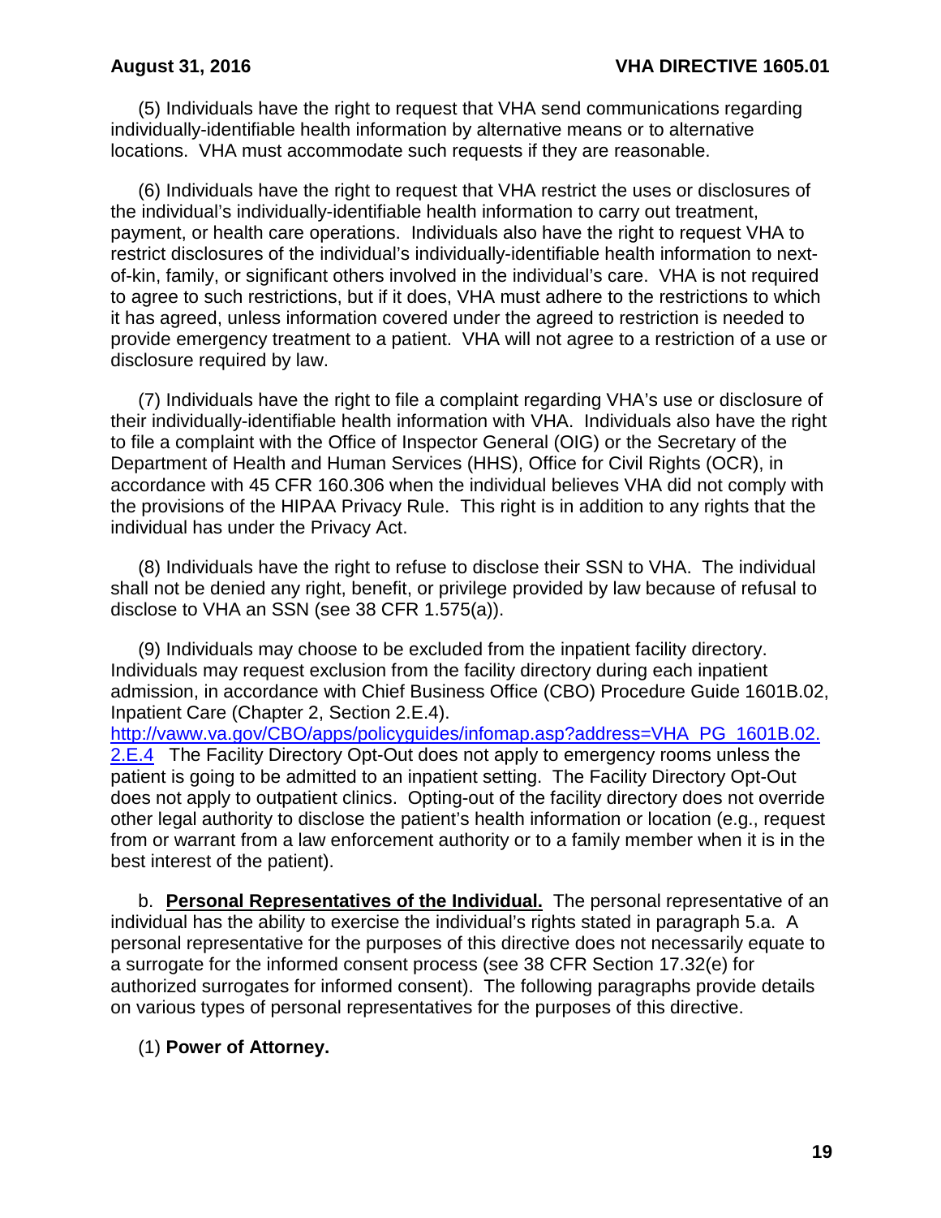(5) Individuals have the right to request that VHA send communications regarding individually-identifiable health information by alternative means or to alternative locations. VHA must accommodate such requests if they are reasonable.

(6) Individuals have the right to request that VHA restrict the uses or disclosures of the individual's individually-identifiable health information to carry out treatment, payment, or health care operations. Individuals also have the right to request VHA to restrict disclosures of the individual's individually-identifiable health information to next-of-kin, family, or significant others involved in the individual's care. VHA is not required to agree to such restrictions, but if it does, VHA must adhere to the restrictions to which it has agreed, unless information covered under the agreed to restriction is needed to provide emergency treatment to a patient. VHA will not agree to a restriction of a use or disclosure required by law.

(7) Individuals have the right to file a complaint regarding VHA's use or disclosure of their individually-identifiable health information with VHA. Individuals also have the right to file a complaint with the Office of Inspector General (OIG) or the Secretary of the Department of Health and Human Services (HHS), Office for Civil Rights (OCR), in accordance with 45 CFR 160.306 when the individual believes VHA did not comply with the provisions of the HIPAA Privacy Rule. This right is in addition to any rights that the individual has under the Privacy Act.

(8) Individuals have the right to refuse to disclose their SSN to VHA. The individual shall not be denied any right, benefit, or privilege provided by law because of refusal to disclose to VHA an SSN (see 38 CFR 1.575(a)).

(9) Individuals may choose to be excluded from the inpatient facility directory. Individuals may request exclusion from the facility directory during each inpatient admission, in accordance with Chief Business Office (CBO) Procedure Guide 1601B.02, Inpatient Care (Chapter 2, Section 2.E.4). http://vaww.va.gov/CBO/apps/policyguides/infomap.asp?address=VHA_PG_1601B.02.2.E.4 The Facility Directory Opt-Out does not apply to emergency rooms unless the patient is going to be admitted to an inpatient setting. The Facility Directory Opt-Out does not apply to outpatient clinics. Opting-out of the facility directory does not override other legal authority to disclose the patient's health information or location (e.g., request from or warrant from a law enforcement authority or to a family member when it is in the best interest of the patient).

b. **Personal Representatives of the Individual.** The personal representative of an individual has the ability to exercise the individual's rights stated in paragraph 5.a. A personal representative for the purposes of this directive does not necessarily equate to a surrogate for the informed consent process (see 38 CFR Section 17.32(e) for authorized surrogates for informed consent). The following paragraphs provide details on various types of personal representatives for the purposes of this directive.

(1) **Power of Attorney.**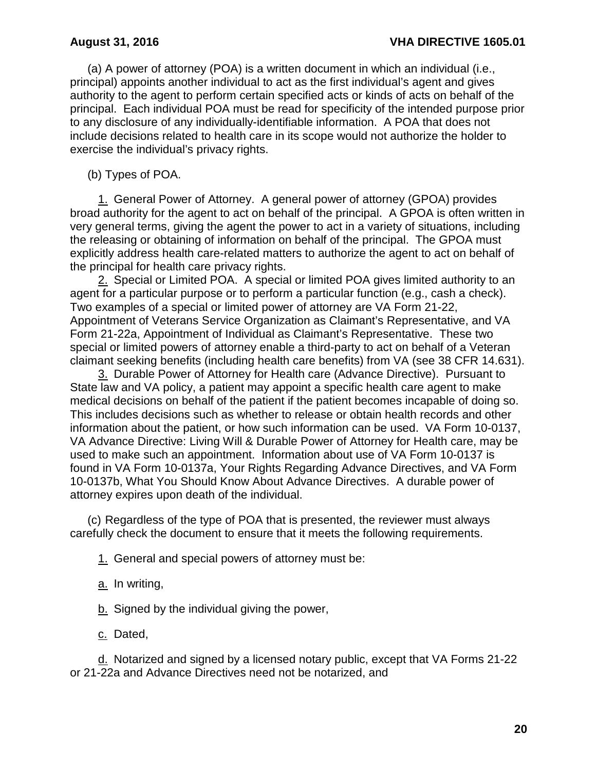(a) A power of attorney (POA) is a written document in which an individual (i.e., principal) appoints another individual to act as the first individual's agent and gives authority to the agent to perform certain specified acts or kinds of acts on behalf of the principal. Each individual POA must be read for specificity of the intended purpose prior to any disclosure of any individually-identifiable information. A POA that does not include decisions related to health care in its scope would not authorize the holder to exercise the individual's privacy rights.

(b) Types of POA.

<u>1.</u> General Power of Attorney. A general power of attorney (GPOA) provides broad authority for the agent to act on behalf of the principal. A GPOA is often written in very general terms, giving the agent the power to act in a variety of situations, including the releasing or obtaining of information on behalf of the principal. The GPOA must explicitly address health care-related matters to authorize the agent to act on behalf of the principal for health care privacy rights.

<u>2.</u> Special or Limited POA. A special or limited POA gives limited authority to an agent for a particular purpose or to perform a particular function (e.g., cash a check). Two examples of a special or limited power of attorney are VA Form 21-22, Appointment of Veterans Service Organization as Claimant's Representative, and VA Form 21-22a, Appointment of Individual as Claimant's Representative. These two special or limited powers of attorney enable a third-party to act on behalf of a Veteran claimant seeking benefits (including health care benefits) from VA (see 38 CFR 14.631).

<u>3.</u> Durable Power of Attorney for Health care (Advance Directive). Pursuant to State law and VA policy, a patient may appoint a specific health care agent to make medical decisions on behalf of the patient if the patient becomes incapable of doing so. This includes decisions such as whether to release or obtain health records and other information about the patient, or how such information can be used. VA Form 10-0137, VA Advance Directive: Living Will & Durable Power of Attorney for Health care, may be used to make such an appointment. Information about use of VA Form 10-0137 is found in VA Form 10-0137a, Your Rights Regarding Advance Directives, and VA Form 10-0137b, What You Should Know About Advance Directives. A durable power of attorney expires upon death of the individual.

(c) Regardless of the type of POA that is presented, the reviewer must always carefully check the document to ensure that it meets the following requirements.

<u>1.</u> General and special powers of attorney must be:

<u>a.</u> In writing,

<u>b.</u> Signed by the individual giving the power,

<u>c.</u> Dated,

<u>d.</u> Notarized and signed by a licensed notary public, except that VA Forms 21-22 or 21-22a and Advance Directives need not be notarized, and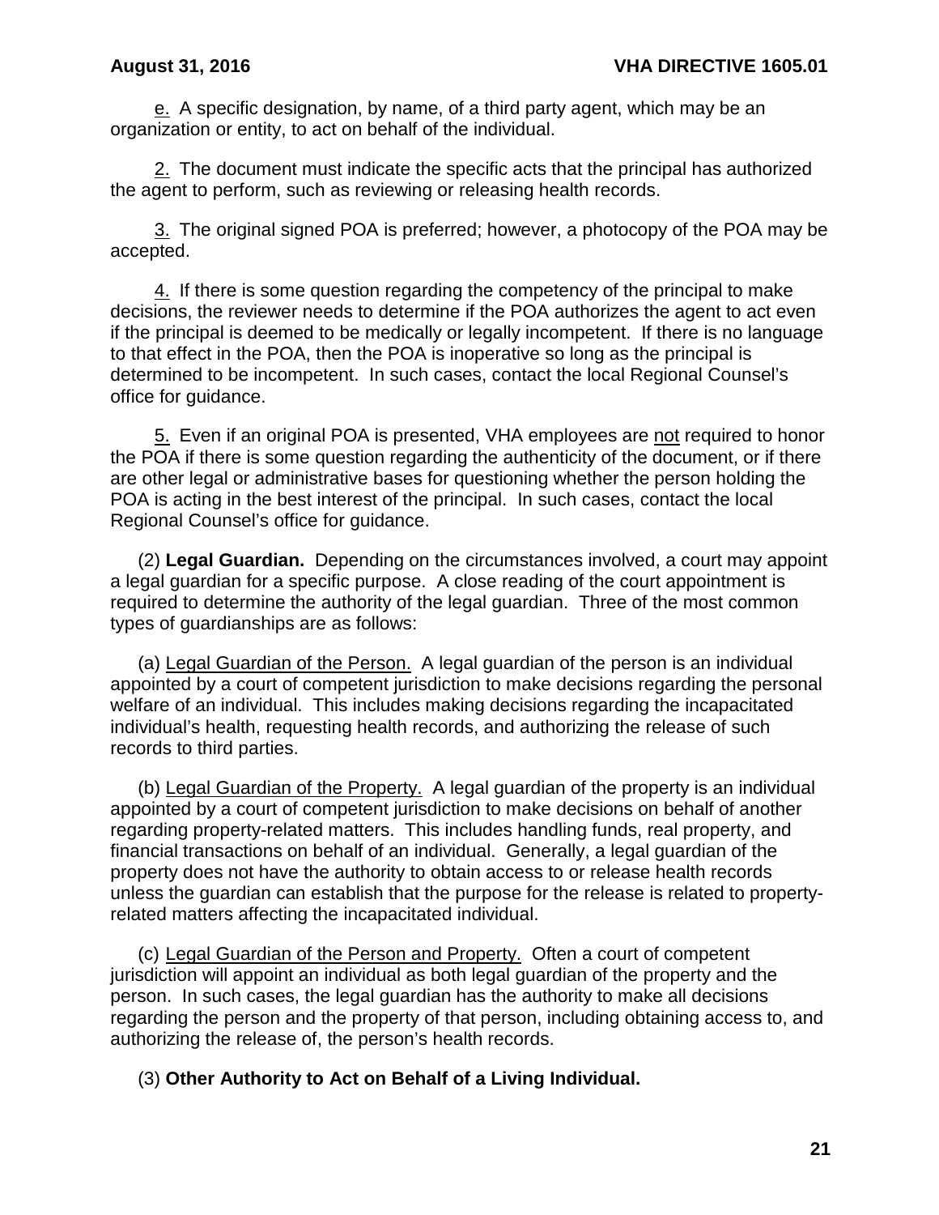e. A specific designation, by name, of a third party agent, which may be an organization or entity, to act on behalf of the individual.

2. The document must indicate the specific acts that the principal has authorized the agent to perform, such as reviewing or releasing health records.

3. The original signed POA is preferred; however, a photocopy of the POA may be accepted.

4. If there is some question regarding the competency of the principal to make decisions, the reviewer needs to determine if the POA authorizes the agent to act even if the principal is deemed to be medically or legally incompetent. If there is no language to that effect in the POA, then the POA is inoperative so long as the principal is determined to be incompetent. In such cases, contact the local Regional Counsel's office for guidance.

5. Even if an original POA is presented, VHA employees are not required to honor the POA if there is some question regarding the authenticity of the document, or if there are other legal or administrative bases for questioning whether the person holding the POA is acting in the best interest of the principal. In such cases, contact the local Regional Counsel's office for guidance.

(2) **Legal Guardian.** Depending on the circumstances involved, a court may appoint a legal guardian for a specific purpose. A close reading of the court appointment is required to determine the authority of the legal guardian. Three of the most common types of guardianships are as follows:

(a) Legal Guardian of the Person. A legal guardian of the person is an individual appointed by a court of competent jurisdiction to make decisions regarding the personal welfare of an individual. This includes making decisions regarding the incapacitated individual's health, requesting health records, and authorizing the release of such records to third parties.

(b) Legal Guardian of the Property. A legal guardian of the property is an individual appointed by a court of competent jurisdiction to make decisions on behalf of another regarding property-related matters. This includes handling funds, real property, and financial transactions on behalf of an individual. Generally, a legal guardian of the property does not have the authority to obtain access to or release health records unless the guardian can establish that the purpose for the release is related to property-related matters affecting the incapacitated individual.

(c) Legal Guardian of the Person and Property. Often a court of competent jurisdiction will appoint an individual as both legal guardian of the property and the person. In such cases, the legal guardian has the authority to make all decisions regarding the person and the property of that person, including obtaining access to, and authorizing the release of, the person's health records.

(3) **Other Authority to Act on Behalf of a Living Individual.**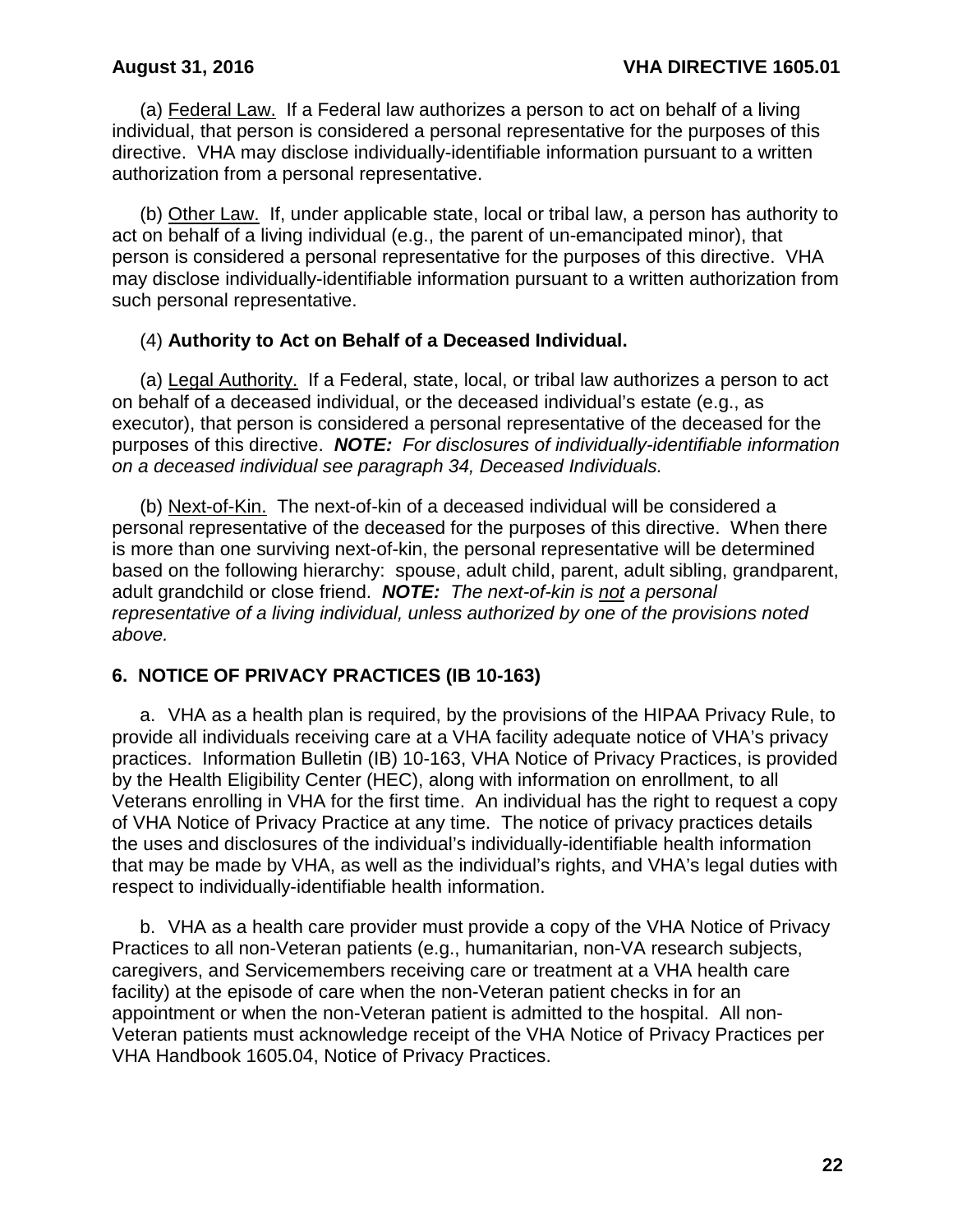(a) Federal Law. If a Federal law authorizes a person to act on behalf of a living individual, that person is considered a personal representative for the purposes of this directive. VHA may disclose individually-identifiable information pursuant to a written authorization from a personal representative.

(b) Other Law. If, under applicable state, local or tribal law, a person has authority to act on behalf of a living individual (e.g., the parent of un-emancipated minor), that person is considered a personal representative for the purposes of this directive. VHA may disclose individually-identifiable information pursuant to a written authorization from such personal representative.

(4) **Authority to Act on Behalf of a Deceased Individual.**

(a) Legal Authority. If a Federal, state, local, or tribal law authorizes a person to act on behalf of a deceased individual, or the deceased individual's estate (e.g., as executor), that person is considered a personal representative of the deceased for the purposes of this directive. ***NOTE:*** *For disclosures of individually-identifiable information on a deceased individual see paragraph 34, Deceased Individuals.*

(b) Next-of-Kin. The next-of-kin of a deceased individual will be considered a personal representative of the deceased for the purposes of this directive. When there is more than one surviving next-of-kin, the personal representative will be determined based on the following hierarchy: spouse, adult child, parent, adult sibling, grandparent, adult grandchild or close friend. ***NOTE:*** *The next-of-kin is not a personal representative of a living individual, unless authorized by one of the provisions noted above.*

## 6. NOTICE OF PRIVACY PRACTICES (IB 10-163)

a. VHA as a health plan is required, by the provisions of the HIPAA Privacy Rule, to provide all individuals receiving care at a VHA facility adequate notice of VHA's privacy practices. Information Bulletin (IB) 10-163, VHA Notice of Privacy Practices, is provided by the Health Eligibility Center (HEC), along with information on enrollment, to all Veterans enrolling in VHA for the first time. An individual has the right to request a copy of VHA Notice of Privacy Practice at any time. The notice of privacy practices details the uses and disclosures of the individual's individually-identifiable health information that may be made by VHA, as well as the individual's rights, and VHA's legal duties with respect to individually-identifiable health information.

b. VHA as a health care provider must provide a copy of the VHA Notice of Privacy Practices to all non-Veteran patients (e.g., humanitarian, non-VA research subjects, caregivers, and Servicemembers receiving care or treatment at a VHA health care facility) at the episode of care when the non-Veteran patient checks in for an appointment or when the non-Veteran patient is admitted to the hospital. All non-Veteran patients must acknowledge receipt of the VHA Notice of Privacy Practices per VHA Handbook 1605.04, Notice of Privacy Practices.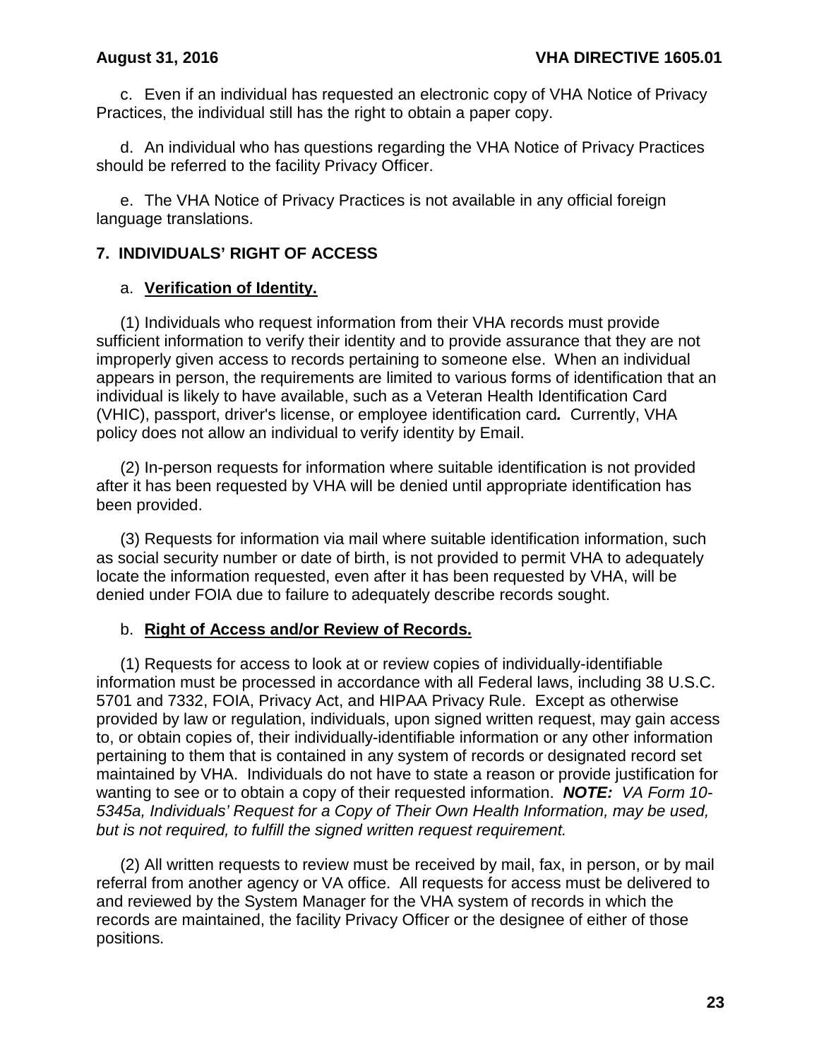c. Even if an individual has requested an electronic copy of VHA Notice of Privacy Practices, the individual still has the right to obtain a paper copy.

d. An individual who has questions regarding the VHA Notice of Privacy Practices should be referred to the facility Privacy Officer.

e. The VHA Notice of Privacy Practices is not available in any official foreign language translations.

## 7. INDIVIDUALS' RIGHT OF ACCESS

a. **Verification of Identity.**

(1) Individuals who request information from their VHA records must provide sufficient information to verify their identity and to provide assurance that they are not improperly given access to records pertaining to someone else. When an individual appears in person, the requirements are limited to various forms of identification that an individual is likely to have available, such as a Veteran Health Identification Card (VHIC), passport, driver's license, or employee identification card*.* Currently, VHA policy does not allow an individual to verify identity by Email.

(2) In-person requests for information where suitable identification is not provided after it has been requested by VHA will be denied until appropriate identification has been provided.

(3) Requests for information via mail where suitable identification information, such as social security number or date of birth, is not provided to permit VHA to adequately locate the information requested, even after it has been requested by VHA, will be denied under FOIA due to failure to adequately describe records sought.

b. **Right of Access and/or Review of Records.**

(1) Requests for access to look at or review copies of individually-identifiable information must be processed in accordance with all Federal laws, including 38 U.S.C. 5701 and 7332, FOIA, Privacy Act, and HIPAA Privacy Rule. Except as otherwise provided by law or regulation, individuals, upon signed written request, may gain access to, or obtain copies of, their individually-identifiable information or any other information pertaining to them that is contained in any system of records or designated record set maintained by VHA. Individuals do not have to state a reason or provide justification for wanting to see or to obtain a copy of their requested information. ***NOTE:*** *VA Form 10-5345a, Individuals' Request for a Copy of Their Own Health Information, may be used, but is not required, to fulfill the signed written request requirement.*

(2) All written requests to review must be received by mail, fax, in person, or by mail referral from another agency or VA office. All requests for access must be delivered to and reviewed by the System Manager for the VHA system of records in which the records are maintained, the facility Privacy Officer or the designee of either of those positions.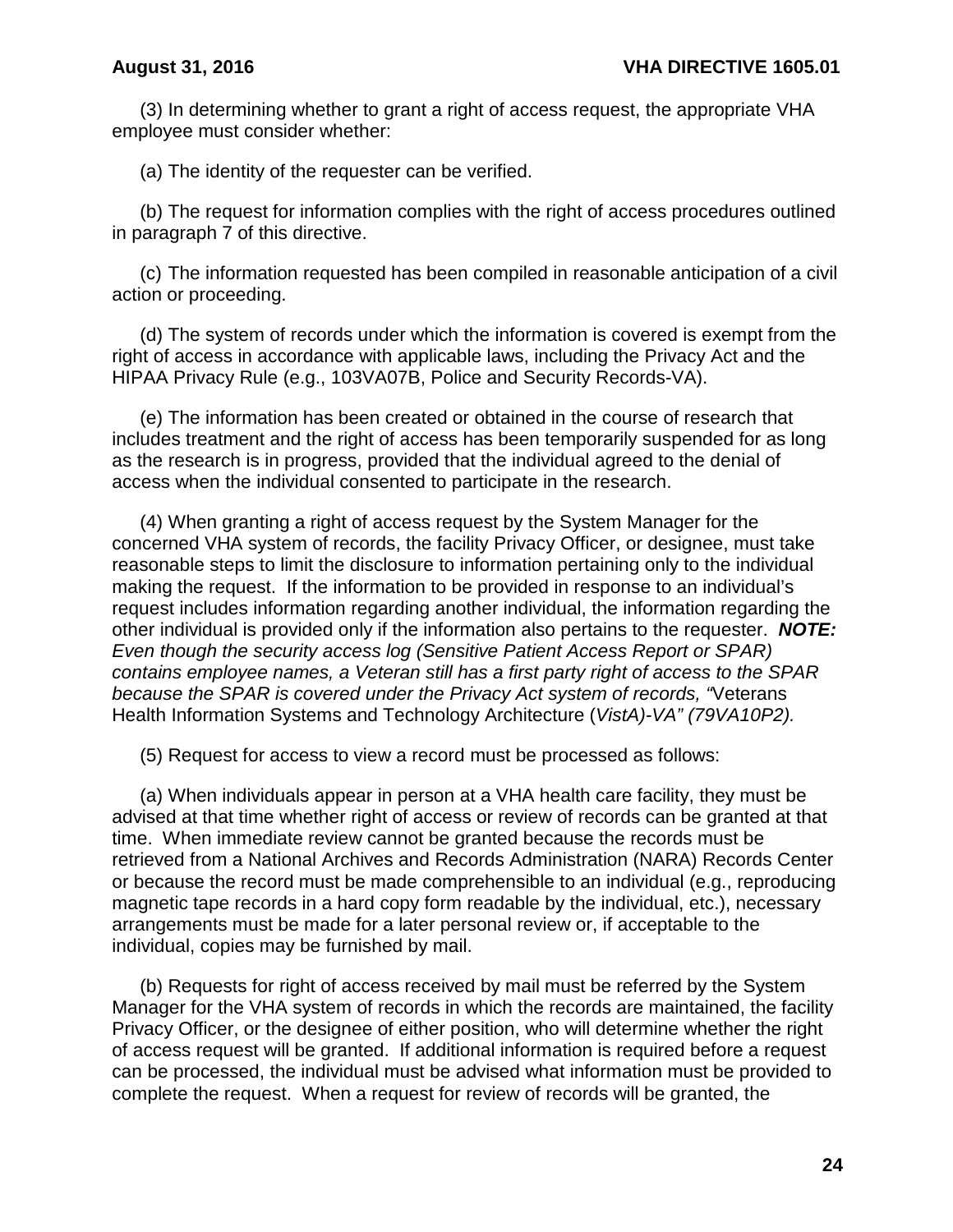(3) In determining whether to grant a right of access request, the appropriate VHA employee must consider whether:

(a) The identity of the requester can be verified.

(b) The request for information complies with the right of access procedures outlined in paragraph 7 of this directive.

(c) The information requested has been compiled in reasonable anticipation of a civil action or proceeding.

(d) The system of records under which the information is covered is exempt from the right of access in accordance with applicable laws, including the Privacy Act and the HIPAA Privacy Rule (e.g., 103VA07B, Police and Security Records-VA).

(e) The information has been created or obtained in the course of research that includes treatment and the right of access has been temporarily suspended for as long as the research is in progress, provided that the individual agreed to the denial of access when the individual consented to participate in the research.

(4) When granting a right of access request by the System Manager for the concerned VHA system of records, the facility Privacy Officer, or designee, must take reasonable steps to limit the disclosure to information pertaining only to the individual making the request. If the information to be provided in response to an individual's request includes information regarding another individual, the information regarding the other individual is provided only if the information also pertains to the requester. ***NOTE:*** *Even though the security access log (Sensitive Patient Access Report or SPAR) contains employee names, a Veteran still has a first party right of access to the SPAR because the SPAR is covered under the Privacy Act system of records, "*Veterans Health Information Systems and Technology Architecture (*VistA)-VA" (79VA10P2).*

(5) Request for access to view a record must be processed as follows:

(a) When individuals appear in person at a VHA health care facility, they must be advised at that time whether right of access or review of records can be granted at that time. When immediate review cannot be granted because the records must be retrieved from a National Archives and Records Administration (NARA) Records Center or because the record must be made comprehensible to an individual (e.g., reproducing magnetic tape records in a hard copy form readable by the individual, etc.), necessary arrangements must be made for a later personal review or, if acceptable to the individual, copies may be furnished by mail.

(b) Requests for right of access received by mail must be referred by the System Manager for the VHA system of records in which the records are maintained, the facility Privacy Officer, or the designee of either position, who will determine whether the right of access request will be granted. If additional information is required before a request can be processed, the individual must be advised what information must be provided to complete the request. When a request for review of records will be granted, the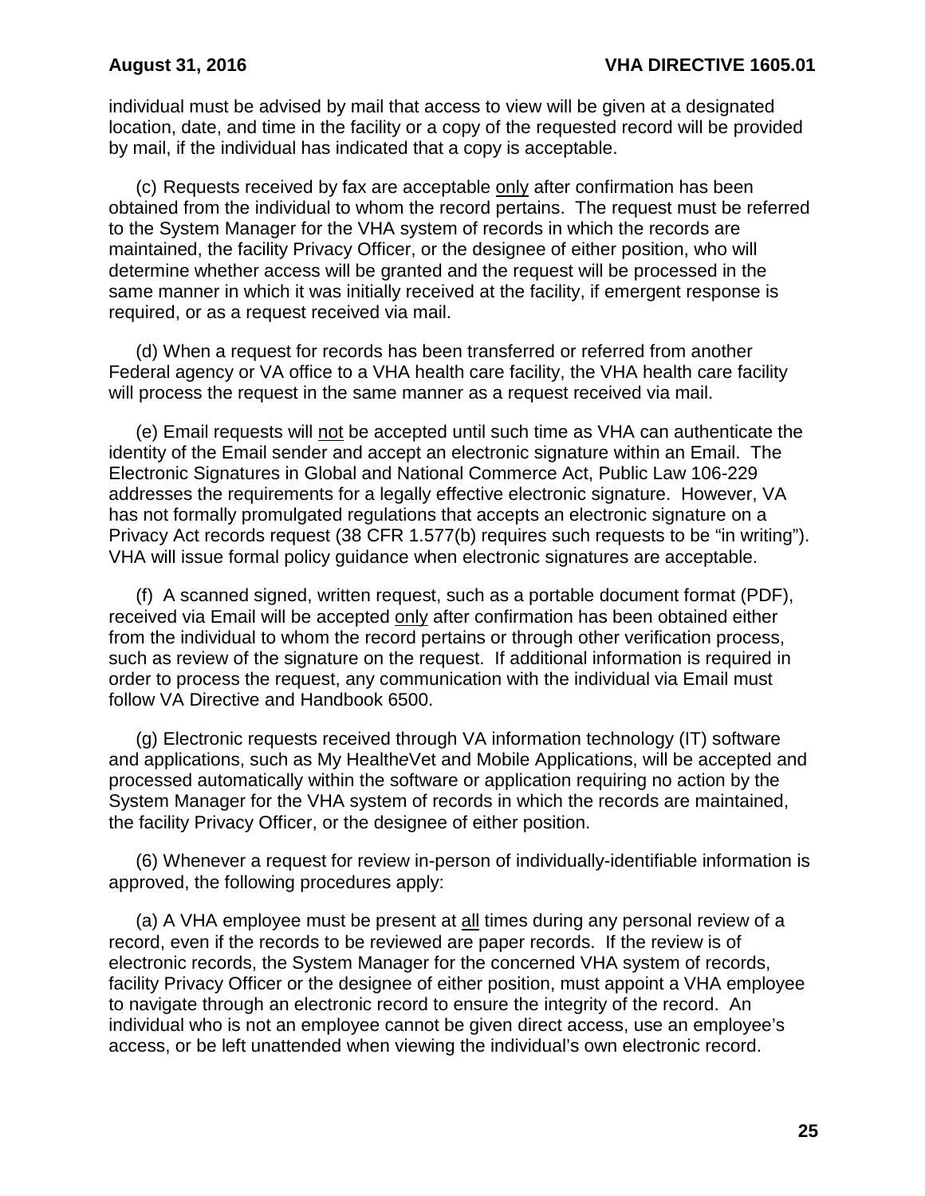individual must be advised by mail that access to view will be given at a designated location, date, and time in the facility or a copy of the requested record will be provided by mail, if the individual has indicated that a copy is acceptable.

(c) Requests received by fax are acceptable only after confirmation has been obtained from the individual to whom the record pertains. The request must be referred to the System Manager for the VHA system of records in which the records are maintained, the facility Privacy Officer, or the designee of either position, who will determine whether access will be granted and the request will be processed in the same manner in which it was initially received at the facility, if emergent response is required, or as a request received via mail.

(d) When a request for records has been transferred or referred from another Federal agency or VA office to a VHA health care facility, the VHA health care facility will process the request in the same manner as a request received via mail.

(e) Email requests will not be accepted until such time as VHA can authenticate the identity of the Email sender and accept an electronic signature within an Email. The Electronic Signatures in Global and National Commerce Act, Public Law 106-229 addresses the requirements for a legally effective electronic signature. However, VA has not formally promulgated regulations that accepts an electronic signature on a Privacy Act records request (38 CFR 1.577(b) requires such requests to be "in writing"). VHA will issue formal policy guidance when electronic signatures are acceptable.

(f) A scanned signed, written request, such as a portable document format (PDF), received via Email will be accepted only after confirmation has been obtained either from the individual to whom the record pertains or through other verification process, such as review of the signature on the request. If additional information is required in order to process the request, any communication with the individual via Email must follow VA Directive and Handbook 6500.

(g) Electronic requests received through VA information technology (IT) software and applications, such as My HealtheVet and Mobile Applications, will be accepted and processed automatically within the software or application requiring no action by the System Manager for the VHA system of records in which the records are maintained, the facility Privacy Officer, or the designee of either position.

(6) Whenever a request for review in-person of individually-identifiable information is approved, the following procedures apply:

(a) A VHA employee must be present at all times during any personal review of a record, even if the records to be reviewed are paper records. If the review is of electronic records, the System Manager for the concerned VHA system of records, facility Privacy Officer or the designee of either position, must appoint a VHA employee to navigate through an electronic record to ensure the integrity of the record. An individual who is not an employee cannot be given direct access, use an employee's access, or be left unattended when viewing the individual's own electronic record.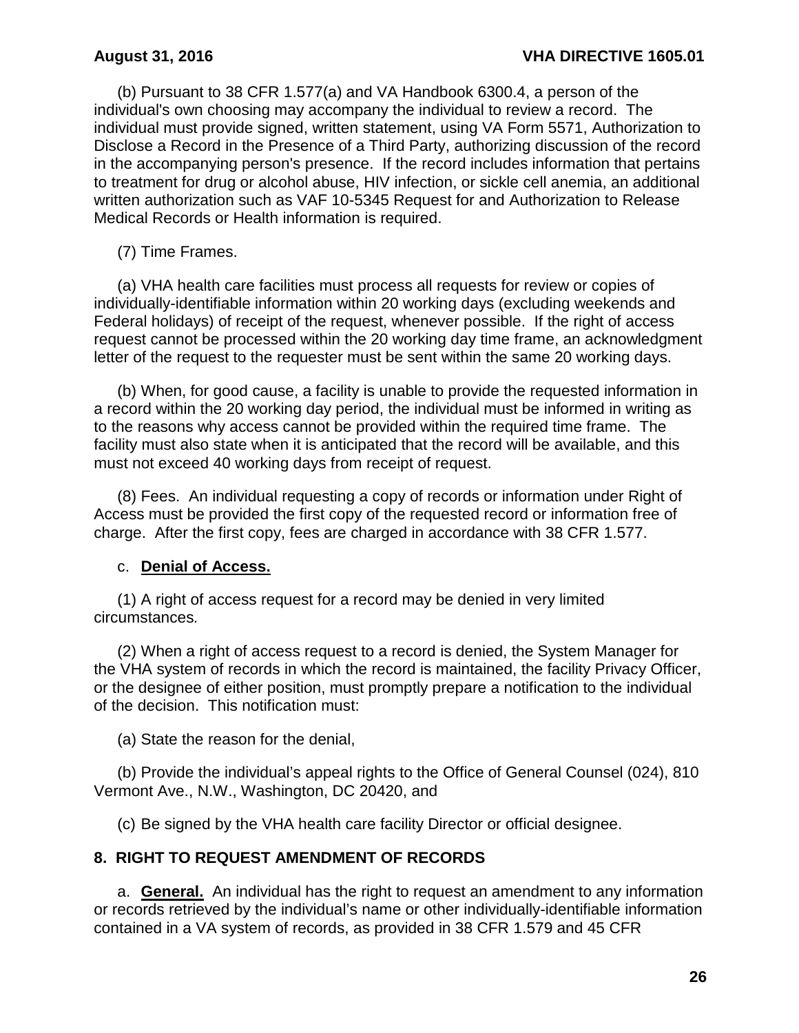(b) Pursuant to 38 CFR 1.577(a) and VA Handbook 6300.4, a person of the individual's own choosing may accompany the individual to review a record. The individual must provide signed, written statement, using VA Form 5571, Authorization to Disclose a Record in the Presence of a Third Party, authorizing discussion of the record in the accompanying person's presence. If the record includes information that pertains to treatment for drug or alcohol abuse, HIV infection, or sickle cell anemia, an additional written authorization such as VAF 10-5345 Request for and Authorization to Release Medical Records or Health information is required.

(7) Time Frames.

(a) VHA health care facilities must process all requests for review or copies of individually-identifiable information within 20 working days (excluding weekends and Federal holidays) of receipt of the request, whenever possible. If the right of access request cannot be processed within the 20 working day time frame, an acknowledgment letter of the request to the requester must be sent within the same 20 working days.

(b) When, for good cause, a facility is unable to provide the requested information in a record within the 20 working day period, the individual must be informed in writing as to the reasons why access cannot be provided within the required time frame. The facility must also state when it is anticipated that the record will be available, and this must not exceed 40 working days from receipt of request.

(8) Fees. An individual requesting a copy of records or information under Right of Access must be provided the first copy of the requested record or information free of charge. After the first copy, fees are charged in accordance with 38 CFR 1.577.

c. **Denial of Access.**

(1) A right of access request for a record may be denied in very limited circumstances.

(2) When a right of access request to a record is denied, the System Manager for the VHA system of records in which the record is maintained, the facility Privacy Officer, or the designee of either position, must promptly prepare a notification to the individual of the decision. This notification must:

(a) State the reason for the denial,

(b) Provide the individual's appeal rights to the Office of General Counsel (024), 810 Vermont Ave., N.W., Washington, DC 20420, and

(c) Be signed by the VHA health care facility Director or official designee.

## 8. RIGHT TO REQUEST AMENDMENT OF RECORDS

a. **General.** An individual has the right to request an amendment to any information or records retrieved by the individual's name or other individually-identifiable information contained in a VA system of records, as provided in 38 CFR 1.579 and 45 CFR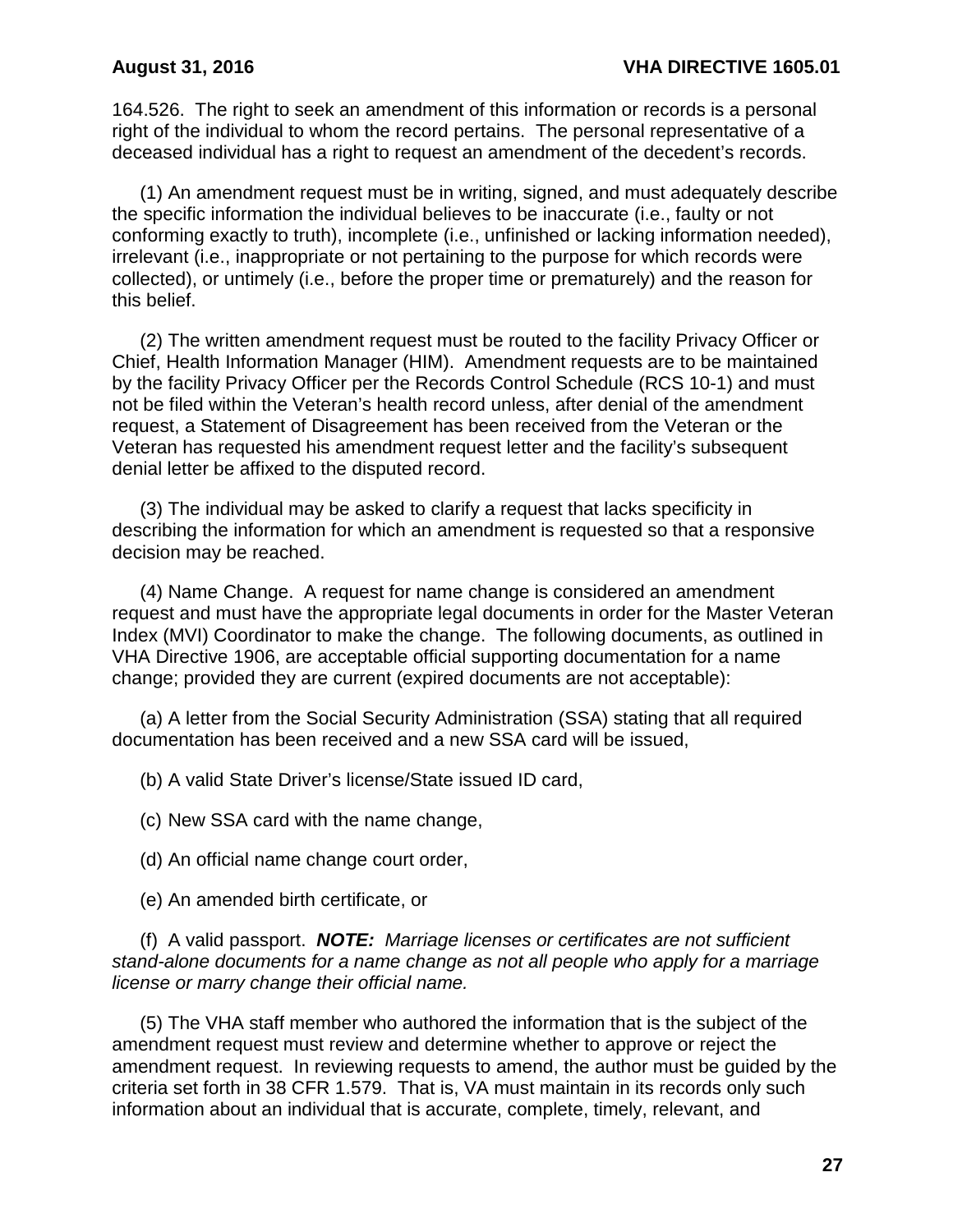164.526. The right to seek an amendment of this information or records is a personal right of the individual to whom the record pertains. The personal representative of a deceased individual has a right to request an amendment of the decedent's records.

(1) An amendment request must be in writing, signed, and must adequately describe the specific information the individual believes to be inaccurate (i.e., faulty or not conforming exactly to truth), incomplete (i.e., unfinished or lacking information needed), irrelevant (i.e., inappropriate or not pertaining to the purpose for which records were collected), or untimely (i.e., before the proper time or prematurely) and the reason for this belief.

(2) The written amendment request must be routed to the facility Privacy Officer or Chief, Health Information Manager (HIM). Amendment requests are to be maintained by the facility Privacy Officer per the Records Control Schedule (RCS 10-1) and must not be filed within the Veteran's health record unless, after denial of the amendment request, a Statement of Disagreement has been received from the Veteran or the Veteran has requested his amendment request letter and the facility's subsequent denial letter be affixed to the disputed record.

(3) The individual may be asked to clarify a request that lacks specificity in describing the information for which an amendment is requested so that a responsive decision may be reached.

(4) Name Change. A request for name change is considered an amendment request and must have the appropriate legal documents in order for the Master Veteran Index (MVI) Coordinator to make the change. The following documents, as outlined in VHA Directive 1906, are acceptable official supporting documentation for a name change; provided they are current (expired documents are not acceptable):

(a) A letter from the Social Security Administration (SSA) stating that all required documentation has been received and a new SSA card will be issued,

(b) A valid State Driver's license/State issued ID card,

(c) New SSA card with the name change,

(d) An official name change court order,

(e) An amended birth certificate, or

(f) A valid passport. ***NOTE:*** *Marriage licenses or certificates are not sufficient stand-alone documents for a name change as not all people who apply for a marriage license or marry change their official name.*

(5) The VHA staff member who authored the information that is the subject of the amendment request must review and determine whether to approve or reject the amendment request. In reviewing requests to amend, the author must be guided by the criteria set forth in 38 CFR 1.579. That is, VA must maintain in its records only such information about an individual that is accurate, complete, timely, relevant, and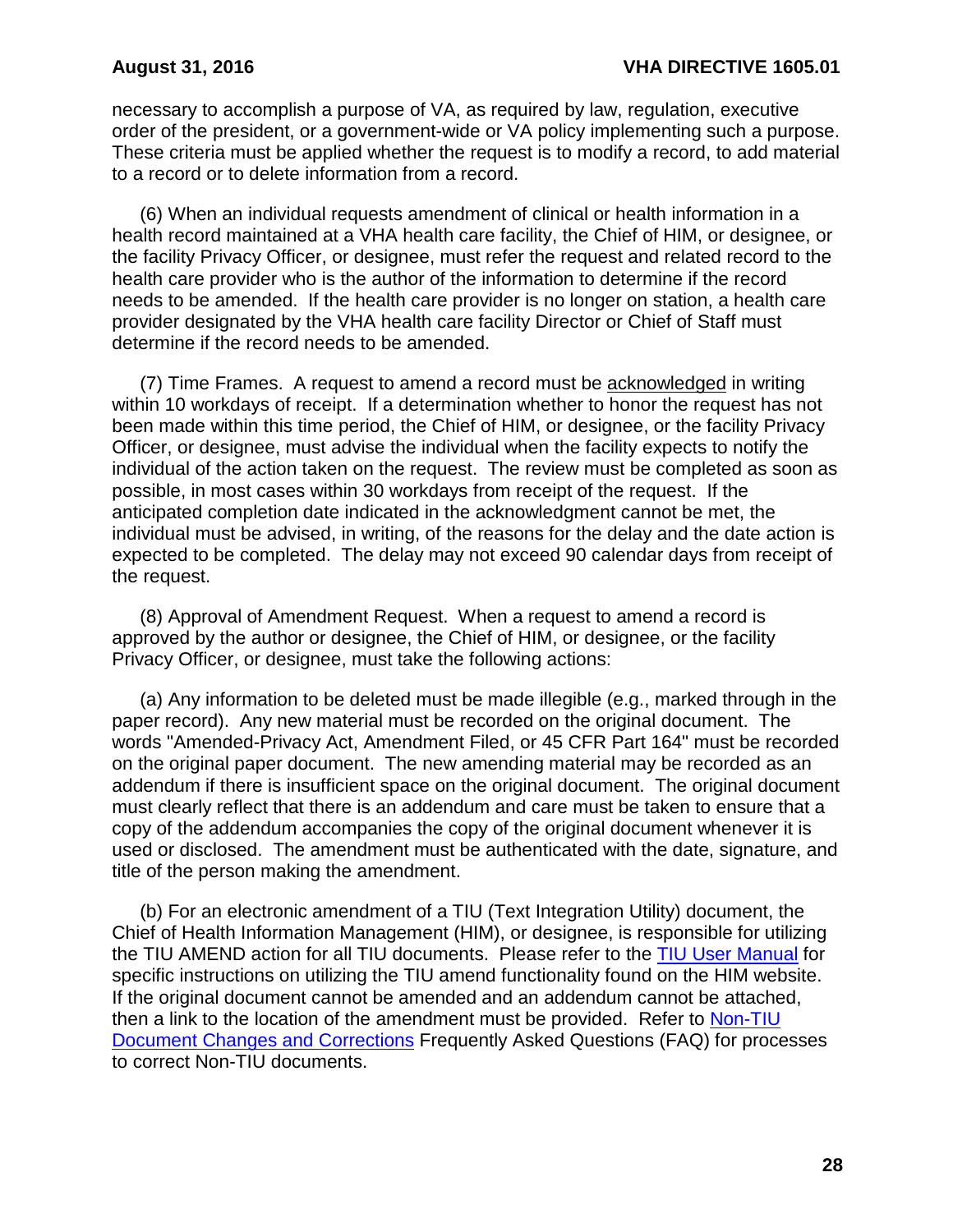necessary to accomplish a purpose of VA, as required by law, regulation, executive order of the president, or a government-wide or VA policy implementing such a purpose. These criteria must be applied whether the request is to modify a record, to add material to a record or to delete information from a record.

(6) When an individual requests amendment of clinical or health information in a health record maintained at a VHA health care facility, the Chief of HIM, or designee, or the facility Privacy Officer, or designee, must refer the request and related record to the health care provider who is the author of the information to determine if the record needs to be amended. If the health care provider is no longer on station, a health care provider designated by the VHA health care facility Director or Chief of Staff must determine if the record needs to be amended.

(7) Time Frames. A request to amend a record must be acknowledged in writing within 10 workdays of receipt. If a determination whether to honor the request has not been made within this time period, the Chief of HIM, or designee, or the facility Privacy Officer, or designee, must advise the individual when the facility expects to notify the individual of the action taken on the request. The review must be completed as soon as possible, in most cases within 30 workdays from receipt of the request. If the anticipated completion date indicated in the acknowledgment cannot be met, the individual must be advised, in writing, of the reasons for the delay and the date action is expected to be completed. The delay may not exceed 90 calendar days from receipt of the request.

(8) Approval of Amendment Request. When a request to amend a record is approved by the author or designee, the Chief of HIM, or designee, or the facility Privacy Officer, or designee, must take the following actions:

(a) Any information to be deleted must be made illegible (e.g., marked through in the paper record). Any new material must be recorded on the original document. The words "Amended-Privacy Act, Amendment Filed, or 45 CFR Part 164" must be recorded on the original paper document. The new amending material may be recorded as an addendum if there is insufficient space on the original document. The original document must clearly reflect that there is an addendum and care must be taken to ensure that a copy of the addendum accompanies the copy of the original document whenever it is used or disclosed. The amendment must be authenticated with the date, signature, and title of the person making the amendment.

(b) For an electronic amendment of a TIU (Text Integration Utility) document, the Chief of Health Information Management (HIM), or designee, is responsible for utilizing the TIU AMEND action for all TIU documents. Please refer to the TIU User Manual for specific instructions on utilizing the TIU amend functionality found on the HIM website. If the original document cannot be amended and an addendum cannot be attached, then a link to the location of the amendment must be provided. Refer to Non-TIU Document Changes and Corrections Frequently Asked Questions (FAQ) for processes to correct Non-TIU documents.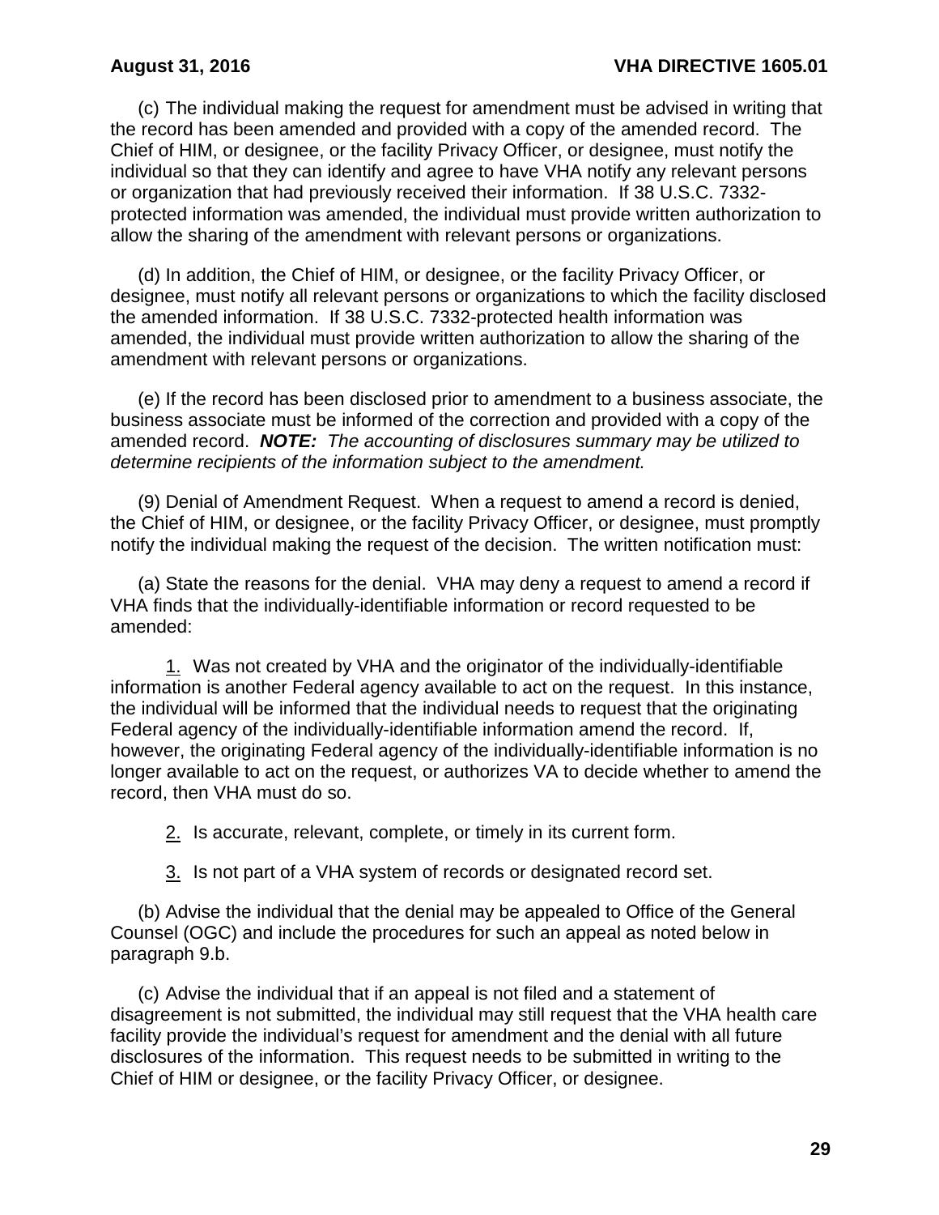(c) The individual making the request for amendment must be advised in writing that the record has been amended and provided with a copy of the amended record. The Chief of HIM, or designee, or the facility Privacy Officer, or designee, must notify the individual so that they can identify and agree to have VHA notify any relevant persons or organization that had previously received their information. If 38 U.S.C. 7332-protected information was amended, the individual must provide written authorization to allow the sharing of the amendment with relevant persons or organizations.

(d) In addition, the Chief of HIM, or designee, or the facility Privacy Officer, or designee, must notify all relevant persons or organizations to which the facility disclosed the amended information. If 38 U.S.C. 7332-protected health information was amended, the individual must provide written authorization to allow the sharing of the amendment with relevant persons or organizations.

(e) If the record has been disclosed prior to amendment to a business associate, the business associate must be informed of the correction and provided with a copy of the amended record. ***NOTE:*** *The accounting of disclosures summary may be utilized to determine recipients of the information subject to the amendment.*

(9) Denial of Amendment Request. When a request to amend a record is denied, the Chief of HIM, or designee, or the facility Privacy Officer, or designee, must promptly notify the individual making the request of the decision. The written notification must:

(a) State the reasons for the denial. VHA may deny a request to amend a record if VHA finds that the individually-identifiable information or record requested to be amended:

1. Was not created by VHA and the originator of the individually-identifiable information is another Federal agency available to act on the request. In this instance, the individual will be informed that the individual needs to request that the originating Federal agency of the individually-identifiable information amend the record. If, however, the originating Federal agency of the individually-identifiable information is no longer available to act on the request, or authorizes VA to decide whether to amend the record, then VHA must do so.

2. Is accurate, relevant, complete, or timely in its current form.

3. Is not part of a VHA system of records or designated record set.

(b) Advise the individual that the denial may be appealed to Office of the General Counsel (OGC) and include the procedures for such an appeal as noted below in paragraph 9.b.

(c) Advise the individual that if an appeal is not filed and a statement of disagreement is not submitted, the individual may still request that the VHA health care facility provide the individual's request for amendment and the denial with all future disclosures of the information. This request needs to be submitted in writing to the Chief of HIM or designee, or the facility Privacy Officer, or designee.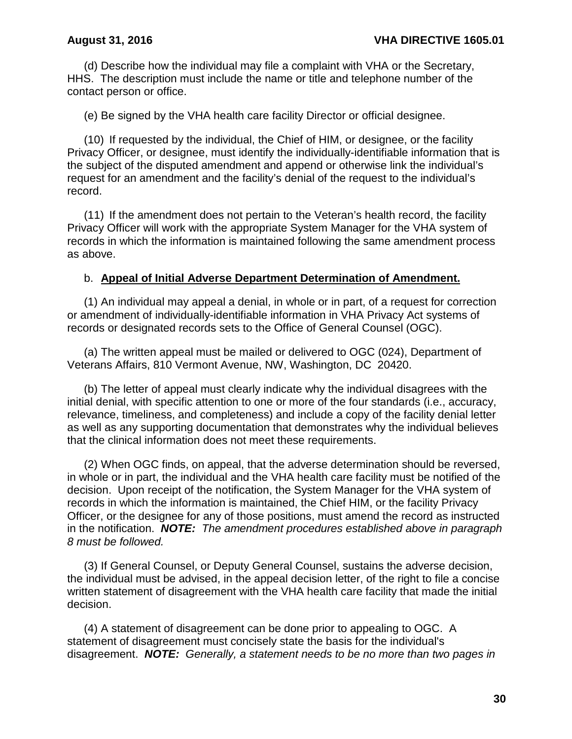(d) Describe how the individual may file a complaint with VHA or the Secretary, HHS. The description must include the name or title and telephone number of the contact person or office.

(e) Be signed by the VHA health care facility Director or official designee.

(10) If requested by the individual, the Chief of HIM, or designee, or the facility Privacy Officer, or designee, must identify the individually-identifiable information that is the subject of the disputed amendment and append or otherwise link the individual's request for an amendment and the facility's denial of the request to the individual's record.

(11) If the amendment does not pertain to the Veteran's health record, the facility Privacy Officer will work with the appropriate System Manager for the VHA system of records in which the information is maintained following the same amendment process as above.

b. **Appeal of Initial Adverse Department Determination of Amendment.**

(1) An individual may appeal a denial, in whole or in part, of a request for correction or amendment of individually-identifiable information in VHA Privacy Act systems of records or designated records sets to the Office of General Counsel (OGC).

(a) The written appeal must be mailed or delivered to OGC (024), Department of Veterans Affairs, 810 Vermont Avenue, NW, Washington, DC 20420.

(b) The letter of appeal must clearly indicate why the individual disagrees with the initial denial, with specific attention to one or more of the four standards (i.e., accuracy, relevance, timeliness, and completeness) and include a copy of the facility denial letter as well as any supporting documentation that demonstrates why the individual believes that the clinical information does not meet these requirements.

(2) When OGC finds, on appeal, that the adverse determination should be reversed, in whole or in part, the individual and the VHA health care facility must be notified of the decision. Upon receipt of the notification, the System Manager for the VHA system of records in which the information is maintained, the Chief HIM, or the facility Privacy Officer, or the designee for any of those positions, must amend the record as instructed in the notification. ***NOTE:*** *The amendment procedures established above in paragraph 8 must be followed.*

(3) If General Counsel, or Deputy General Counsel, sustains the adverse decision, the individual must be advised, in the appeal decision letter, of the right to file a concise written statement of disagreement with the VHA health care facility that made the initial decision.

(4) A statement of disagreement can be done prior to appealing to OGC. A statement of disagreement must concisely state the basis for the individual's disagreement. ***NOTE:*** *Generally, a statement needs to be no more than two pages in*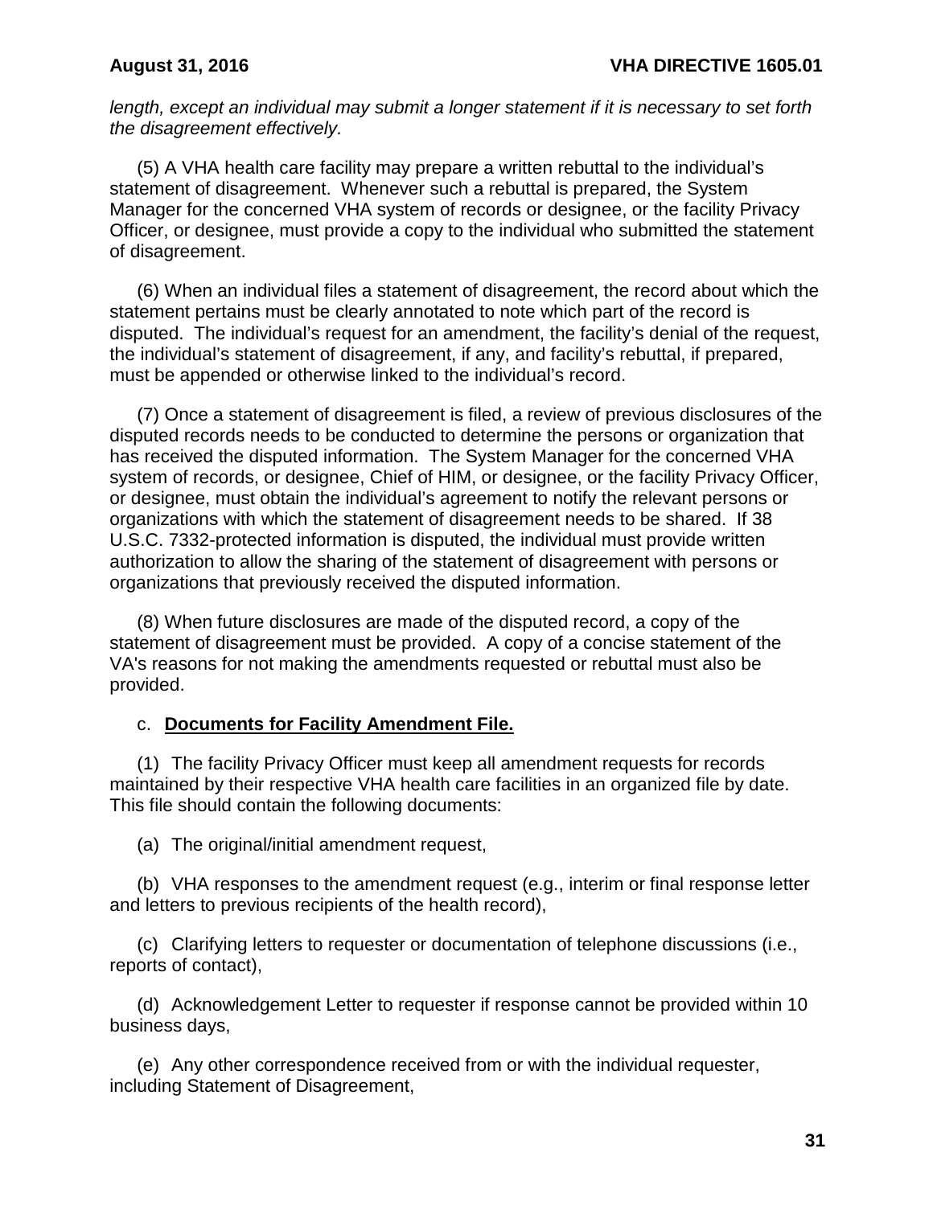*length, except an individual may submit a longer statement if it is necessary to set forth the disagreement effectively.*

(5) A VHA health care facility may prepare a written rebuttal to the individual's statement of disagreement. Whenever such a rebuttal is prepared, the System Manager for the concerned VHA system of records or designee, or the facility Privacy Officer, or designee, must provide a copy to the individual who submitted the statement of disagreement.

(6) When an individual files a statement of disagreement, the record about which the statement pertains must be clearly annotated to note which part of the record is disputed. The individual's request for an amendment, the facility's denial of the request, the individual's statement of disagreement, if any, and facility's rebuttal, if prepared, must be appended or otherwise linked to the individual's record.

(7) Once a statement of disagreement is filed, a review of previous disclosures of the disputed records needs to be conducted to determine the persons or organization that has received the disputed information. The System Manager for the concerned VHA system of records, or designee, Chief of HIM, or designee, or the facility Privacy Officer, or designee, must obtain the individual's agreement to notify the relevant persons or organizations with which the statement of disagreement needs to be shared. If 38 U.S.C. 7332-protected information is disputed, the individual must provide written authorization to allow the sharing of the statement of disagreement with persons or organizations that previously received the disputed information.

(8) When future disclosures are made of the disputed record, a copy of the statement of disagreement must be provided. A copy of a concise statement of the VA's reasons for not making the amendments requested or rebuttal must also be provided.

c. **Documents for Facility Amendment File.**

(1) The facility Privacy Officer must keep all amendment requests for records maintained by their respective VHA health care facilities in an organized file by date. This file should contain the following documents:

(a) The original/initial amendment request,

(b) VHA responses to the amendment request (e.g., interim or final response letter and letters to previous recipients of the health record),

(c) Clarifying letters to requester or documentation of telephone discussions (i.e., reports of contact),

(d) Acknowledgement Letter to requester if response cannot be provided within 10 business days,

(e) Any other correspondence received from or with the individual requester, including Statement of Disagreement,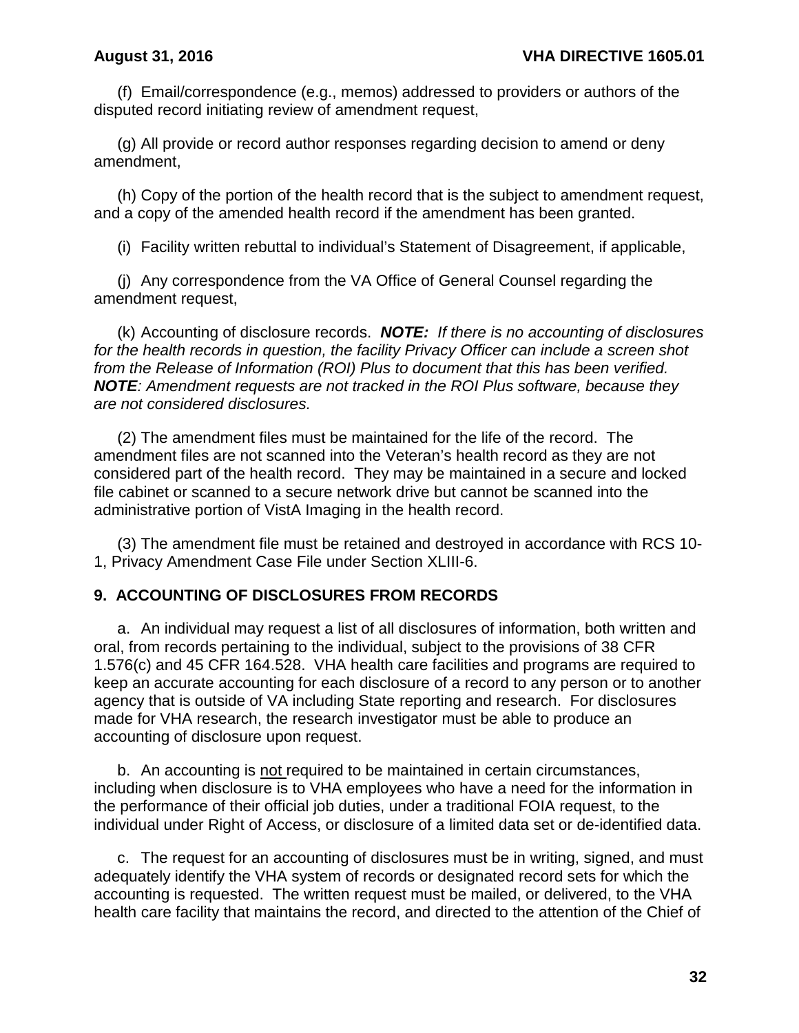(f) Email/correspondence (e.g., memos) addressed to providers or authors of the disputed record initiating review of amendment request,

(g) All provide or record author responses regarding decision to amend or deny amendment,

(h) Copy of the portion of the health record that is the subject to amendment request, and a copy of the amended health record if the amendment has been granted.

(i) Facility written rebuttal to individual's Statement of Disagreement, if applicable,

(j) Any correspondence from the VA Office of General Counsel regarding the amendment request,

(k) Accounting of disclosure records. ***NOTE:*** *If there is no accounting of disclosures for the health records in question, the facility Privacy Officer can include a screen shot from the Release of Information (ROI) Plus to document that this has been verified.* ***NOTE****: Amendment requests are not tracked in the ROI Plus software, because they are not considered disclosures.*

(2) The amendment files must be maintained for the life of the record. The amendment files are not scanned into the Veteran's health record as they are not considered part of the health record. They may be maintained in a secure and locked file cabinet or scanned to a secure network drive but cannot be scanned into the administrative portion of VistA Imaging in the health record.

(3) The amendment file must be retained and destroyed in accordance with RCS 10-1, Privacy Amendment Case File under Section XLIII-6.

## 9. ACCOUNTING OF DISCLOSURES FROM RECORDS

a. An individual may request a list of all disclosures of information, both written and oral, from records pertaining to the individual, subject to the provisions of 38 CFR 1.576(c) and 45 CFR 164.528. VHA health care facilities and programs are required to keep an accurate accounting for each disclosure of a record to any person or to another agency that is outside of VA including State reporting and research. For disclosures made for VHA research, the research investigator must be able to produce an accounting of disclosure upon request.

b. An accounting is not required to be maintained in certain circumstances, including when disclosure is to VHA employees who have a need for the information in the performance of their official job duties, under a traditional FOIA request, to the individual under Right of Access, or disclosure of a limited data set or de-identified data.

c. The request for an accounting of disclosures must be in writing, signed, and must adequately identify the VHA system of records or designated record sets for which the accounting is requested. The written request must be mailed, or delivered, to the VHA health care facility that maintains the record, and directed to the attention of the Chief of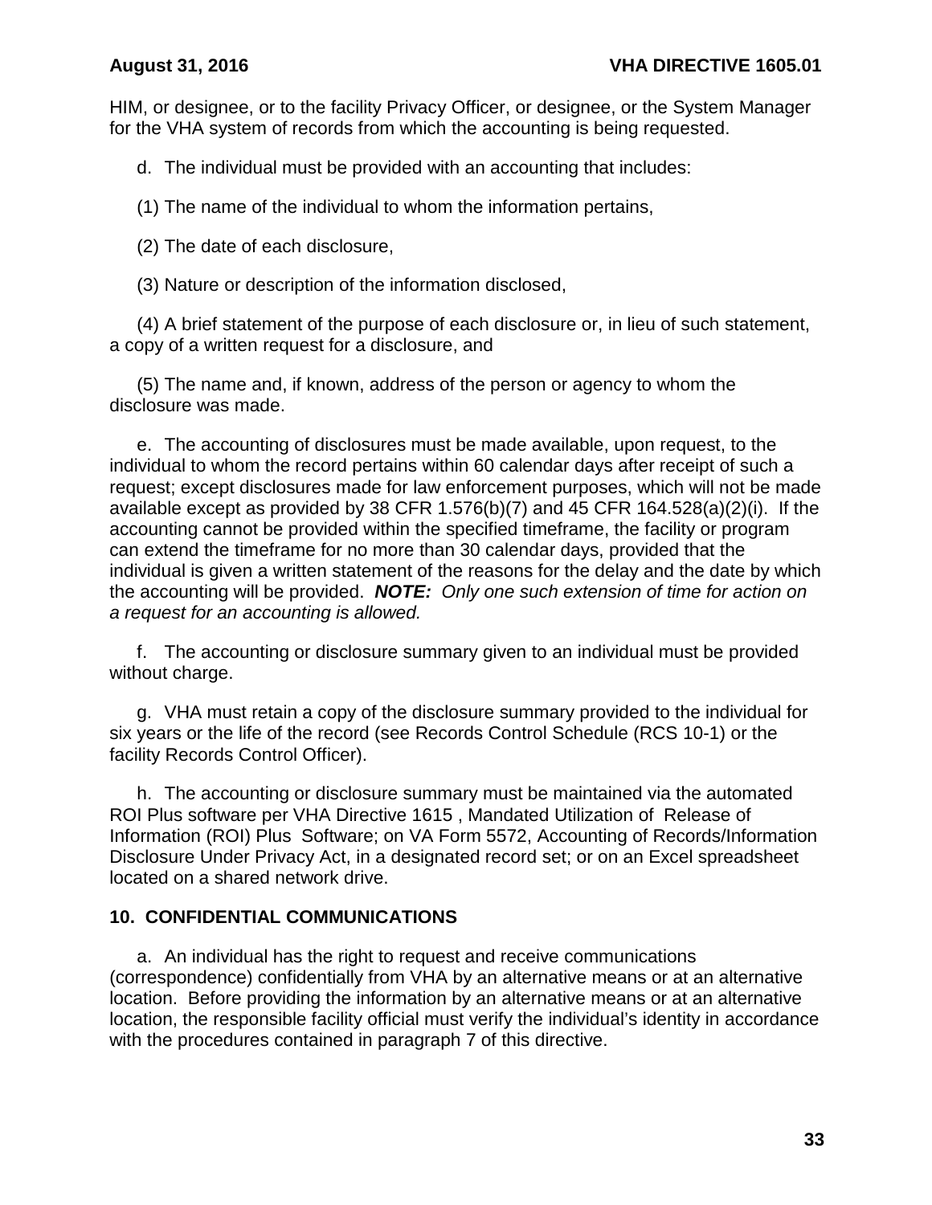HIM, or designee, or to the facility Privacy Officer, or designee, or the System Manager for the VHA system of records from which the accounting is being requested.

d. The individual must be provided with an accounting that includes:

(1) The name of the individual to whom the information pertains,

(2) The date of each disclosure,

(3) Nature or description of the information disclosed,

(4) A brief statement of the purpose of each disclosure or, in lieu of such statement, a copy of a written request for a disclosure, and

(5) The name and, if known, address of the person or agency to whom the disclosure was made.

e. The accounting of disclosures must be made available, upon request, to the individual to whom the record pertains within 60 calendar days after receipt of such a request; except disclosures made for law enforcement purposes, which will not be made available except as provided by 38 CFR 1.576(b)(7) and 45 CFR 164.528(a)(2)(i). If the accounting cannot be provided within the specified timeframe, the facility or program can extend the timeframe for no more than 30 calendar days, provided that the individual is given a written statement of the reasons for the delay and the date by which the accounting will be provided. ***NOTE:*** *Only one such extension of time for action on a request for an accounting is allowed.*

f. The accounting or disclosure summary given to an individual must be provided without charge.

g. VHA must retain a copy of the disclosure summary provided to the individual for six years or the life of the record (see Records Control Schedule (RCS 10-1) or the facility Records Control Officer).

h. The accounting or disclosure summary must be maintained via the automated ROI Plus software per VHA Directive 1615 , Mandated Utilization of Release of Information (ROI) Plus Software; on VA Form 5572, Accounting of Records/Information Disclosure Under Privacy Act, in a designated record set; or on an Excel spreadsheet located on a shared network drive.

## 10. CONFIDENTIAL COMMUNICATIONS

a. An individual has the right to request and receive communications (correspondence) confidentially from VHA by an alternative means or at an alternative location. Before providing the information by an alternative means or at an alternative location, the responsible facility official must verify the individual's identity in accordance with the procedures contained in paragraph 7 of this directive.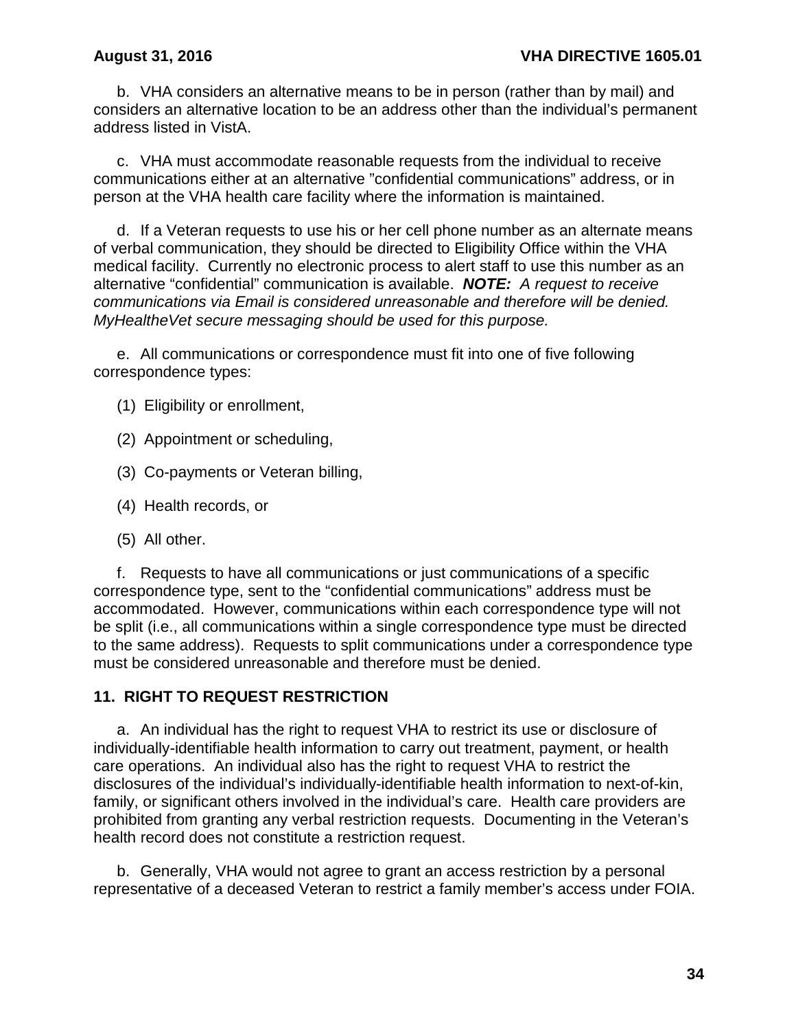b. VHA considers an alternative means to be in person (rather than by mail) and considers an alternative location to be an address other than the individual's permanent address listed in VistA.

c. VHA must accommodate reasonable requests from the individual to receive communications either at an alternative "confidential communications" address, or in person at the VHA health care facility where the information is maintained.

d. If a Veteran requests to use his or her cell phone number as an alternate means of verbal communication, they should be directed to Eligibility Office within the VHA medical facility. Currently no electronic process to alert staff to use this number as an alternative "confidential" communication is available. ***NOTE:*** *A request to receive communications via Email is considered unreasonable and therefore will be denied. MyHealtheVet secure messaging should be used for this purpose.*

e. All communications or correspondence must fit into one of five following correspondence types:

(1) Eligibility or enrollment,

(2) Appointment or scheduling,

(3) Co-payments or Veteran billing,

(4) Health records, or

(5) All other.

f. Requests to have all communications or just communications of a specific correspondence type, sent to the "confidential communications" address must be accommodated. However, communications within each correspondence type will not be split (i.e., all communications within a single correspondence type must be directed to the same address). Requests to split communications under a correspondence type must be considered unreasonable and therefore must be denied.

## 11. RIGHT TO REQUEST RESTRICTION

a. An individual has the right to request VHA to restrict its use or disclosure of individually-identifiable health information to carry out treatment, payment, or health care operations. An individual also has the right to request VHA to restrict the disclosures of the individual's individually-identifiable health information to next-of-kin, family, or significant others involved in the individual's care. Health care providers are prohibited from granting any verbal restriction requests. Documenting in the Veteran's health record does not constitute a restriction request.

b. Generally, VHA would not agree to grant an access restriction by a personal representative of a deceased Veteran to restrict a family member's access under FOIA.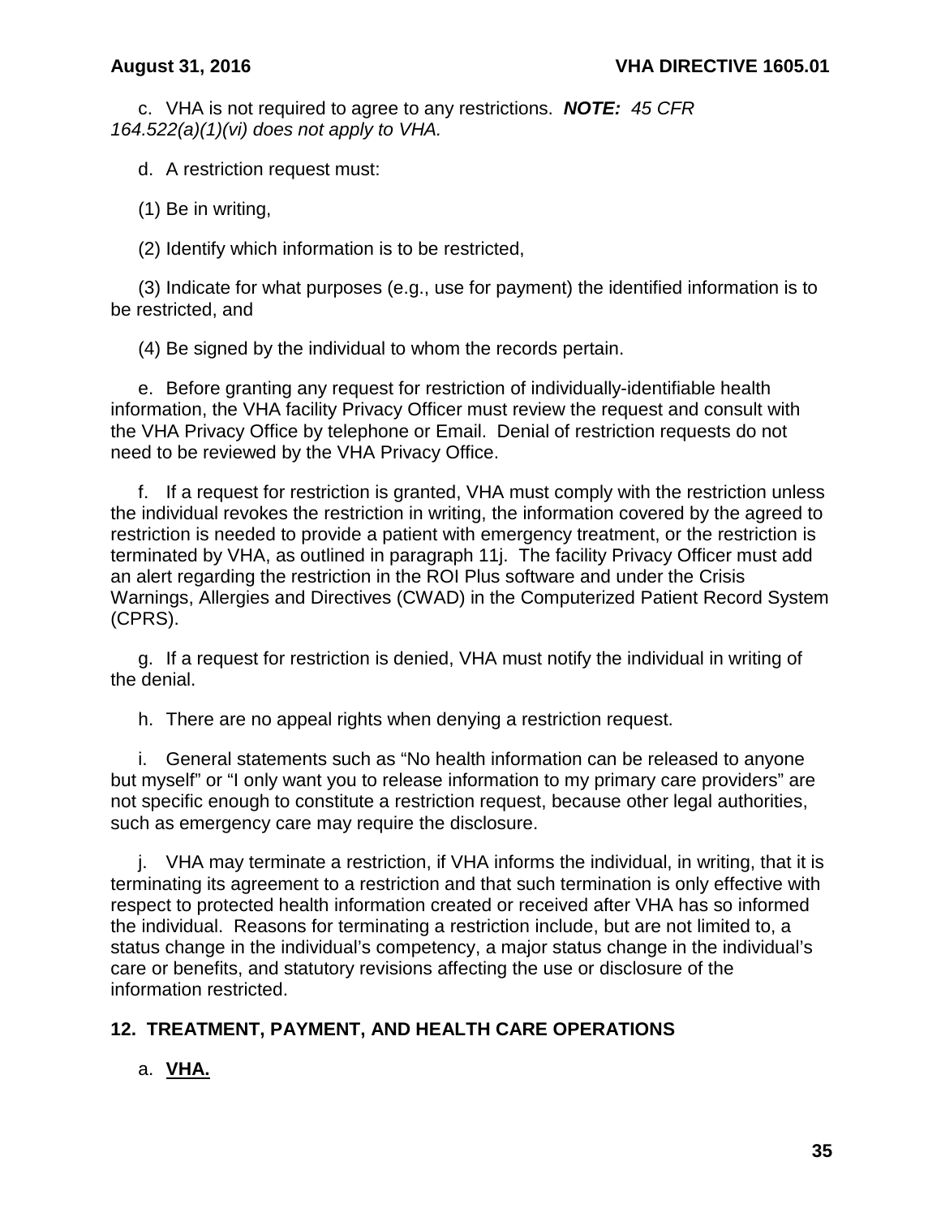c. VHA is not required to agree to any restrictions. ***NOTE:*** *45 CFR 164.522(a)(1)(vi) does not apply to VHA.*

d. A restriction request must:

(1) Be in writing,

(2) Identify which information is to be restricted,

(3) Indicate for what purposes (e.g., use for payment) the identified information is to be restricted, and

(4) Be signed by the individual to whom the records pertain.

e. Before granting any request for restriction of individually-identifiable health information, the VHA facility Privacy Officer must review the request and consult with the VHA Privacy Office by telephone or Email. Denial of restriction requests do not need to be reviewed by the VHA Privacy Office.

f. If a request for restriction is granted, VHA must comply with the restriction unless the individual revokes the restriction in writing, the information covered by the agreed to restriction is needed to provide a patient with emergency treatment, or the restriction is terminated by VHA, as outlined in paragraph 11j. The facility Privacy Officer must add an alert regarding the restriction in the ROI Plus software and under the Crisis Warnings, Allergies and Directives (CWAD) in the Computerized Patient Record System (CPRS).

g. If a request for restriction is denied, VHA must notify the individual in writing of the denial.

h. There are no appeal rights when denying a restriction request.

i. General statements such as "No health information can be released to anyone but myself" or "I only want you to release information to my primary care providers" are not specific enough to constitute a restriction request, because other legal authorities, such as emergency care may require the disclosure.

j. VHA may terminate a restriction, if VHA informs the individual, in writing, that it is terminating its agreement to a restriction and that such termination is only effective with respect to protected health information created or received after VHA has so informed the individual. Reasons for terminating a restriction include, but are not limited to, a status change in the individual's competency, a major status change in the individual's care or benefits, and statutory revisions affecting the use or disclosure of the information restricted.

## 12. TREATMENT, PAYMENT, AND HEALTH CARE OPERATIONS

a. **VHA.**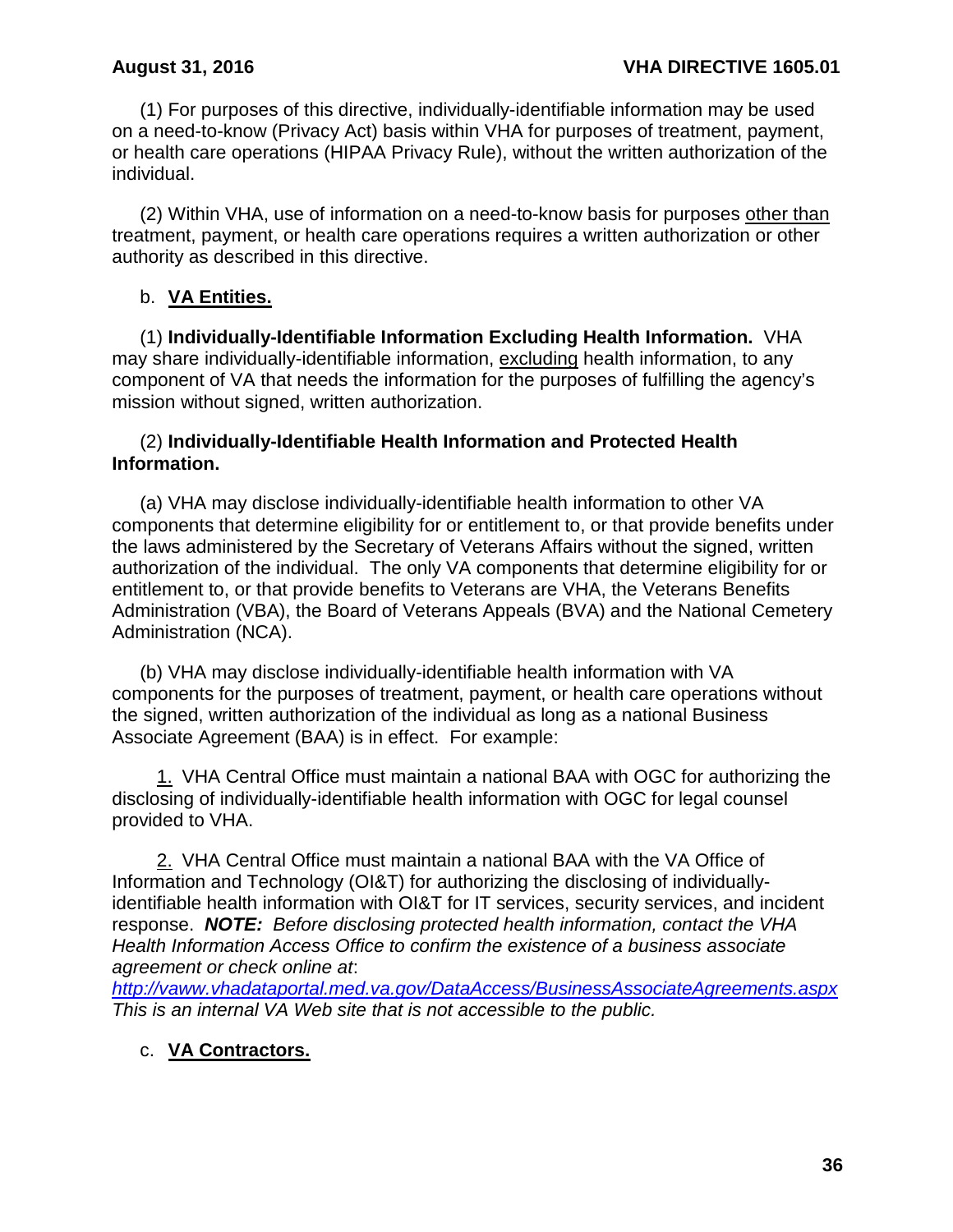(1) For purposes of this directive, individually-identifiable information may be used on a need-to-know (Privacy Act) basis within VHA for purposes of treatment, payment, or health care operations (HIPAA Privacy Rule), without the written authorization of the individual.

(2) Within VHA, use of information on a need-to-know basis for purposes other than treatment, payment, or health care operations requires a written authorization or other authority as described in this directive.

b. **VA Entities.**

(1) **Individually-Identifiable Information Excluding Health Information.** VHA may share individually-identifiable information, excluding health information, to any component of VA that needs the information for the purposes of fulfilling the agency's mission without signed, written authorization.

(2) **Individually-Identifiable Health Information and Protected Health Information.**

(a) VHA may disclose individually-identifiable health information to other VA components that determine eligibility for or entitlement to, or that provide benefits under the laws administered by the Secretary of Veterans Affairs without the signed, written authorization of the individual. The only VA components that determine eligibility for or entitlement to, or that provide benefits to Veterans are VHA, the Veterans Benefits Administration (VBA), the Board of Veterans Appeals (BVA) and the National Cemetery Administration (NCA).

(b) VHA may disclose individually-identifiable health information with VA components for the purposes of treatment, payment, or health care operations without the signed, written authorization of the individual as long as a national Business Associate Agreement (BAA) is in effect. For example:

1. VHA Central Office must maintain a national BAA with OGC for authorizing the disclosing of individually-identifiable health information with OGC for legal counsel provided to VHA.

2. VHA Central Office must maintain a national BAA with the VA Office of Information and Technology (OI&T) for authorizing the disclosing of individually-identifiable health information with OI&T for IT services, security services, and incident response. ***NOTE:*** *Before disclosing protected health information, contact the VHA Health Information Access Office to confirm the existence of a business associate agreement or check online at*: *http://vaww.vhadataportal.med.va.gov/DataAccess/BusinessAssociateAgreements.aspx This is an internal VA Web site that is not accessible to the public.*

c. **VA Contractors.**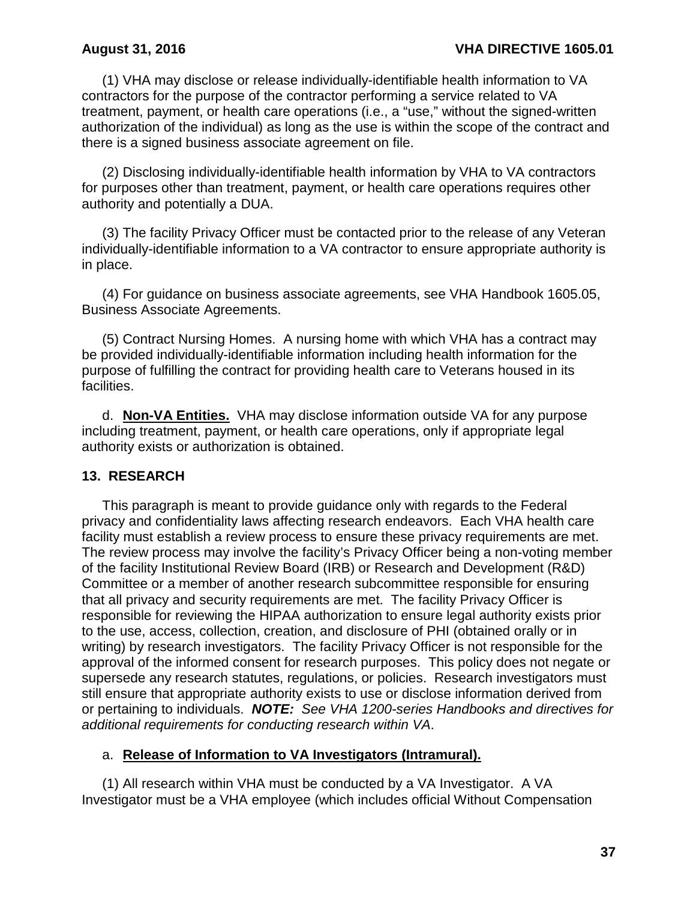(1) VHA may disclose or release individually-identifiable health information to VA contractors for the purpose of the contractor performing a service related to VA treatment, payment, or health care operations (i.e., a "use," without the signed-written authorization of the individual) as long as the use is within the scope of the contract and there is a signed business associate agreement on file.

(2) Disclosing individually-identifiable health information by VHA to VA contractors for purposes other than treatment, payment, or health care operations requires other authority and potentially a DUA.

(3) The facility Privacy Officer must be contacted prior to the release of any Veteran individually-identifiable information to a VA contractor to ensure appropriate authority is in place.

(4) For guidance on business associate agreements, see VHA Handbook 1605.05, Business Associate Agreements.

(5) Contract Nursing Homes. A nursing home with which VHA has a contract may be provided individually-identifiable information including health information for the purpose of fulfilling the contract for providing health care to Veterans housed in its facilities.

d. **Non-VA Entities.** VHA may disclose information outside VA for any purpose including treatment, payment, or health care operations, only if appropriate legal authority exists or authorization is obtained.

## 13. RESEARCH

This paragraph is meant to provide guidance only with regards to the Federal privacy and confidentiality laws affecting research endeavors. Each VHA health care facility must establish a review process to ensure these privacy requirements are met. The review process may involve the facility's Privacy Officer being a non-voting member of the facility Institutional Review Board (IRB) or Research and Development (R&D) Committee or a member of another research subcommittee responsible for ensuring that all privacy and security requirements are met. The facility Privacy Officer is responsible for reviewing the HIPAA authorization to ensure legal authority exists prior to the use, access, collection, creation, and disclosure of PHI (obtained orally or in writing) by research investigators. The facility Privacy Officer is not responsible for the approval of the informed consent for research purposes. This policy does not negate or supersede any research statutes, regulations, or policies. Research investigators must still ensure that appropriate authority exists to use or disclose information derived from or pertaining to individuals. ***NOTE:*** *See VHA 1200-series Handbooks and directives for additional requirements for conducting research within VA.*

a. **Release of Information to VA Investigators (Intramural).**

(1) All research within VHA must be conducted by a VA Investigator. A VA Investigator must be a VHA employee (which includes official Without Compensation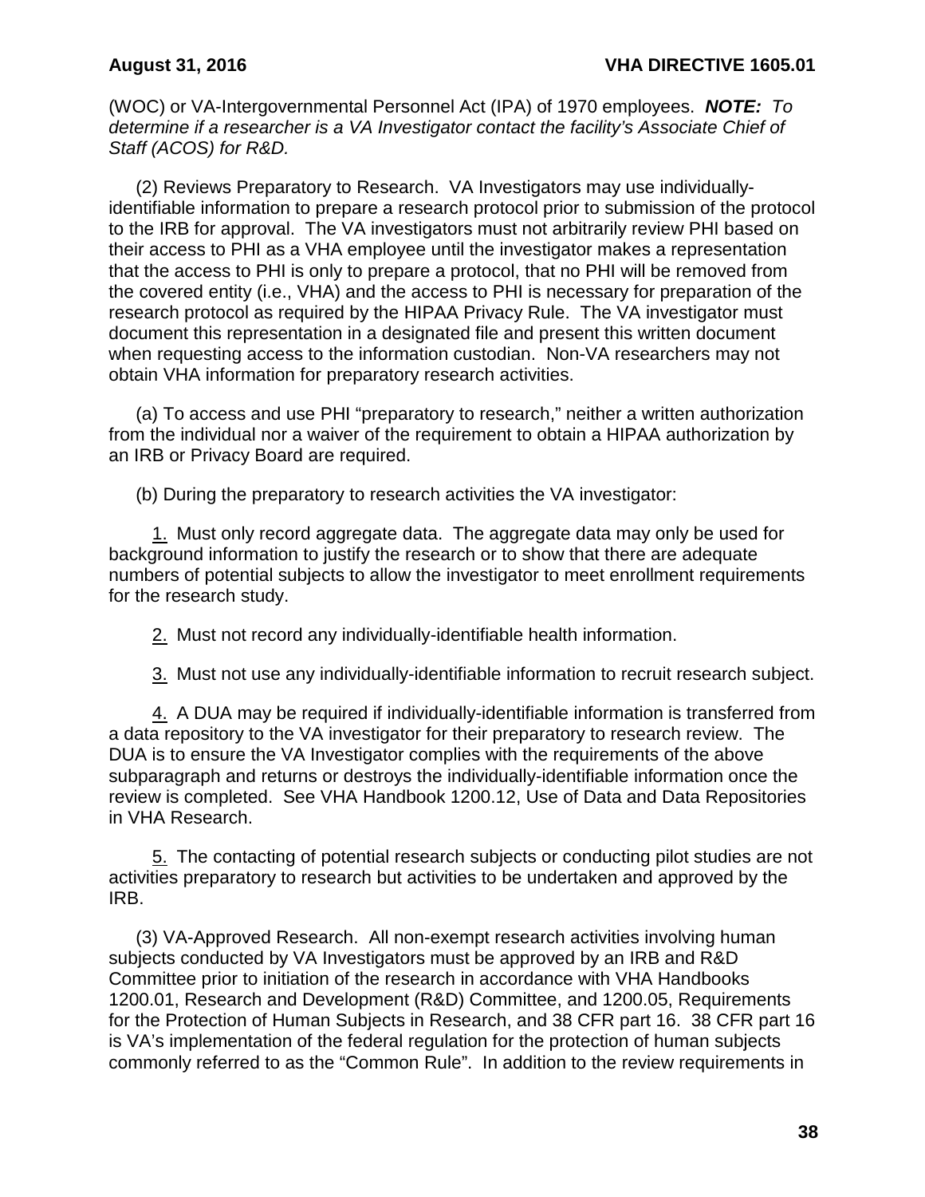(WOC) or VA-Intergovernmental Personnel Act (IPA) of 1970 employees. ***NOTE:*** *To determine if a researcher is a VA Investigator contact the facility's Associate Chief of Staff (ACOS) for R&D.*

(2) Reviews Preparatory to Research. VA Investigators may use individually-identifiable information to prepare a research protocol prior to submission of the protocol to the IRB for approval. The VA investigators must not arbitrarily review PHI based on their access to PHI as a VHA employee until the investigator makes a representation that the access to PHI is only to prepare a protocol, that no PHI will be removed from the covered entity (i.e., VHA) and the access to PHI is necessary for preparation of the research protocol as required by the HIPAA Privacy Rule. The VA investigator must document this representation in a designated file and present this written document when requesting access to the information custodian. Non-VA researchers may not obtain VHA information for preparatory research activities.

(a) To access and use PHI "preparatory to research," neither a written authorization from the individual nor a waiver of the requirement to obtain a HIPAA authorization by an IRB or Privacy Board are required.

(b) During the preparatory to research activities the VA investigator:

<u>1.</u> Must only record aggregate data. The aggregate data may only be used for background information to justify the research or to show that there are adequate numbers of potential subjects to allow the investigator to meet enrollment requirements for the research study.

<u>2.</u> Must not record any individually-identifiable health information.

<u>3.</u> Must not use any individually-identifiable information to recruit research subject.

<u>4.</u> A DUA may be required if individually-identifiable information is transferred from a data repository to the VA investigator for their preparatory to research review. The DUA is to ensure the VA Investigator complies with the requirements of the above subparagraph and returns or destroys the individually-identifiable information once the review is completed. See VHA Handbook 1200.12, Use of Data and Data Repositories in VHA Research.

<u>5.</u> The contacting of potential research subjects or conducting pilot studies are not activities preparatory to research but activities to be undertaken and approved by the IRB.

(3) VA-Approved Research. All non-exempt research activities involving human subjects conducted by VA Investigators must be approved by an IRB and R&D Committee prior to initiation of the research in accordance with VHA Handbooks 1200.01, Research and Development (R&D) Committee, and 1200.05, Requirements for the Protection of Human Subjects in Research, and 38 CFR part 16. 38 CFR part 16 is VA's implementation of the federal regulation for the protection of human subjects commonly referred to as the "Common Rule". In addition to the review requirements in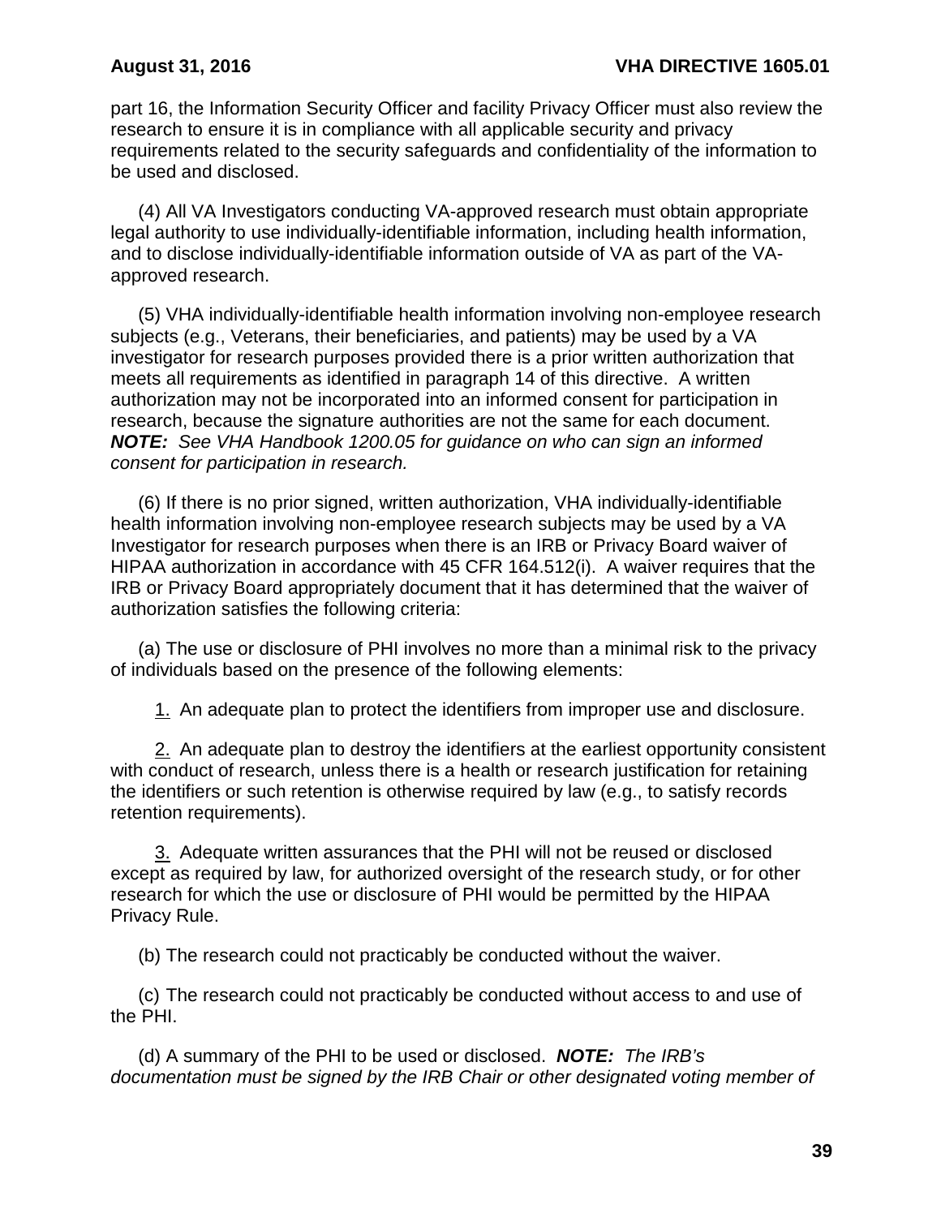part 16, the Information Security Officer and facility Privacy Officer must also review the research to ensure it is in compliance with all applicable security and privacy requirements related to the security safeguards and confidentiality of the information to be used and disclosed.

(4) All VA Investigators conducting VA-approved research must obtain appropriate legal authority to use individually-identifiable information, including health information, and to disclose individually-identifiable information outside of VA as part of the VA-approved research.

(5) VHA individually-identifiable health information involving non-employee research subjects (e.g., Veterans, their beneficiaries, and patients) may be used by a VA investigator for research purposes provided there is a prior written authorization that meets all requirements as identified in paragraph 14 of this directive. A written authorization may not be incorporated into an informed consent for participation in research, because the signature authorities are not the same for each document. ***NOTE:*** *See VHA Handbook 1200.05 for guidance on who can sign an informed consent for participation in research.*

(6) If there is no prior signed, written authorization, VHA individually-identifiable health information involving non-employee research subjects may be used by a VA Investigator for research purposes when there is an IRB or Privacy Board waiver of HIPAA authorization in accordance with 45 CFR 164.512(i). A waiver requires that the IRB or Privacy Board appropriately document that it has determined that the waiver of authorization satisfies the following criteria:

(a) The use or disclosure of PHI involves no more than a minimal risk to the privacy of individuals based on the presence of the following elements:

1. An adequate plan to protect the identifiers from improper use and disclosure.

2. An adequate plan to destroy the identifiers at the earliest opportunity consistent with conduct of research, unless there is a health or research justification for retaining the identifiers or such retention is otherwise required by law (e.g., to satisfy records retention requirements).

3. Adequate written assurances that the PHI will not be reused or disclosed except as required by law, for authorized oversight of the research study, or for other research for which the use or disclosure of PHI would be permitted by the HIPAA Privacy Rule.

(b) The research could not practicably be conducted without the waiver.

(c) The research could not practicably be conducted without access to and use of the PHI.

(d) A summary of the PHI to be used or disclosed. ***NOTE:*** *The IRB's documentation must be signed by the IRB Chair or other designated voting member of*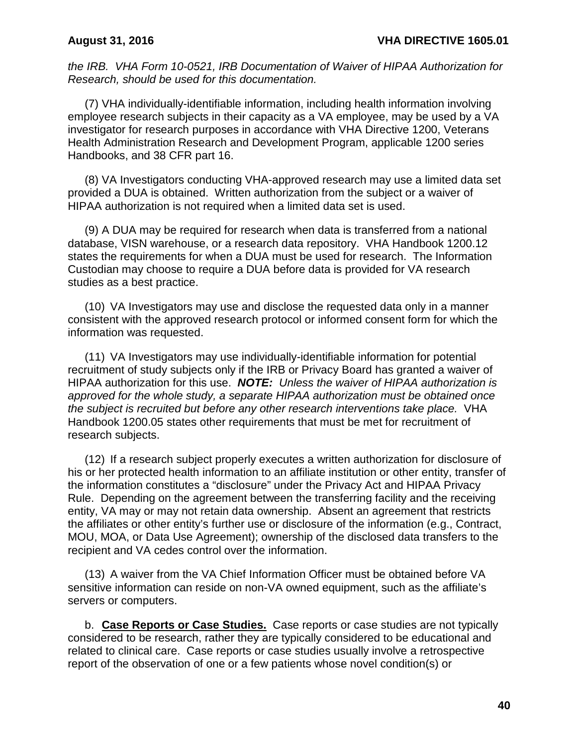*the IRB. VHA Form 10-0521, IRB Documentation of Waiver of HIPAA Authorization for Research, should be used for this documentation.*

(7) VHA individually-identifiable information, including health information involving employee research subjects in their capacity as a VA employee, may be used by a VA investigator for research purposes in accordance with VHA Directive 1200, Veterans Health Administration Research and Development Program, applicable 1200 series Handbooks, and 38 CFR part 16.

(8) VA Investigators conducting VHA-approved research may use a limited data set provided a DUA is obtained. Written authorization from the subject or a waiver of HIPAA authorization is not required when a limited data set is used.

(9) A DUA may be required for research when data is transferred from a national database, VISN warehouse, or a research data repository. VHA Handbook 1200.12 states the requirements for when a DUA must be used for research. The Information Custodian may choose to require a DUA before data is provided for VA research studies as a best practice.

(10) VA Investigators may use and disclose the requested data only in a manner consistent with the approved research protocol or informed consent form for which the information was requested.

(11) VA Investigators may use individually-identifiable information for potential recruitment of study subjects only if the IRB or Privacy Board has granted a waiver of HIPAA authorization for this use. ***NOTE:*** *Unless the waiver of HIPAA authorization is approved for the whole study, a separate HIPAA authorization must be obtained once the subject is recruited but before any other research interventions take place.* VHA Handbook 1200.05 states other requirements that must be met for recruitment of research subjects.

(12) If a research subject properly executes a written authorization for disclosure of his or her protected health information to an affiliate institution or other entity, transfer of the information constitutes a "disclosure" under the Privacy Act and HIPAA Privacy Rule. Depending on the agreement between the transferring facility and the receiving entity, VA may or may not retain data ownership. Absent an agreement that restricts the affiliates or other entity's further use or disclosure of the information (e.g., Contract, MOU, MOA, or Data Use Agreement); ownership of the disclosed data transfers to the recipient and VA cedes control over the information.

(13) A waiver from the VA Chief Information Officer must be obtained before VA sensitive information can reside on non-VA owned equipment, such as the affiliate's servers or computers.

b. **Case Reports or Case Studies.** Case reports or case studies are not typically considered to be research, rather they are typically considered to be educational and related to clinical care. Case reports or case studies usually involve a retrospective report of the observation of one or a few patients whose novel condition(s) or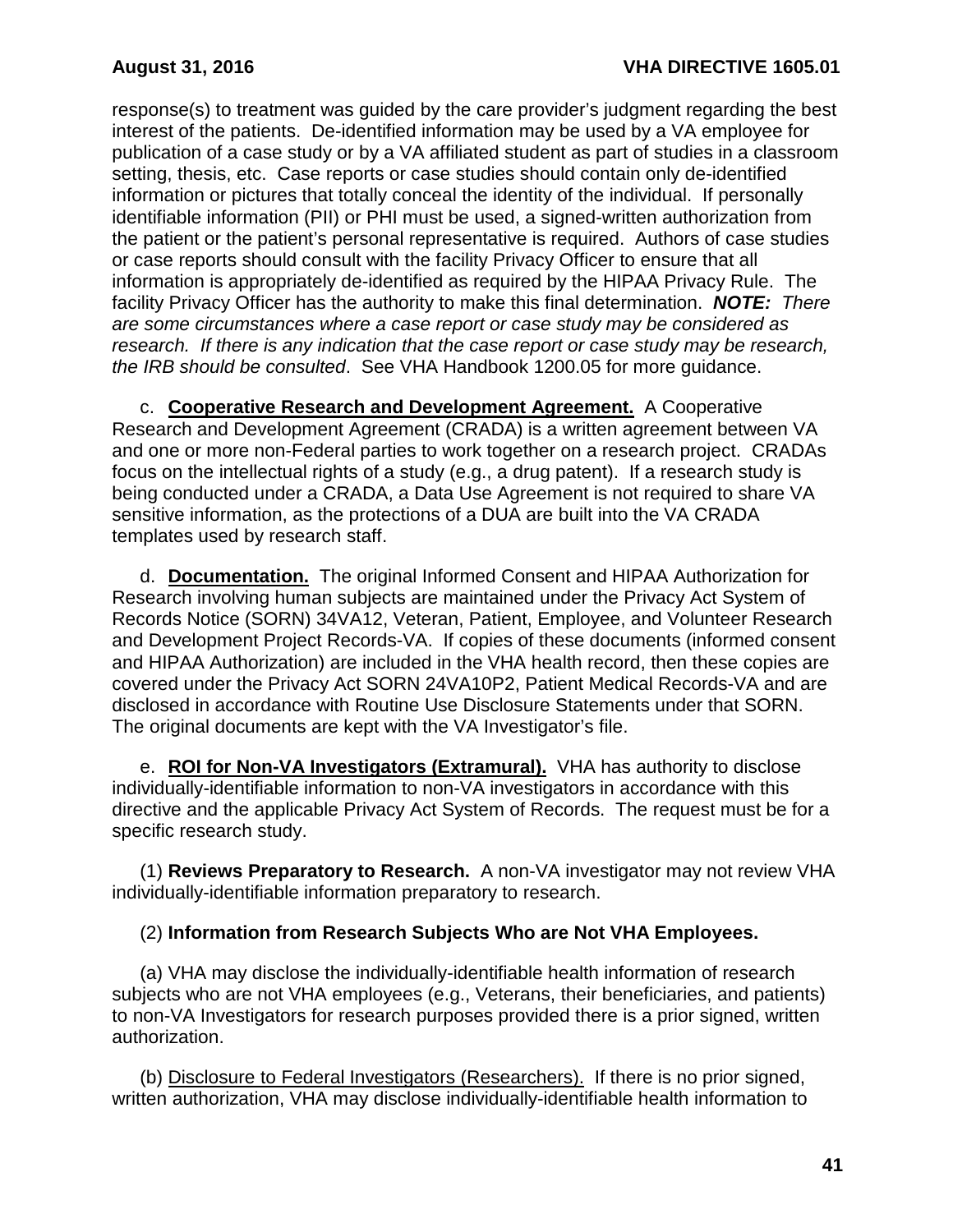response(s) to treatment was guided by the care provider's judgment regarding the best interest of the patients. De-identified information may be used by a VA employee for publication of a case study or by a VA affiliated student as part of studies in a classroom setting, thesis, etc. Case reports or case studies should contain only de-identified information or pictures that totally conceal the identity of the individual. If personally identifiable information (PII) or PHI must be used, a signed-written authorization from the patient or the patient's personal representative is required. Authors of case studies or case reports should consult with the facility Privacy Officer to ensure that all information is appropriately de-identified as required by the HIPAA Privacy Rule. The facility Privacy Officer has the authority to make this final determination. ***NOTE:*** *There are some circumstances where a case report or case study may be considered as research. If there is any indication that the case report or case study may be research, the IRB should be consulted*. See VHA Handbook 1200.05 for more guidance.

c. **Cooperative Research and Development Agreement.** A Cooperative Research and Development Agreement (CRADA) is a written agreement between VA and one or more non-Federal parties to work together on a research project. CRADAs focus on the intellectual rights of a study (e.g., a drug patent). If a research study is being conducted under a CRADA, a Data Use Agreement is not required to share VA sensitive information, as the protections of a DUA are built into the VA CRADA templates used by research staff.

d. **Documentation.** The original Informed Consent and HIPAA Authorization for Research involving human subjects are maintained under the Privacy Act System of Records Notice (SORN) 34VA12, Veteran, Patient, Employee, and Volunteer Research and Development Project Records-VA. If copies of these documents (informed consent and HIPAA Authorization) are included in the VHA health record, then these copies are covered under the Privacy Act SORN 24VA10P2, Patient Medical Records-VA and are disclosed in accordance with Routine Use Disclosure Statements under that SORN. The original documents are kept with the VA Investigator's file.

e. **ROI for Non-VA Investigators (Extramural).** VHA has authority to disclose individually-identifiable information to non-VA investigators in accordance with this directive and the applicable Privacy Act System of Records. The request must be for a specific research study.

(1) **Reviews Preparatory to Research.** A non-VA investigator may not review VHA individually-identifiable information preparatory to research.

(2) **Information from Research Subjects Who are Not VHA Employees.**

(a) VHA may disclose the individually-identifiable health information of research subjects who are not VHA employees (e.g., Veterans, their beneficiaries, and patients) to non-VA Investigators for research purposes provided there is a prior signed, written authorization.

(b) Disclosure to Federal Investigators (Researchers). If there is no prior signed, written authorization, VHA may disclose individually-identifiable health information to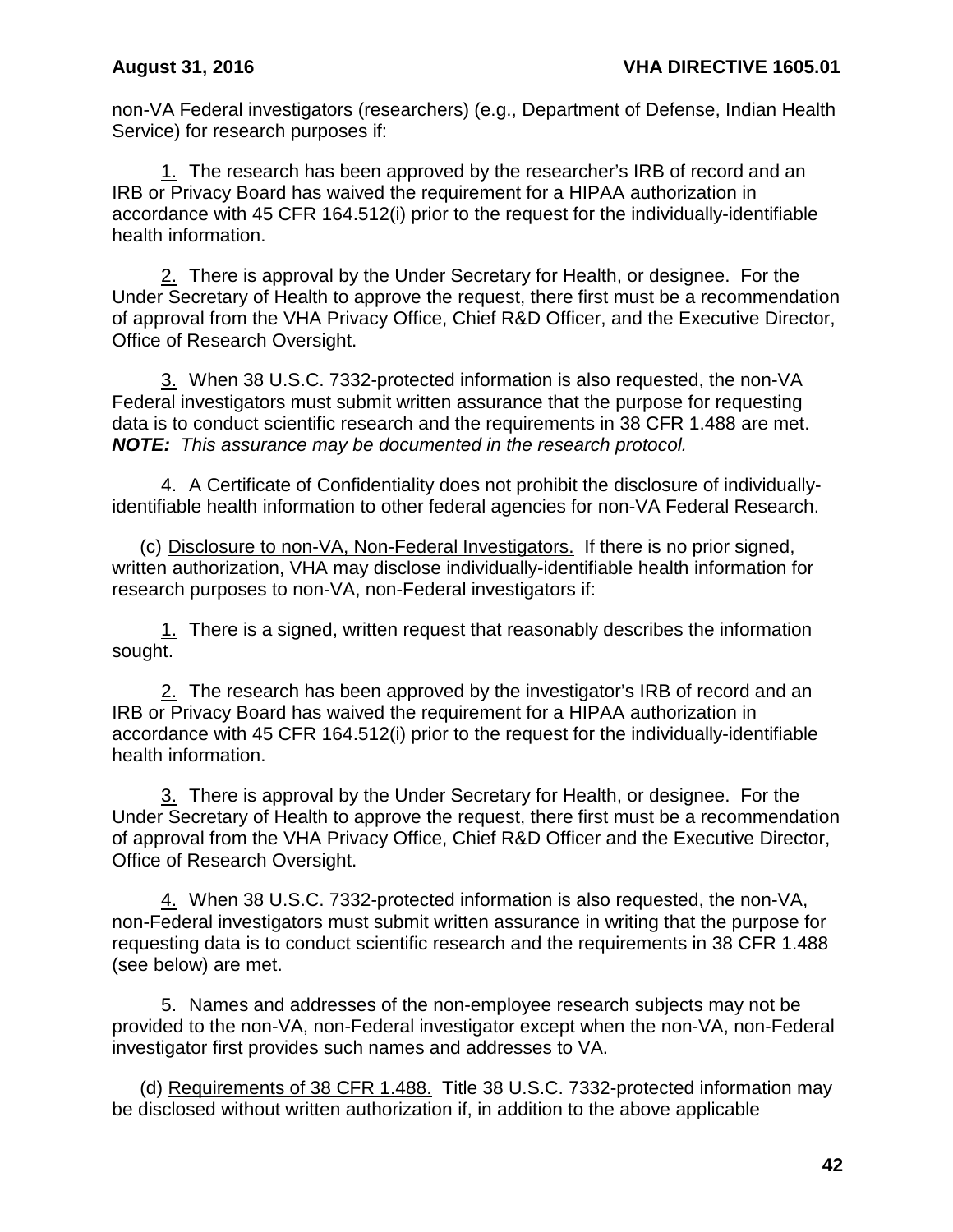non-VA Federal investigators (researchers) (e.g., Department of Defense, Indian Health Service) for research purposes if:

<u>1.</u> The research has been approved by the researcher's IRB of record and an IRB or Privacy Board has waived the requirement for a HIPAA authorization in accordance with 45 CFR 164.512(i) prior to the request for the individually-identifiable health information.

<u>2.</u> There is approval by the Under Secretary for Health, or designee. For the Under Secretary of Health to approve the request, there first must be a recommendation of approval from the VHA Privacy Office, Chief R&D Officer, and the Executive Director, Office of Research Oversight.

<u>3.</u> When 38 U.S.C. 7332-protected information is also requested, the non-VA Federal investigators must submit written assurance that the purpose for requesting data is to conduct scientific research and the requirements in 38 CFR 1.488 are met. ***NOTE:*** *This assurance may be documented in the research protocol.*

<u>4.</u> A Certificate of Confidentiality does not prohibit the disclosure of individually-identifiable health information to other federal agencies for non-VA Federal Research.

(c) <u>Disclosure to non-VA, Non-Federal Investigators.</u> If there is no prior signed, written authorization, VHA may disclose individually-identifiable health information for research purposes to non-VA, non-Federal investigators if:

<u>1.</u> There is a signed, written request that reasonably describes the information sought.

<u>2.</u> The research has been approved by the investigator's IRB of record and an IRB or Privacy Board has waived the requirement for a HIPAA authorization in accordance with 45 CFR 164.512(i) prior to the request for the individually-identifiable health information.

<u>3.</u> There is approval by the Under Secretary for Health, or designee. For the Under Secretary of Health to approve the request, there first must be a recommendation of approval from the VHA Privacy Office, Chief R&D Officer and the Executive Director, Office of Research Oversight.

<u>4.</u> When 38 U.S.C. 7332-protected information is also requested, the non-VA, non-Federal investigators must submit written assurance in writing that the purpose for requesting data is to conduct scientific research and the requirements in 38 CFR 1.488 (see below) are met.

<u>5.</u> Names and addresses of the non-employee research subjects may not be provided to the non-VA, non-Federal investigator except when the non-VA, non-Federal investigator first provides such names and addresses to VA.

(d) <u>Requirements of 38 CFR 1.488.</u> Title 38 U.S.C. 7332-protected information may be disclosed without written authorization if, in addition to the above applicable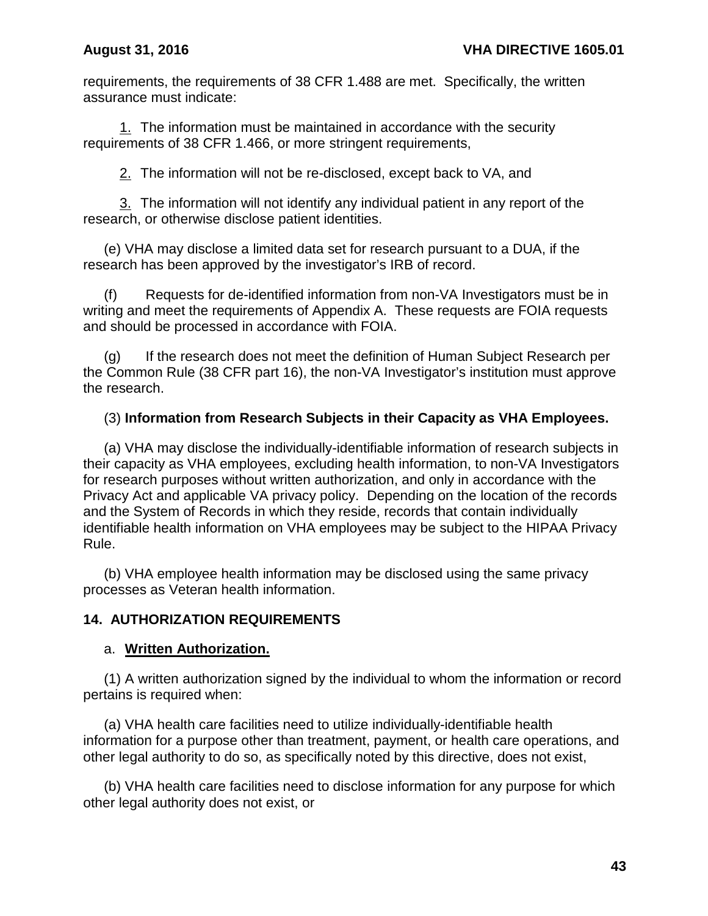requirements, the requirements of 38 CFR 1.488 are met. Specifically, the written assurance must indicate:

<u>1.</u> The information must be maintained in accordance with the security requirements of 38 CFR 1.466, or more stringent requirements,

<u>2.</u> The information will not be re-disclosed, except back to VA, and

<u>3.</u> The information will not identify any individual patient in any report of the research, or otherwise disclose patient identities.

(e) VHA may disclose a limited data set for research pursuant to a DUA, if the research has been approved by the investigator's IRB of record.

(f) Requests for de-identified information from non-VA Investigators must be in writing and meet the requirements of Appendix A. These requests are FOIA requests and should be processed in accordance with FOIA.

(g) If the research does not meet the definition of Human Subject Research per the Common Rule (38 CFR part 16), the non-VA Investigator's institution must approve the research.

(3) **Information from Research Subjects in their Capacity as VHA Employees.**

(a) VHA may disclose the individually-identifiable information of research subjects in their capacity as VHA employees, excluding health information, to non-VA Investigators for research purposes without written authorization, and only in accordance with the Privacy Act and applicable VA privacy policy. Depending on the location of the records and the System of Records in which they reside, records that contain individually identifiable health information on VHA employees may be subject to the HIPAA Privacy Rule.

(b) VHA employee health information may be disclosed using the same privacy processes as Veteran health information.

## 14. AUTHORIZATION REQUIREMENTS

a. **<u>Written Authorization.</u>**

(1) A written authorization signed by the individual to whom the information or record pertains is required when:

(a) VHA health care facilities need to utilize individually-identifiable health information for a purpose other than treatment, payment, or health care operations, and other legal authority to do so, as specifically noted by this directive, does not exist,

(b) VHA health care facilities need to disclose information for any purpose for which other legal authority does not exist, or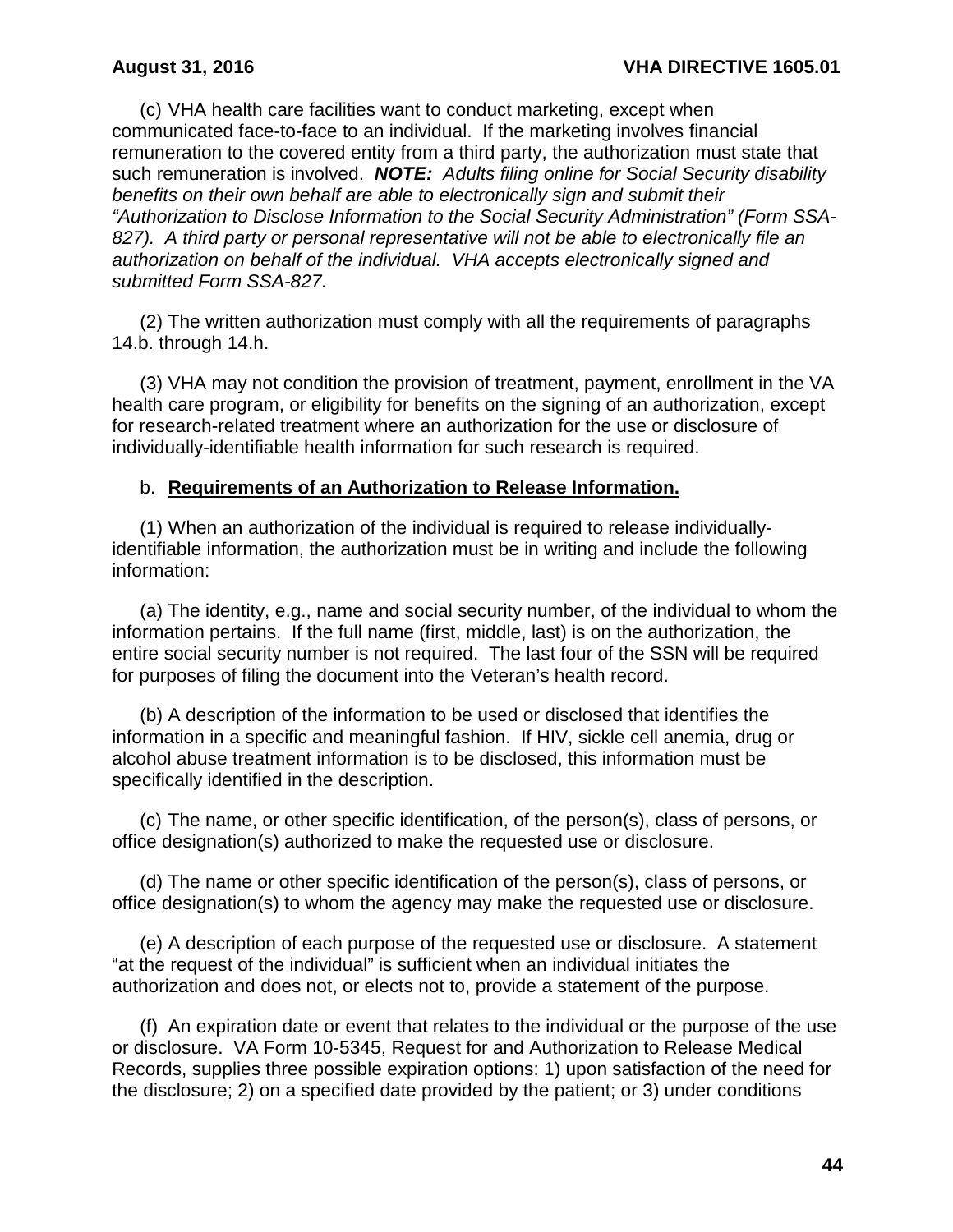(c) VHA health care facilities want to conduct marketing, except when communicated face-to-face to an individual. If the marketing involves financial remuneration to the covered entity from a third party, the authorization must state that such remuneration is involved. ***NOTE:*** *Adults filing online for Social Security disability benefits on their own behalf are able to electronically sign and submit their "Authorization to Disclose Information to the Social Security Administration" (Form SSA-827). A third party or personal representative will not be able to electronically file an authorization on behalf of the individual. VHA accepts electronically signed and submitted Form SSA-827.*

(2) The written authorization must comply with all the requirements of paragraphs 14.b. through 14.h.

(3) VHA may not condition the provision of treatment, payment, enrollment in the VA health care program, or eligibility for benefits on the signing of an authorization, except for research-related treatment where an authorization for the use or disclosure of individually-identifiable health information for such research is required.

b. **Requirements of an Authorization to Release Information.**

(1) When an authorization of the individual is required to release individually-identifiable information, the authorization must be in writing and include the following information:

(a) The identity, e.g., name and social security number, of the individual to whom the information pertains. If the full name (first, middle, last) is on the authorization, the entire social security number is not required. The last four of the SSN will be required for purposes of filing the document into the Veteran's health record.

(b) A description of the information to be used or disclosed that identifies the information in a specific and meaningful fashion. If HIV, sickle cell anemia, drug or alcohol abuse treatment information is to be disclosed, this information must be specifically identified in the description.

(c) The name, or other specific identification, of the person(s), class of persons, or office designation(s) authorized to make the requested use or disclosure.

(d) The name or other specific identification of the person(s), class of persons, or office designation(s) to whom the agency may make the requested use or disclosure.

(e) A description of each purpose of the requested use or disclosure. A statement "at the request of the individual" is sufficient when an individual initiates the authorization and does not, or elects not to, provide a statement of the purpose.

(f) An expiration date or event that relates to the individual or the purpose of the use or disclosure. VA Form 10-5345, Request for and Authorization to Release Medical Records, supplies three possible expiration options: 1) upon satisfaction of the need for the disclosure; 2) on a specified date provided by the patient; or 3) under conditions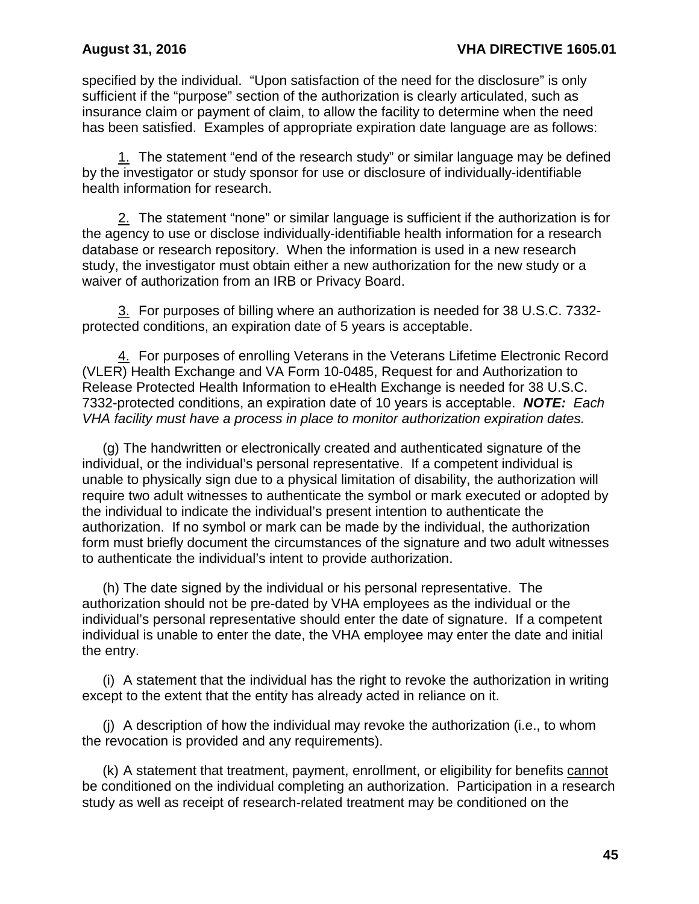specified by the individual. "Upon satisfaction of the need for the disclosure" is only sufficient if the "purpose" section of the authorization is clearly articulated, such as insurance claim or payment of claim, to allow the facility to determine when the need has been satisfied. Examples of appropriate expiration date language are as follows:

1. The statement "end of the research study" or similar language may be defined by the investigator or study sponsor for use or disclosure of individually-identifiable health information for research.

2. The statement "none" or similar language is sufficient if the authorization is for the agency to use or disclose individually-identifiable health information for a research database or research repository. When the information is used in a new research study, the investigator must obtain either a new authorization for the new study or a waiver of authorization from an IRB or Privacy Board.

3. For purposes of billing where an authorization is needed for 38 U.S.C. 7332-protected conditions, an expiration date of 5 years is acceptable.

4. For purposes of enrolling Veterans in the Veterans Lifetime Electronic Record (VLER) Health Exchange and VA Form 10-0485, Request for and Authorization to Release Protected Health Information to eHealth Exchange is needed for 38 U.S.C. 7332-protected conditions, an expiration date of 10 years is acceptable. ***NOTE:*** *Each VHA facility must have a process in place to monitor authorization expiration dates.*

(g) The handwritten or electronically created and authenticated signature of the individual, or the individual's personal representative. If a competent individual is unable to physically sign due to a physical limitation of disability, the authorization will require two adult witnesses to authenticate the symbol or mark executed or adopted by the individual to indicate the individual's present intention to authenticate the authorization. If no symbol or mark can be made by the individual, the authorization form must briefly document the circumstances of the signature and two adult witnesses to authenticate the individual's intent to provide authorization.

(h) The date signed by the individual or his personal representative. The authorization should not be pre-dated by VHA employees as the individual or the individual's personal representative should enter the date of signature. If a competent individual is unable to enter the date, the VHA employee may enter the date and initial the entry.

(i) A statement that the individual has the right to revoke the authorization in writing except to the extent that the entity has already acted in reliance on it.

(j) A description of how the individual may revoke the authorization (i.e., to whom the revocation is provided and any requirements).

(k) A statement that treatment, payment, enrollment, or eligibility for benefits cannot be conditioned on the individual completing an authorization. Participation in a research study as well as receipt of research-related treatment may be conditioned on the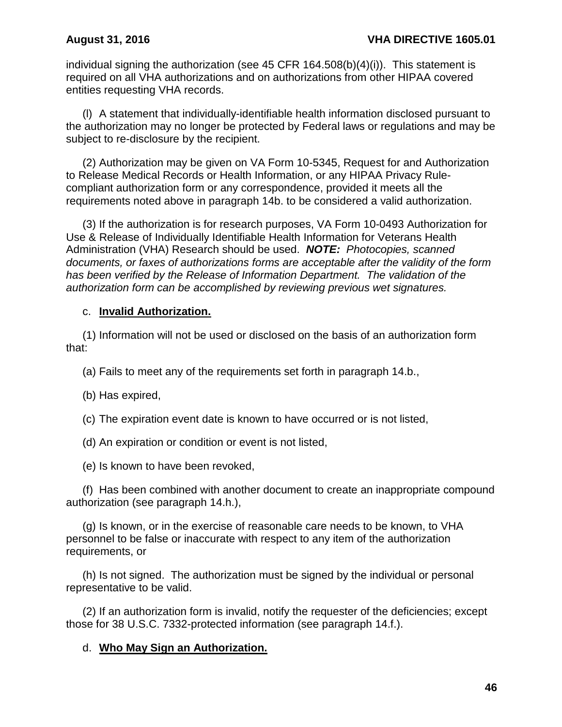individual signing the authorization (see 45 CFR 164.508(b)(4)(i)). This statement is required on all VHA authorizations and on authorizations from other HIPAA covered entities requesting VHA records.

(l) A statement that individually-identifiable health information disclosed pursuant to the authorization may no longer be protected by Federal laws or regulations and may be subject to re-disclosure by the recipient.

(2) Authorization may be given on VA Form 10-5345, Request for and Authorization to Release Medical Records or Health Information, or any HIPAA Privacy Rule-compliant authorization form or any correspondence, provided it meets all the requirements noted above in paragraph 14b. to be considered a valid authorization.

(3) If the authorization is for research purposes, VA Form 10-0493 Authorization for Use & Release of Individually Identifiable Health Information for Veterans Health Administration (VHA) Research should be used. ***NOTE:*** *Photocopies, scanned documents, or faxes of authorizations forms are acceptable after the validity of the form has been verified by the Release of Information Department. The validation of the authorization form can be accomplished by reviewing previous wet signatures.*

c. **Invalid Authorization.**

(1) Information will not be used or disclosed on the basis of an authorization form that:

(a) Fails to meet any of the requirements set forth in paragraph 14.b.,

(b) Has expired,

(c) The expiration event date is known to have occurred or is not listed,

(d) An expiration or condition or event is not listed,

(e) Is known to have been revoked,

(f) Has been combined with another document to create an inappropriate compound authorization (see paragraph 14.h.),

(g) Is known, or in the exercise of reasonable care needs to be known, to VHA personnel to be false or inaccurate with respect to any item of the authorization requirements, or

(h) Is not signed. The authorization must be signed by the individual or personal representative to be valid.

(2) If an authorization form is invalid, notify the requester of the deficiencies; except those for 38 U.S.C. 7332-protected information (see paragraph 14.f.).

d. **Who May Sign an Authorization.**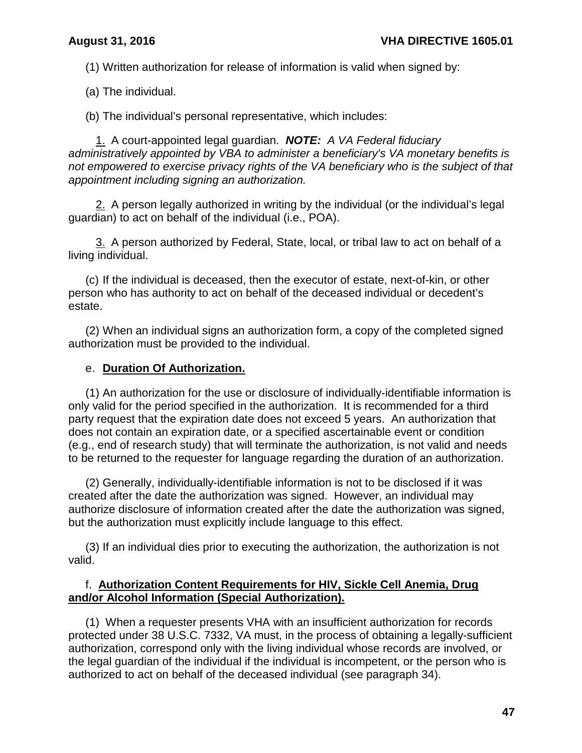(1) Written authorization for release of information is valid when signed by:

(a) The individual.

(b) The individual's personal representative, which includes:

<u>1.</u> A court-appointed legal guardian. ***NOTE:*** *A VA Federal fiduciary administratively appointed by VBA to administer a beneficiary's VA monetary benefits is not empowered to exercise privacy rights of the VA beneficiary who is the subject of that appointment including signing an authorization.*

<u>2.</u> A person legally authorized in writing by the individual (or the individual's legal guardian) to act on behalf of the individual (i.e., POA).

<u>3.</u> A person authorized by Federal, State, local, or tribal law to act on behalf of a living individual.

(c) If the individual is deceased, then the executor of estate, next-of-kin, or other person who has authority to act on behalf of the deceased individual or decedent's estate.

(2) When an individual signs an authorization form, a copy of the completed signed authorization must be provided to the individual.

e. **<u>Duration Of Authorization.</u>**

(1) An authorization for the use or disclosure of individually-identifiable information is only valid for the period specified in the authorization. It is recommended for a third party request that the expiration date does not exceed 5 years. An authorization that does not contain an expiration date, or a specified ascertainable event or condition (e.g., end of research study) that will terminate the authorization, is not valid and needs to be returned to the requester for language regarding the duration of an authorization.

(2) Generally, individually-identifiable information is not to be disclosed if it was created after the date the authorization was signed. However, an individual may authorize disclosure of information created after the date the authorization was signed, but the authorization must explicitly include language to this effect.

(3) If an individual dies prior to executing the authorization, the authorization is not valid.

f. **<u>Authorization Content Requirements for HIV, Sickle Cell Anemia, Drug and/or Alcohol Information (Special Authorization).</u>**

(1) When a requester presents VHA with an insufficient authorization for records protected under 38 U.S.C. 7332, VA must, in the process of obtaining a legally-sufficient authorization, correspond only with the living individual whose records are involved, or the legal guardian of the individual if the individual is incompetent, or the person who is authorized to act on behalf of the deceased individual (see paragraph 34).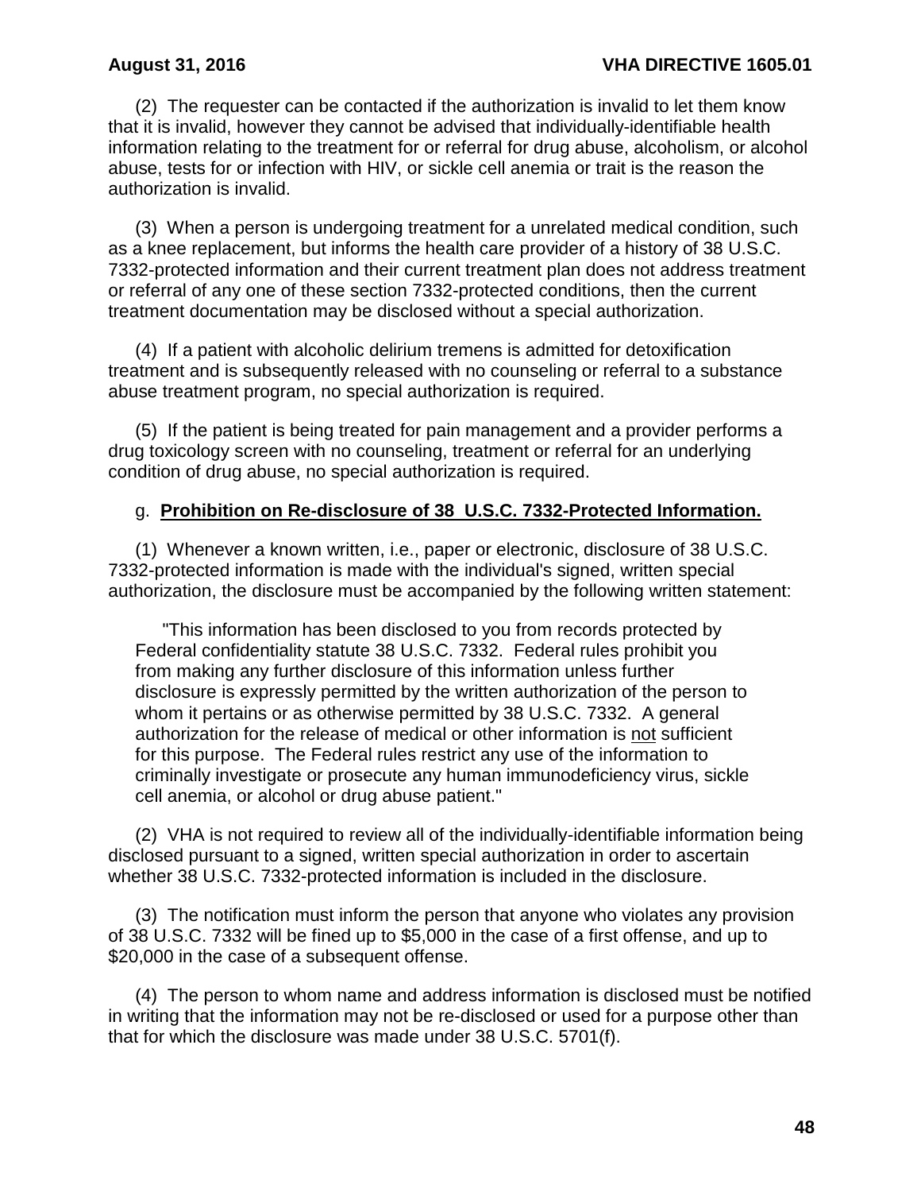(2) The requester can be contacted if the authorization is invalid to let them know that it is invalid, however they cannot be advised that individually-identifiable health information relating to the treatment for or referral for drug abuse, alcoholism, or alcohol abuse, tests for or infection with HIV, or sickle cell anemia or trait is the reason the authorization is invalid.

(3) When a person is undergoing treatment for a unrelated medical condition, such as a knee replacement, but informs the health care provider of a history of 38 U.S.C. 7332-protected information and their current treatment plan does not address treatment or referral of any one of these section 7332-protected conditions, then the current treatment documentation may be disclosed without a special authorization.

(4) If a patient with alcoholic delirium tremens is admitted for detoxification treatment and is subsequently released with no counseling or referral to a substance abuse treatment program, no special authorization is required.

(5) If the patient is being treated for pain management and a provider performs a drug toxicology screen with no counseling, treatment or referral for an underlying condition of drug abuse, no special authorization is required.

g. **Prohibition on Re-disclosure of 38 U.S.C. 7332-Protected Information.**

(1) Whenever a known written, i.e., paper or electronic, disclosure of 38 U.S.C. 7332-protected information is made with the individual's signed, written special authorization, the disclosure must be accompanied by the following written statement:

> "This information has been disclosed to you from records protected by Federal confidentiality statute 38 U.S.C. 7332. Federal rules prohibit you from making any further disclosure of this information unless further disclosure is expressly permitted by the written authorization of the person to whom it pertains or as otherwise permitted by 38 U.S.C. 7332. A general authorization for the release of medical or other information is not sufficient for this purpose. The Federal rules restrict any use of the information to criminally investigate or prosecute any human immunodeficiency virus, sickle cell anemia, or alcohol or drug abuse patient."

(2) VHA is not required to review all of the individually-identifiable information being disclosed pursuant to a signed, written special authorization in order to ascertain whether 38 U.S.C. 7332-protected information is included in the disclosure.

(3) The notification must inform the person that anyone who violates any provision of 38 U.S.C. 7332 will be fined up to $5,000 in the case of a first offense, and up to $20,000 in the case of a subsequent offense.

(4) The person to whom name and address information is disclosed must be notified in writing that the information may not be re-disclosed or used for a purpose other than that for which the disclosure was made under 38 U.S.C. 5701(f).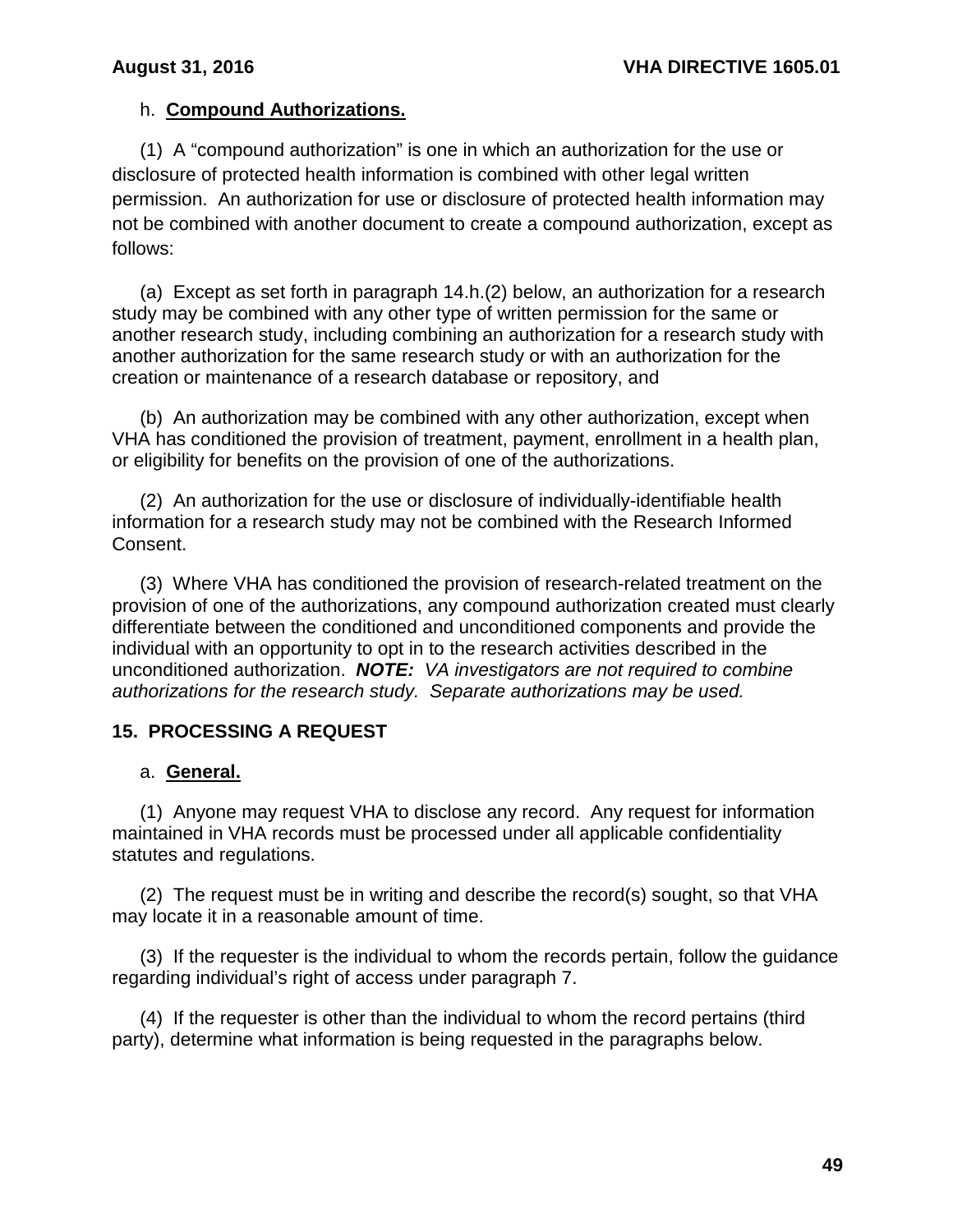h. **Compound Authorizations.**

(1) A "compound authorization" is one in which an authorization for the use or disclosure of protected health information is combined with other legal written permission. An authorization for use or disclosure of protected health information may not be combined with another document to create a compound authorization, except as follows:

(a) Except as set forth in paragraph 14.h.(2) below, an authorization for a research study may be combined with any other type of written permission for the same or another research study, including combining an authorization for a research study with another authorization for the same research study or with an authorization for the creation or maintenance of a research database or repository, and

(b) An authorization may be combined with any other authorization, except when VHA has conditioned the provision of treatment, payment, enrollment in a health plan, or eligibility for benefits on the provision of one of the authorizations.

(2) An authorization for the use or disclosure of individually-identifiable health information for a research study may not be combined with the Research Informed Consent.

(3) Where VHA has conditioned the provision of research-related treatment on the provision of one of the authorizations, any compound authorization created must clearly differentiate between the conditioned and unconditioned components and provide the individual with an opportunity to opt in to the research activities described in the unconditioned authorization. ***NOTE:*** *VA investigators are not required to combine authorizations for the research study. Separate authorizations may be used.*

## 15. PROCESSING A REQUEST

a. **General.**

(1) Anyone may request VHA to disclose any record. Any request for information maintained in VHA records must be processed under all applicable confidentiality statutes and regulations.

(2) The request must be in writing and describe the record(s) sought, so that VHA may locate it in a reasonable amount of time.

(3) If the requester is the individual to whom the records pertain, follow the guidance regarding individual's right of access under paragraph 7.

(4) If the requester is other than the individual to whom the record pertains (third party), determine what information is being requested in the paragraphs below.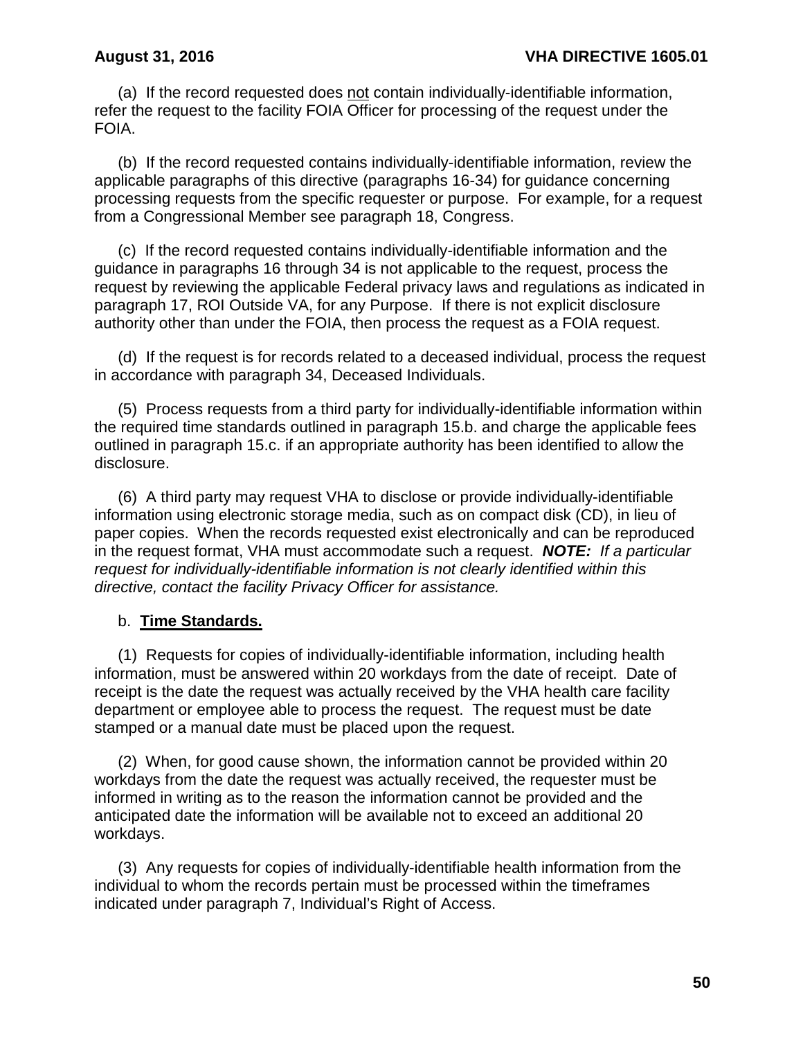(a) If the record requested does not contain individually-identifiable information, refer the request to the facility FOIA Officer for processing of the request under the FOIA.

(b) If the record requested contains individually-identifiable information, review the applicable paragraphs of this directive (paragraphs 16-34) for guidance concerning processing requests from the specific requester or purpose. For example, for a request from a Congressional Member see paragraph 18, Congress.

(c) If the record requested contains individually-identifiable information and the guidance in paragraphs 16 through 34 is not applicable to the request, process the request by reviewing the applicable Federal privacy laws and regulations as indicated in paragraph 17, ROI Outside VA, for any Purpose. If there is not explicit disclosure authority other than under the FOIA, then process the request as a FOIA request.

(d) If the request is for records related to a deceased individual, process the request in accordance with paragraph 34, Deceased Individuals.

(5) Process requests from a third party for individually-identifiable information within the required time standards outlined in paragraph 15.b. and charge the applicable fees outlined in paragraph 15.c. if an appropriate authority has been identified to allow the disclosure.

(6) A third party may request VHA to disclose or provide individually-identifiable information using electronic storage media, such as on compact disk (CD), in lieu of paper copies. When the records requested exist electronically and can be reproduced in the request format, VHA must accommodate such a request. ***NOTE:*** *If a particular request for individually-identifiable information is not clearly identified within this directive, contact the facility Privacy Officer for assistance.*

b. **Time Standards.**

(1) Requests for copies of individually-identifiable information, including health information, must be answered within 20 workdays from the date of receipt. Date of receipt is the date the request was actually received by the VHA health care facility department or employee able to process the request. The request must be date stamped or a manual date must be placed upon the request.

(2) When, for good cause shown, the information cannot be provided within 20 workdays from the date the request was actually received, the requester must be informed in writing as to the reason the information cannot be provided and the anticipated date the information will be available not to exceed an additional 20 workdays.

(3) Any requests for copies of individually-identifiable health information from the individual to whom the records pertain must be processed within the timeframes indicated under paragraph 7, Individual's Right of Access.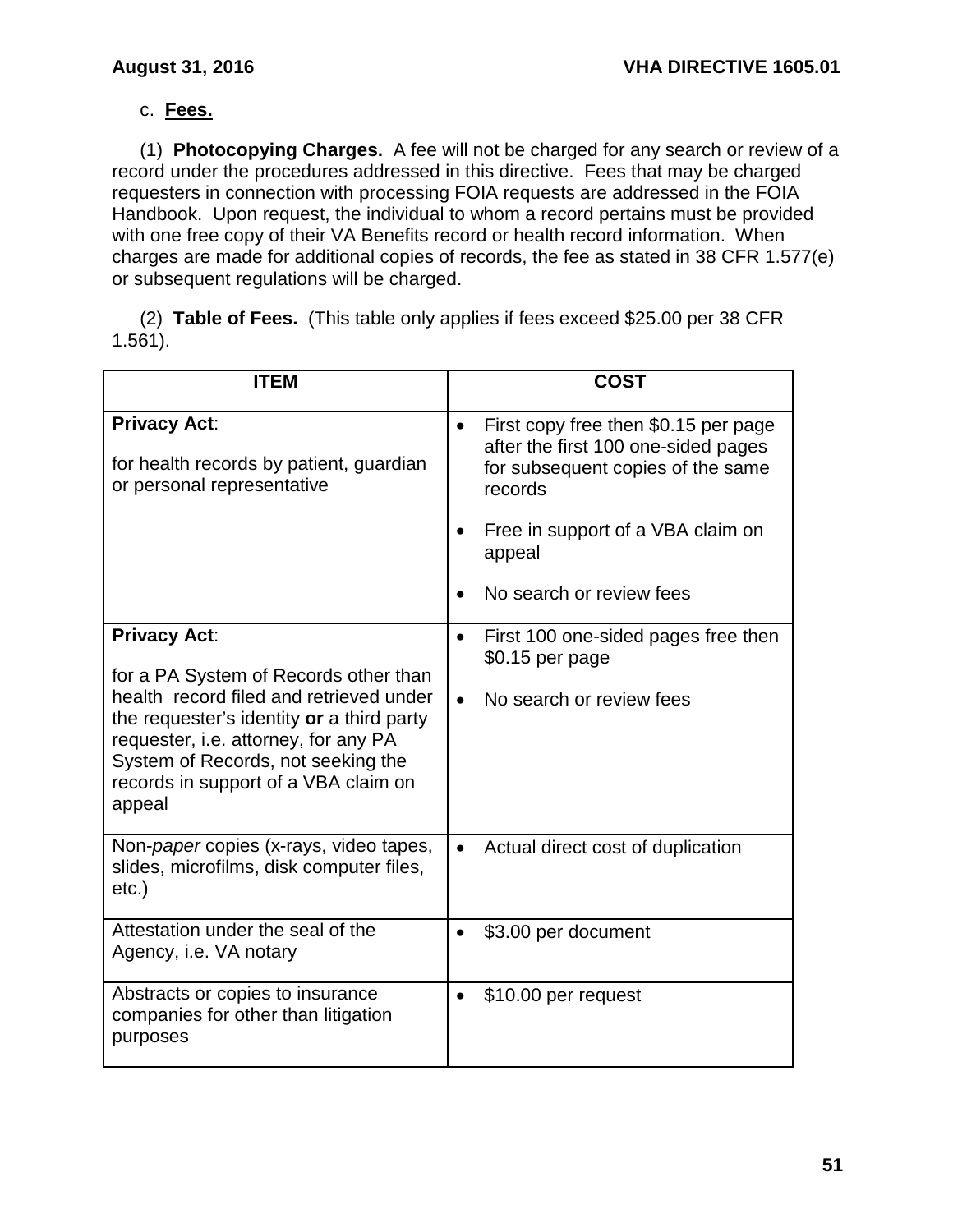c. **Fees.**

(1) **Photocopying Charges.** A fee will not be charged for any search or review of a record under the procedures addressed in this directive. Fees that may be charged requesters in connection with processing FOIA requests are addressed in the FOIA Handbook. Upon request, the individual to whom a record pertains must be provided with one free copy of their VA Benefits record or health record information. When charges are made for additional copies of records, the fee as stated in 38 CFR 1.577(e) or subsequent regulations will be charged.

(2) **Table of Fees.** (This table only applies if fees exceed $25.00 per 38 CFR 1.561).

| ITEM | COST |
|---|---|
| **Privacy Act**:<br><br>for health records by patient, guardian or personal representative | • First copy free then $0.15 per page after the first 100 one-sided pages for subsequent copies of the same records<br><br>• Free in support of a VBA claim on appeal<br><br>• No search or review fees |
| **Privacy Act**:<br><br>for a PA System of Records other than health record filed and retrieved under the requester's identity **or** a third party requester, i.e. attorney, for any PA System of Records, not seeking the records in support of a VBA claim on appeal | • First 100 one-sided pages free then $0.15 per page<br><br>• No search or review fees |
| Non-*paper* copies (x-rays, video tapes, slides, microfilms, disk computer files, etc.) | • Actual direct cost of duplication |
| Attestation under the seal of the Agency, i.e. VA notary | • $3.00 per document |
| Abstracts or copies to insurance companies for other than litigation purposes | • $10.00 per request |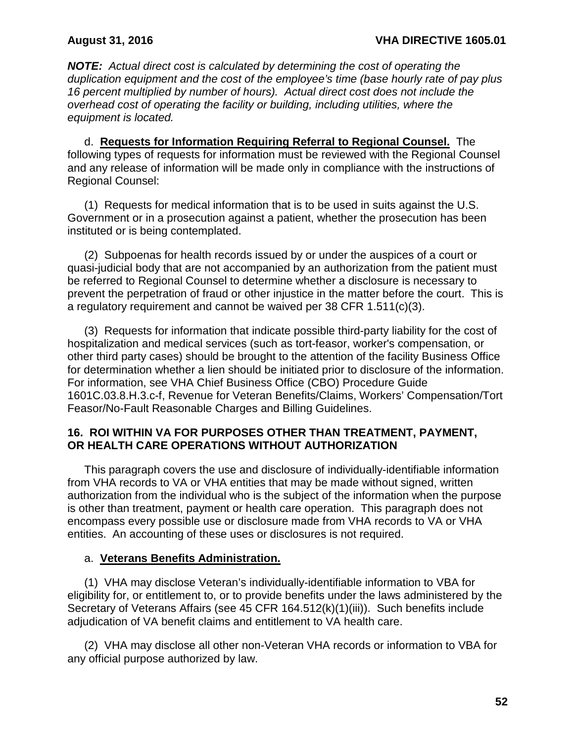***NOTE:*** *Actual direct cost is calculated by determining the cost of operating the duplication equipment and the cost of the employee's time (base hourly rate of pay plus 16 percent multiplied by number of hours). Actual direct cost does not include the overhead cost of operating the facility or building, including utilities, where the equipment is located.*

d. **Requests for Information Requiring Referral to Regional Counsel.** The following types of requests for information must be reviewed with the Regional Counsel and any release of information will be made only in compliance with the instructions of Regional Counsel:

(1) Requests for medical information that is to be used in suits against the U.S. Government or in a prosecution against a patient, whether the prosecution has been instituted or is being contemplated.

(2) Subpoenas for health records issued by or under the auspices of a court or quasi-judicial body that are not accompanied by an authorization from the patient must be referred to Regional Counsel to determine whether a disclosure is necessary to prevent the perpetration of fraud or other injustice in the matter before the court. This is a regulatory requirement and cannot be waived per 38 CFR 1.511(c)(3).

(3) Requests for information that indicate possible third-party liability for the cost of hospitalization and medical services (such as tort-feasor, worker's compensation, or other third party cases) should be brought to the attention of the facility Business Office for determination whether a lien should be initiated prior to disclosure of the information. For information, see VHA Chief Business Office (CBO) Procedure Guide 1601C.03.8.H.3.c-f, Revenue for Veteran Benefits/Claims, Workers' Compensation/Tort Feasor/No-Fault Reasonable Charges and Billing Guidelines.

## 16. ROI WITHIN VA FOR PURPOSES OTHER THAN TREATMENT, PAYMENT, OR HEALTH CARE OPERATIONS WITHOUT AUTHORIZATION

This paragraph covers the use and disclosure of individually-identifiable information from VHA records to VA or VHA entities that may be made without signed, written authorization from the individual who is the subject of the information when the purpose is other than treatment, payment or health care operation. This paragraph does not encompass every possible use or disclosure made from VHA records to VA or VHA entities. An accounting of these uses or disclosures is not required.

a. **Veterans Benefits Administration.**

(1) VHA may disclose Veteran's individually-identifiable information to VBA for eligibility for, or entitlement to, or to provide benefits under the laws administered by the Secretary of Veterans Affairs (see 45 CFR 164.512(k)(1)(iii)). Such benefits include adjudication of VA benefit claims and entitlement to VA health care.

(2) VHA may disclose all other non-Veteran VHA records or information to VBA for any official purpose authorized by law.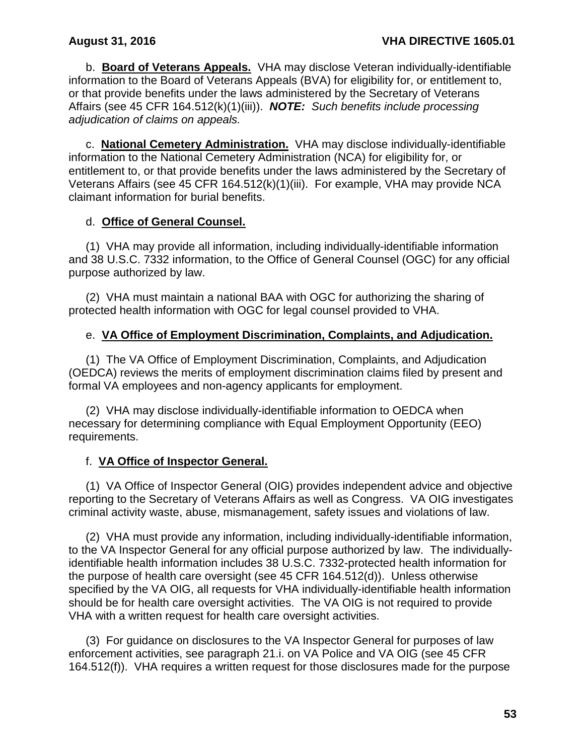b. **Board of Veterans Appeals.** VHA may disclose Veteran individually-identifiable information to the Board of Veterans Appeals (BVA) for eligibility for, or entitlement to, or that provide benefits under the laws administered by the Secretary of Veterans Affairs (see 45 CFR 164.512(k)(1)(iii)). ***NOTE:*** *Such benefits include processing adjudication of claims on appeals.*

c. **National Cemetery Administration.** VHA may disclose individually-identifiable information to the National Cemetery Administration (NCA) for eligibility for, or entitlement to, or that provide benefits under the laws administered by the Secretary of Veterans Affairs (see 45 CFR 164.512(k)(1)(iii). For example, VHA may provide NCA claimant information for burial benefits.

d. **Office of General Counsel.**

(1) VHA may provide all information, including individually-identifiable information and 38 U.S.C. 7332 information, to the Office of General Counsel (OGC) for any official purpose authorized by law.

(2) VHA must maintain a national BAA with OGC for authorizing the sharing of protected health information with OGC for legal counsel provided to VHA.

e. **VA Office of Employment Discrimination, Complaints, and Adjudication.**

(1) The VA Office of Employment Discrimination, Complaints, and Adjudication (OEDCA) reviews the merits of employment discrimination claims filed by present and formal VA employees and non-agency applicants for employment.

(2) VHA may disclose individually-identifiable information to OEDCA when necessary for determining compliance with Equal Employment Opportunity (EEO) requirements.

f. **VA Office of Inspector General.**

(1) VA Office of Inspector General (OIG) provides independent advice and objective reporting to the Secretary of Veterans Affairs as well as Congress. VA OIG investigates criminal activity waste, abuse, mismanagement, safety issues and violations of law.

(2) VHA must provide any information, including individually-identifiable information, to the VA Inspector General for any official purpose authorized by law. The individually-identifiable health information includes 38 U.S.C. 7332-protected health information for the purpose of health care oversight (see 45 CFR 164.512(d)). Unless otherwise specified by the VA OIG, all requests for VHA individually-identifiable health information should be for health care oversight activities. The VA OIG is not required to provide VHA with a written request for health care oversight activities.

(3) For guidance on disclosures to the VA Inspector General for purposes of law enforcement activities, see paragraph 21.i. on VA Police and VA OIG (see 45 CFR 164.512(f)). VHA requires a written request for those disclosures made for the purpose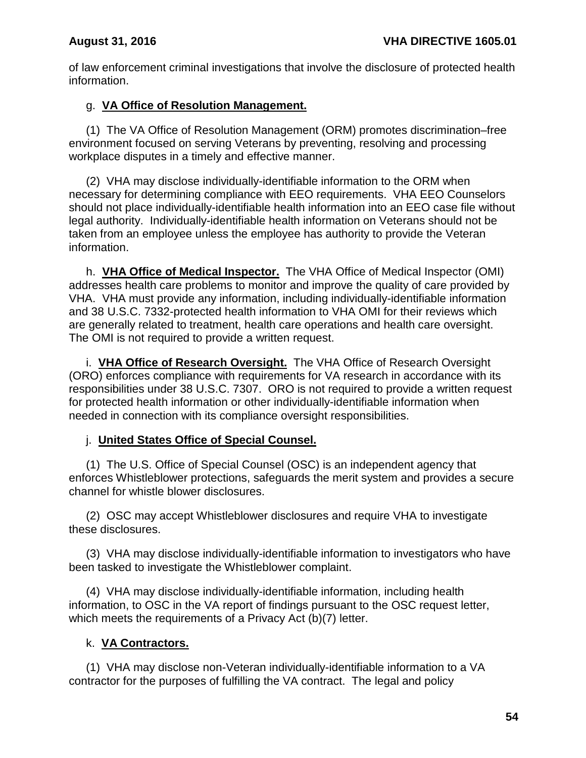of law enforcement criminal investigations that involve the disclosure of protected health information.

g. **VA Office of Resolution Management.**

(1) The VA Office of Resolution Management (ORM) promotes discrimination–free environment focused on serving Veterans by preventing, resolving and processing workplace disputes in a timely and effective manner.

(2) VHA may disclose individually-identifiable information to the ORM when necessary for determining compliance with EEO requirements. VHA EEO Counselors should not place individually-identifiable health information into an EEO case file without legal authority. Individually-identifiable health information on Veterans should not be taken from an employee unless the employee has authority to provide the Veteran information.

h. **VHA Office of Medical Inspector.** The VHA Office of Medical Inspector (OMI) addresses health care problems to monitor and improve the quality of care provided by VHA. VHA must provide any information, including individually-identifiable information and 38 U.S.C. 7332-protected health information to VHA OMI for their reviews which are generally related to treatment, health care operations and health care oversight. The OMI is not required to provide a written request.

i. **VHA Office of Research Oversight.** The VHA Office of Research Oversight (ORO) enforces compliance with requirements for VA research in accordance with its responsibilities under 38 U.S.C. 7307. ORO is not required to provide a written request for protected health information or other individually-identifiable information when needed in connection with its compliance oversight responsibilities.

j. **United States Office of Special Counsel.**

(1) The U.S. Office of Special Counsel (OSC) is an independent agency that enforces Whistleblower protections, safeguards the merit system and provides a secure channel for whistle blower disclosures.

(2) OSC may accept Whistleblower disclosures and require VHA to investigate these disclosures.

(3) VHA may disclose individually-identifiable information to investigators who have been tasked to investigate the Whistleblower complaint.

(4) VHA may disclose individually-identifiable information, including health information, to OSC in the VA report of findings pursuant to the OSC request letter, which meets the requirements of a Privacy Act (b)(7) letter.

k. **VA Contractors.**

(1) VHA may disclose non-Veteran individually-identifiable information to a VA contractor for the purposes of fulfilling the VA contract. The legal and policy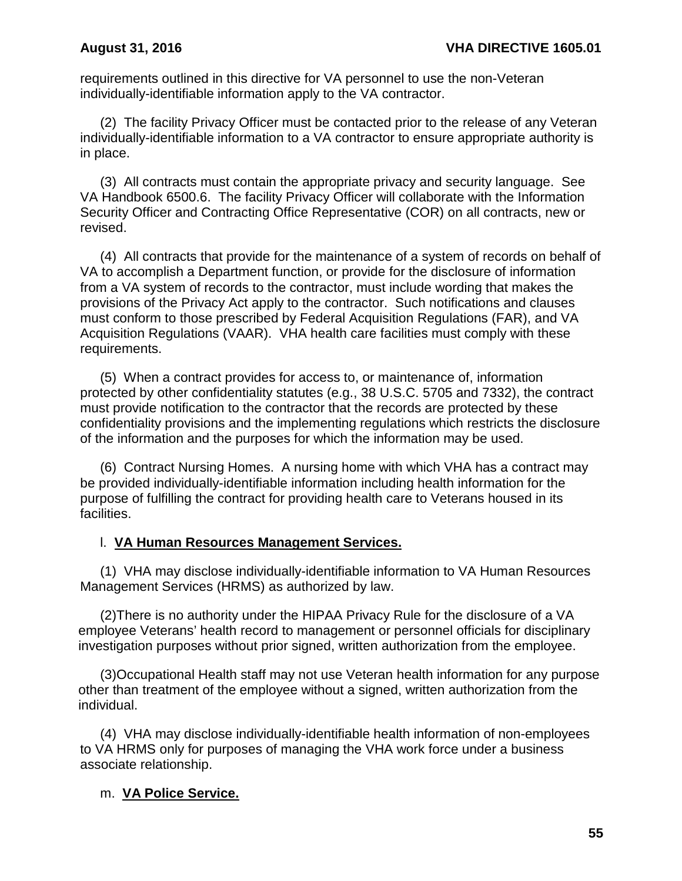requirements outlined in this directive for VA personnel to use the non-Veteran individually-identifiable information apply to the VA contractor.

(2) The facility Privacy Officer must be contacted prior to the release of any Veteran individually-identifiable information to a VA contractor to ensure appropriate authority is in place.

(3) All contracts must contain the appropriate privacy and security language. See VA Handbook 6500.6. The facility Privacy Officer will collaborate with the Information Security Officer and Contracting Office Representative (COR) on all contracts, new or revised.

(4) All contracts that provide for the maintenance of a system of records on behalf of VA to accomplish a Department function, or provide for the disclosure of information from a VA system of records to the contractor, must include wording that makes the provisions of the Privacy Act apply to the contractor. Such notifications and clauses must conform to those prescribed by Federal Acquisition Regulations (FAR), and VA Acquisition Regulations (VAAR). VHA health care facilities must comply with these requirements.

(5) When a contract provides for access to, or maintenance of, information protected by other confidentiality statutes (e.g., 38 U.S.C. 5705 and 7332), the contract must provide notification to the contractor that the records are protected by these confidentiality provisions and the implementing regulations which restricts the disclosure of the information and the purposes for which the information may be used.

(6) Contract Nursing Homes. A nursing home with which VHA has a contract may be provided individually-identifiable information including health information for the purpose of fulfilling the contract for providing health care to Veterans housed in its facilities.

l. **VA Human Resources Management Services.**

(1) VHA may disclose individually-identifiable information to VA Human Resources Management Services (HRMS) as authorized by law.

(2)There is no authority under the HIPAA Privacy Rule for the disclosure of a VA employee Veterans' health record to management or personnel officials for disciplinary investigation purposes without prior signed, written authorization from the employee.

(3)Occupational Health staff may not use Veteran health information for any purpose other than treatment of the employee without a signed, written authorization from the individual.

(4) VHA may disclose individually-identifiable health information of non-employees to VA HRMS only for purposes of managing the VHA work force under a business associate relationship.

m. **VA Police Service.**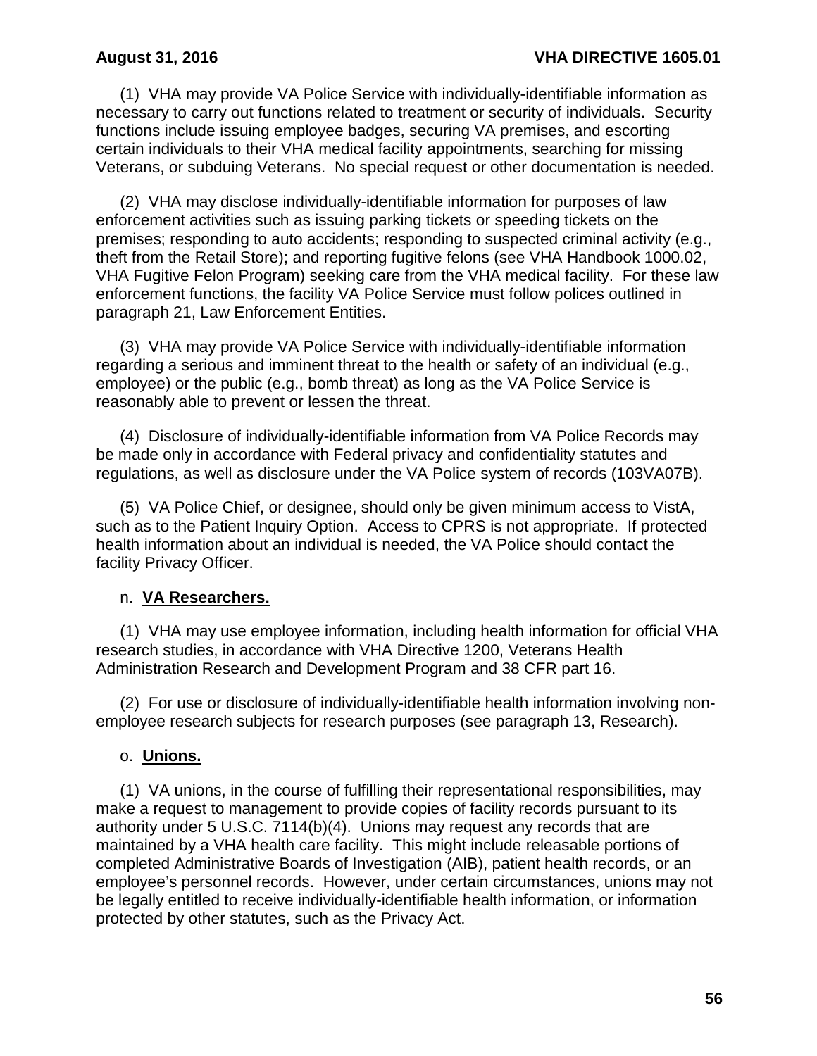(1) VHA may provide VA Police Service with individually-identifiable information as necessary to carry out functions related to treatment or security of individuals. Security functions include issuing employee badges, securing VA premises, and escorting certain individuals to their VHA medical facility appointments, searching for missing Veterans, or subduing Veterans. No special request or other documentation is needed.

(2) VHA may disclose individually-identifiable information for purposes of law enforcement activities such as issuing parking tickets or speeding tickets on the premises; responding to auto accidents; responding to suspected criminal activity (e.g., theft from the Retail Store); and reporting fugitive felons (see VHA Handbook 1000.02, VHA Fugitive Felon Program) seeking care from the VHA medical facility. For these law enforcement functions, the facility VA Police Service must follow polices outlined in paragraph 21, Law Enforcement Entities.

(3) VHA may provide VA Police Service with individually-identifiable information regarding a serious and imminent threat to the health or safety of an individual (e.g., employee) or the public (e.g., bomb threat) as long as the VA Police Service is reasonably able to prevent or lessen the threat.

(4) Disclosure of individually-identifiable information from VA Police Records may be made only in accordance with Federal privacy and confidentiality statutes and regulations, as well as disclosure under the VA Police system of records (103VA07B).

(5) VA Police Chief, or designee, should only be given minimum access to VistA, such as to the Patient Inquiry Option. Access to CPRS is not appropriate. If protected health information about an individual is needed, the VA Police should contact the facility Privacy Officer.

n. **VA Researchers.**

(1) VHA may use employee information, including health information for official VHA research studies, in accordance with VHA Directive 1200, Veterans Health Administration Research and Development Program and 38 CFR part 16.

(2) For use or disclosure of individually-identifiable health information involving non-employee research subjects for research purposes (see paragraph 13, Research).

o. **Unions.**

(1) VA unions, in the course of fulfilling their representational responsibilities, may make a request to management to provide copies of facility records pursuant to its authority under 5 U.S.C. 7114(b)(4). Unions may request any records that are maintained by a VHA health care facility. This might include releasable portions of completed Administrative Boards of Investigation (AIB), patient health records, or an employee's personnel records. However, under certain circumstances, unions may not be legally entitled to receive individually-identifiable health information, or information protected by other statutes, such as the Privacy Act.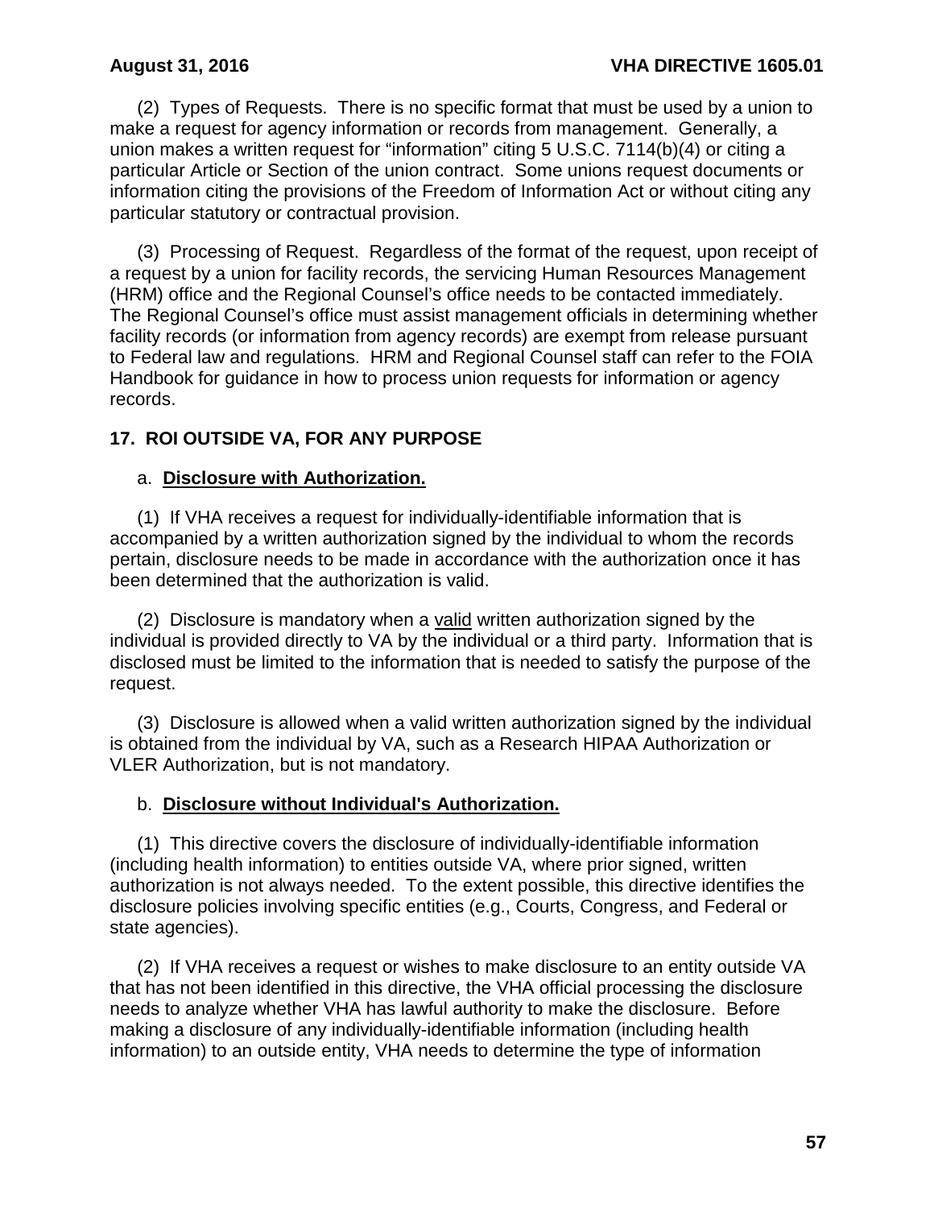(2) Types of Requests. There is no specific format that must be used by a union to make a request for agency information or records from management. Generally, a union makes a written request for "information" citing 5 U.S.C. 7114(b)(4) or citing a particular Article or Section of the union contract. Some unions request documents or information citing the provisions of the Freedom of Information Act or without citing any particular statutory or contractual provision.

(3) Processing of Request. Regardless of the format of the request, upon receipt of a request by a union for facility records, the servicing Human Resources Management (HRM) office and the Regional Counsel's office needs to be contacted immediately. The Regional Counsel's office must assist management officials in determining whether facility records (or information from agency records) are exempt from release pursuant to Federal law and regulations. HRM and Regional Counsel staff can refer to the FOIA Handbook for guidance in how to process union requests for information or agency records.

## 17. ROI OUTSIDE VA, FOR ANY PURPOSE

a. **Disclosure with Authorization.**

(1) If VHA receives a request for individually-identifiable information that is accompanied by a written authorization signed by the individual to whom the records pertain, disclosure needs to be made in accordance with the authorization once it has been determined that the authorization is valid.

(2) Disclosure is mandatory when a valid written authorization signed by the individual is provided directly to VA by the individual or a third party. Information that is disclosed must be limited to the information that is needed to satisfy the purpose of the request.

(3) Disclosure is allowed when a valid written authorization signed by the individual is obtained from the individual by VA, such as a Research HIPAA Authorization or VLER Authorization, but is not mandatory.

b. **Disclosure without Individual's Authorization.**

(1) This directive covers the disclosure of individually-identifiable information (including health information) to entities outside VA, where prior signed, written authorization is not always needed. To the extent possible, this directive identifies the disclosure policies involving specific entities (e.g., Courts, Congress, and Federal or state agencies).

(2) If VHA receives a request or wishes to make disclosure to an entity outside VA that has not been identified in this directive, the VHA official processing the disclosure needs to analyze whether VHA has lawful authority to make the disclosure. Before making a disclosure of any individually-identifiable information (including health information) to an outside entity, VHA needs to determine the type of information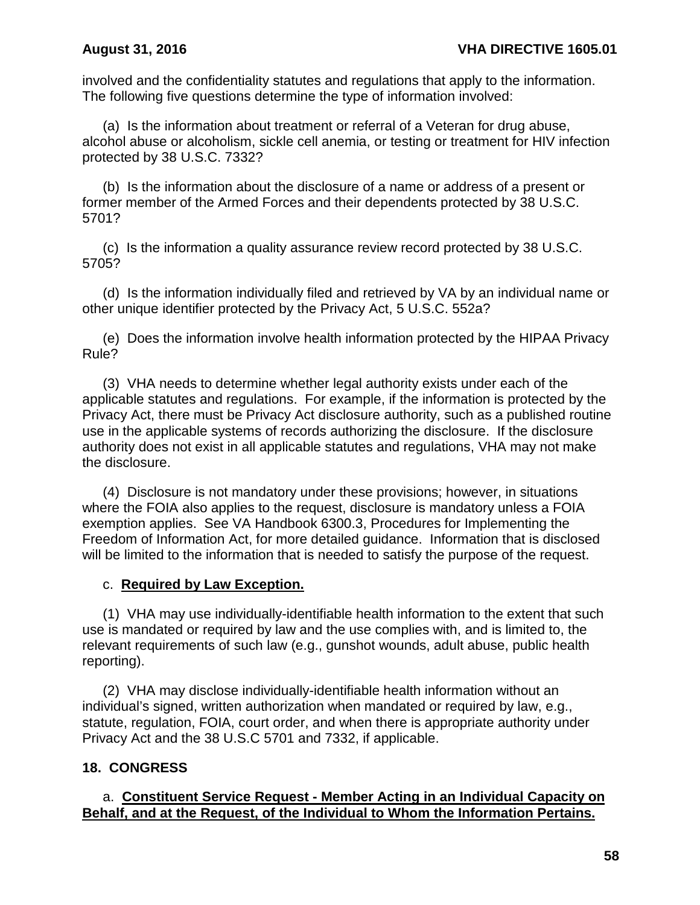involved and the confidentiality statutes and regulations that apply to the information. The following five questions determine the type of information involved:

(a) Is the information about treatment or referral of a Veteran for drug abuse, alcohol abuse or alcoholism, sickle cell anemia, or testing or treatment for HIV infection protected by 38 U.S.C. 7332?

(b) Is the information about the disclosure of a name or address of a present or former member of the Armed Forces and their dependents protected by 38 U.S.C. 5701?

(c) Is the information a quality assurance review record protected by 38 U.S.C. 5705?

(d) Is the information individually filed and retrieved by VA by an individual name or other unique identifier protected by the Privacy Act, 5 U.S.C. 552a?

(e) Does the information involve health information protected by the HIPAA Privacy Rule?

(3) VHA needs to determine whether legal authority exists under each of the applicable statutes and regulations. For example, if the information is protected by the Privacy Act, there must be Privacy Act disclosure authority, such as a published routine use in the applicable systems of records authorizing the disclosure. If the disclosure authority does not exist in all applicable statutes and regulations, VHA may not make the disclosure.

(4) Disclosure is not mandatory under these provisions; however, in situations where the FOIA also applies to the request, disclosure is mandatory unless a FOIA exemption applies. See VA Handbook 6300.3, Procedures for Implementing the Freedom of Information Act, for more detailed guidance. Information that is disclosed will be limited to the information that is needed to satisfy the purpose of the request.

c. **Required by Law Exception.**

(1) VHA may use individually-identifiable health information to the extent that such use is mandated or required by law and the use complies with, and is limited to, the relevant requirements of such law (e.g., gunshot wounds, adult abuse, public health reporting).

(2) VHA may disclose individually-identifiable health information without an individual's signed, written authorization when mandated or required by law, e.g., statute, regulation, FOIA, court order, and when there is appropriate authority under Privacy Act and the 38 U.S.C 5701 and 7332, if applicable.

## 18. CONGRESS

a. **Constituent Service Request - Member Acting in an Individual Capacity on Behalf, and at the Request, of the Individual to Whom the Information Pertains.**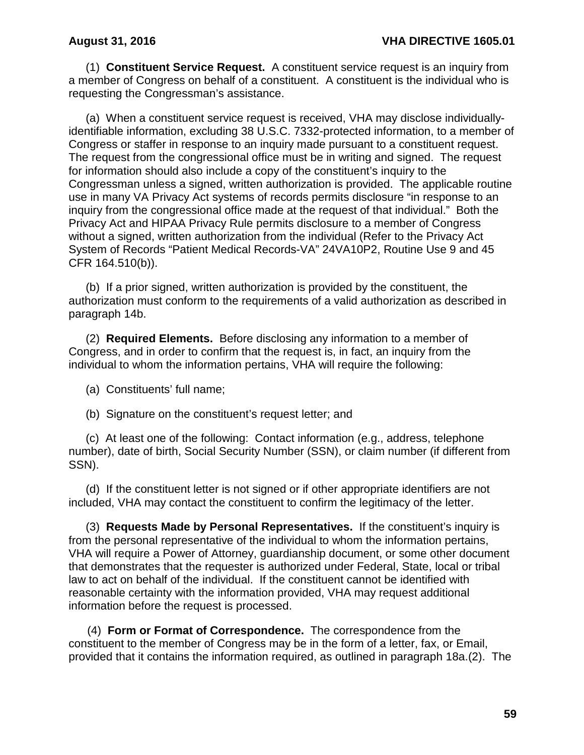(1) **Constituent Service Request.** A constituent service request is an inquiry from a member of Congress on behalf of a constituent. A constituent is the individual who is requesting the Congressman's assistance.

(a) When a constituent service request is received, VHA may disclose individually-identifiable information, excluding 38 U.S.C. 7332-protected information, to a member of Congress or staffer in response to an inquiry made pursuant to a constituent request. The request from the congressional office must be in writing and signed. The request for information should also include a copy of the constituent's inquiry to the Congressman unless a signed, written authorization is provided. The applicable routine use in many VA Privacy Act systems of records permits disclosure "in response to an inquiry from the congressional office made at the request of that individual." Both the Privacy Act and HIPAA Privacy Rule permits disclosure to a member of Congress without a signed, written authorization from the individual (Refer to the Privacy Act System of Records "Patient Medical Records-VA" 24VA10P2, Routine Use 9 and 45 CFR 164.510(b)).

(b) If a prior signed, written authorization is provided by the constituent, the authorization must conform to the requirements of a valid authorization as described in paragraph 14b.

(2) **Required Elements.** Before disclosing any information to a member of Congress, and in order to confirm that the request is, in fact, an inquiry from the individual to whom the information pertains, VHA will require the following:

(a) Constituents' full name;

(b) Signature on the constituent's request letter; and

(c) At least one of the following: Contact information (e.g., address, telephone number), date of birth, Social Security Number (SSN), or claim number (if different from SSN).

(d) If the constituent letter is not signed or if other appropriate identifiers are not included, VHA may contact the constituent to confirm the legitimacy of the letter.

(3) **Requests Made by Personal Representatives.** If the constituent's inquiry is from the personal representative of the individual to whom the information pertains, VHA will require a Power of Attorney, guardianship document, or some other document that demonstrates that the requester is authorized under Federal, State, local or tribal law to act on behalf of the individual. If the constituent cannot be identified with reasonable certainty with the information provided, VHA may request additional information before the request is processed.

(4) **Form or Format of Correspondence.** The correspondence from the constituent to the member of Congress may be in the form of a letter, fax, or Email, provided that it contains the information required, as outlined in paragraph 18a.(2). The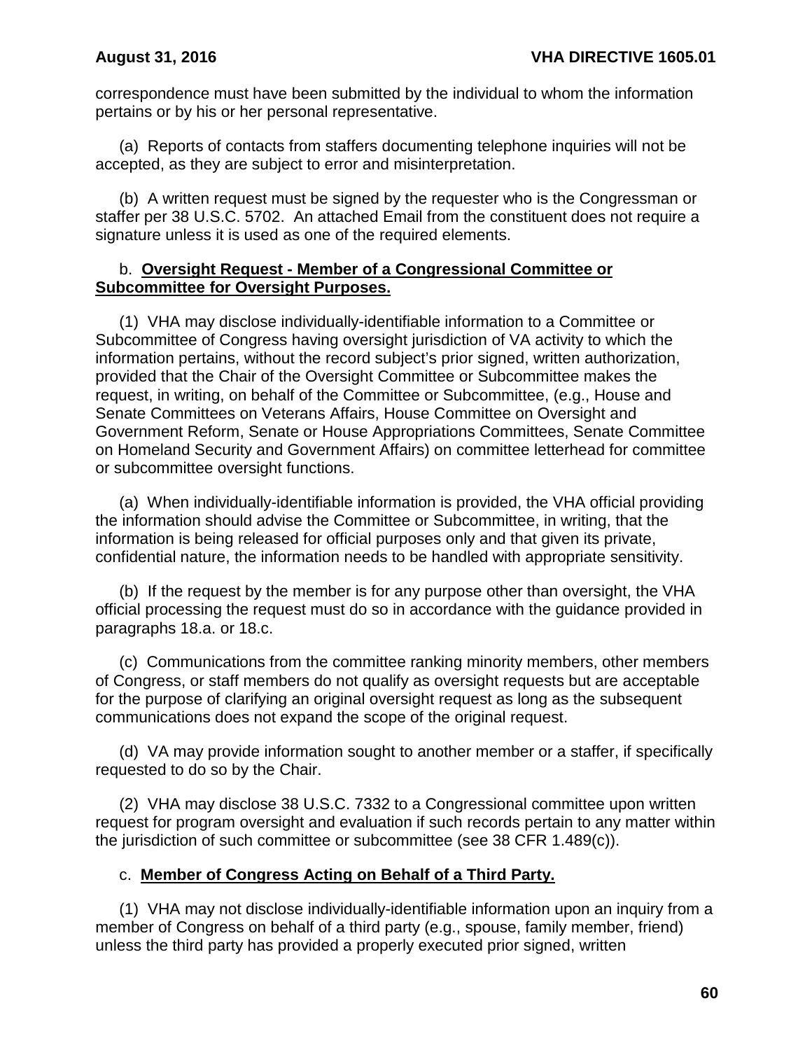correspondence must have been submitted by the individual to whom the information pertains or by his or her personal representative.

(a) Reports of contacts from staffers documenting telephone inquiries will not be accepted, as they are subject to error and misinterpretation.

(b) A written request must be signed by the requester who is the Congressman or staffer per 38 U.S.C. 5702. An attached Email from the constituent does not require a signature unless it is used as one of the required elements.

b. **Oversight Request - Member of a Congressional Committee or Subcommittee for Oversight Purposes.**

(1) VHA may disclose individually-identifiable information to a Committee or Subcommittee of Congress having oversight jurisdiction of VA activity to which the information pertains, without the record subject's prior signed, written authorization, provided that the Chair of the Oversight Committee or Subcommittee makes the request, in writing, on behalf of the Committee or Subcommittee, (e.g., House and Senate Committees on Veterans Affairs, House Committee on Oversight and Government Reform, Senate or House Appropriations Committees, Senate Committee on Homeland Security and Government Affairs) on committee letterhead for committee or subcommittee oversight functions.

(a) When individually-identifiable information is provided, the VHA official providing the information should advise the Committee or Subcommittee, in writing, that the information is being released for official purposes only and that given its private, confidential nature, the information needs to be handled with appropriate sensitivity.

(b) If the request by the member is for any purpose other than oversight, the VHA official processing the request must do so in accordance with the guidance provided in paragraphs 18.a. or 18.c.

(c) Communications from the committee ranking minority members, other members of Congress, or staff members do not qualify as oversight requests but are acceptable for the purpose of clarifying an original oversight request as long as the subsequent communications does not expand the scope of the original request.

(d) VA may provide information sought to another member or a staffer, if specifically requested to do so by the Chair.

(2) VHA may disclose 38 U.S.C. 7332 to a Congressional committee upon written request for program oversight and evaluation if such records pertain to any matter within the jurisdiction of such committee or subcommittee (see 38 CFR 1.489(c)).

c. **Member of Congress Acting on Behalf of a Third Party.**

(1) VHA may not disclose individually-identifiable information upon an inquiry from a member of Congress on behalf of a third party (e.g., spouse, family member, friend) unless the third party has provided a properly executed prior signed, written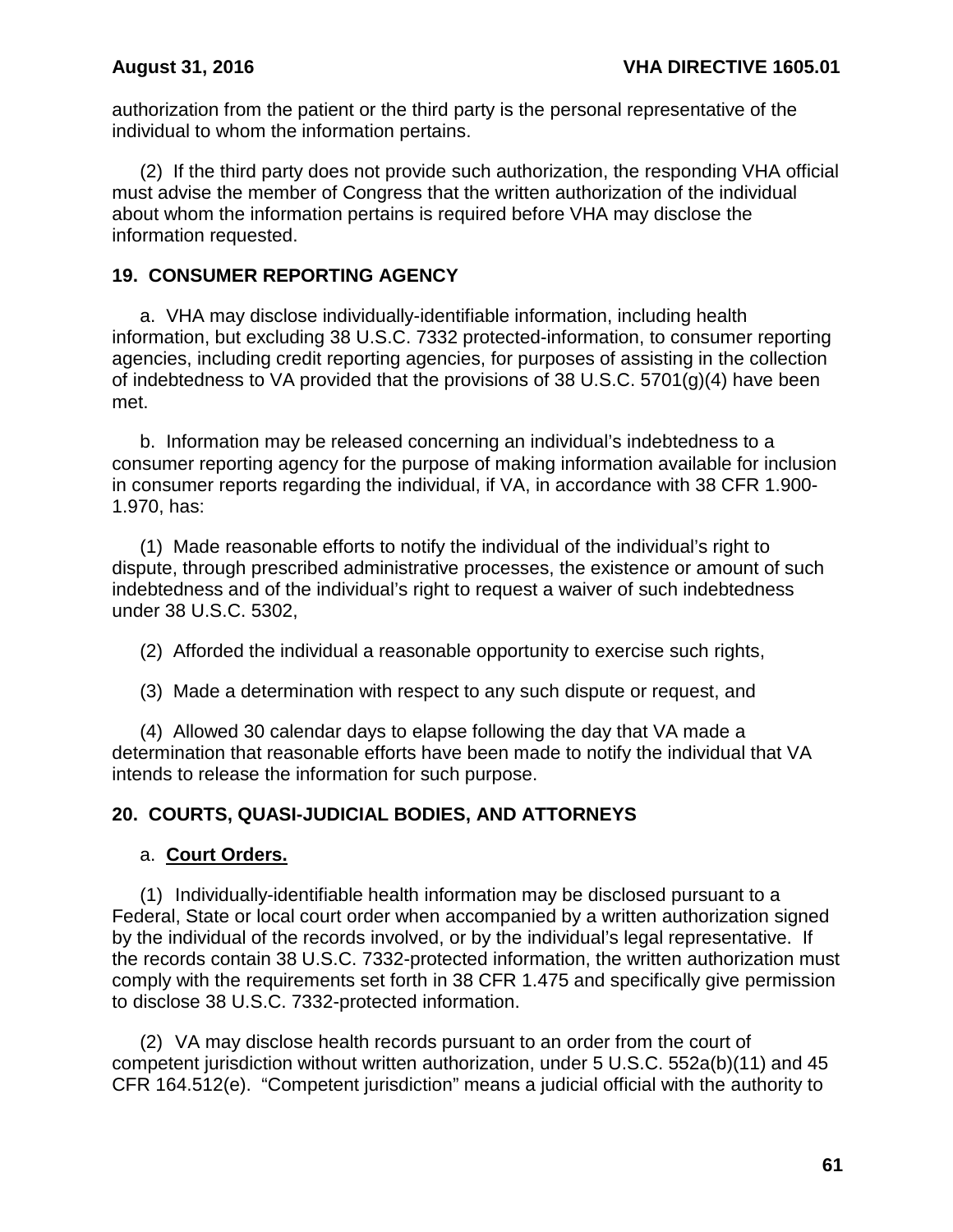authorization from the patient or the third party is the personal representative of the individual to whom the information pertains.

(2) If the third party does not provide such authorization, the responding VHA official must advise the member of Congress that the written authorization of the individual about whom the information pertains is required before VHA may disclose the information requested.

## 19. CONSUMER REPORTING AGENCY

a. VHA may disclose individually-identifiable information, including health information, but excluding 38 U.S.C. 7332 protected-information, to consumer reporting agencies, including credit reporting agencies, for purposes of assisting in the collection of indebtedness to VA provided that the provisions of 38 U.S.C. 5701(g)(4) have been met.

b. Information may be released concerning an individual's indebtedness to a consumer reporting agency for the purpose of making information available for inclusion in consumer reports regarding the individual, if VA, in accordance with 38 CFR 1.900-1.970, has:

(1) Made reasonable efforts to notify the individual of the individual's right to dispute, through prescribed administrative processes, the existence or amount of such indebtedness and of the individual's right to request a waiver of such indebtedness under 38 U.S.C. 5302,

(2) Afforded the individual a reasonable opportunity to exercise such rights,

(3) Made a determination with respect to any such dispute or request, and

(4) Allowed 30 calendar days to elapse following the day that VA made a determination that reasonable efforts have been made to notify the individual that VA intends to release the information for such purpose.

## 20. COURTS, QUASI-JUDICIAL BODIES, AND ATTORNEYS

a. **Court Orders.**

(1) Individually-identifiable health information may be disclosed pursuant to a Federal, State or local court order when accompanied by a written authorization signed by the individual of the records involved, or by the individual's legal representative. If the records contain 38 U.S.C. 7332-protected information, the written authorization must comply with the requirements set forth in 38 CFR 1.475 and specifically give permission to disclose 38 U.S.C. 7332-protected information.

(2) VA may disclose health records pursuant to an order from the court of competent jurisdiction without written authorization, under 5 U.S.C. 552a(b)(11) and 45 CFR 164.512(e). "Competent jurisdiction" means a judicial official with the authority to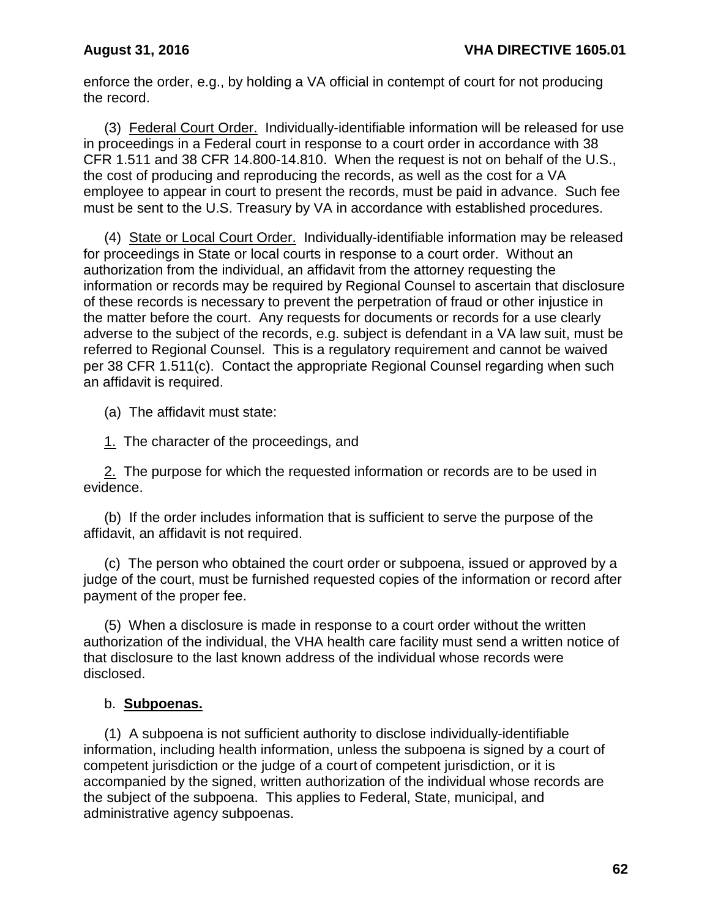enforce the order, e.g., by holding a VA official in contempt of court for not producing the record.

(3) Federal Court Order. Individually-identifiable information will be released for use in proceedings in a Federal court in response to a court order in accordance with 38 CFR 1.511 and 38 CFR 14.800-14.810. When the request is not on behalf of the U.S., the cost of producing and reproducing the records, as well as the cost for a VA employee to appear in court to present the records, must be paid in advance. Such fee must be sent to the U.S. Treasury by VA in accordance with established procedures.

(4) State or Local Court Order. Individually-identifiable information may be released for proceedings in State or local courts in response to a court order. Without an authorization from the individual, an affidavit from the attorney requesting the information or records may be required by Regional Counsel to ascertain that disclosure of these records is necessary to prevent the perpetration of fraud or other injustice in the matter before the court. Any requests for documents or records for a use clearly adverse to the subject of the records, e.g. subject is defendant in a VA law suit, must be referred to Regional Counsel. This is a regulatory requirement and cannot be waived per 38 CFR 1.511(c). Contact the appropriate Regional Counsel regarding when such an affidavit is required.

(a) The affidavit must state:

1. The character of the proceedings, and

2. The purpose for which the requested information or records are to be used in evidence.

(b) If the order includes information that is sufficient to serve the purpose of the affidavit, an affidavit is not required.

(c) The person who obtained the court order or subpoena, issued or approved by a judge of the court, must be furnished requested copies of the information or record after payment of the proper fee.

(5) When a disclosure is made in response to a court order without the written authorization of the individual, the VHA health care facility must send a written notice of that disclosure to the last known address of the individual whose records were disclosed.

b. **Subpoenas.**

(1) A subpoena is not sufficient authority to disclose individually-identifiable information, including health information, unless the subpoena is signed by a court of competent jurisdiction or the judge of a court of competent jurisdiction, or it is accompanied by the signed, written authorization of the individual whose records are the subject of the subpoena. This applies to Federal, State, municipal, and administrative agency subpoenas.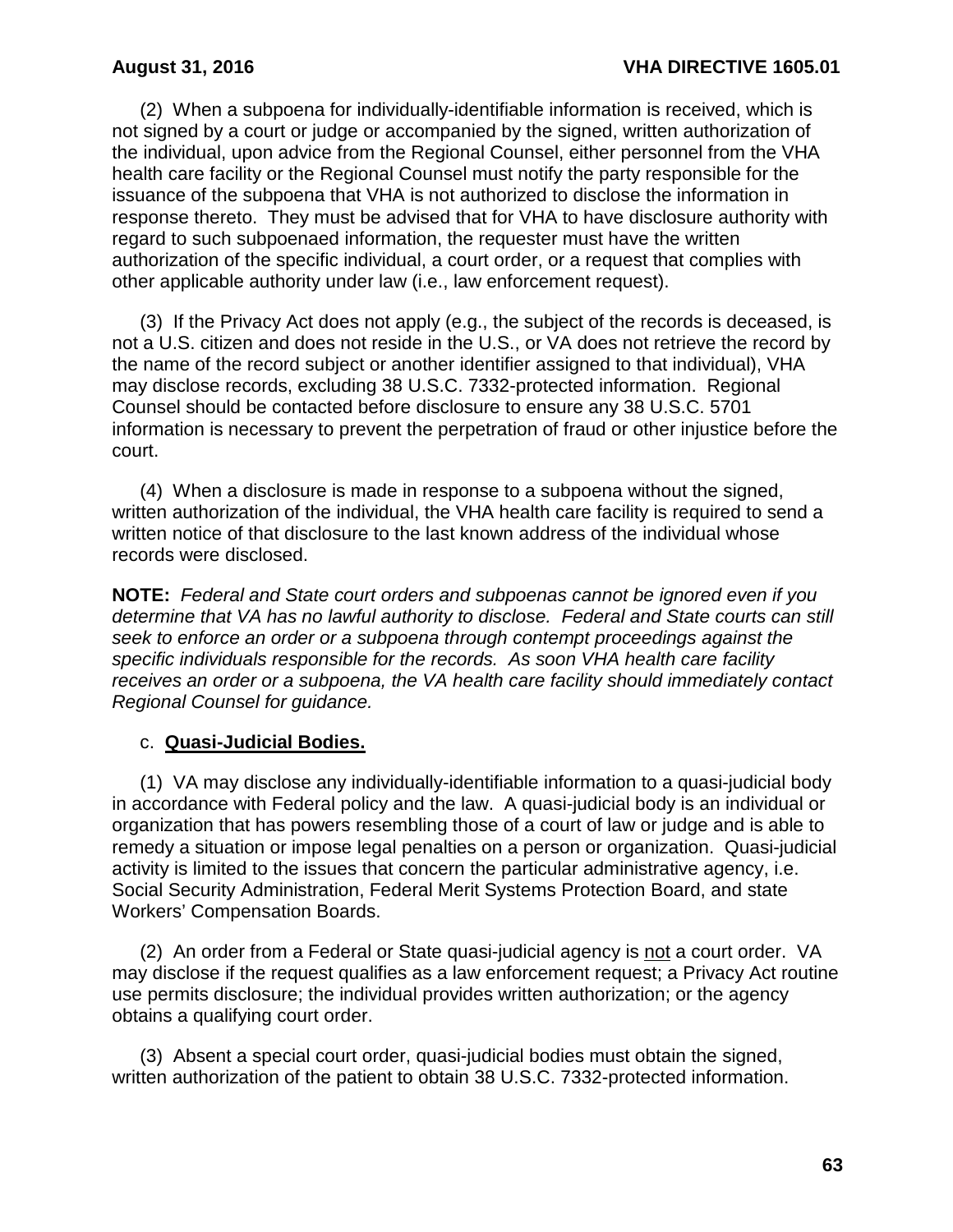(2) When a subpoena for individually-identifiable information is received, which is not signed by a court or judge or accompanied by the signed, written authorization of the individual, upon advice from the Regional Counsel, either personnel from the VHA health care facility or the Regional Counsel must notify the party responsible for the issuance of the subpoena that VHA is not authorized to disclose the information in response thereto. They must be advised that for VHA to have disclosure authority with regard to such subpoenaed information, the requester must have the written authorization of the specific individual, a court order, or a request that complies with other applicable authority under law (i.e., law enforcement request).

(3) If the Privacy Act does not apply (e.g., the subject of the records is deceased, is not a U.S. citizen and does not reside in the U.S., or VA does not retrieve the record by the name of the record subject or another identifier assigned to that individual), VHA may disclose records, excluding 38 U.S.C. 7332-protected information. Regional Counsel should be contacted before disclosure to ensure any 38 U.S.C. 5701 information is necessary to prevent the perpetration of fraud or other injustice before the court.

(4) When a disclosure is made in response to a subpoena without the signed, written authorization of the individual, the VHA health care facility is required to send a written notice of that disclosure to the last known address of the individual whose records were disclosed.

**NOTE:** *Federal and State court orders and subpoenas cannot be ignored even if you determine that VA has no lawful authority to disclose. Federal and State courts can still seek to enforce an order or a subpoena through contempt proceedings against the specific individuals responsible for the records. As soon VHA health care facility receives an order or a subpoena, the VA health care facility should immediately contact Regional Counsel for guidance.*

c. **Quasi-Judicial Bodies.**

(1) VA may disclose any individually-identifiable information to a quasi-judicial body in accordance with Federal policy and the law. A quasi-judicial body is an individual or organization that has powers resembling those of a court of law or judge and is able to remedy a situation or impose legal penalties on a person or organization. Quasi-judicial activity is limited to the issues that concern the particular administrative agency, i.e. Social Security Administration, Federal Merit Systems Protection Board, and state Workers' Compensation Boards.

(2) An order from a Federal or State quasi-judicial agency is not a court order. VA may disclose if the request qualifies as a law enforcement request; a Privacy Act routine use permits disclosure; the individual provides written authorization; or the agency obtains a qualifying court order.

(3) Absent a special court order, quasi-judicial bodies must obtain the signed, written authorization of the patient to obtain 38 U.S.C. 7332-protected information.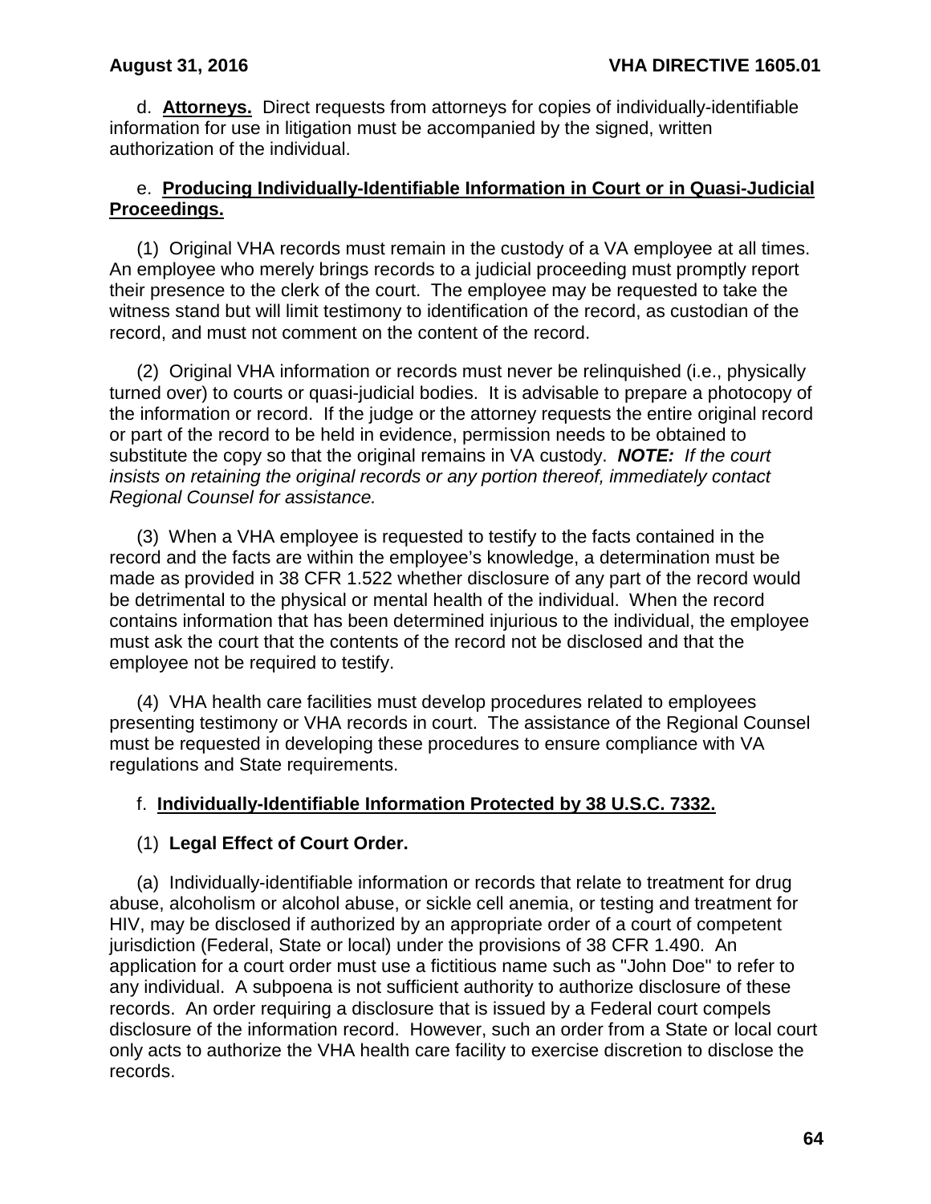d. **Attorneys.** Direct requests from attorneys for copies of individually-identifiable information for use in litigation must be accompanied by the signed, written authorization of the individual.

e. **Producing Individually-Identifiable Information in Court or in Quasi-Judicial Proceedings.**

(1) Original VHA records must remain in the custody of a VA employee at all times. An employee who merely brings records to a judicial proceeding must promptly report their presence to the clerk of the court. The employee may be requested to take the witness stand but will limit testimony to identification of the record, as custodian of the record, and must not comment on the content of the record.

(2) Original VHA information or records must never be relinquished (i.e., physically turned over) to courts or quasi-judicial bodies. It is advisable to prepare a photocopy of the information or record. If the judge or the attorney requests the entire original record or part of the record to be held in evidence, permission needs to be obtained to substitute the copy so that the original remains in VA custody. ***NOTE:*** *If the court insists on retaining the original records or any portion thereof, immediately contact Regional Counsel for assistance.*

(3) When a VHA employee is requested to testify to the facts contained in the record and the facts are within the employee's knowledge, a determination must be made as provided in 38 CFR 1.522 whether disclosure of any part of the record would be detrimental to the physical or mental health of the individual. When the record contains information that has been determined injurious to the individual, the employee must ask the court that the contents of the record not be disclosed and that the employee not be required to testify.

(4) VHA health care facilities must develop procedures related to employees presenting testimony or VHA records in court. The assistance of the Regional Counsel must be requested in developing these procedures to ensure compliance with VA regulations and State requirements.

f. **Individually-Identifiable Information Protected by 38 U.S.C. 7332.**

(1) **Legal Effect of Court Order.**

(a) Individually-identifiable information or records that relate to treatment for drug abuse, alcoholism or alcohol abuse, or sickle cell anemia, or testing and treatment for HIV, may be disclosed if authorized by an appropriate order of a court of competent jurisdiction (Federal, State or local) under the provisions of 38 CFR 1.490. An application for a court order must use a fictitious name such as "John Doe" to refer to any individual. A subpoena is not sufficient authority to authorize disclosure of these records. An order requiring a disclosure that is issued by a Federal court compels disclosure of the information record. However, such an order from a State or local court only acts to authorize the VHA health care facility to exercise discretion to disclose the records.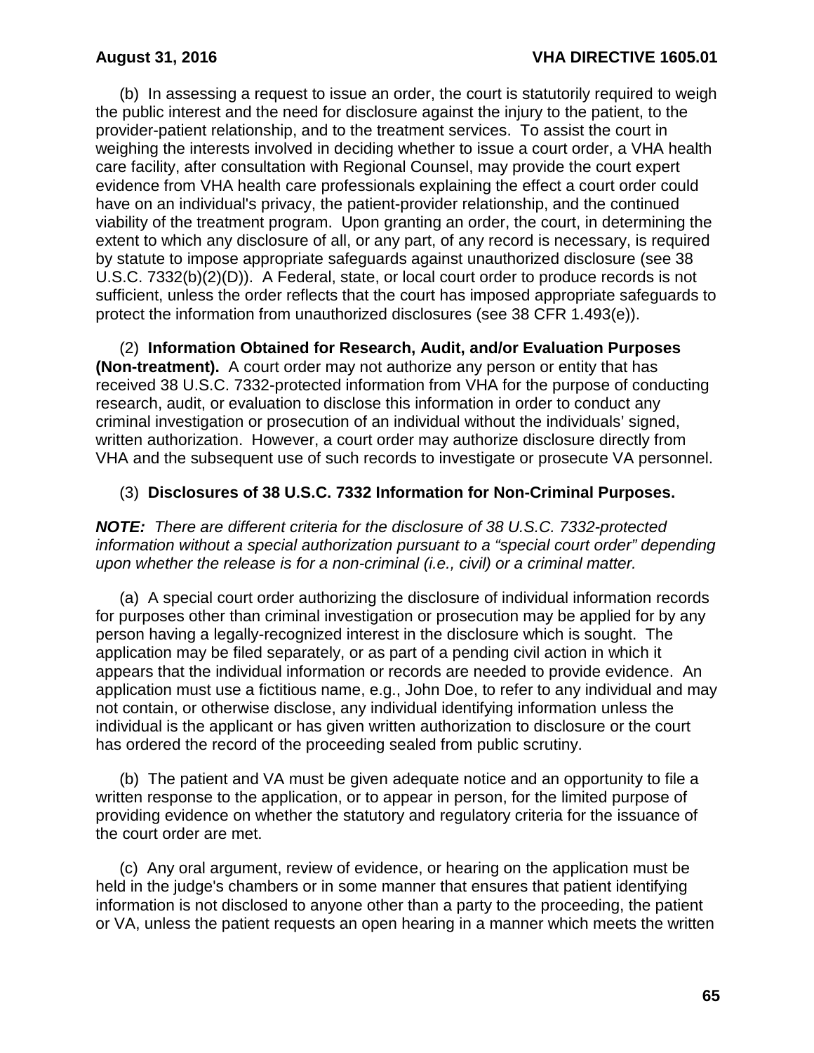(b) In assessing a request to issue an order, the court is statutorily required to weigh the public interest and the need for disclosure against the injury to the patient, to the provider-patient relationship, and to the treatment services. To assist the court in weighing the interests involved in deciding whether to issue a court order, a VHA health care facility, after consultation with Regional Counsel, may provide the court expert evidence from VHA health care professionals explaining the effect a court order could have on an individual's privacy, the patient-provider relationship, and the continued viability of the treatment program. Upon granting an order, the court, in determining the extent to which any disclosure of all, or any part, of any record is necessary, is required by statute to impose appropriate safeguards against unauthorized disclosure (see 38 U.S.C. 7332(b)(2)(D)). A Federal, state, or local court order to produce records is not sufficient, unless the order reflects that the court has imposed appropriate safeguards to protect the information from unauthorized disclosures (see 38 CFR 1.493(e)).

(2) **Information Obtained for Research, Audit, and/or Evaluation Purposes (Non-treatment).** A court order may not authorize any person or entity that has received 38 U.S.C. 7332-protected information from VHA for the purpose of conducting research, audit, or evaluation to disclose this information in order to conduct any criminal investigation or prosecution of an individual without the individuals' signed, written authorization. However, a court order may authorize disclosure directly from VHA and the subsequent use of such records to investigate or prosecute VA personnel.

(3) **Disclosures of 38 U.S.C. 7332 Information for Non-Criminal Purposes.**

***NOTE:*** *There are different criteria for the disclosure of 38 U.S.C. 7332-protected information without a special authorization pursuant to a "special court order" depending upon whether the release is for a non-criminal (i.e., civil) or a criminal matter.*

(a) A special court order authorizing the disclosure of individual information records for purposes other than criminal investigation or prosecution may be applied for by any person having a legally-recognized interest in the disclosure which is sought. The application may be filed separately, or as part of a pending civil action in which it appears that the individual information or records are needed to provide evidence. An application must use a fictitious name, e.g., John Doe, to refer to any individual and may not contain, or otherwise disclose, any individual identifying information unless the individual is the applicant or has given written authorization to disclosure or the court has ordered the record of the proceeding sealed from public scrutiny.

(b) The patient and VA must be given adequate notice and an opportunity to file a written response to the application, or to appear in person, for the limited purpose of providing evidence on whether the statutory and regulatory criteria for the issuance of the court order are met.

(c) Any oral argument, review of evidence, or hearing on the application must be held in the judge's chambers or in some manner that ensures that patient identifying information is not disclosed to anyone other than a party to the proceeding, the patient or VA, unless the patient requests an open hearing in a manner which meets the written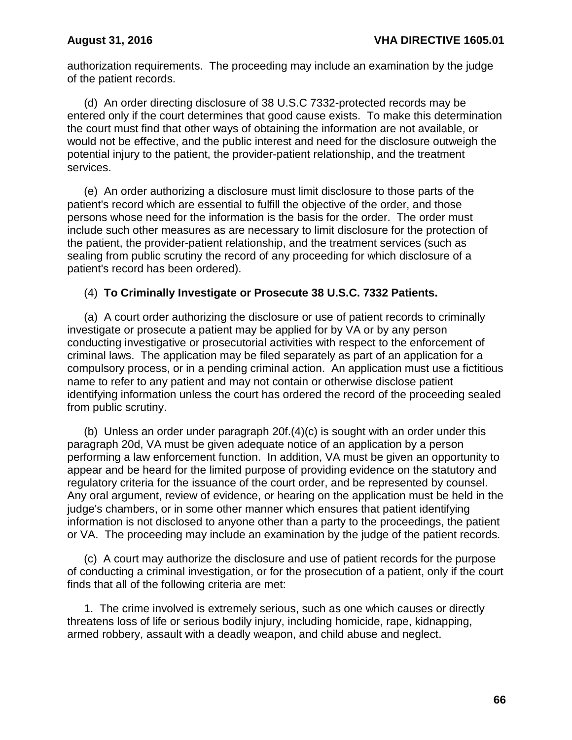authorization requirements. The proceeding may include an examination by the judge of the patient records.

(d) An order directing disclosure of 38 U.S.C 7332-protected records may be entered only if the court determines that good cause exists. To make this determination the court must find that other ways of obtaining the information are not available, or would not be effective, and the public interest and need for the disclosure outweigh the potential injury to the patient, the provider-patient relationship, and the treatment services.

(e) An order authorizing a disclosure must limit disclosure to those parts of the patient's record which are essential to fulfill the objective of the order, and those persons whose need for the information is the basis for the order. The order must include such other measures as are necessary to limit disclosure for the protection of the patient, the provider-patient relationship, and the treatment services (such as sealing from public scrutiny the record of any proceeding for which disclosure of a patient's record has been ordered).

(4) **To Criminally Investigate or Prosecute 38 U.S.C. 7332 Patients.**

(a) A court order authorizing the disclosure or use of patient records to criminally investigate or prosecute a patient may be applied for by VA or by any person conducting investigative or prosecutorial activities with respect to the enforcement of criminal laws. The application may be filed separately as part of an application for a compulsory process, or in a pending criminal action. An application must use a fictitious name to refer to any patient and may not contain or otherwise disclose patient identifying information unless the court has ordered the record of the proceeding sealed from public scrutiny.

(b) Unless an order under paragraph 20f.(4)(c) is sought with an order under this paragraph 20d, VA must be given adequate notice of an application by a person performing a law enforcement function. In addition, VA must be given an opportunity to appear and be heard for the limited purpose of providing evidence on the statutory and regulatory criteria for the issuance of the court order, and be represented by counsel. Any oral argument, review of evidence, or hearing on the application must be held in the judge's chambers, or in some other manner which ensures that patient identifying information is not disclosed to anyone other than a party to the proceedings, the patient or VA. The proceeding may include an examination by the judge of the patient records.

(c) A court may authorize the disclosure and use of patient records for the purpose of conducting a criminal investigation, or for the prosecution of a patient, only if the court finds that all of the following criteria are met:

1. The crime involved is extremely serious, such as one which causes or directly threatens loss of life or serious bodily injury, including homicide, rape, kidnapping, armed robbery, assault with a deadly weapon, and child abuse and neglect.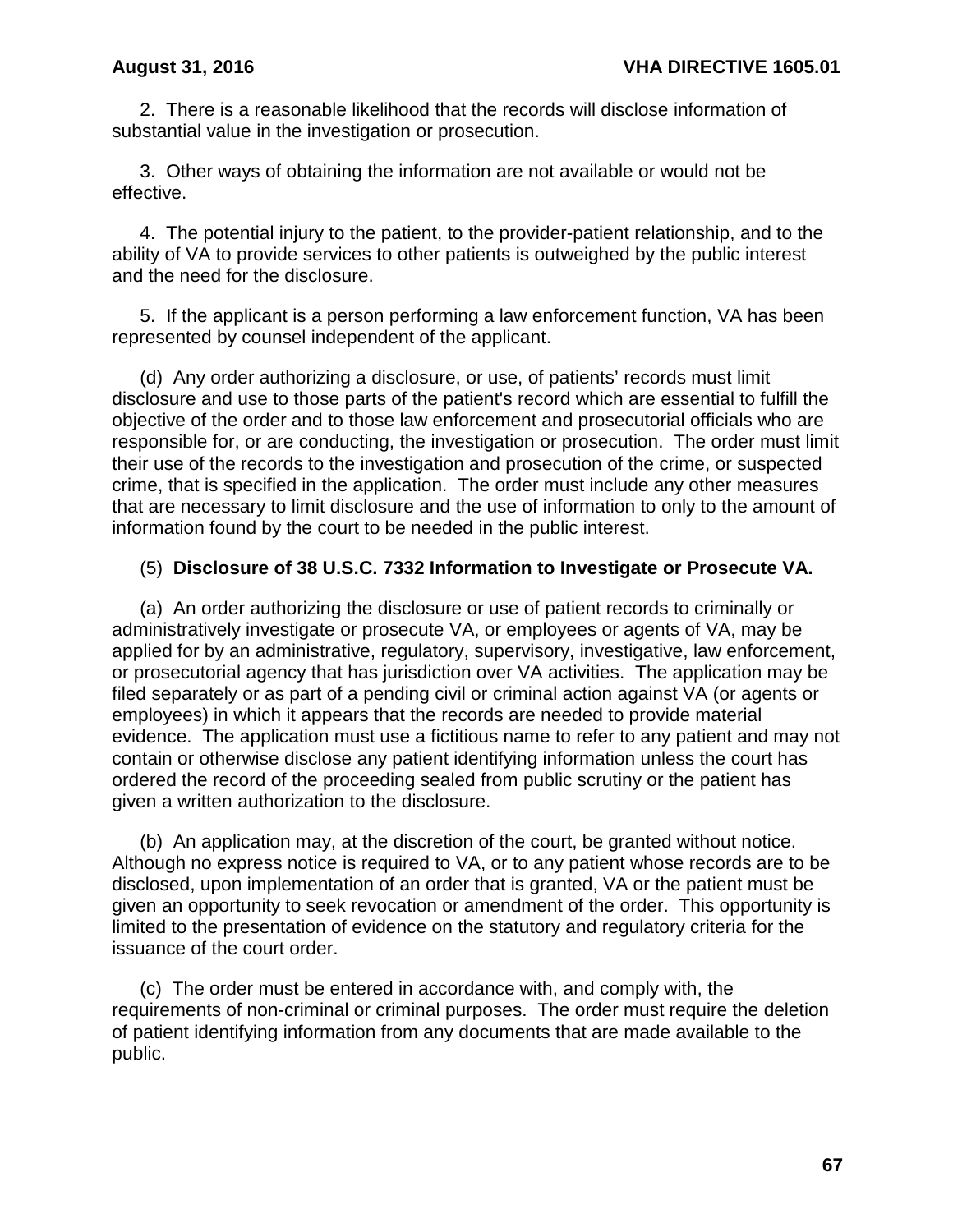2. There is a reasonable likelihood that the records will disclose information of substantial value in the investigation or prosecution.

3. Other ways of obtaining the information are not available or would not be effective.

4. The potential injury to the patient, to the provider-patient relationship, and to the ability of VA to provide services to other patients is outweighed by the public interest and the need for the disclosure.

5. If the applicant is a person performing a law enforcement function, VA has been represented by counsel independent of the applicant.

(d) Any order authorizing a disclosure, or use, of patients' records must limit disclosure and use to those parts of the patient's record which are essential to fulfill the objective of the order and to those law enforcement and prosecutorial officials who are responsible for, or are conducting, the investigation or prosecution. The order must limit their use of the records to the investigation and prosecution of the crime, or suspected crime, that is specified in the application. The order must include any other measures that are necessary to limit disclosure and the use of information to only to the amount of information found by the court to be needed in the public interest.

(5) **Disclosure of 38 U.S.C. 7332 Information to Investigate or Prosecute VA.**

(a) An order authorizing the disclosure or use of patient records to criminally or administratively investigate or prosecute VA, or employees or agents of VA, may be applied for by an administrative, regulatory, supervisory, investigative, law enforcement, or prosecutorial agency that has jurisdiction over VA activities. The application may be filed separately or as part of a pending civil or criminal action against VA (or agents or employees) in which it appears that the records are needed to provide material evidence. The application must use a fictitious name to refer to any patient and may not contain or otherwise disclose any patient identifying information unless the court has ordered the record of the proceeding sealed from public scrutiny or the patient has given a written authorization to the disclosure.

(b) An application may, at the discretion of the court, be granted without notice. Although no express notice is required to VA, or to any patient whose records are to be disclosed, upon implementation of an order that is granted, VA or the patient must be given an opportunity to seek revocation or amendment of the order. This opportunity is limited to the presentation of evidence on the statutory and regulatory criteria for the issuance of the court order.

(c) The order must be entered in accordance with, and comply with, the requirements of non-criminal or criminal purposes. The order must require the deletion of patient identifying information from any documents that are made available to the public.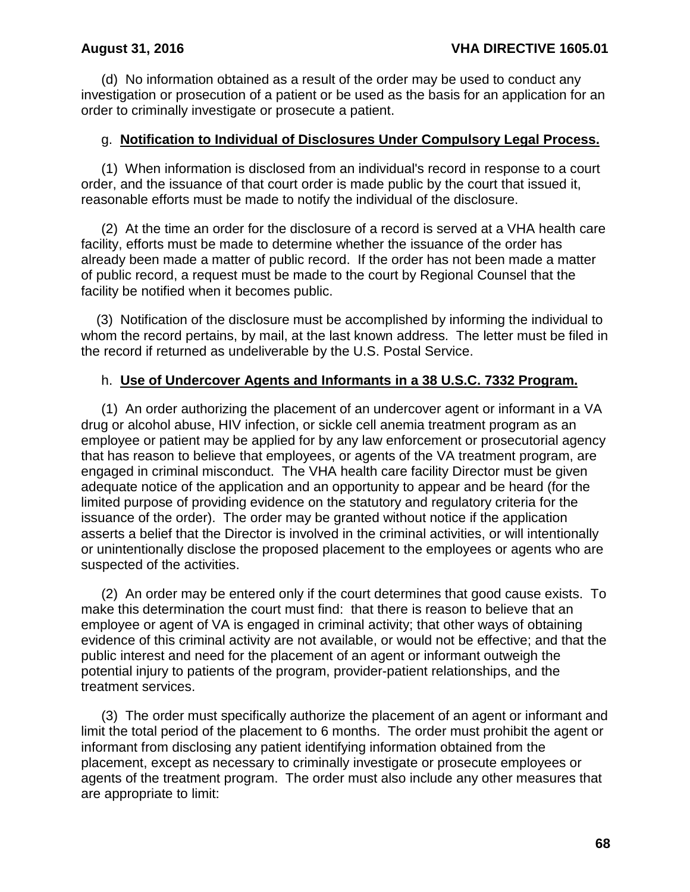(d) No information obtained as a result of the order may be used to conduct any investigation or prosecution of a patient or be used as the basis for an application for an order to criminally investigate or prosecute a patient.

g. **Notification to Individual of Disclosures Under Compulsory Legal Process.**

(1) When information is disclosed from an individual's record in response to a court order, and the issuance of that court order is made public by the court that issued it, reasonable efforts must be made to notify the individual of the disclosure.

(2) At the time an order for the disclosure of a record is served at a VHA health care facility, efforts must be made to determine whether the issuance of the order has already been made a matter of public record. If the order has not been made a matter of public record, a request must be made to the court by Regional Counsel that the facility be notified when it becomes public.

(3) Notification of the disclosure must be accomplished by informing the individual to whom the record pertains, by mail, at the last known address. The letter must be filed in the record if returned as undeliverable by the U.S. Postal Service.

h. **Use of Undercover Agents and Informants in a 38 U.S.C. 7332 Program.**

(1) An order authorizing the placement of an undercover agent or informant in a VA drug or alcohol abuse, HIV infection, or sickle cell anemia treatment program as an employee or patient may be applied for by any law enforcement or prosecutorial agency that has reason to believe that employees, or agents of the VA treatment program, are engaged in criminal misconduct. The VHA health care facility Director must be given adequate notice of the application and an opportunity to appear and be heard (for the limited purpose of providing evidence on the statutory and regulatory criteria for the issuance of the order). The order may be granted without notice if the application asserts a belief that the Director is involved in the criminal activities, or will intentionally or unintentionally disclose the proposed placement to the employees or agents who are suspected of the activities.

(2) An order may be entered only if the court determines that good cause exists. To make this determination the court must find: that there is reason to believe that an employee or agent of VA is engaged in criminal activity; that other ways of obtaining evidence of this criminal activity are not available, or would not be effective; and that the public interest and need for the placement of an agent or informant outweigh the potential injury to patients of the program, provider-patient relationships, and the treatment services.

(3) The order must specifically authorize the placement of an agent or informant and limit the total period of the placement to 6 months. The order must prohibit the agent or informant from disclosing any patient identifying information obtained from the placement, except as necessary to criminally investigate or prosecute employees or agents of the treatment program. The order must also include any other measures that are appropriate to limit: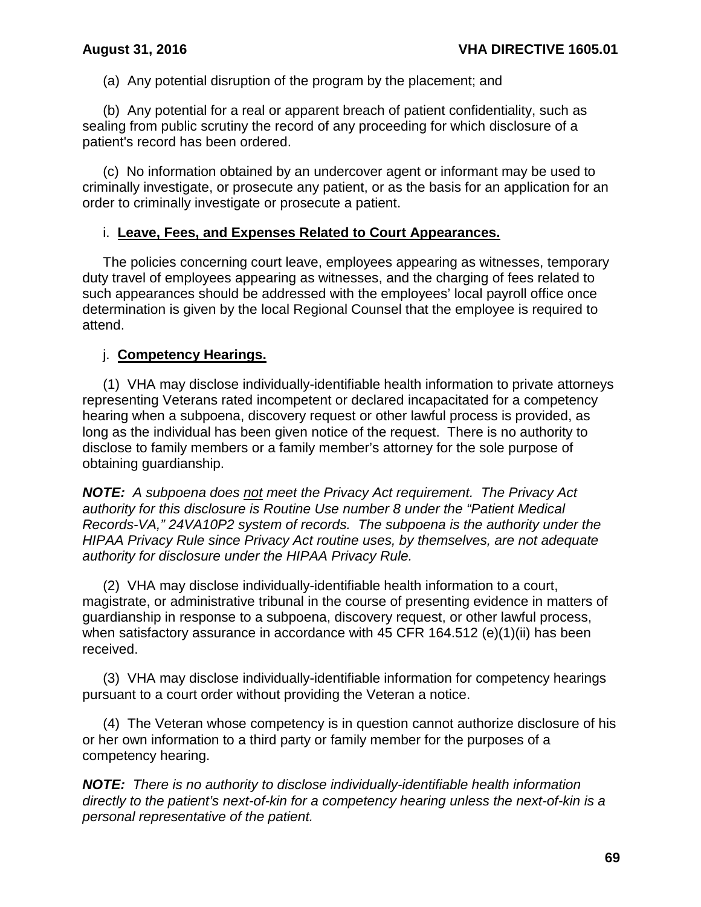(a) Any potential disruption of the program by the placement; and

(b) Any potential for a real or apparent breach of patient confidentiality, such as sealing from public scrutiny the record of any proceeding for which disclosure of a patient's record has been ordered.

(c) No information obtained by an undercover agent or informant may be used to criminally investigate, or prosecute any patient, or as the basis for an application for an order to criminally investigate or prosecute a patient.

i. **Leave, Fees, and Expenses Related to Court Appearances.**

The policies concerning court leave, employees appearing as witnesses, temporary duty travel of employees appearing as witnesses, and the charging of fees related to such appearances should be addressed with the employees' local payroll office once determination is given by the local Regional Counsel that the employee is required to attend.

j. **Competency Hearings.**

(1) VHA may disclose individually-identifiable health information to private attorneys representing Veterans rated incompetent or declared incapacitated for a competency hearing when a subpoena, discovery request or other lawful process is provided, as long as the individual has been given notice of the request. There is no authority to disclose to family members or a family member's attorney for the sole purpose of obtaining guardianship.

***NOTE:*** *A subpoena does <u>not</u> meet the Privacy Act requirement. The Privacy Act authority for this disclosure is Routine Use number 8 under the "Patient Medical Records-VA," 24VA10P2 system of records. The subpoena is the authority under the HIPAA Privacy Rule since Privacy Act routine uses, by themselves, are not adequate authority for disclosure under the HIPAA Privacy Rule.*

(2) VHA may disclose individually-identifiable health information to a court, magistrate, or administrative tribunal in the course of presenting evidence in matters of guardianship in response to a subpoena, discovery request, or other lawful process, when satisfactory assurance in accordance with 45 CFR 164.512 (e)(1)(ii) has been received.

(3) VHA may disclose individually-identifiable information for competency hearings pursuant to a court order without providing the Veteran a notice.

(4) The Veteran whose competency is in question cannot authorize disclosure of his or her own information to a third party or family member for the purposes of a competency hearing.

***NOTE:*** *There is no authority to disclose individually-identifiable health information directly to the patient's next-of-kin for a competency hearing unless the next-of-kin is a personal representative of the patient.*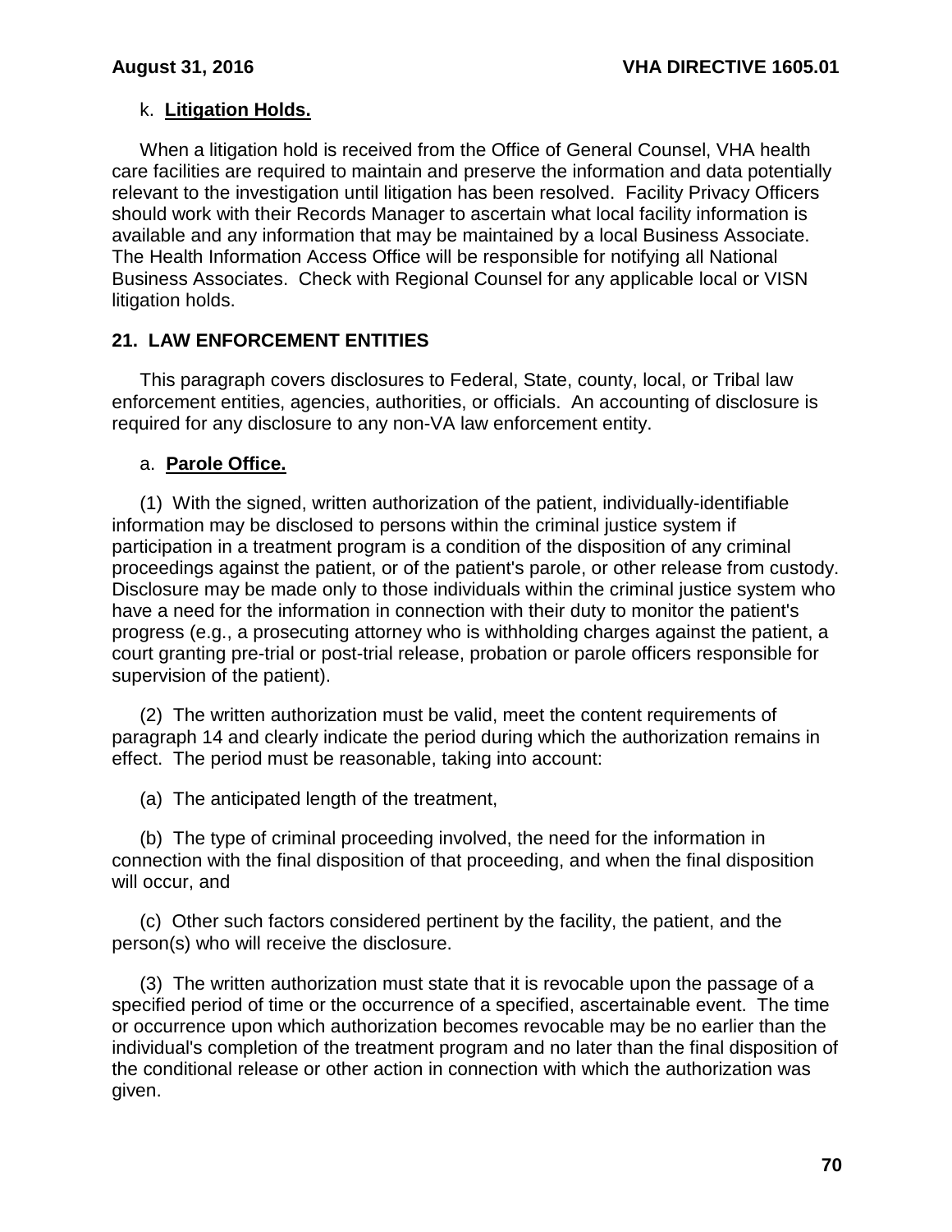k. **Litigation Holds.**

When a litigation hold is received from the Office of General Counsel, VHA health care facilities are required to maintain and preserve the information and data potentially relevant to the investigation until litigation has been resolved. Facility Privacy Officers should work with their Records Manager to ascertain what local facility information is available and any information that may be maintained by a local Business Associate. The Health Information Access Office will be responsible for notifying all National Business Associates. Check with Regional Counsel for any applicable local or VISN litigation holds.

## 21. LAW ENFORCEMENT ENTITIES

This paragraph covers disclosures to Federal, State, county, local, or Tribal law enforcement entities, agencies, authorities, or officials. An accounting of disclosure is required for any disclosure to any non-VA law enforcement entity.

a. **Parole Office.**

(1) With the signed, written authorization of the patient, individually-identifiable information may be disclosed to persons within the criminal justice system if participation in a treatment program is a condition of the disposition of any criminal proceedings against the patient, or of the patient's parole, or other release from custody. Disclosure may be made only to those individuals within the criminal justice system who have a need for the information in connection with their duty to monitor the patient's progress (e.g., a prosecuting attorney who is withholding charges against the patient, a court granting pre-trial or post-trial release, probation or parole officers responsible for supervision of the patient).

(2) The written authorization must be valid, meet the content requirements of paragraph 14 and clearly indicate the period during which the authorization remains in effect. The period must be reasonable, taking into account:

(a) The anticipated length of the treatment,

(b) The type of criminal proceeding involved, the need for the information in connection with the final disposition of that proceeding, and when the final disposition will occur, and

(c) Other such factors considered pertinent by the facility, the patient, and the person(s) who will receive the disclosure.

(3) The written authorization must state that it is revocable upon the passage of a specified period of time or the occurrence of a specified, ascertainable event. The time or occurrence upon which authorization becomes revocable may be no earlier than the individual's completion of the treatment program and no later than the final disposition of the conditional release or other action in connection with which the authorization was given.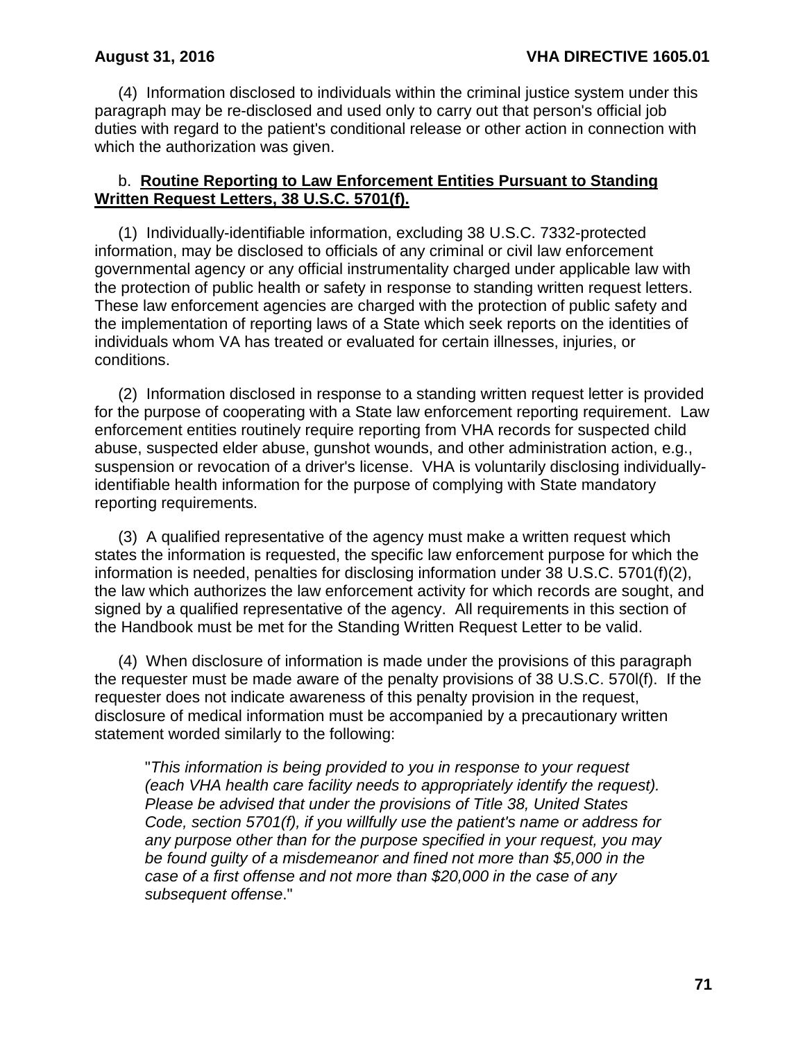(4) Information disclosed to individuals within the criminal justice system under this paragraph may be re-disclosed and used only to carry out that person's official job duties with regard to the patient's conditional release or other action in connection with which the authorization was given.

b. **<u>Routine Reporting to Law Enforcement Entities Pursuant to Standing Written Request Letters, 38 U.S.C. 5701(f).</u>**

(1) Individually-identifiable information, excluding 38 U.S.C. 7332-protected information, may be disclosed to officials of any criminal or civil law enforcement governmental agency or any official instrumentality charged under applicable law with the protection of public health or safety in response to standing written request letters. These law enforcement agencies are charged with the protection of public safety and the implementation of reporting laws of a State which seek reports on the identities of individuals whom VA has treated or evaluated for certain illnesses, injuries, or conditions.

(2) Information disclosed in response to a standing written request letter is provided for the purpose of cooperating with a State law enforcement reporting requirement. Law enforcement entities routinely require reporting from VHA records for suspected child abuse, suspected elder abuse, gunshot wounds, and other administration action, e.g., suspension or revocation of a driver's license. VHA is voluntarily disclosing individually-identifiable health information for the purpose of complying with State mandatory reporting requirements.

(3) A qualified representative of the agency must make a written request which states the information is requested, the specific law enforcement purpose for which the information is needed, penalties for disclosing information under 38 U.S.C. 5701(f)(2), the law which authorizes the law enforcement activity for which records are sought, and signed by a qualified representative of the agency. All requirements in this section of the Handbook must be met for the Standing Written Request Letter to be valid.

(4) When disclosure of information is made under the provisions of this paragraph the requester must be made aware of the penalty provisions of 38 U.S.C. 570l(f). If the requester does not indicate awareness of this penalty provision in the request, disclosure of medical information must be accompanied by a precautionary written statement worded similarly to the following:

> "*This information is being provided to you in response to your request (each VHA health care facility needs to appropriately identify the request). Please be advised that under the provisions of Title 38, United States Code, section 5701(f), if you willfully use the patient's name or address for any purpose other than for the purpose specified in your request, you may be found guilty of a misdemeanor and fined not more than $5,000 in the case of a first offense and not more than $20,000 in the case of any subsequent offense*."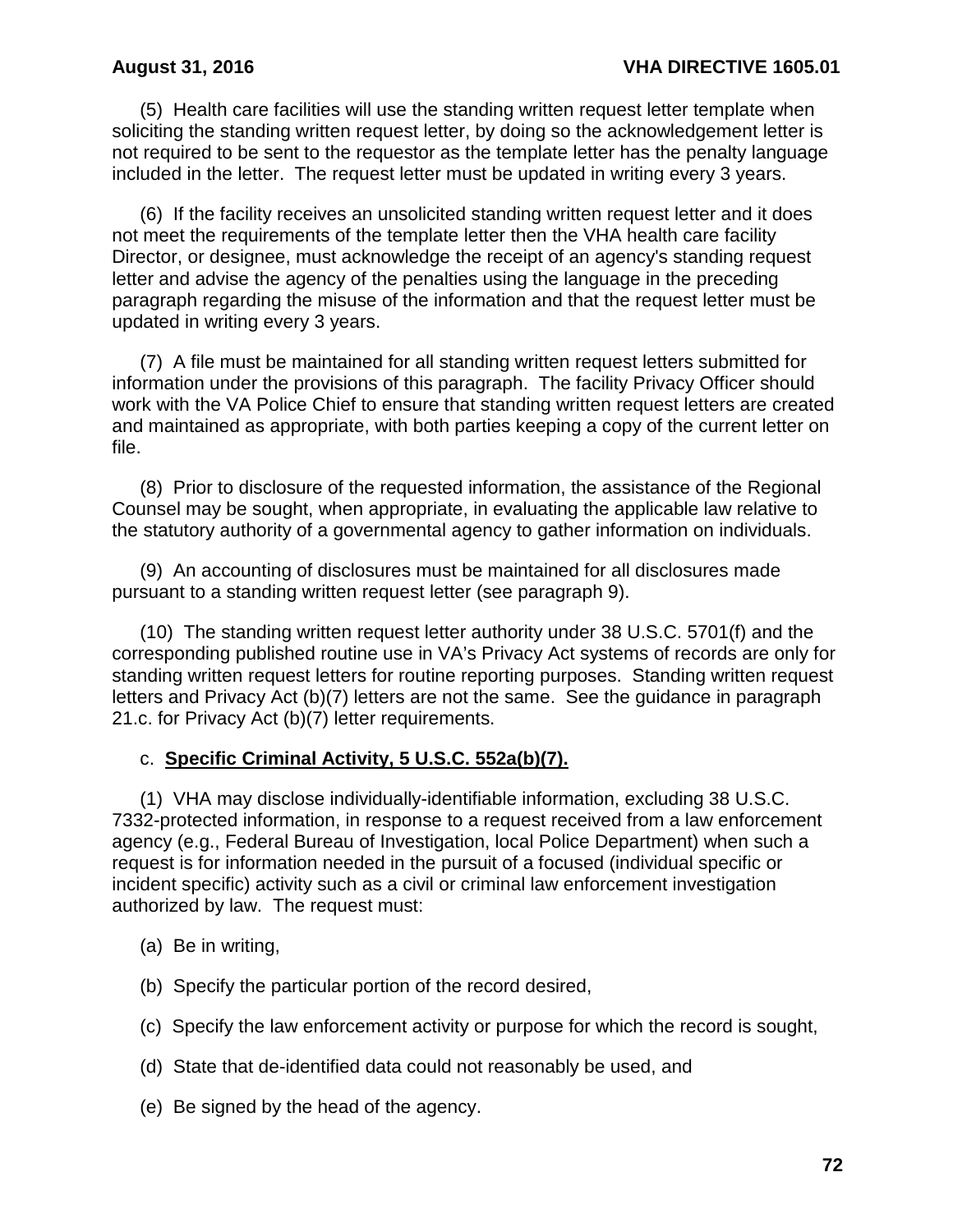(5) Health care facilities will use the standing written request letter template when soliciting the standing written request letter, by doing so the acknowledgement letter is not required to be sent to the requestor as the template letter has the penalty language included in the letter. The request letter must be updated in writing every 3 years.

(6) If the facility receives an unsolicited standing written request letter and it does not meet the requirements of the template letter then the VHA health care facility Director, or designee, must acknowledge the receipt of an agency's standing request letter and advise the agency of the penalties using the language in the preceding paragraph regarding the misuse of the information and that the request letter must be updated in writing every 3 years.

(7) A file must be maintained for all standing written request letters submitted for information under the provisions of this paragraph. The facility Privacy Officer should work with the VA Police Chief to ensure that standing written request letters are created and maintained as appropriate, with both parties keeping a copy of the current letter on file.

(8) Prior to disclosure of the requested information, the assistance of the Regional Counsel may be sought, when appropriate, in evaluating the applicable law relative to the statutory authority of a governmental agency to gather information on individuals.

(9) An accounting of disclosures must be maintained for all disclosures made pursuant to a standing written request letter (see paragraph 9).

(10) The standing written request letter authority under 38 U.S.C. 5701(f) and the corresponding published routine use in VA's Privacy Act systems of records are only for standing written request letters for routine reporting purposes. Standing written request letters and Privacy Act (b)(7) letters are not the same. See the guidance in paragraph 21.c. for Privacy Act (b)(7) letter requirements.

c. **Specific Criminal Activity, 5 U.S.C. 552a(b)(7).**

(1) VHA may disclose individually-identifiable information, excluding 38 U.S.C. 7332-protected information, in response to a request received from a law enforcement agency (e.g., Federal Bureau of Investigation, local Police Department) when such a request is for information needed in the pursuit of a focused (individual specific or incident specific) activity such as a civil or criminal law enforcement investigation authorized by law. The request must:

(a) Be in writing,

(b) Specify the particular portion of the record desired,

(c) Specify the law enforcement activity or purpose for which the record is sought,

(d) State that de-identified data could not reasonably be used, and

(e) Be signed by the head of the agency.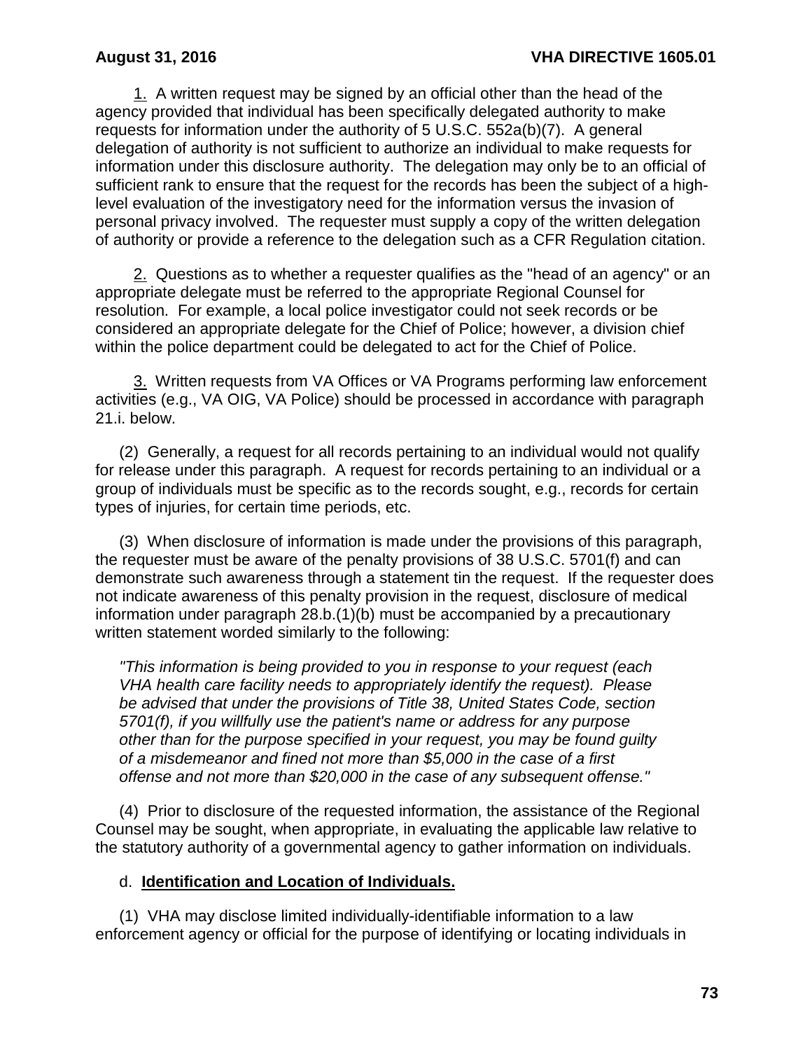<u>1.</u> A written request may be signed by an official other than the head of the agency provided that individual has been specifically delegated authority to make requests for information under the authority of 5 U.S.C. 552a(b)(7). A general delegation of authority is not sufficient to authorize an individual to make requests for information under this disclosure authority. The delegation may only be to an official of sufficient rank to ensure that the request for the records has been the subject of a high-level evaluation of the investigatory need for the information versus the invasion of personal privacy involved. The requester must supply a copy of the written delegation of authority or provide a reference to the delegation such as a CFR Regulation citation.

<u>2.</u> Questions as to whether a requester qualifies as the "head of an agency" or an appropriate delegate must be referred to the appropriate Regional Counsel for resolution. For example, a local police investigator could not seek records or be considered an appropriate delegate for the Chief of Police; however, a division chief within the police department could be delegated to act for the Chief of Police.

<u>3.</u> Written requests from VA Offices or VA Programs performing law enforcement activities (e.g., VA OIG, VA Police) should be processed in accordance with paragraph 21.i. below.

(2) Generally, a request for all records pertaining to an individual would not qualify for release under this paragraph. A request for records pertaining to an individual or a group of individuals must be specific as to the records sought, e.g., records for certain types of injuries, for certain time periods, etc.

(3) When disclosure of information is made under the provisions of this paragraph, the requester must be aware of the penalty provisions of 38 U.S.C. 5701(f) and can demonstrate such awareness through a statement tin the request. If the requester does not indicate awareness of this penalty provision in the request, disclosure of medical information under paragraph 28.b.(1)(b) must be accompanied by a precautionary written statement worded similarly to the following:

*"This information is being provided to you in response to your request (each VHA health care facility needs to appropriately identify the request). Please be advised that under the provisions of Title 38, United States Code, section 5701(f), if you willfully use the patient's name or address for any purpose other than for the purpose specified in your request, you may be found guilty of a misdemeanor and fined not more than $5,000 in the case of a first offense and not more than $20,000 in the case of any subsequent offense."*

(4) Prior to disclosure of the requested information, the assistance of the Regional Counsel may be sought, when appropriate, in evaluating the applicable law relative to the statutory authority of a governmental agency to gather information on individuals.

d. **<u>Identification and Location of Individuals.</u>**

(1) VHA may disclose limited individually-identifiable information to a law enforcement agency or official for the purpose of identifying or locating individuals in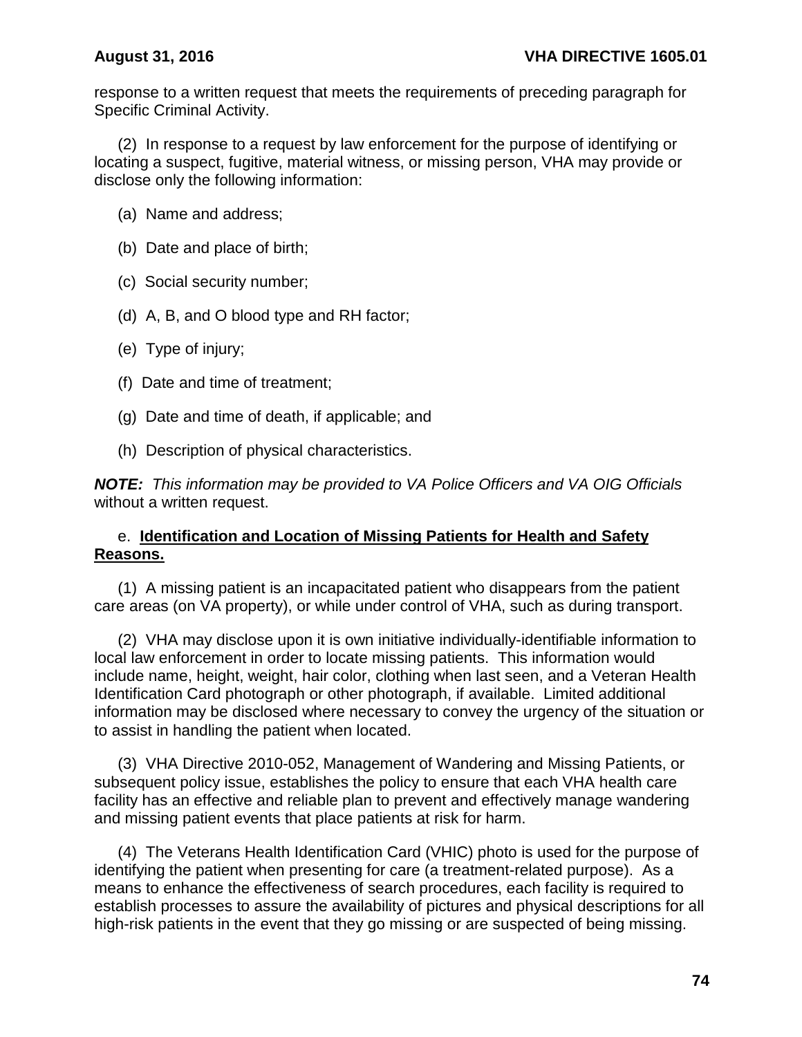response to a written request that meets the requirements of preceding paragraph for Specific Criminal Activity.

(2) In response to a request by law enforcement for the purpose of identifying or locating a suspect, fugitive, material witness, or missing person, VHA may provide or disclose only the following information:

(a) Name and address;

(b) Date and place of birth;

(c) Social security number;

(d) A, B, and O blood type and RH factor;

(e) Type of injury;

(f) Date and time of treatment;

(g) Date and time of death, if applicable; and

(h) Description of physical characteristics.

***NOTE:*** *This information may be provided to VA Police Officers and VA OIG Officials* without a written request.

e. **Identification and Location of Missing Patients for Health and Safety Reasons.**

(1) A missing patient is an incapacitated patient who disappears from the patient care areas (on VA property), or while under control of VHA, such as during transport.

(2) VHA may disclose upon it is own initiative individually-identifiable information to local law enforcement in order to locate missing patients. This information would include name, height, weight, hair color, clothing when last seen, and a Veteran Health Identification Card photograph or other photograph, if available. Limited additional information may be disclosed where necessary to convey the urgency of the situation or to assist in handling the patient when located.

(3) VHA Directive 2010-052, Management of Wandering and Missing Patients, or subsequent policy issue, establishes the policy to ensure that each VHA health care facility has an effective and reliable plan to prevent and effectively manage wandering and missing patient events that place patients at risk for harm.

(4) The Veterans Health Identification Card (VHIC) photo is used for the purpose of identifying the patient when presenting for care (a treatment-related purpose). As a means to enhance the effectiveness of search procedures, each facility is required to establish processes to assure the availability of pictures and physical descriptions for all high-risk patients in the event that they go missing or are suspected of being missing.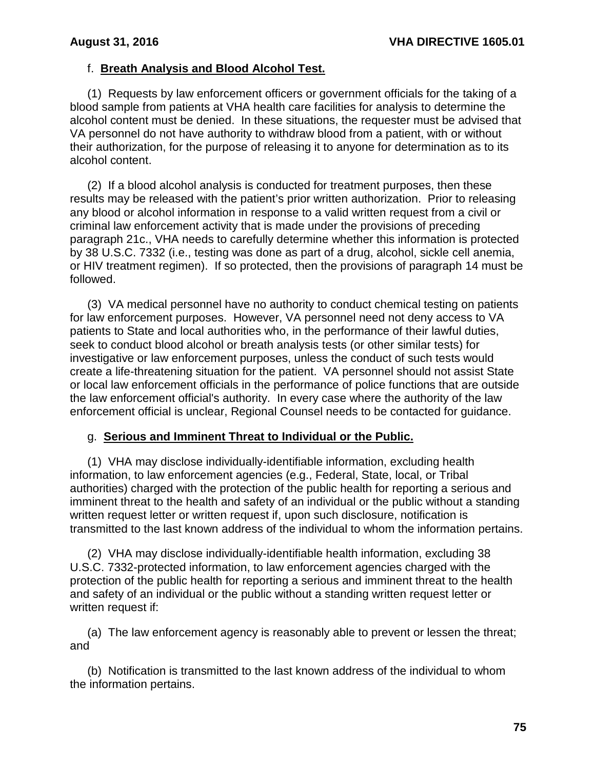f. **Breath Analysis and Blood Alcohol Test.**

(1) Requests by law enforcement officers or government officials for the taking of a blood sample from patients at VHA health care facilities for analysis to determine the alcohol content must be denied. In these situations, the requester must be advised that VA personnel do not have authority to withdraw blood from a patient, with or without their authorization, for the purpose of releasing it to anyone for determination as to its alcohol content.

(2) If a blood alcohol analysis is conducted for treatment purposes, then these results may be released with the patient's prior written authorization. Prior to releasing any blood or alcohol information in response to a valid written request from a civil or criminal law enforcement activity that is made under the provisions of preceding paragraph 21c., VHA needs to carefully determine whether this information is protected by 38 U.S.C. 7332 (i.e., testing was done as part of a drug, alcohol, sickle cell anemia, or HIV treatment regimen). If so protected, then the provisions of paragraph 14 must be followed.

(3) VA medical personnel have no authority to conduct chemical testing on patients for law enforcement purposes. However, VA personnel need not deny access to VA patients to State and local authorities who, in the performance of their lawful duties, seek to conduct blood alcohol or breath analysis tests (or other similar tests) for investigative or law enforcement purposes, unless the conduct of such tests would create a life-threatening situation for the patient. VA personnel should not assist State or local law enforcement officials in the performance of police functions that are outside the law enforcement official's authority. In every case where the authority of the law enforcement official is unclear, Regional Counsel needs to be contacted for guidance.

g. **Serious and Imminent Threat to Individual or the Public.**

(1) VHA may disclose individually-identifiable information, excluding health information, to law enforcement agencies (e.g., Federal, State, local, or Tribal authorities) charged with the protection of the public health for reporting a serious and imminent threat to the health and safety of an individual or the public without a standing written request letter or written request if, upon such disclosure, notification is transmitted to the last known address of the individual to whom the information pertains.

(2) VHA may disclose individually-identifiable health information, excluding 38 U.S.C. 7332-protected information, to law enforcement agencies charged with the protection of the public health for reporting a serious and imminent threat to the health and safety of an individual or the public without a standing written request letter or written request if:

(a) The law enforcement agency is reasonably able to prevent or lessen the threat; and

(b) Notification is transmitted to the last known address of the individual to whom the information pertains.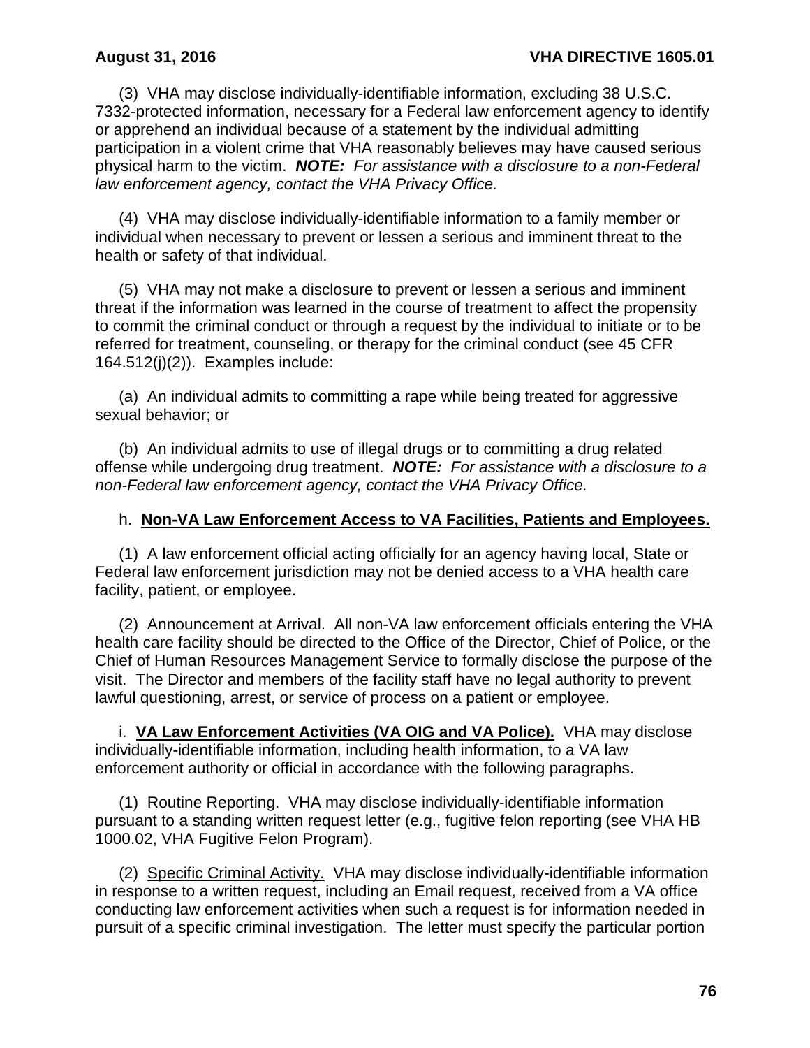(3) VHA may disclose individually-identifiable information, excluding 38 U.S.C. 7332-protected information, necessary for a Federal law enforcement agency to identify or apprehend an individual because of a statement by the individual admitting participation in a violent crime that VHA reasonably believes may have caused serious physical harm to the victim. ***NOTE:*** *For assistance with a disclosure to a non-Federal law enforcement agency, contact the VHA Privacy Office.*

(4) VHA may disclose individually-identifiable information to a family member or individual when necessary to prevent or lessen a serious and imminent threat to the health or safety of that individual.

(5) VHA may not make a disclosure to prevent or lessen a serious and imminent threat if the information was learned in the course of treatment to affect the propensity to commit the criminal conduct or through a request by the individual to initiate or to be referred for treatment, counseling, or therapy for the criminal conduct (see 45 CFR 164.512(j)(2)). Examples include:

(a) An individual admits to committing a rape while being treated for aggressive sexual behavior; or

(b) An individual admits to use of illegal drugs or to committing a drug related offense while undergoing drug treatment. ***NOTE:*** *For assistance with a disclosure to a non-Federal law enforcement agency, contact the VHA Privacy Office.*

h. **<u>Non-VA Law Enforcement Access to VA Facilities, Patients and Employees.</u>**

(1) A law enforcement official acting officially for an agency having local, State or Federal law enforcement jurisdiction may not be denied access to a VHA health care facility, patient, or employee.

(2) Announcement at Arrival. All non-VA law enforcement officials entering the VHA health care facility should be directed to the Office of the Director, Chief of Police, or the Chief of Human Resources Management Service to formally disclose the purpose of the visit. The Director and members of the facility staff have no legal authority to prevent lawful questioning, arrest, or service of process on a patient or employee.

i. **<u>VA Law Enforcement Activities (VA OIG and VA Police).</u>** VHA may disclose individually-identifiable information, including health information, to a VA law enforcement authority or official in accordance with the following paragraphs.

(1) <u>Routine Reporting.</u> VHA may disclose individually-identifiable information pursuant to a standing written request letter (e.g., fugitive felon reporting (see VHA HB 1000.02, VHA Fugitive Felon Program).

(2) <u>Specific Criminal Activity.</u> VHA may disclose individually-identifiable information in response to a written request, including an Email request, received from a VA office conducting law enforcement activities when such a request is for information needed in pursuit of a specific criminal investigation. The letter must specify the particular portion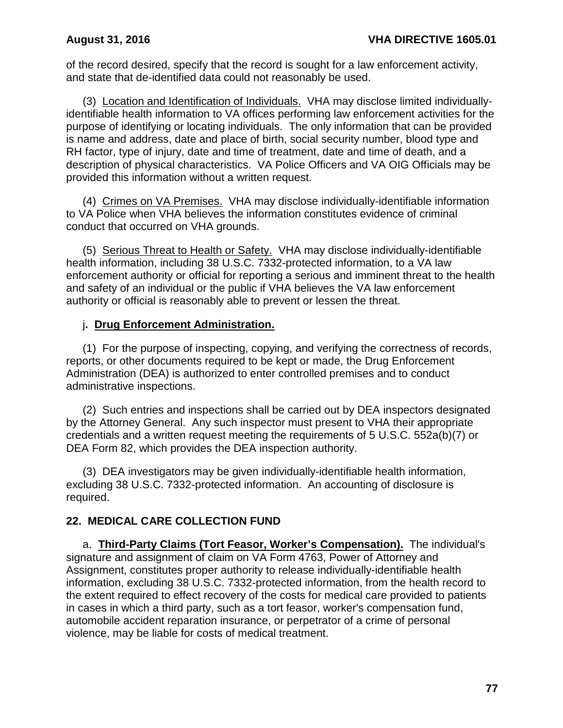of the record desired, specify that the record is sought for a law enforcement activity, and state that de-identified data could not reasonably be used.

(3) Location and Identification of Individuals. VHA may disclose limited individually-identifiable health information to VA offices performing law enforcement activities for the purpose of identifying or locating individuals. The only information that can be provided is name and address, date and place of birth, social security number, blood type and RH factor, type of injury, date and time of treatment, date and time of death, and a description of physical characteristics. VA Police Officers and VA OIG Officials may be provided this information without a written request.

(4) Crimes on VA Premises. VHA may disclose individually-identifiable information to VA Police when VHA believes the information constitutes evidence of criminal conduct that occurred on VHA grounds.

(5) Serious Threat to Health or Safety. VHA may disclose individually-identifiable health information, including 38 U.S.C. 7332-protected information, to a VA law enforcement authority or official for reporting a serious and imminent threat to the health and safety of an individual or the public if VHA believes the VA law enforcement authority or official is reasonably able to prevent or lessen the threat.

j. **Drug Enforcement Administration.**

(1) For the purpose of inspecting, copying, and verifying the correctness of records, reports, or other documents required to be kept or made, the Drug Enforcement Administration (DEA) is authorized to enter controlled premises and to conduct administrative inspections.

(2) Such entries and inspections shall be carried out by DEA inspectors designated by the Attorney General. Any such inspector must present to VHA their appropriate credentials and a written request meeting the requirements of 5 U.S.C. 552a(b)(7) or DEA Form 82, which provides the DEA inspection authority.

(3) DEA investigators may be given individually-identifiable health information, excluding 38 U.S.C. 7332-protected information. An accounting of disclosure is required.

## 22. MEDICAL CARE COLLECTION FUND

a. **Third-Party Claims (Tort Feasor, Worker's Compensation).** The individual's signature and assignment of claim on VA Form 4763, Power of Attorney and Assignment, constitutes proper authority to release individually-identifiable health information, excluding 38 U.S.C. 7332-protected information, from the health record to the extent required to effect recovery of the costs for medical care provided to patients in cases in which a third party, such as a tort feasor, worker's compensation fund, automobile accident reparation insurance, or perpetrator of a crime of personal violence, may be liable for costs of medical treatment.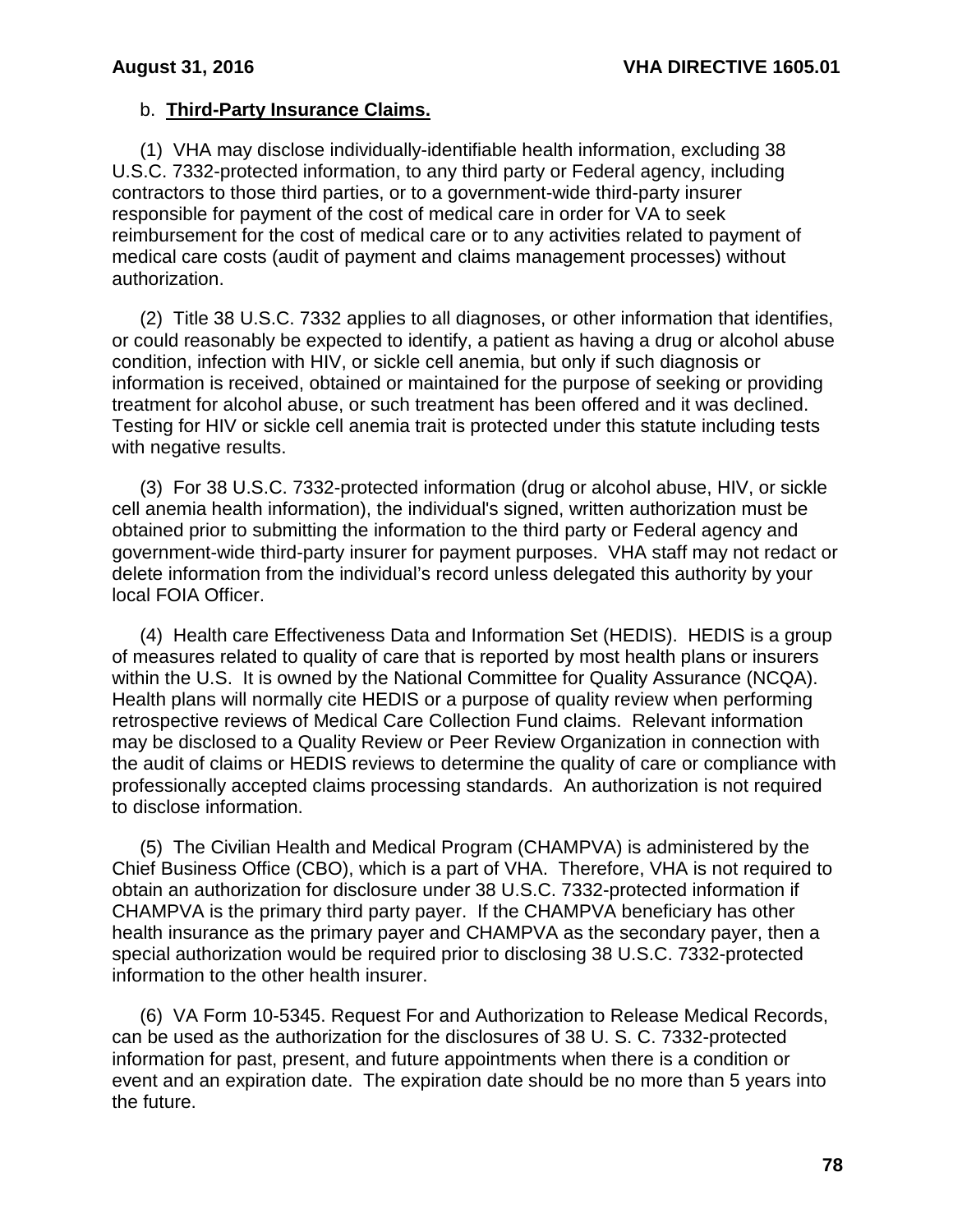b. **Third-Party Insurance Claims.**

(1) VHA may disclose individually-identifiable health information, excluding 38 U.S.C. 7332-protected information, to any third party or Federal agency, including contractors to those third parties, or to a government-wide third-party insurer responsible for payment of the cost of medical care in order for VA to seek reimbursement for the cost of medical care or to any activities related to payment of medical care costs (audit of payment and claims management processes) without authorization.

(2) Title 38 U.S.C. 7332 applies to all diagnoses, or other information that identifies, or could reasonably be expected to identify, a patient as having a drug or alcohol abuse condition, infection with HIV, or sickle cell anemia, but only if such diagnosis or information is received, obtained or maintained for the purpose of seeking or providing treatment for alcohol abuse, or such treatment has been offered and it was declined. Testing for HIV or sickle cell anemia trait is protected under this statute including tests with negative results.

(3) For 38 U.S.C. 7332-protected information (drug or alcohol abuse, HIV, or sickle cell anemia health information), the individual's signed, written authorization must be obtained prior to submitting the information to the third party or Federal agency and government-wide third-party insurer for payment purposes. VHA staff may not redact or delete information from the individual's record unless delegated this authority by your local FOIA Officer.

(4) Health care Effectiveness Data and Information Set (HEDIS). HEDIS is a group of measures related to quality of care that is reported by most health plans or insurers within the U.S. It is owned by the National Committee for Quality Assurance (NCQA). Health plans will normally cite HEDIS or a purpose of quality review when performing retrospective reviews of Medical Care Collection Fund claims. Relevant information may be disclosed to a Quality Review or Peer Review Organization in connection with the audit of claims or HEDIS reviews to determine the quality of care or compliance with professionally accepted claims processing standards. An authorization is not required to disclose information.

(5) The Civilian Health and Medical Program (CHAMPVA) is administered by the Chief Business Office (CBO), which is a part of VHA. Therefore, VHA is not required to obtain an authorization for disclosure under 38 U.S.C. 7332-protected information if CHAMPVA is the primary third party payer. If the CHAMPVA beneficiary has other health insurance as the primary payer and CHAMPVA as the secondary payer, then a special authorization would be required prior to disclosing 38 U.S.C. 7332-protected information to the other health insurer.

(6) VA Form 10-5345. Request For and Authorization to Release Medical Records, can be used as the authorization for the disclosures of 38 U. S. C. 7332-protected information for past, present, and future appointments when there is a condition or event and an expiration date. The expiration date should be no more than 5 years into the future.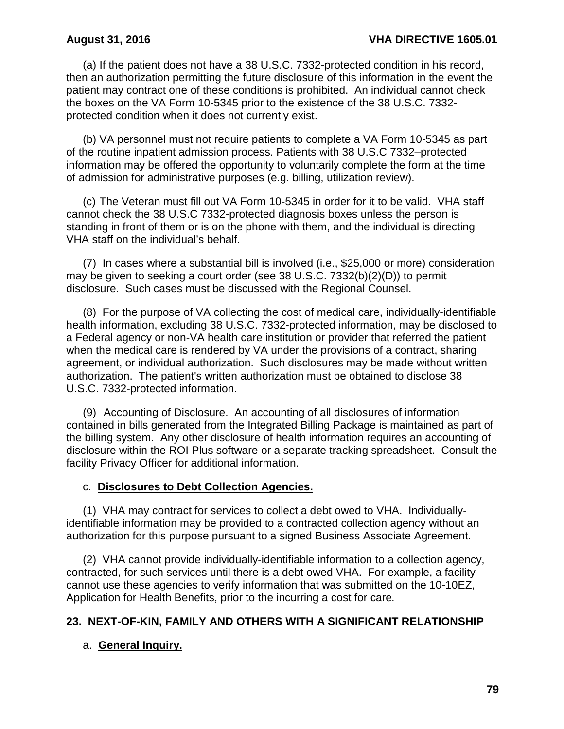(a) If the patient does not have a 38 U.S.C. 7332-protected condition in his record, then an authorization permitting the future disclosure of this information in the event the patient may contract one of these conditions is prohibited. An individual cannot check the boxes on the VA Form 10-5345 prior to the existence of the 38 U.S.C. 7332-protected condition when it does not currently exist.

(b) VA personnel must not require patients to complete a VA Form 10-5345 as part of the routine inpatient admission process. Patients with 38 U.S.C 7332–protected information may be offered the opportunity to voluntarily complete the form at the time of admission for administrative purposes (e.g. billing, utilization review).

(c) The Veteran must fill out VA Form 10-5345 in order for it to be valid. VHA staff cannot check the 38 U.S.C 7332-protected diagnosis boxes unless the person is standing in front of them or is on the phone with them, and the individual is directing VHA staff on the individual's behalf.

(7) In cases where a substantial bill is involved (i.e., $25,000 or more) consideration may be given to seeking a court order (see 38 U.S.C. 7332(b)(2)(D)) to permit disclosure. Such cases must be discussed with the Regional Counsel.

(8) For the purpose of VA collecting the cost of medical care, individually-identifiable health information, excluding 38 U.S.C. 7332-protected information, may be disclosed to a Federal agency or non-VA health care institution or provider that referred the patient when the medical care is rendered by VA under the provisions of a contract, sharing agreement, or individual authorization. Such disclosures may be made without written authorization. The patient's written authorization must be obtained to disclose 38 U.S.C. 7332-protected information.

(9) Accounting of Disclosure. An accounting of all disclosures of information contained in bills generated from the Integrated Billing Package is maintained as part of the billing system. Any other disclosure of health information requires an accounting of disclosure within the ROI Plus software or a separate tracking spreadsheet. Consult the facility Privacy Officer for additional information.

c. **Disclosures to Debt Collection Agencies.**

(1) VHA may contract for services to collect a debt owed to VHA. Individually-identifiable information may be provided to a contracted collection agency without an authorization for this purpose pursuant to a signed Business Associate Agreement.

(2) VHA cannot provide individually-identifiable information to a collection agency, contracted, for such services until there is a debt owed VHA. For example, a facility cannot use these agencies to verify information that was submitted on the 10-10EZ, Application for Health Benefits, prior to the incurring a cost for care.

## 23. NEXT-OF-KIN, FAMILY AND OTHERS WITH A SIGNIFICANT RELATIONSHIP

a. **General Inquiry.**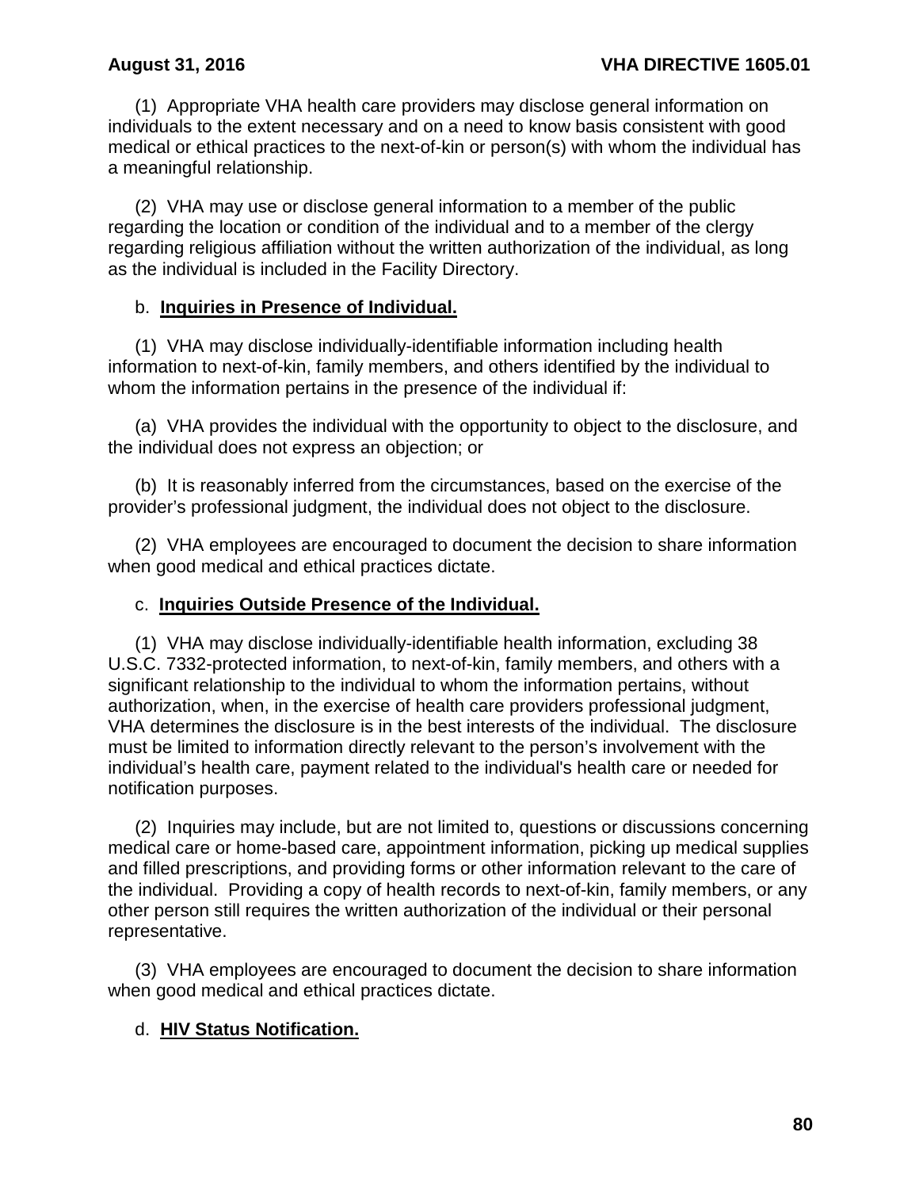(1) Appropriate VHA health care providers may disclose general information on individuals to the extent necessary and on a need to know basis consistent with good medical or ethical practices to the next-of-kin or person(s) with whom the individual has a meaningful relationship.

(2) VHA may use or disclose general information to a member of the public regarding the location or condition of the individual and to a member of the clergy regarding religious affiliation without the written authorization of the individual, as long as the individual is included in the Facility Directory.

b. **Inquiries in Presence of Individual.**

(1) VHA may disclose individually-identifiable information including health information to next-of-kin, family members, and others identified by the individual to whom the information pertains in the presence of the individual if:

(a) VHA provides the individual with the opportunity to object to the disclosure, and the individual does not express an objection; or

(b) It is reasonably inferred from the circumstances, based on the exercise of the provider's professional judgment, the individual does not object to the disclosure.

(2) VHA employees are encouraged to document the decision to share information when good medical and ethical practices dictate.

c. **Inquiries Outside Presence of the Individual.**

(1) VHA may disclose individually-identifiable health information, excluding 38 U.S.C. 7332-protected information, to next-of-kin, family members, and others with a significant relationship to the individual to whom the information pertains, without authorization, when, in the exercise of health care providers professional judgment, VHA determines the disclosure is in the best interests of the individual. The disclosure must be limited to information directly relevant to the person's involvement with the individual's health care, payment related to the individual's health care or needed for notification purposes.

(2) Inquiries may include, but are not limited to, questions or discussions concerning medical care or home-based care, appointment information, picking up medical supplies and filled prescriptions, and providing forms or other information relevant to the care of the individual. Providing a copy of health records to next-of-kin, family members, or any other person still requires the written authorization of the individual or their personal representative.

(3) VHA employees are encouraged to document the decision to share information when good medical and ethical practices dictate.

d. **HIV Status Notification.**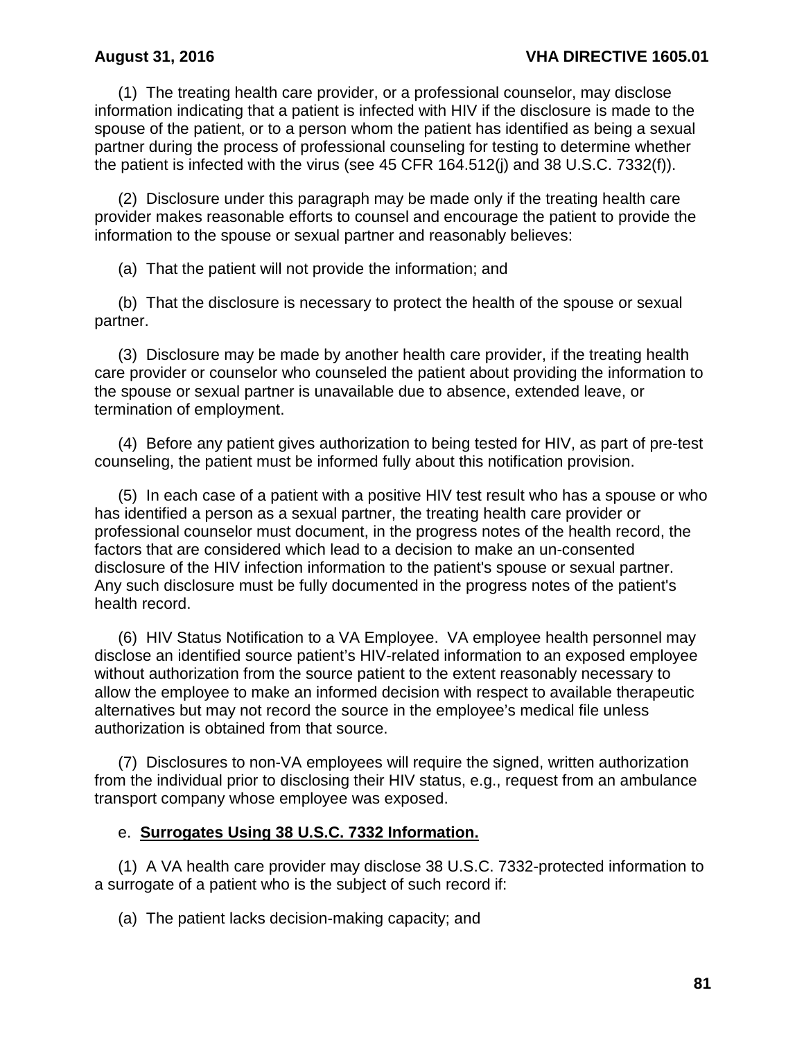(1) The treating health care provider, or a professional counselor, may disclose information indicating that a patient is infected with HIV if the disclosure is made to the spouse of the patient, or to a person whom the patient has identified as being a sexual partner during the process of professional counseling for testing to determine whether the patient is infected with the virus (see 45 CFR 164.512(j) and 38 U.S.C. 7332(f)).

(2) Disclosure under this paragraph may be made only if the treating health care provider makes reasonable efforts to counsel and encourage the patient to provide the information to the spouse or sexual partner and reasonably believes:

(a) That the patient will not provide the information; and

(b) That the disclosure is necessary to protect the health of the spouse or sexual partner.

(3) Disclosure may be made by another health care provider, if the treating health care provider or counselor who counseled the patient about providing the information to the spouse or sexual partner is unavailable due to absence, extended leave, or termination of employment.

(4) Before any patient gives authorization to being tested for HIV, as part of pre-test counseling, the patient must be informed fully about this notification provision.

(5) In each case of a patient with a positive HIV test result who has a spouse or who has identified a person as a sexual partner, the treating health care provider or professional counselor must document, in the progress notes of the health record, the factors that are considered which lead to a decision to make an un-consented disclosure of the HIV infection information to the patient's spouse or sexual partner. Any such disclosure must be fully documented in the progress notes of the patient's health record.

(6) HIV Status Notification to a VA Employee. VA employee health personnel may disclose an identified source patient's HIV-related information to an exposed employee without authorization from the source patient to the extent reasonably necessary to allow the employee to make an informed decision with respect to available therapeutic alternatives but may not record the source in the employee's medical file unless authorization is obtained from that source.

(7) Disclosures to non-VA employees will require the signed, written authorization from the individual prior to disclosing their HIV status, e.g., request from an ambulance transport company whose employee was exposed.

e. **<u>Surrogates Using 38 U.S.C. 7332 Information.</u>**

(1) A VA health care provider may disclose 38 U.S.C. 7332-protected information to a surrogate of a patient who is the subject of such record if:

(a) The patient lacks decision-making capacity; and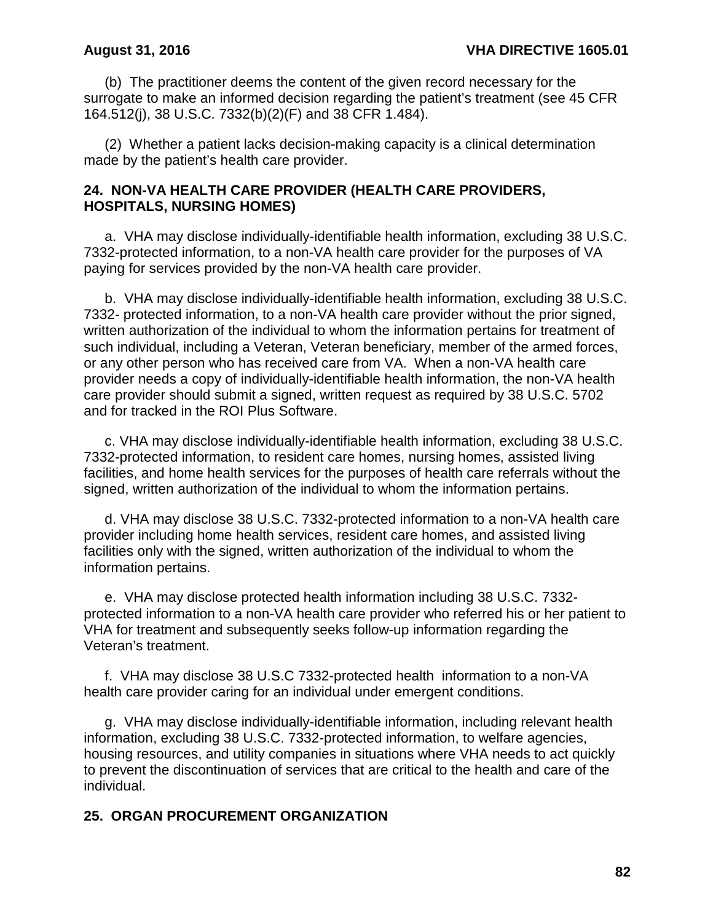(b) The practitioner deems the content of the given record necessary for the surrogate to make an informed decision regarding the patient's treatment (see 45 CFR 164.512(j), 38 U.S.C. 7332(b)(2)(F) and 38 CFR 1.484).

(2) Whether a patient lacks decision-making capacity is a clinical determination made by the patient's health care provider.

## 24. NON-VA HEALTH CARE PROVIDER (HEALTH CARE PROVIDERS, HOSPITALS, NURSING HOMES)

a. VHA may disclose individually-identifiable health information, excluding 38 U.S.C. 7332-protected information, to a non-VA health care provider for the purposes of VA paying for services provided by the non-VA health care provider.

b. VHA may disclose individually-identifiable health information, excluding 38 U.S.C. 7332- protected information, to a non-VA health care provider without the prior signed, written authorization of the individual to whom the information pertains for treatment of such individual, including a Veteran, Veteran beneficiary, member of the armed forces, or any other person who has received care from VA. When a non-VA health care provider needs a copy of individually-identifiable health information, the non-VA health care provider should submit a signed, written request as required by 38 U.S.C. 5702 and for tracked in the ROI Plus Software.

c. VHA may disclose individually-identifiable health information, excluding 38 U.S.C. 7332-protected information, to resident care homes, nursing homes, assisted living facilities, and home health services for the purposes of health care referrals without the signed, written authorization of the individual to whom the information pertains.

d. VHA may disclose 38 U.S.C. 7332-protected information to a non-VA health care provider including home health services, resident care homes, and assisted living facilities only with the signed, written authorization of the individual to whom the information pertains.

e. VHA may disclose protected health information including 38 U.S.C. 7332-protected information to a non-VA health care provider who referred his or her patient to VHA for treatment and subsequently seeks follow-up information regarding the Veteran's treatment.

f. VHA may disclose 38 U.S.C 7332-protected health information to a non-VA health care provider caring for an individual under emergent conditions.

g. VHA may disclose individually-identifiable information, including relevant health information, excluding 38 U.S.C. 7332-protected information, to welfare agencies, housing resources, and utility companies in situations where VHA needs to act quickly to prevent the discontinuation of services that are critical to the health and care of the individual.

## 25. ORGAN PROCUREMENT ORGANIZATION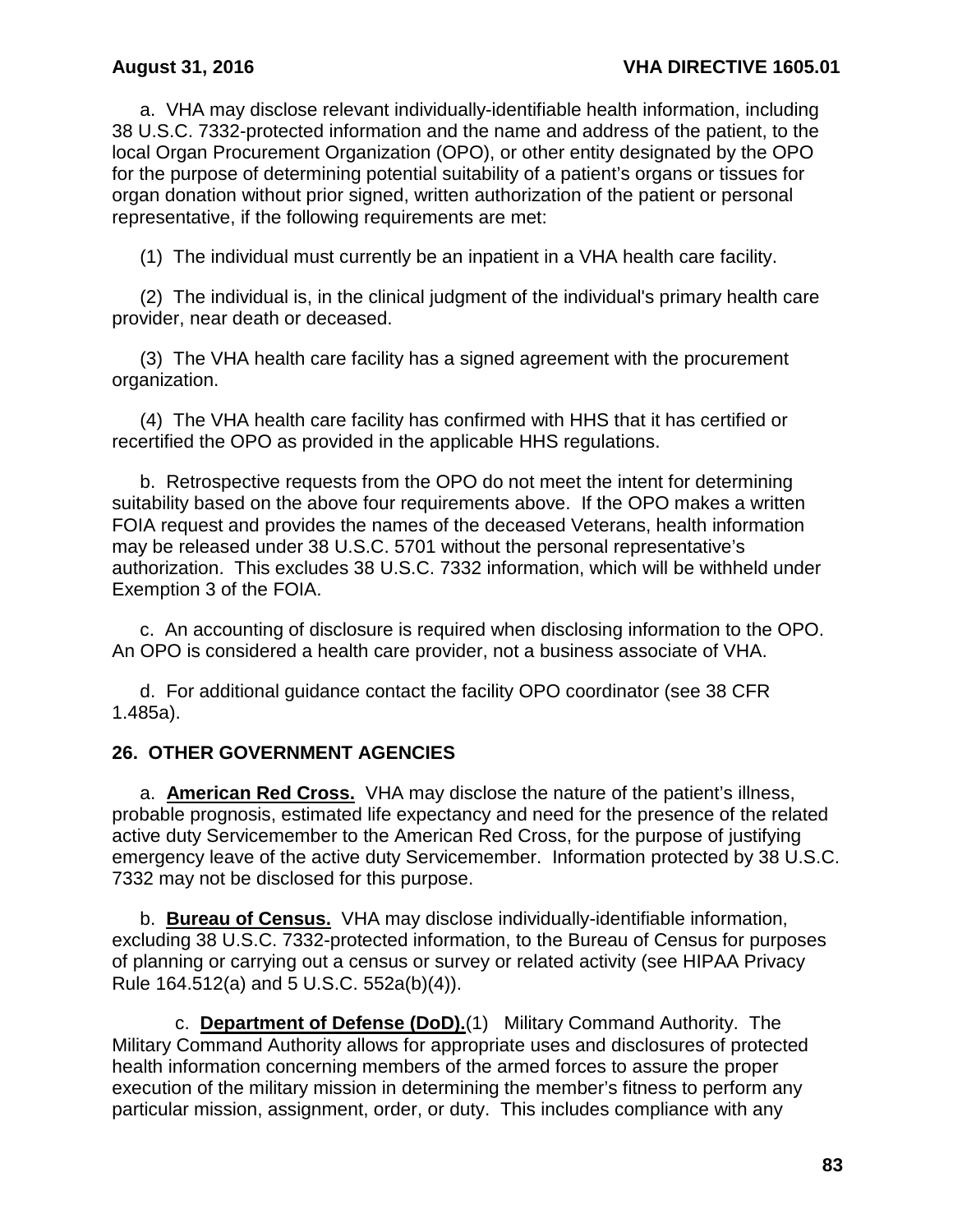a. VHA may disclose relevant individually-identifiable health information, including 38 U.S.C. 7332-protected information and the name and address of the patient, to the local Organ Procurement Organization (OPO), or other entity designated by the OPO for the purpose of determining potential suitability of a patient's organs or tissues for organ donation without prior signed, written authorization of the patient or personal representative, if the following requirements are met:

(1) The individual must currently be an inpatient in a VHA health care facility.

(2) The individual is, in the clinical judgment of the individual's primary health care provider, near death or deceased.

(3) The VHA health care facility has a signed agreement with the procurement organization.

(4) The VHA health care facility has confirmed with HHS that it has certified or recertified the OPO as provided in the applicable HHS regulations.

b. Retrospective requests from the OPO do not meet the intent for determining suitability based on the above four requirements above. If the OPO makes a written FOIA request and provides the names of the deceased Veterans, health information may be released under 38 U.S.C. 5701 without the personal representative's authorization. This excludes 38 U.S.C. 7332 information, which will be withheld under Exemption 3 of the FOIA.

c. An accounting of disclosure is required when disclosing information to the OPO. An OPO is considered a health care provider, not a business associate of VHA.

d. For additional guidance contact the facility OPO coordinator (see 38 CFR 1.485a).

## 26. OTHER GOVERNMENT AGENCIES

a. **American Red Cross.** VHA may disclose the nature of the patient's illness, probable prognosis, estimated life expectancy and need for the presence of the related active duty Servicemember to the American Red Cross, for the purpose of justifying emergency leave of the active duty Servicemember. Information protected by 38 U.S.C. 7332 may not be disclosed for this purpose.

b. **Bureau of Census.** VHA may disclose individually-identifiable information, excluding 38 U.S.C. 7332-protected information, to the Bureau of Census for purposes of planning or carrying out a census or survey or related activity (see HIPAA Privacy Rule 164.512(a) and 5 U.S.C. 552a(b)(4)).

c. **Department of Defense (DoD).**(1) Military Command Authority. The Military Command Authority allows for appropriate uses and disclosures of protected health information concerning members of the armed forces to assure the proper execution of the military mission in determining the member's fitness to perform any particular mission, assignment, order, or duty. This includes compliance with any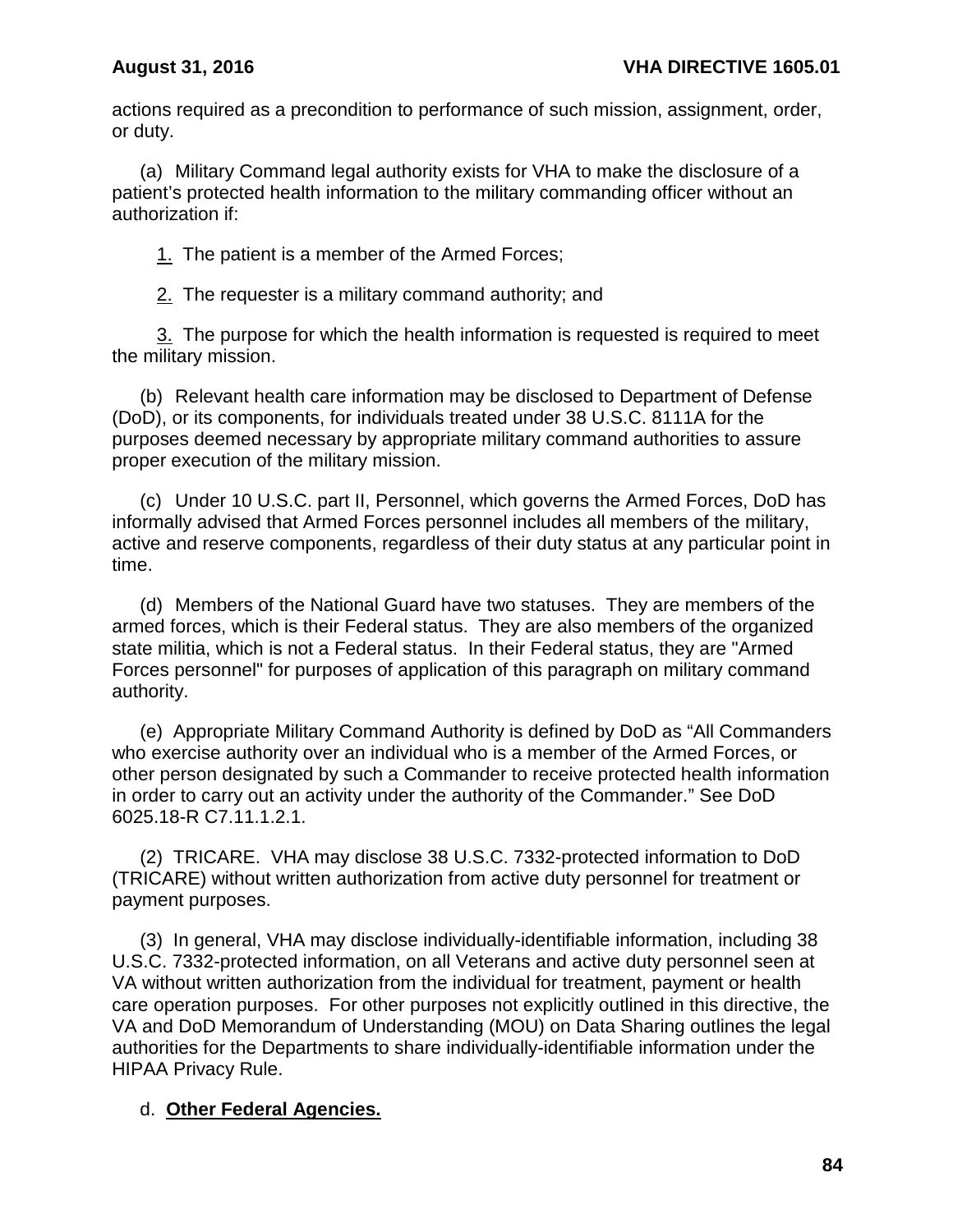actions required as a precondition to performance of such mission, assignment, order, or duty.

(a) Military Command legal authority exists for VHA to make the disclosure of a patient's protected health information to the military commanding officer without an authorization if:

1. The patient is a member of the Armed Forces;

2. The requester is a military command authority; and

3. The purpose for which the health information is requested is required to meet the military mission.

(b) Relevant health care information may be disclosed to Department of Defense (DoD), or its components, for individuals treated under 38 U.S.C. 8111A for the purposes deemed necessary by appropriate military command authorities to assure proper execution of the military mission.

(c) Under 10 U.S.C. part II, Personnel, which governs the Armed Forces, DoD has informally advised that Armed Forces personnel includes all members of the military, active and reserve components, regardless of their duty status at any particular point in time.

(d) Members of the National Guard have two statuses. They are members of the armed forces, which is their Federal status. They are also members of the organized state militia, which is not a Federal status. In their Federal status, they are "Armed Forces personnel" for purposes of application of this paragraph on military command authority.

(e) Appropriate Military Command Authority is defined by DoD as "All Commanders who exercise authority over an individual who is a member of the Armed Forces, or other person designated by such a Commander to receive protected health information in order to carry out an activity under the authority of the Commander." See DoD 6025.18-R C7.11.1.2.1.

(2) TRICARE. VHA may disclose 38 U.S.C. 7332-protected information to DoD (TRICARE) without written authorization from active duty personnel for treatment or payment purposes.

(3) In general, VHA may disclose individually-identifiable information, including 38 U.S.C. 7332-protected information, on all Veterans and active duty personnel seen at VA without written authorization from the individual for treatment, payment or health care operation purposes. For other purposes not explicitly outlined in this directive, the VA and DoD Memorandum of Understanding (MOU) on Data Sharing outlines the legal authorities for the Departments to share individually-identifiable information under the HIPAA Privacy Rule.

d. **Other Federal Agencies.**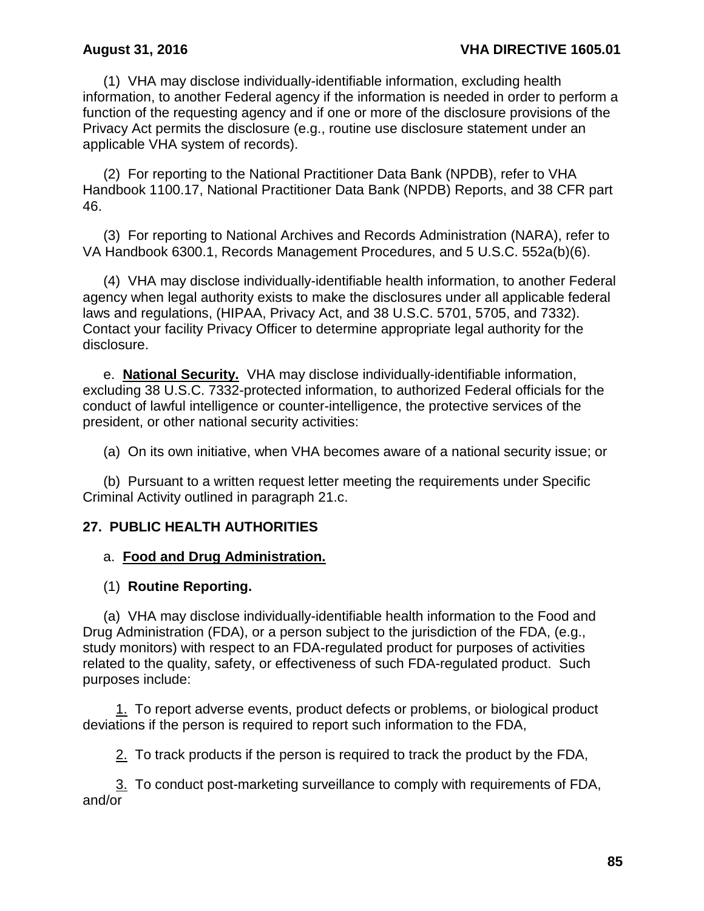(1) VHA may disclose individually-identifiable information, excluding health information, to another Federal agency if the information is needed in order to perform a function of the requesting agency and if one or more of the disclosure provisions of the Privacy Act permits the disclosure (e.g., routine use disclosure statement under an applicable VHA system of records).

(2) For reporting to the National Practitioner Data Bank (NPDB), refer to VHA Handbook 1100.17, National Practitioner Data Bank (NPDB) Reports, and 38 CFR part 46.

(3) For reporting to National Archives and Records Administration (NARA), refer to VA Handbook 6300.1, Records Management Procedures, and 5 U.S.C. 552a(b)(6).

(4) VHA may disclose individually-identifiable health information, to another Federal agency when legal authority exists to make the disclosures under all applicable federal laws and regulations, (HIPAA, Privacy Act, and 38 U.S.C. 5701, 5705, and 7332). Contact your facility Privacy Officer to determine appropriate legal authority for the disclosure.

e. **National Security.** VHA may disclose individually-identifiable information, excluding 38 U.S.C. 7332-protected information, to authorized Federal officials for the conduct of lawful intelligence or counter-intelligence, the protective services of the president, or other national security activities:

(a) On its own initiative, when VHA becomes aware of a national security issue; or

(b) Pursuant to a written request letter meeting the requirements under Specific Criminal Activity outlined in paragraph 21.c.

## 27. PUBLIC HEALTH AUTHORITIES

a. **Food and Drug Administration.**

(1) **Routine Reporting.**

(a) VHA may disclose individually-identifiable health information to the Food and Drug Administration (FDA), or a person subject to the jurisdiction of the FDA, (e.g., study monitors) with respect to an FDA-regulated product for purposes of activities related to the quality, safety, or effectiveness of such FDA-regulated product. Such purposes include:

1. To report adverse events, product defects or problems, or biological product deviations if the person is required to report such information to the FDA,

2. To track products if the person is required to track the product by the FDA,

3. To conduct post-marketing surveillance to comply with requirements of FDA, and/or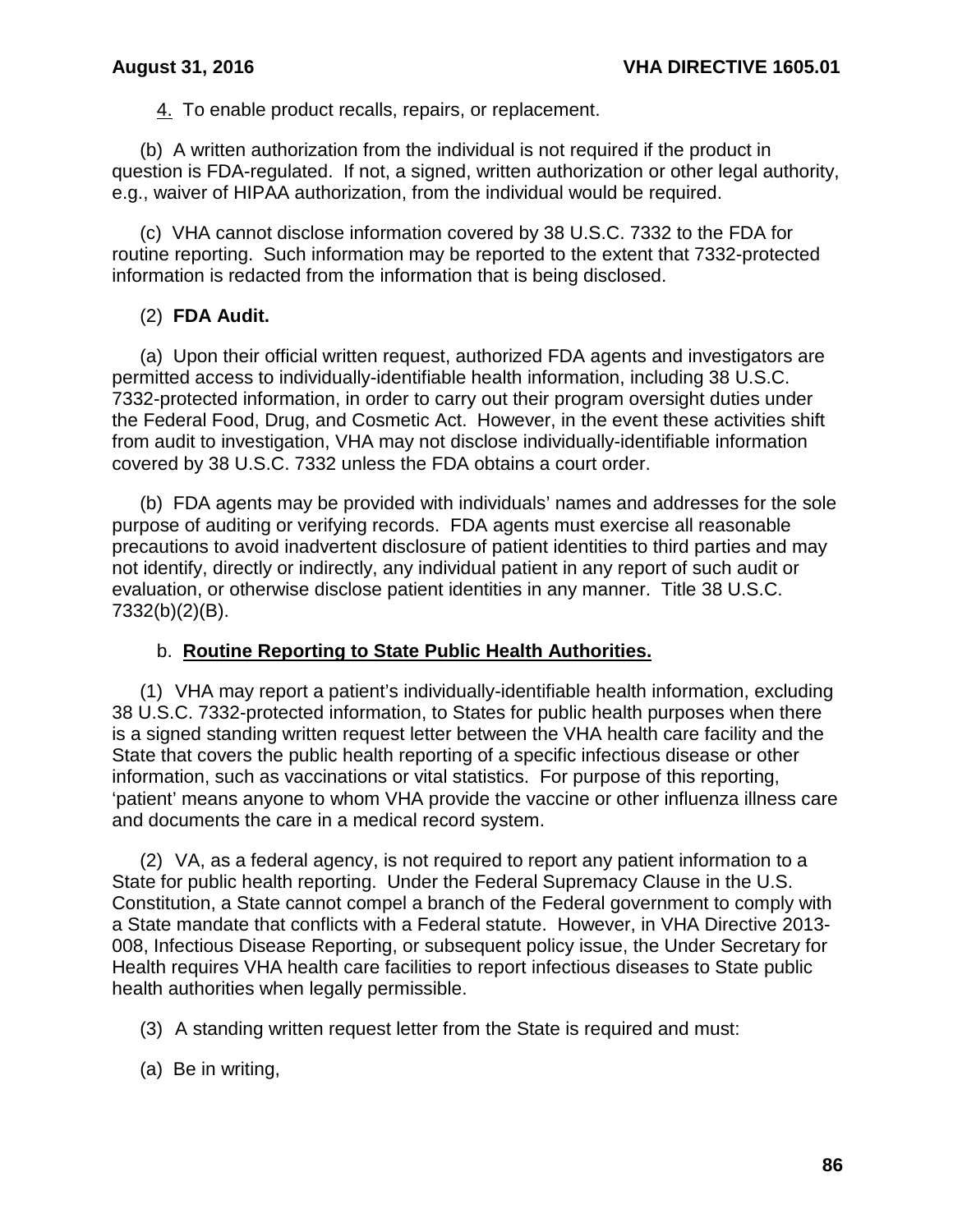4. To enable product recalls, repairs, or replacement.

(b) A written authorization from the individual is not required if the product in question is FDA-regulated. If not, a signed, written authorization or other legal authority, e.g., waiver of HIPAA authorization, from the individual would be required.

(c) VHA cannot disclose information covered by 38 U.S.C. 7332 to the FDA for routine reporting. Such information may be reported to the extent that 7332-protected information is redacted from the information that is being disclosed.

(2) **FDA Audit.**

(a) Upon their official written request, authorized FDA agents and investigators are permitted access to individually-identifiable health information, including 38 U.S.C. 7332-protected information, in order to carry out their program oversight duties under the Federal Food, Drug, and Cosmetic Act. However, in the event these activities shift from audit to investigation, VHA may not disclose individually-identifiable information covered by 38 U.S.C. 7332 unless the FDA obtains a court order.

(b) FDA agents may be provided with individuals' names and addresses for the sole purpose of auditing or verifying records. FDA agents must exercise all reasonable precautions to avoid inadvertent disclosure of patient identities to third parties and may not identify, directly or indirectly, any individual patient in any report of such audit or evaluation, or otherwise disclose patient identities in any manner. Title 38 U.S.C. 7332(b)(2)(B).

b. **Routine Reporting to State Public Health Authorities.**

(1) VHA may report a patient's individually-identifiable health information, excluding 38 U.S.C. 7332-protected information, to States for public health purposes when there is a signed standing written request letter between the VHA health care facility and the State that covers the public health reporting of a specific infectious disease or other information, such as vaccinations or vital statistics. For purpose of this reporting, 'patient' means anyone to whom VHA provide the vaccine or other influenza illness care and documents the care in a medical record system.

(2) VA, as a federal agency, is not required to report any patient information to a State for public health reporting. Under the Federal Supremacy Clause in the U.S. Constitution, a State cannot compel a branch of the Federal government to comply with a State mandate that conflicts with a Federal statute. However, in VHA Directive 2013-008, Infectious Disease Reporting, or subsequent policy issue, the Under Secretary for Health requires VHA health care facilities to report infectious diseases to State public health authorities when legally permissible.

(3) A standing written request letter from the State is required and must:

(a) Be in writing,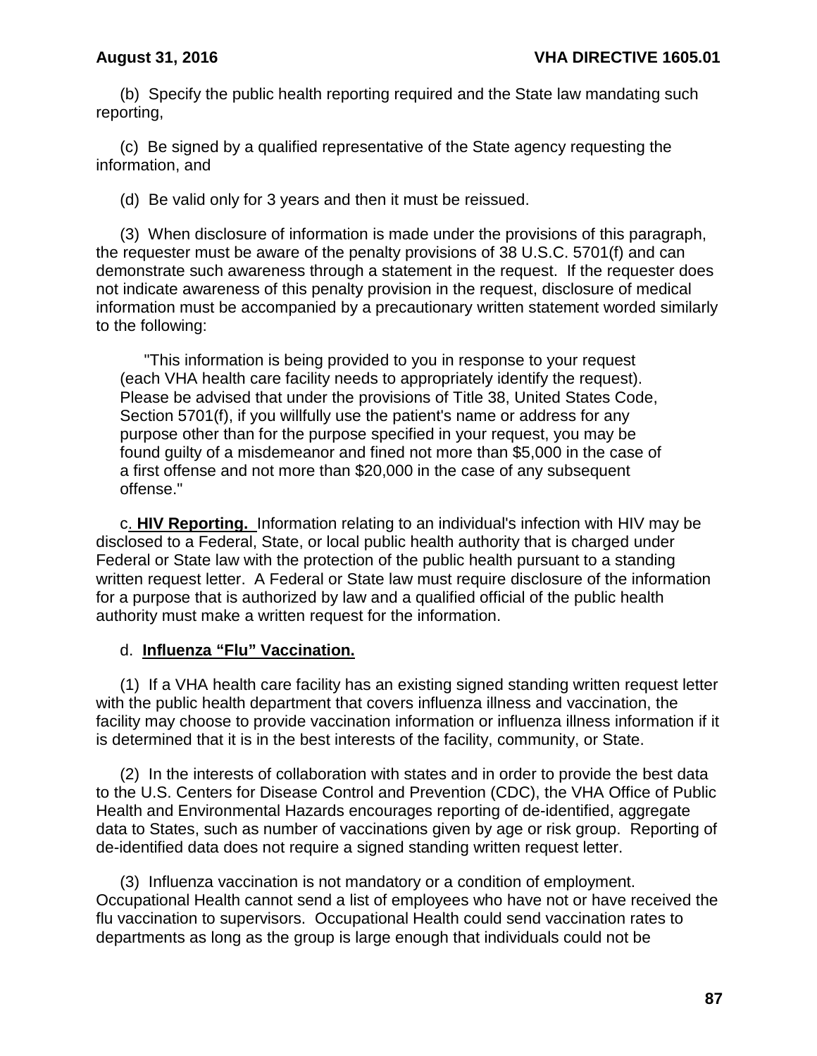(b) Specify the public health reporting required and the State law mandating such reporting,

(c) Be signed by a qualified representative of the State agency requesting the information, and

(d) Be valid only for 3 years and then it must be reissued.

(3) When disclosure of information is made under the provisions of this paragraph, the requester must be aware of the penalty provisions of 38 U.S.C. 5701(f) and can demonstrate such awareness through a statement in the request. If the requester does not indicate awareness of this penalty provision in the request, disclosure of medical information must be accompanied by a precautionary written statement worded similarly to the following:

> "This information is being provided to you in response to your request (each VHA health care facility needs to appropriately identify the request). Please be advised that under the provisions of Title 38, United States Code, Section 5701(f), if you willfully use the patient's name or address for any purpose other than for the purpose specified in your request, you may be found guilty of a misdemeanor and fined not more than $5,000 in the case of a first offense and not more than $20,000 in the case of any subsequent offense."

c. **HIV Reporting.** Information relating to an individual's infection with HIV may be disclosed to a Federal, State, or local public health authority that is charged under Federal or State law with the protection of the public health pursuant to a standing written request letter. A Federal or State law must require disclosure of the information for a purpose that is authorized by law and a qualified official of the public health authority must make a written request for the information.

d. **Influenza "Flu" Vaccination.**

(1) If a VHA health care facility has an existing signed standing written request letter with the public health department that covers influenza illness and vaccination, the facility may choose to provide vaccination information or influenza illness information if it is determined that it is in the best interests of the facility, community, or State.

(2) In the interests of collaboration with states and in order to provide the best data to the U.S. Centers for Disease Control and Prevention (CDC), the VHA Office of Public Health and Environmental Hazards encourages reporting of de-identified, aggregate data to States, such as number of vaccinations given by age or risk group. Reporting of de-identified data does not require a signed standing written request letter.

(3) Influenza vaccination is not mandatory or a condition of employment. Occupational Health cannot send a list of employees who have not or have received the flu vaccination to supervisors. Occupational Health could send vaccination rates to departments as long as the group is large enough that individuals could not be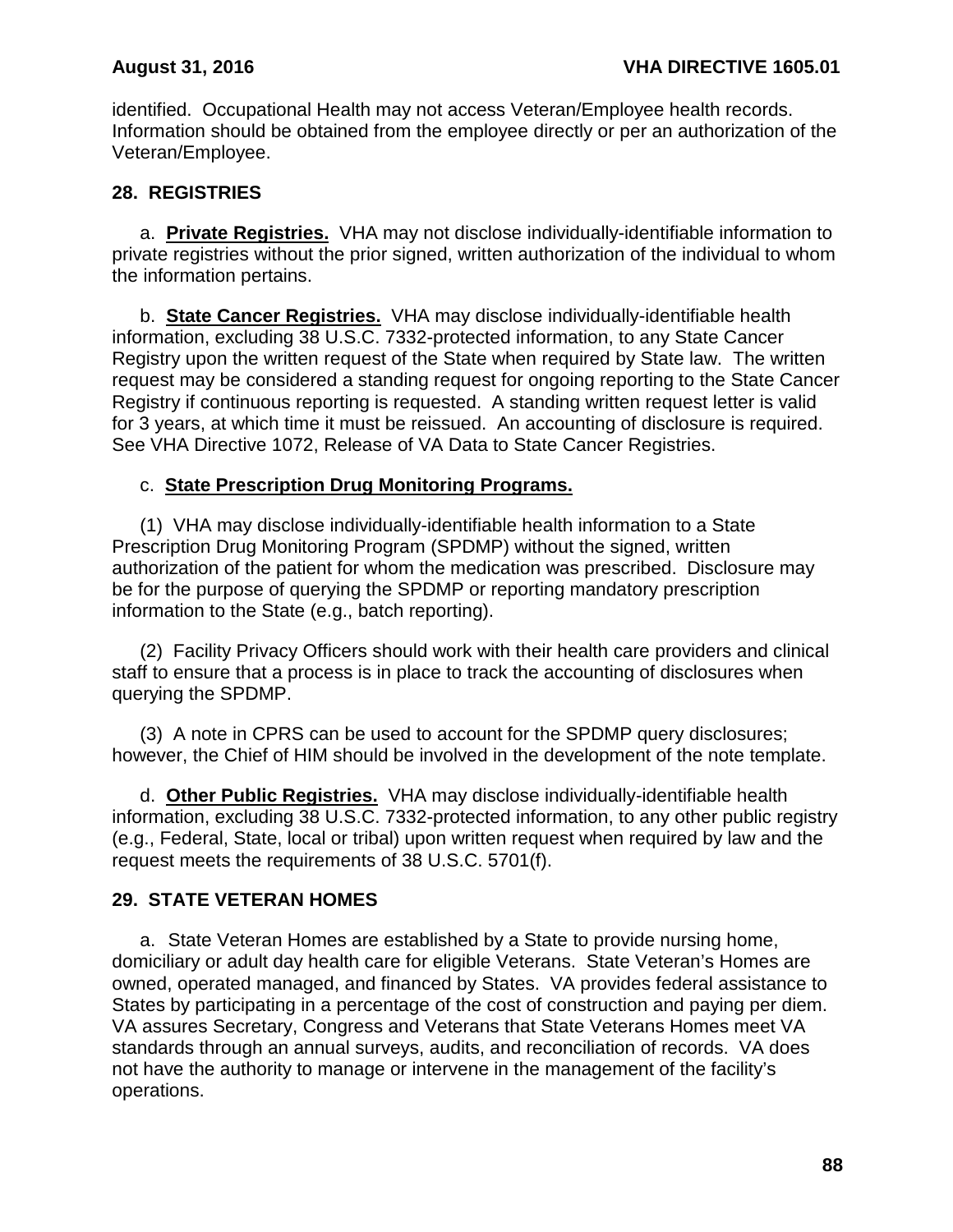identified. Occupational Health may not access Veteran/Employee health records. Information should be obtained from the employee directly or per an authorization of the Veteran/Employee.

## 28. REGISTRIES

a. **Private Registries.** VHA may not disclose individually-identifiable information to private registries without the prior signed, written authorization of the individual to whom the information pertains.

b. **State Cancer Registries.** VHA may disclose individually-identifiable health information, excluding 38 U.S.C. 7332-protected information, to any State Cancer Registry upon the written request of the State when required by State law. The written request may be considered a standing request for ongoing reporting to the State Cancer Registry if continuous reporting is requested. A standing written request letter is valid for 3 years, at which time it must be reissued. An accounting of disclosure is required. See VHA Directive 1072, Release of VA Data to State Cancer Registries.

c. **State Prescription Drug Monitoring Programs.**

(1) VHA may disclose individually-identifiable health information to a State Prescription Drug Monitoring Program (SPDMP) without the signed, written authorization of the patient for whom the medication was prescribed. Disclosure may be for the purpose of querying the SPDMP or reporting mandatory prescription information to the State (e.g., batch reporting).

(2) Facility Privacy Officers should work with their health care providers and clinical staff to ensure that a process is in place to track the accounting of disclosures when querying the SPDMP.

(3) A note in CPRS can be used to account for the SPDMP query disclosures; however, the Chief of HIM should be involved in the development of the note template.

d. **Other Public Registries.** VHA may disclose individually-identifiable health information, excluding 38 U.S.C. 7332-protected information, to any other public registry (e.g., Federal, State, local or tribal) upon written request when required by law and the request meets the requirements of 38 U.S.C. 5701(f).

## 29. STATE VETERAN HOMES

a. State Veteran Homes are established by a State to provide nursing home, domiciliary or adult day health care for eligible Veterans. State Veteran's Homes are owned, operated managed, and financed by States. VA provides federal assistance to States by participating in a percentage of the cost of construction and paying per diem. VA assures Secretary, Congress and Veterans that State Veterans Homes meet VA standards through an annual surveys, audits, and reconciliation of records. VA does not have the authority to manage or intervene in the management of the facility's operations.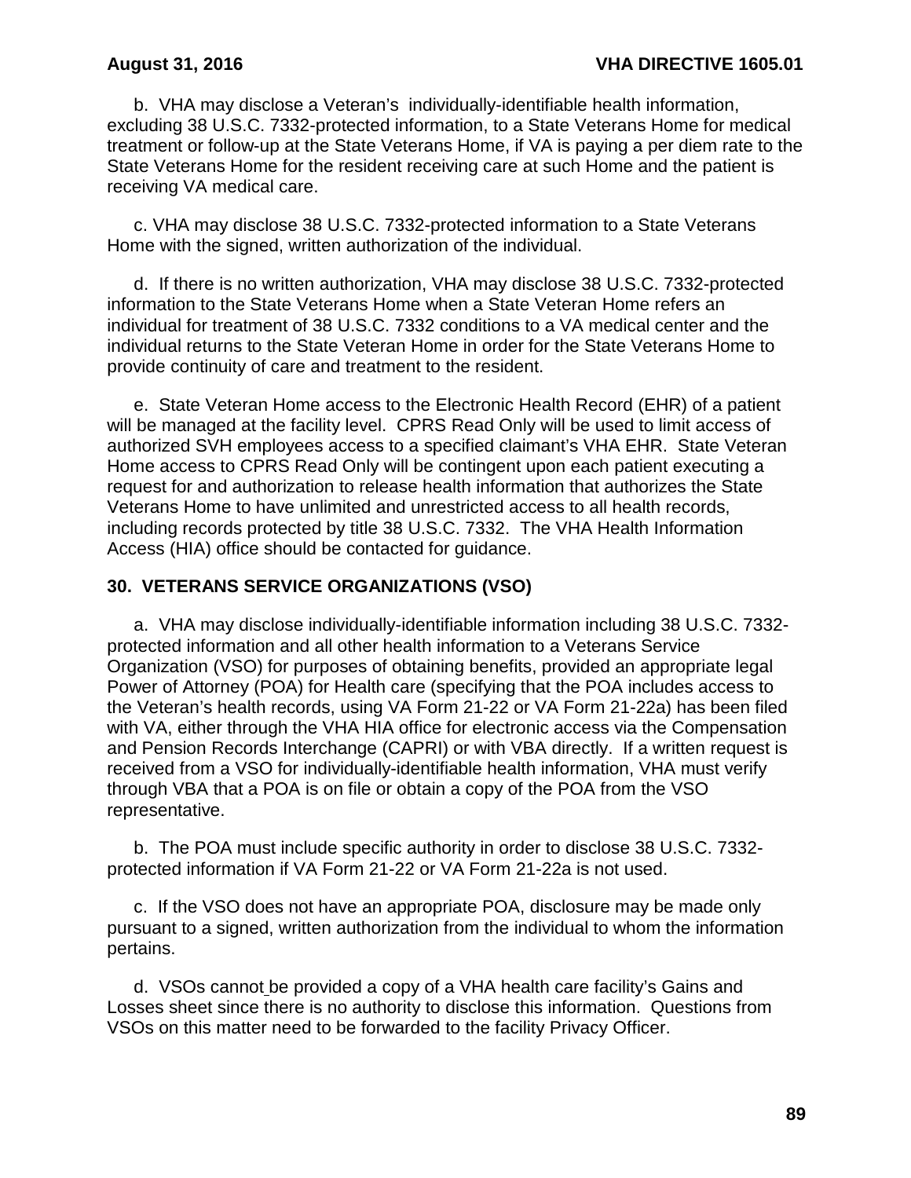b. VHA may disclose a Veteran's individually-identifiable health information, excluding 38 U.S.C. 7332-protected information, to a State Veterans Home for medical treatment or follow-up at the State Veterans Home, if VA is paying a per diem rate to the State Veterans Home for the resident receiving care at such Home and the patient is receiving VA medical care.

c. VHA may disclose 38 U.S.C. 7332-protected information to a State Veterans Home with the signed, written authorization of the individual.

d. If there is no written authorization, VHA may disclose 38 U.S.C. 7332-protected information to the State Veterans Home when a State Veteran Home refers an individual for treatment of 38 U.S.C. 7332 conditions to a VA medical center and the individual returns to the State Veteran Home in order for the State Veterans Home to provide continuity of care and treatment to the resident.

e. State Veteran Home access to the Electronic Health Record (EHR) of a patient will be managed at the facility level. CPRS Read Only will be used to limit access of authorized SVH employees access to a specified claimant's VHA EHR. State Veteran Home access to CPRS Read Only will be contingent upon each patient executing a request for and authorization to release health information that authorizes the State Veterans Home to have unlimited and unrestricted access to all health records, including records protected by title 38 U.S.C. 7332. The VHA Health Information Access (HIA) office should be contacted for guidance.

## 30. VETERANS SERVICE ORGANIZATIONS (VSO)

a. VHA may disclose individually-identifiable information including 38 U.S.C. 7332-protected information and all other health information to a Veterans Service Organization (VSO) for purposes of obtaining benefits, provided an appropriate legal Power of Attorney (POA) for Health care (specifying that the POA includes access to the Veteran's health records, using VA Form 21-22 or VA Form 21-22a) has been filed with VA, either through the VHA HIA office for electronic access via the Compensation and Pension Records Interchange (CAPRI) or with VBA directly. If a written request is received from a VSO for individually-identifiable health information, VHA must verify through VBA that a POA is on file or obtain a copy of the POA from the VSO representative.

b. The POA must include specific authority in order to disclose 38 U.S.C. 7332-protected information if VA Form 21-22 or VA Form 21-22a is not used.

c. If the VSO does not have an appropriate POA, disclosure may be made only pursuant to a signed, written authorization from the individual to whom the information pertains.

d. VSOs cannot be provided a copy of a VHA health care facility's Gains and Losses sheet since there is no authority to disclose this information. Questions from VSOs on this matter need to be forwarded to the facility Privacy Officer.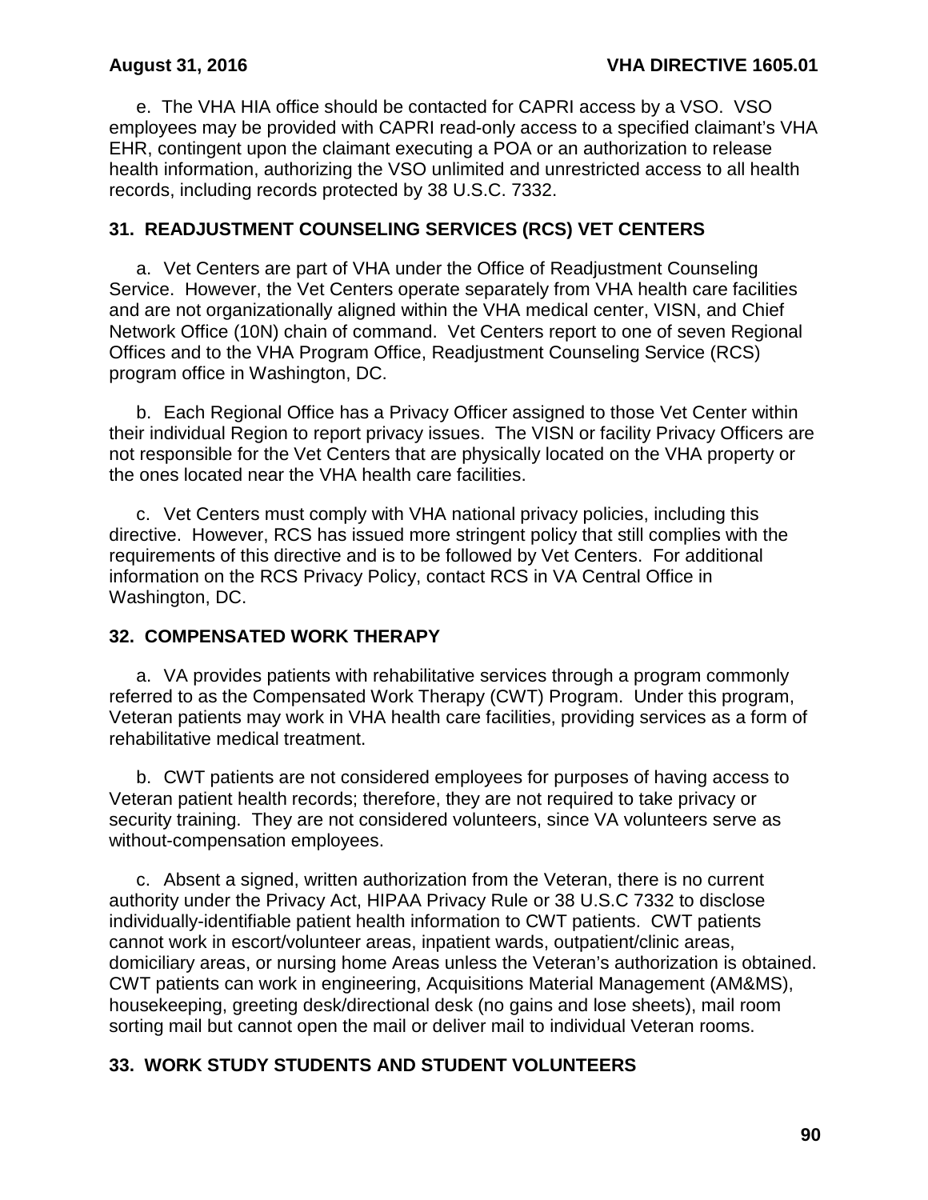e. The VHA HIA office should be contacted for CAPRI access by a VSO. VSO employees may be provided with CAPRI read-only access to a specified claimant's VHA EHR, contingent upon the claimant executing a POA or an authorization to release health information, authorizing the VSO unlimited and unrestricted access to all health records, including records protected by 38 U.S.C. 7332.

## 31. READJUSTMENT COUNSELING SERVICES (RCS) VET CENTERS

a. Vet Centers are part of VHA under the Office of Readjustment Counseling Service. However, the Vet Centers operate separately from VHA health care facilities and are not organizationally aligned within the VHA medical center, VISN, and Chief Network Office (10N) chain of command. Vet Centers report to one of seven Regional Offices and to the VHA Program Office, Readjustment Counseling Service (RCS) program office in Washington, DC.

b. Each Regional Office has a Privacy Officer assigned to those Vet Center within their individual Region to report privacy issues. The VISN or facility Privacy Officers are not responsible for the Vet Centers that are physically located on the VHA property or the ones located near the VHA health care facilities.

c. Vet Centers must comply with VHA national privacy policies, including this directive. However, RCS has issued more stringent policy that still complies with the requirements of this directive and is to be followed by Vet Centers. For additional information on the RCS Privacy Policy, contact RCS in VA Central Office in Washington, DC.

## 32. COMPENSATED WORK THERAPY

a. VA provides patients with rehabilitative services through a program commonly referred to as the Compensated Work Therapy (CWT) Program. Under this program, Veteran patients may work in VHA health care facilities, providing services as a form of rehabilitative medical treatment.

b. CWT patients are not considered employees for purposes of having access to Veteran patient health records; therefore, they are not required to take privacy or security training. They are not considered volunteers, since VA volunteers serve as without-compensation employees.

c. Absent a signed, written authorization from the Veteran, there is no current authority under the Privacy Act, HIPAA Privacy Rule or 38 U.S.C 7332 to disclose individually-identifiable patient health information to CWT patients. CWT patients cannot work in escort/volunteer areas, inpatient wards, outpatient/clinic areas, domiciliary areas, or nursing home Areas unless the Veteran's authorization is obtained. CWT patients can work in engineering, Acquisitions Material Management (AM&MS), housekeeping, greeting desk/directional desk (no gains and lose sheets), mail room sorting mail but cannot open the mail or deliver mail to individual Veteran rooms.

## 33. WORK STUDY STUDENTS AND STUDENT VOLUNTEERS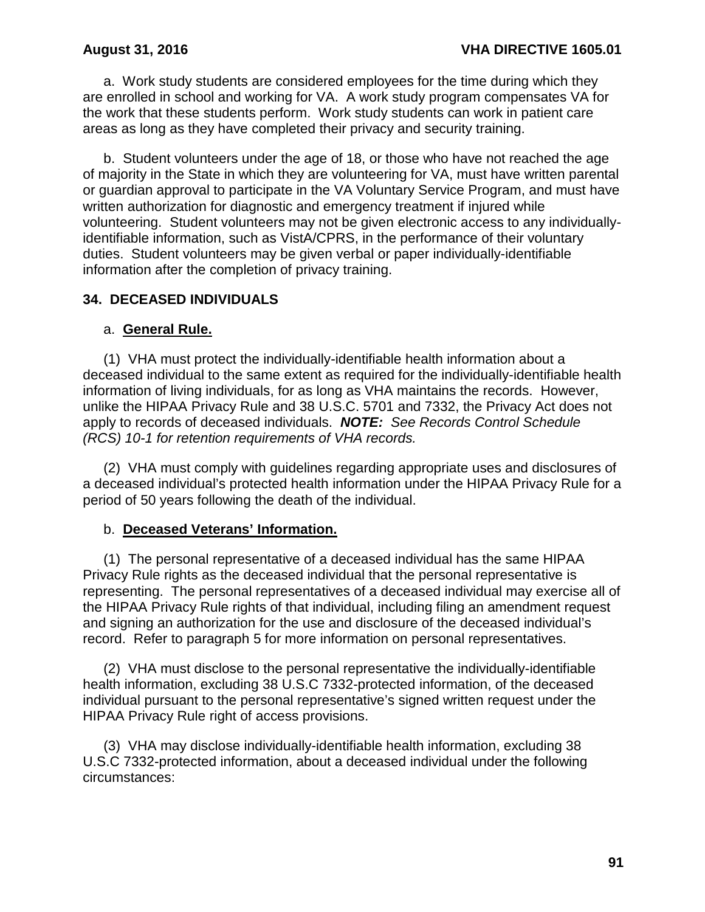a. Work study students are considered employees for the time during which they are enrolled in school and working for VA. A work study program compensates VA for the work that these students perform. Work study students can work in patient care areas as long as they have completed their privacy and security training.

b. Student volunteers under the age of 18, or those who have not reached the age of majority in the State in which they are volunteering for VA, must have written parental or guardian approval to participate in the VA Voluntary Service Program, and must have written authorization for diagnostic and emergency treatment if injured while volunteering. Student volunteers may not be given electronic access to any individually-identifiable information, such as VistA/CPRS, in the performance of their voluntary duties. Student volunteers may be given verbal or paper individually-identifiable information after the completion of privacy training.

## 34. DECEASED INDIVIDUALS

a. **General Rule.**

(1) VHA must protect the individually-identifiable health information about a deceased individual to the same extent as required for the individually-identifiable health information of living individuals, for as long as VHA maintains the records. However, unlike the HIPAA Privacy Rule and 38 U.S.C. 5701 and 7332, the Privacy Act does not apply to records of deceased individuals. ***NOTE:*** *See Records Control Schedule (RCS) 10-1 for retention requirements of VHA records.*

(2) VHA must comply with guidelines regarding appropriate uses and disclosures of a deceased individual's protected health information under the HIPAA Privacy Rule for a period of 50 years following the death of the individual.

b. **Deceased Veterans' Information.**

(1) The personal representative of a deceased individual has the same HIPAA Privacy Rule rights as the deceased individual that the personal representative is representing. The personal representatives of a deceased individual may exercise all of the HIPAA Privacy Rule rights of that individual, including filing an amendment request and signing an authorization for the use and disclosure of the deceased individual's record. Refer to paragraph 5 for more information on personal representatives.

(2) VHA must disclose to the personal representative the individually-identifiable health information, excluding 38 U.S.C 7332-protected information, of the deceased individual pursuant to the personal representative's signed written request under the HIPAA Privacy Rule right of access provisions.

(3) VHA may disclose individually-identifiable health information, excluding 38 U.S.C 7332-protected information, about a deceased individual under the following circumstances: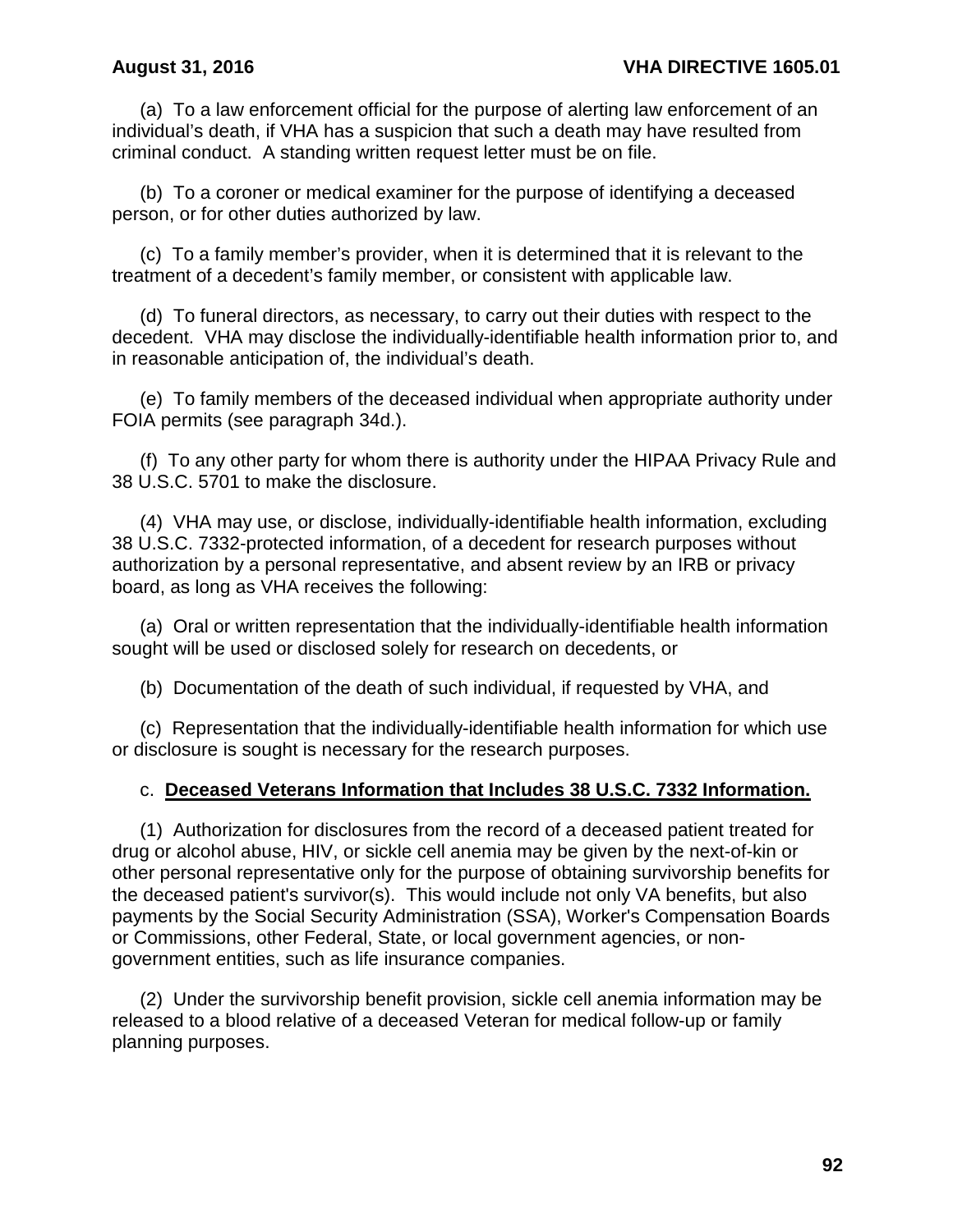(a) To a law enforcement official for the purpose of alerting law enforcement of an individual's death, if VHA has a suspicion that such a death may have resulted from criminal conduct. A standing written request letter must be on file.

(b) To a coroner or medical examiner for the purpose of identifying a deceased person, or for other duties authorized by law.

(c) To a family member's provider, when it is determined that it is relevant to the treatment of a decedent's family member, or consistent with applicable law.

(d) To funeral directors, as necessary, to carry out their duties with respect to the decedent. VHA may disclose the individually-identifiable health information prior to, and in reasonable anticipation of, the individual's death.

(e) To family members of the deceased individual when appropriate authority under FOIA permits (see paragraph 34d.).

(f) To any other party for whom there is authority under the HIPAA Privacy Rule and 38 U.S.C. 5701 to make the disclosure.

(4) VHA may use, or disclose, individually-identifiable health information, excluding 38 U.S.C. 7332-protected information, of a decedent for research purposes without authorization by a personal representative, and absent review by an IRB or privacy board, as long as VHA receives the following:

(a) Oral or written representation that the individually-identifiable health information sought will be used or disclosed solely for research on decedents, or

(b) Documentation of the death of such individual, if requested by VHA, and

(c) Representation that the individually-identifiable health information for which use or disclosure is sought is necessary for the research purposes.

c. **Deceased Veterans Information that Includes 38 U.S.C. 7332 Information.**

(1) Authorization for disclosures from the record of a deceased patient treated for drug or alcohol abuse, HIV, or sickle cell anemia may be given by the next-of-kin or other personal representative only for the purpose of obtaining survivorship benefits for the deceased patient's survivor(s). This would include not only VA benefits, but also payments by the Social Security Administration (SSA), Worker's Compensation Boards or Commissions, other Federal, State, or local government agencies, or non-government entities, such as life insurance companies.

(2) Under the survivorship benefit provision, sickle cell anemia information may be released to a blood relative of a deceased Veteran for medical follow-up or family planning purposes.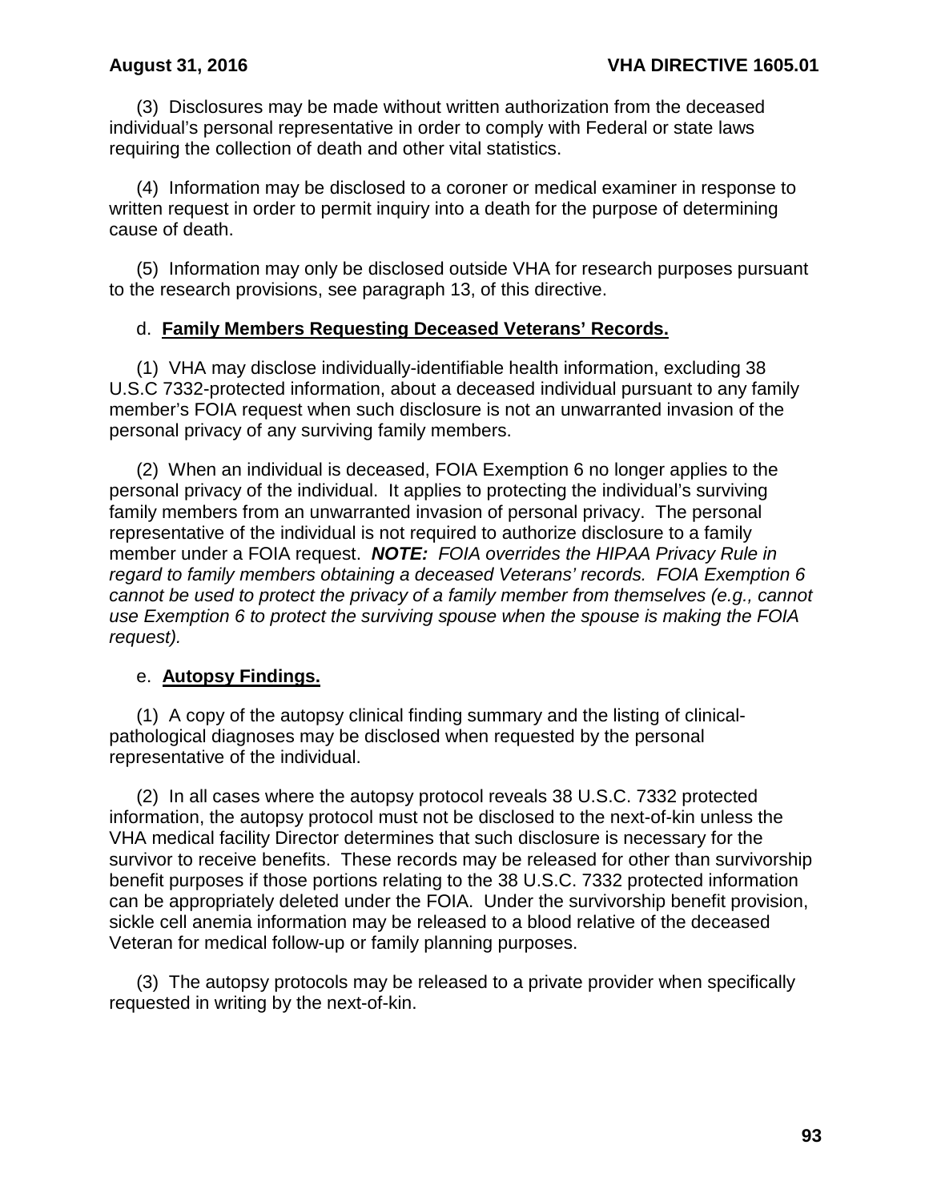(3) Disclosures may be made without written authorization from the deceased individual's personal representative in order to comply with Federal or state laws requiring the collection of death and other vital statistics.

(4) Information may be disclosed to a coroner or medical examiner in response to written request in order to permit inquiry into a death for the purpose of determining cause of death.

(5) Information may only be disclosed outside VHA for research purposes pursuant to the research provisions, see paragraph 13, of this directive.

d. **Family Members Requesting Deceased Veterans' Records.**

(1) VHA may disclose individually-identifiable health information, excluding 38 U.S.C 7332-protected information, about a deceased individual pursuant to any family member's FOIA request when such disclosure is not an unwarranted invasion of the personal privacy of any surviving family members.

(2) When an individual is deceased, FOIA Exemption 6 no longer applies to the personal privacy of the individual. It applies to protecting the individual's surviving family members from an unwarranted invasion of personal privacy. The personal representative of the individual is not required to authorize disclosure to a family member under a FOIA request. ***NOTE:*** *FOIA overrides the HIPAA Privacy Rule in regard to family members obtaining a deceased Veterans' records. FOIA Exemption 6 cannot be used to protect the privacy of a family member from themselves (e.g., cannot use Exemption 6 to protect the surviving spouse when the spouse is making the FOIA request).*

e. **Autopsy Findings.**

(1) A copy of the autopsy clinical finding summary and the listing of clinical-pathological diagnoses may be disclosed when requested by the personal representative of the individual.

(2) In all cases where the autopsy protocol reveals 38 U.S.C. 7332 protected information, the autopsy protocol must not be disclosed to the next-of-kin unless the VHA medical facility Director determines that such disclosure is necessary for the survivor to receive benefits. These records may be released for other than survivorship benefit purposes if those portions relating to the 38 U.S.C. 7332 protected information can be appropriately deleted under the FOIA. Under the survivorship benefit provision, sickle cell anemia information may be released to a blood relative of the deceased Veteran for medical follow-up or family planning purposes.

(3) The autopsy protocols may be released to a private provider when specifically requested in writing by the next-of-kin.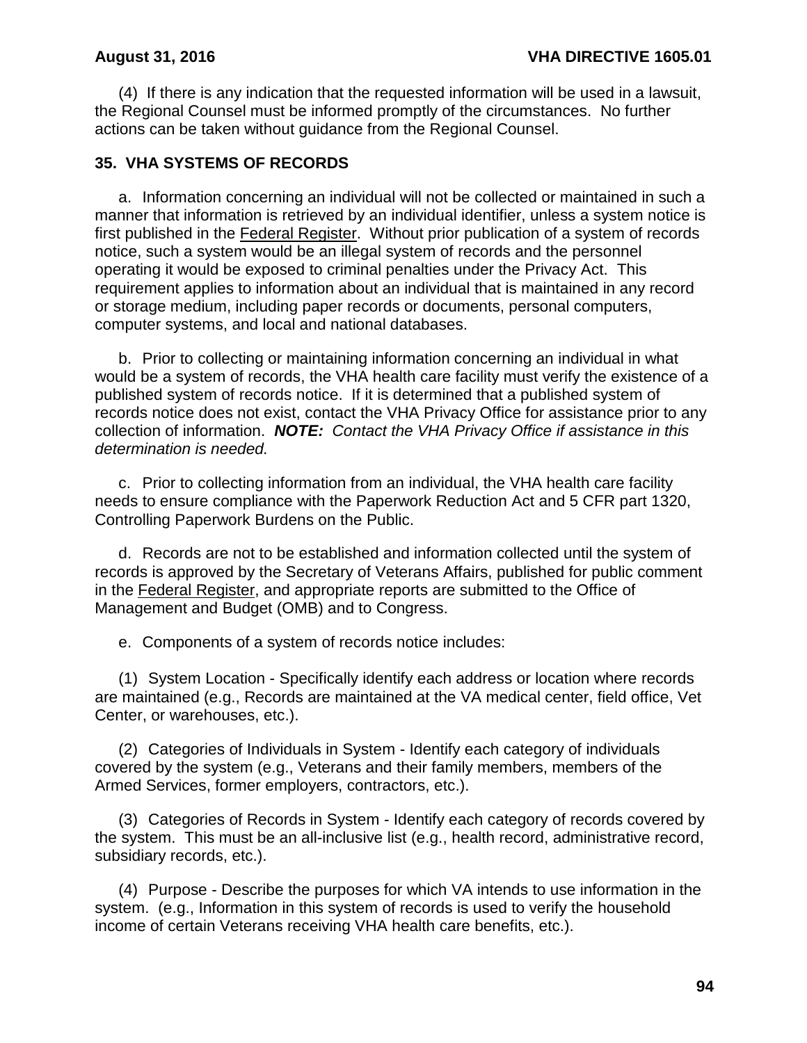(4) If there is any indication that the requested information will be used in a lawsuit, the Regional Counsel must be informed promptly of the circumstances. No further actions can be taken without guidance from the Regional Counsel.

## 35. VHA SYSTEMS OF RECORDS

a. Information concerning an individual will not be collected or maintained in such a manner that information is retrieved by an individual identifier, unless a system notice is first published in the Federal Register. Without prior publication of a system of records notice, such a system would be an illegal system of records and the personnel operating it would be exposed to criminal penalties under the Privacy Act. This requirement applies to information about an individual that is maintained in any record or storage medium, including paper records or documents, personal computers, computer systems, and local and national databases.

b. Prior to collecting or maintaining information concerning an individual in what would be a system of records, the VHA health care facility must verify the existence of a published system of records notice. If it is determined that a published system of records notice does not exist, contact the VHA Privacy Office for assistance prior to any collection of information. ***NOTE:*** *Contact the VHA Privacy Office if assistance in this determination is needed.*

c. Prior to collecting information from an individual, the VHA health care facility needs to ensure compliance with the Paperwork Reduction Act and 5 CFR part 1320, Controlling Paperwork Burdens on the Public.

d. Records are not to be established and information collected until the system of records is approved by the Secretary of Veterans Affairs, published for public comment in the Federal Register, and appropriate reports are submitted to the Office of Management and Budget (OMB) and to Congress.

e. Components of a system of records notice includes:

(1) System Location - Specifically identify each address or location where records are maintained (e.g., Records are maintained at the VA medical center, field office, Vet Center, or warehouses, etc.).

(2) Categories of Individuals in System - Identify each category of individuals covered by the system (e.g., Veterans and their family members, members of the Armed Services, former employers, contractors, etc.).

(3) Categories of Records in System - Identify each category of records covered by the system. This must be an all-inclusive list (e.g., health record, administrative record, subsidiary records, etc.).

(4) Purpose - Describe the purposes for which VA intends to use information in the system. (e.g., Information in this system of records is used to verify the household income of certain Veterans receiving VHA health care benefits, etc.).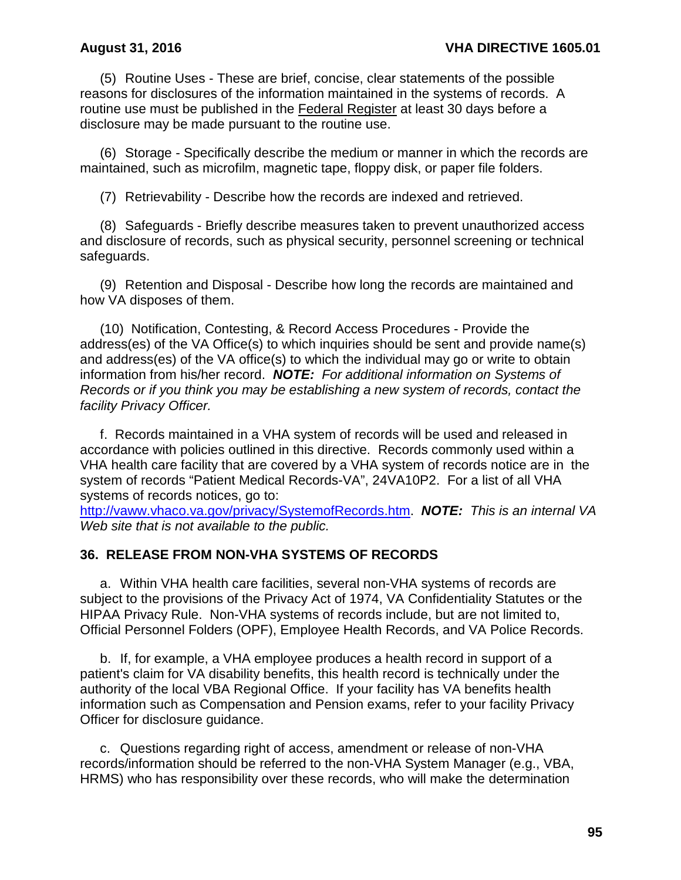(5) Routine Uses - These are brief, concise, clear statements of the possible reasons for disclosures of the information maintained in the systems of records. A routine use must be published in the Federal Register at least 30 days before a disclosure may be made pursuant to the routine use.

(6) Storage - Specifically describe the medium or manner in which the records are maintained, such as microfilm, magnetic tape, floppy disk, or paper file folders.

(7) Retrievability - Describe how the records are indexed and retrieved.

(8) Safeguards - Briefly describe measures taken to prevent unauthorized access and disclosure of records, such as physical security, personnel screening or technical safeguards.

(9) Retention and Disposal - Describe how long the records are maintained and how VA disposes of them.

(10) Notification, Contesting, & Record Access Procedures - Provide the address(es) of the VA Office(s) to which inquiries should be sent and provide name(s) and address(es) of the VA office(s) to which the individual may go or write to obtain information from his/her record. ***NOTE:*** *For additional information on Systems of Records or if you think you may be establishing a new system of records, contact the facility Privacy Officer.*

f. Records maintained in a VHA system of records will be used and released in accordance with policies outlined in this directive. Records commonly used within a VHA health care facility that are covered by a VHA system of records notice are in the system of records "Patient Medical Records-VA", 24VA10P2. For a list of all VHA systems of records notices, go to: http://vaww.vhaco.va.gov/privacy/SystemofRecords.htm. ***NOTE:*** *This is an internal VA Web site that is not available to the public.*

## 36. RELEASE FROM NON-VHA SYSTEMS OF RECORDS

a. Within VHA health care facilities, several non-VHA systems of records are subject to the provisions of the Privacy Act of 1974, VA Confidentiality Statutes or the HIPAA Privacy Rule. Non-VHA systems of records include, but are not limited to, Official Personnel Folders (OPF), Employee Health Records, and VA Police Records.

b. If, for example, a VHA employee produces a health record in support of a patient's claim for VA disability benefits, this health record is technically under the authority of the local VBA Regional Office. If your facility has VA benefits health information such as Compensation and Pension exams, refer to your facility Privacy Officer for disclosure guidance.

c. Questions regarding right of access, amendment or release of non-VHA records/information should be referred to the non-VHA System Manager (e.g., VBA, HRMS) who has responsibility over these records, who will make the determination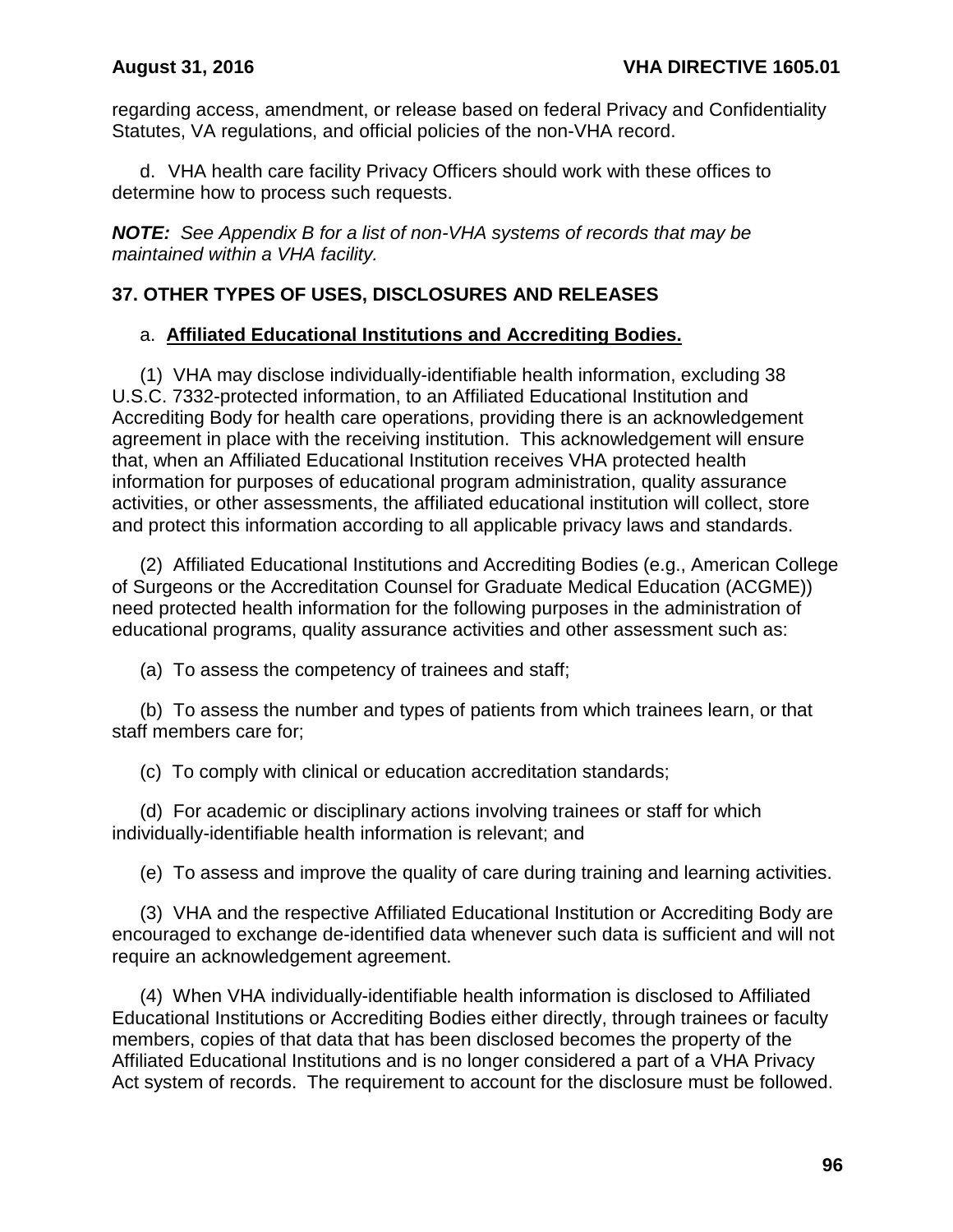regarding access, amendment, or release based on federal Privacy and Confidentiality Statutes, VA regulations, and official policies of the non-VHA record.

d. VHA health care facility Privacy Officers should work with these offices to determine how to process such requests.

***NOTE:*** *See Appendix B for a list of non-VHA systems of records that may be maintained within a VHA facility.*

## 37. OTHER TYPES OF USES, DISCLOSURES AND RELEASES

a. **Affiliated Educational Institutions and Accrediting Bodies.**

(1) VHA may disclose individually-identifiable health information, excluding 38 U.S.C. 7332-protected information, to an Affiliated Educational Institution and Accrediting Body for health care operations, providing there is an acknowledgement agreement in place with the receiving institution. This acknowledgement will ensure that, when an Affiliated Educational Institution receives VHA protected health information for purposes of educational program administration, quality assurance activities, or other assessments, the affiliated educational institution will collect, store and protect this information according to all applicable privacy laws and standards.

(2) Affiliated Educational Institutions and Accrediting Bodies (e.g., American College of Surgeons or the Accreditation Counsel for Graduate Medical Education (ACGME)) need protected health information for the following purposes in the administration of educational programs, quality assurance activities and other assessment such as:

(a) To assess the competency of trainees and staff;

(b) To assess the number and types of patients from which trainees learn, or that staff members care for;

(c) To comply with clinical or education accreditation standards;

(d) For academic or disciplinary actions involving trainees or staff for which individually-identifiable health information is relevant; and

(e) To assess and improve the quality of care during training and learning activities.

(3) VHA and the respective Affiliated Educational Institution or Accrediting Body are encouraged to exchange de-identified data whenever such data is sufficient and will not require an acknowledgement agreement.

(4) When VHA individually-identifiable health information is disclosed to Affiliated Educational Institutions or Accrediting Bodies either directly, through trainees or faculty members, copies of that data that has been disclosed becomes the property of the Affiliated Educational Institutions and is no longer considered a part of a VHA Privacy Act system of records. The requirement to account for the disclosure must be followed.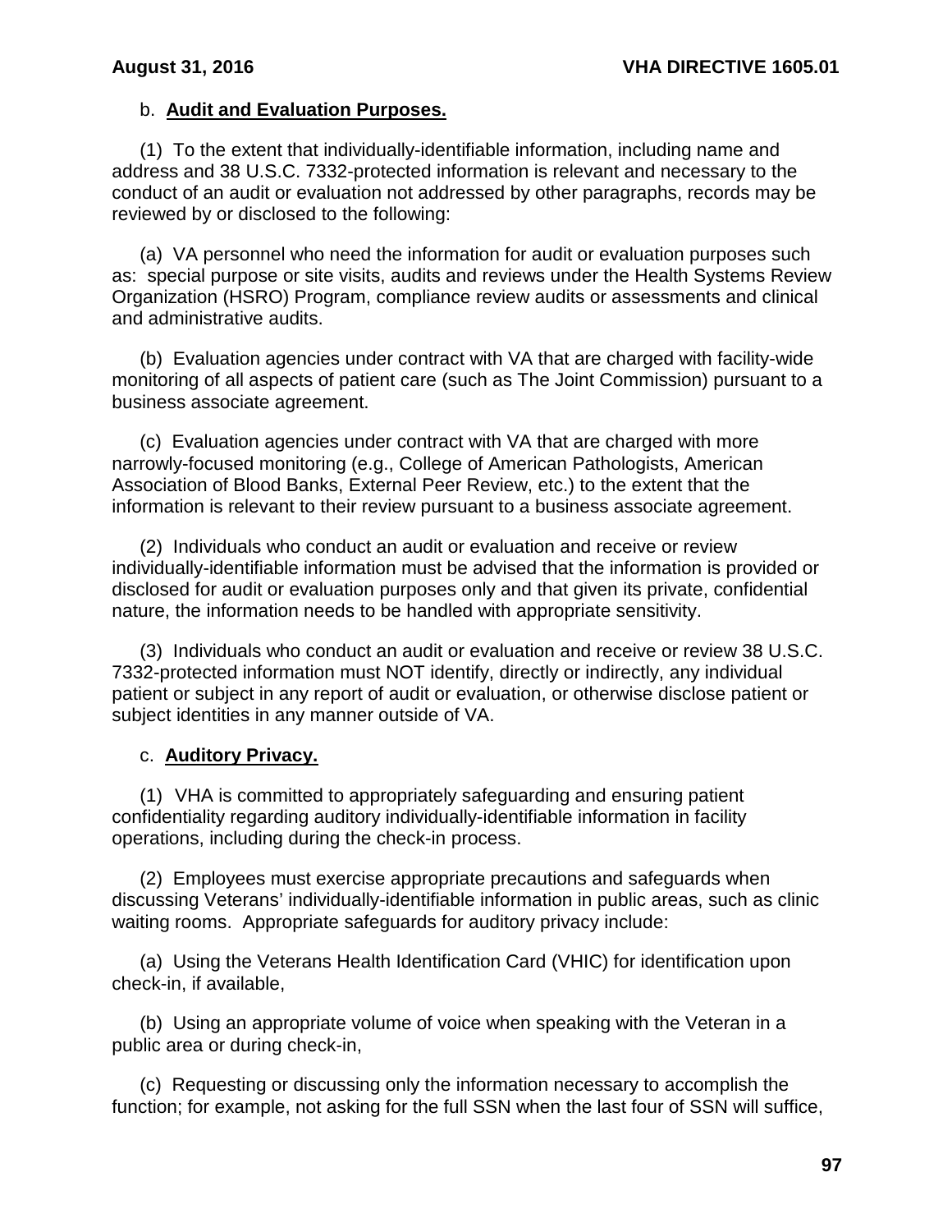b. **Audit and Evaluation Purposes.**

(1) To the extent that individually-identifiable information, including name and address and 38 U.S.C. 7332-protected information is relevant and necessary to the conduct of an audit or evaluation not addressed by other paragraphs, records may be reviewed by or disclosed to the following:

(a) VA personnel who need the information for audit or evaluation purposes such as: special purpose or site visits, audits and reviews under the Health Systems Review Organization (HSRO) Program, compliance review audits or assessments and clinical and administrative audits.

(b) Evaluation agencies under contract with VA that are charged with facility-wide monitoring of all aspects of patient care (such as The Joint Commission) pursuant to a business associate agreement.

(c) Evaluation agencies under contract with VA that are charged with more narrowly-focused monitoring (e.g., College of American Pathologists, American Association of Blood Banks, External Peer Review, etc.) to the extent that the information is relevant to their review pursuant to a business associate agreement.

(2) Individuals who conduct an audit or evaluation and receive or review individually-identifiable information must be advised that the information is provided or disclosed for audit or evaluation purposes only and that given its private, confidential nature, the information needs to be handled with appropriate sensitivity.

(3) Individuals who conduct an audit or evaluation and receive or review 38 U.S.C. 7332-protected information must NOT identify, directly or indirectly, any individual patient or subject in any report of audit or evaluation, or otherwise disclose patient or subject identities in any manner outside of VA.

c. **Auditory Privacy.**

(1) VHA is committed to appropriately safeguarding and ensuring patient confidentiality regarding auditory individually-identifiable information in facility operations, including during the check-in process.

(2) Employees must exercise appropriate precautions and safeguards when discussing Veterans' individually-identifiable information in public areas, such as clinic waiting rooms. Appropriate safeguards for auditory privacy include:

(a) Using the Veterans Health Identification Card (VHIC) for identification upon check-in, if available,

(b) Using an appropriate volume of voice when speaking with the Veteran in a public area or during check-in,

(c) Requesting or discussing only the information necessary to accomplish the function; for example, not asking for the full SSN when the last four of SSN will suffice,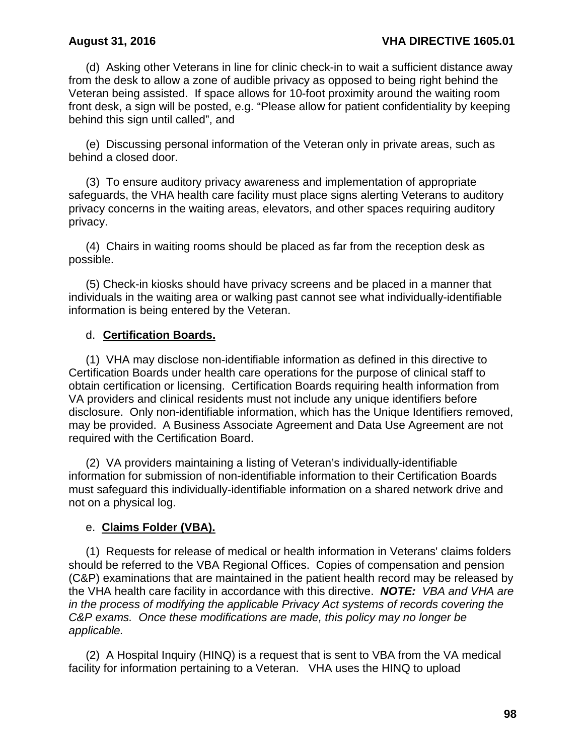(d) Asking other Veterans in line for clinic check-in to wait a sufficient distance away from the desk to allow a zone of audible privacy as opposed to being right behind the Veteran being assisted. If space allows for 10-foot proximity around the waiting room front desk, a sign will be posted, e.g. “Please allow for patient confidentiality by keeping behind this sign until called”, and

(e) Discussing personal information of the Veteran only in private areas, such as behind a closed door.

(3) To ensure auditory privacy awareness and implementation of appropriate safeguards, the VHA health care facility must place signs alerting Veterans to auditory privacy concerns in the waiting areas, elevators, and other spaces requiring auditory privacy.

(4) Chairs in waiting rooms should be placed as far from the reception desk as possible.

(5) Check-in kiosks should have privacy screens and be placed in a manner that individuals in the waiting area or walking past cannot see what individually-identifiable information is being entered by the Veteran.

d. **Certification Boards.**

(1) VHA may disclose non-identifiable information as defined in this directive to Certification Boards under health care operations for the purpose of clinical staff to obtain certification or licensing. Certification Boards requiring health information from VA providers and clinical residents must not include any unique identifiers before disclosure. Only non-identifiable information, which has the Unique Identifiers removed, may be provided. A Business Associate Agreement and Data Use Agreement are not required with the Certification Board.

(2) VA providers maintaining a listing of Veteran’s individually-identifiable information for submission of non-identifiable information to their Certification Boards must safeguard this individually-identifiable information on a shared network drive and not on a physical log.

e. **Claims Folder (VBA).**

(1) Requests for release of medical or health information in Veterans' claims folders should be referred to the VBA Regional Offices. Copies of compensation and pension (C&P) examinations that are maintained in the patient health record may be released by the VHA health care facility in accordance with this directive. ***NOTE:*** *VBA and VHA are in the process of modifying the applicable Privacy Act systems of records covering the C&P exams. Once these modifications are made, this policy may no longer be applicable.*

(2) A Hospital Inquiry (HINQ) is a request that is sent to VBA from the VA medical facility for information pertaining to a Veteran. VHA uses the HINQ to upload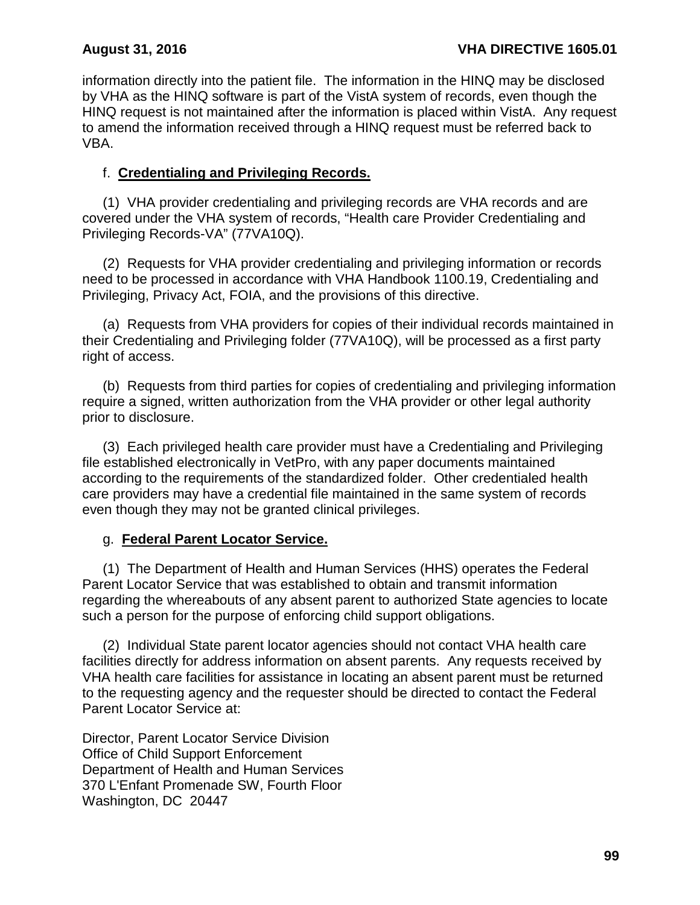information directly into the patient file. The information in the HINQ may be disclosed by VHA as the HINQ software is part of the VistA system of records, even though the HINQ request is not maintained after the information is placed within VistA. Any request to amend the information received through a HINQ request must be referred back to VBA.

f. **Credentialing and Privileging Records.**

(1) VHA provider credentialing and privileging records are VHA records and are covered under the VHA system of records, "Health care Provider Credentialing and Privileging Records-VA" (77VA10Q).

(2) Requests for VHA provider credentialing and privileging information or records need to be processed in accordance with VHA Handbook 1100.19, Credentialing and Privileging, Privacy Act, FOIA, and the provisions of this directive.

(a) Requests from VHA providers for copies of their individual records maintained in their Credentialing and Privileging folder (77VA10Q), will be processed as a first party right of access.

(b) Requests from third parties for copies of credentialing and privileging information require a signed, written authorization from the VHA provider or other legal authority prior to disclosure.

(3) Each privileged health care provider must have a Credentialing and Privileging file established electronically in VetPro, with any paper documents maintained according to the requirements of the standardized folder. Other credentialed health care providers may have a credential file maintained in the same system of records even though they may not be granted clinical privileges.

g. **Federal Parent Locator Service.**

(1) The Department of Health and Human Services (HHS) operates the Federal Parent Locator Service that was established to obtain and transmit information regarding the whereabouts of any absent parent to authorized State agencies to locate such a person for the purpose of enforcing child support obligations.

(2) Individual State parent locator agencies should not contact VHA health care facilities directly for address information on absent parents. Any requests received by VHA health care facilities for assistance in locating an absent parent must be returned to the requesting agency and the requester should be directed to contact the Federal Parent Locator Service at:

Director, Parent Locator Service Division
Office of Child Support Enforcement
Department of Health and Human Services
370 L'Enfant Promenade SW, Fourth Floor
Washington, DC 20447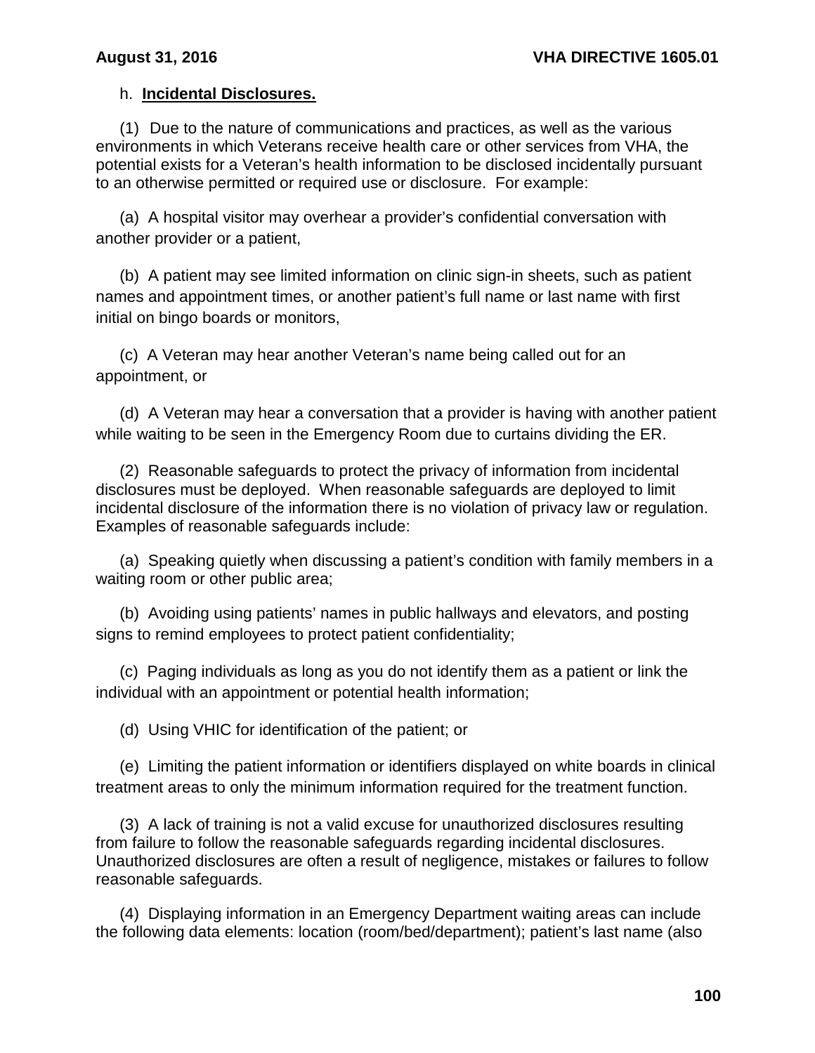h. **Incidental Disclosures.**

(1) Due to the nature of communications and practices, as well as the various environments in which Veterans receive health care or other services from VHA, the potential exists for a Veteran's health information to be disclosed incidentally pursuant to an otherwise permitted or required use or disclosure. For example:

(a) A hospital visitor may overhear a provider's confidential conversation with another provider or a patient,

(b) A patient may see limited information on clinic sign-in sheets, such as patient names and appointment times, or another patient's full name or last name with first initial on bingo boards or monitors,

(c) A Veteran may hear another Veteran's name being called out for an appointment, or

(d) A Veteran may hear a conversation that a provider is having with another patient while waiting to be seen in the Emergency Room due to curtains dividing the ER.

(2) Reasonable safeguards to protect the privacy of information from incidental disclosures must be deployed. When reasonable safeguards are deployed to limit incidental disclosure of the information there is no violation of privacy law or regulation. Examples of reasonable safeguards include:

(a) Speaking quietly when discussing a patient's condition with family members in a waiting room or other public area;

(b) Avoiding using patients' names in public hallways and elevators, and posting signs to remind employees to protect patient confidentiality;

(c) Paging individuals as long as you do not identify them as a patient or link the individual with an appointment or potential health information;

(d) Using VHIC for identification of the patient; or

(e) Limiting the patient information or identifiers displayed on white boards in clinical treatment areas to only the minimum information required for the treatment function.

(3) A lack of training is not a valid excuse for unauthorized disclosures resulting from failure to follow the reasonable safeguards regarding incidental disclosures. Unauthorized disclosures are often a result of negligence, mistakes or failures to follow reasonable safeguards.

(4) Displaying information in an Emergency Department waiting areas can include the following data elements: location (room/bed/department); patient's last name (also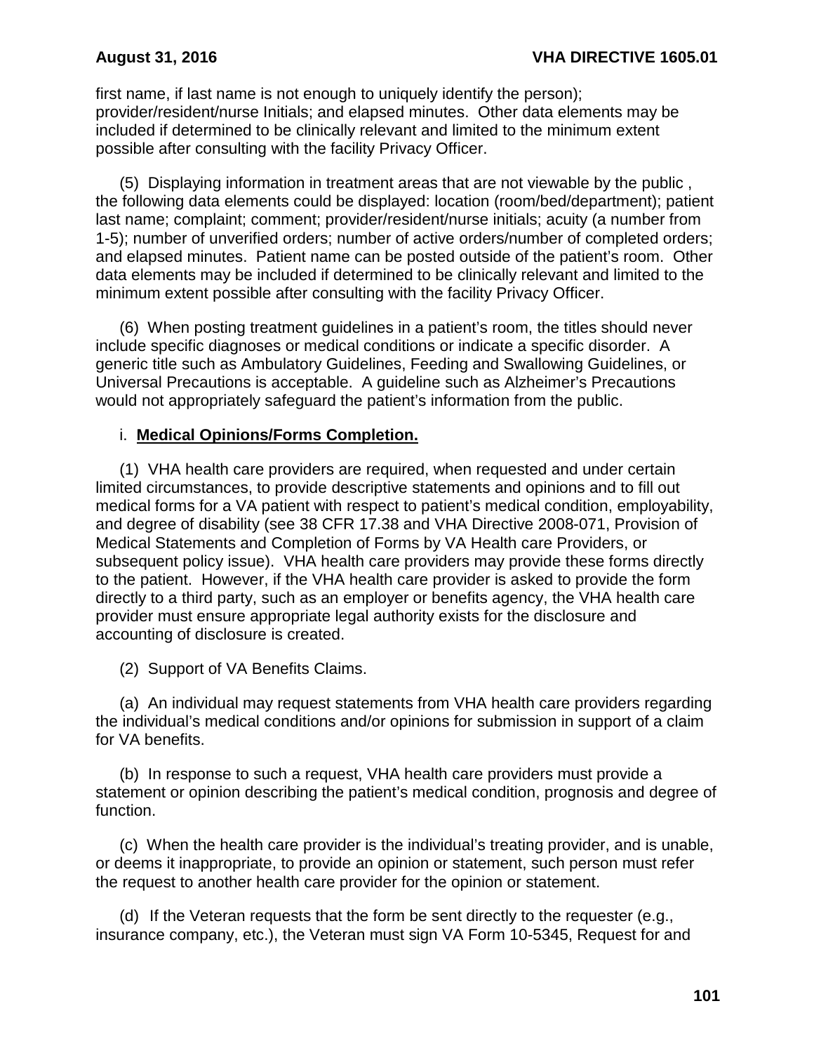first name, if last name is not enough to uniquely identify the person); provider/resident/nurse Initials; and elapsed minutes. Other data elements may be included if determined to be clinically relevant and limited to the minimum extent possible after consulting with the facility Privacy Officer.

(5) Displaying information in treatment areas that are not viewable by the public , the following data elements could be displayed: location (room/bed/department); patient last name; complaint; comment; provider/resident/nurse initials; acuity (a number from 1-5); number of unverified orders; number of active orders/number of completed orders; and elapsed minutes. Patient name can be posted outside of the patient's room. Other data elements may be included if determined to be clinically relevant and limited to the minimum extent possible after consulting with the facility Privacy Officer.

(6) When posting treatment guidelines in a patient's room, the titles should never include specific diagnoses or medical conditions or indicate a specific disorder. A generic title such as Ambulatory Guidelines, Feeding and Swallowing Guidelines, or Universal Precautions is acceptable. A guideline such as Alzheimer's Precautions would not appropriately safeguard the patient's information from the public.

i. **Medical Opinions/Forms Completion.**

(1) VHA health care providers are required, when requested and under certain limited circumstances, to provide descriptive statements and opinions and to fill out medical forms for a VA patient with respect to patient's medical condition, employability, and degree of disability (see 38 CFR 17.38 and VHA Directive 2008-071, Provision of Medical Statements and Completion of Forms by VA Health care Providers, or subsequent policy issue). VHA health care providers may provide these forms directly to the patient. However, if the VHA health care provider is asked to provide the form directly to a third party, such as an employer or benefits agency, the VHA health care provider must ensure appropriate legal authority exists for the disclosure and accounting of disclosure is created.

(2) Support of VA Benefits Claims.

(a) An individual may request statements from VHA health care providers regarding the individual's medical conditions and/or opinions for submission in support of a claim for VA benefits.

(b) In response to such a request, VHA health care providers must provide a statement or opinion describing the patient's medical condition, prognosis and degree of function.

(c) When the health care provider is the individual's treating provider, and is unable, or deems it inappropriate, to provide an opinion or statement, such person must refer the request to another health care provider for the opinion or statement.

(d) If the Veteran requests that the form be sent directly to the requester (e.g., insurance company, etc.), the Veteran must sign VA Form 10-5345, Request for and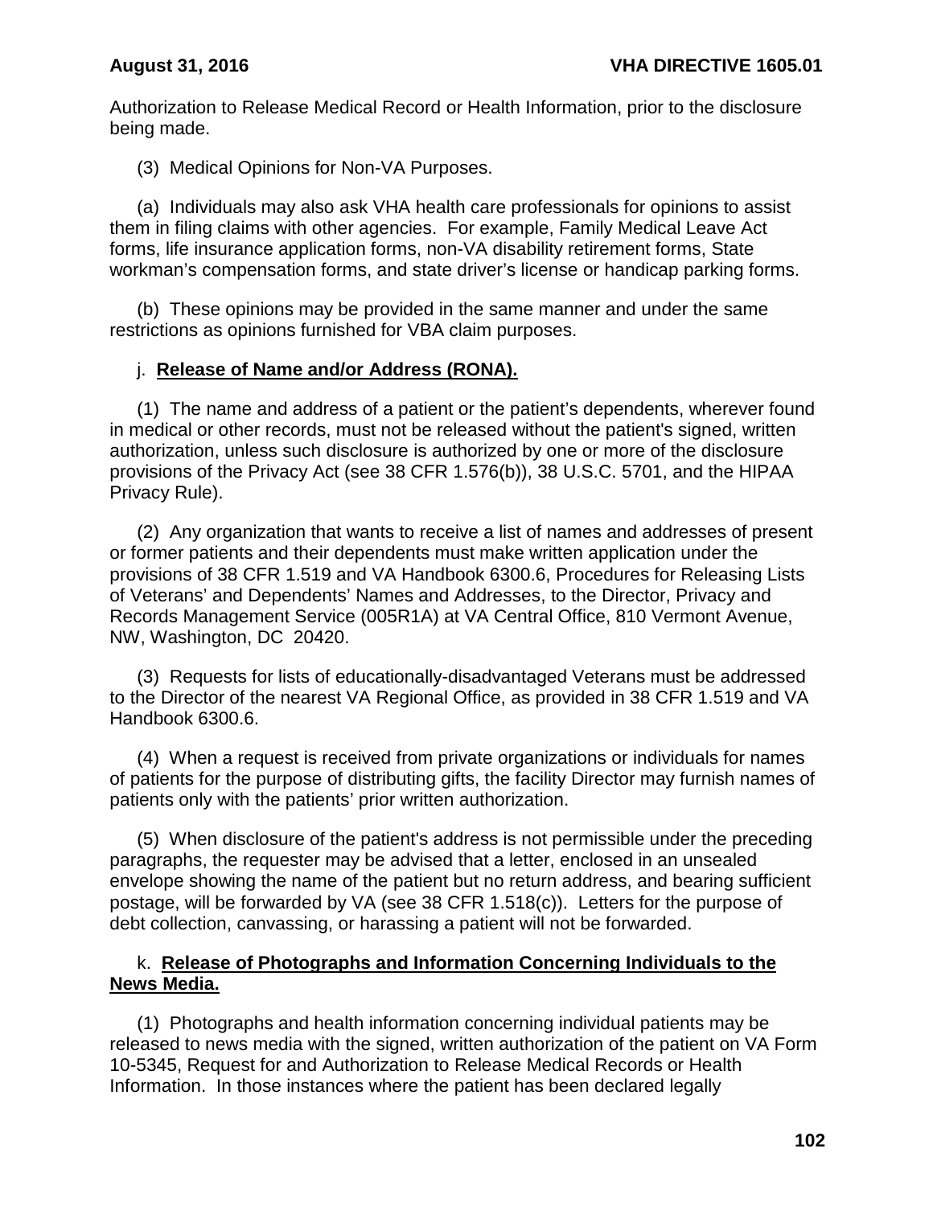Authorization to Release Medical Record or Health Information, prior to the disclosure being made.

(3) Medical Opinions for Non-VA Purposes.

(a) Individuals may also ask VHA health care professionals for opinions to assist them in filing claims with other agencies. For example, Family Medical Leave Act forms, life insurance application forms, non-VA disability retirement forms, State workman's compensation forms, and state driver's license or handicap parking forms.

(b) These opinions may be provided in the same manner and under the same restrictions as opinions furnished for VBA claim purposes.

j. **Release of Name and/or Address (RONA).**

(1) The name and address of a patient or the patient's dependents, wherever found in medical or other records, must not be released without the patient's signed, written authorization, unless such disclosure is authorized by one or more of the disclosure provisions of the Privacy Act (see 38 CFR 1.576(b)), 38 U.S.C. 5701, and the HIPAA Privacy Rule).

(2) Any organization that wants to receive a list of names and addresses of present or former patients and their dependents must make written application under the provisions of 38 CFR 1.519 and VA Handbook 6300.6, Procedures for Releasing Lists of Veterans' and Dependents' Names and Addresses, to the Director, Privacy and Records Management Service (005R1A) at VA Central Office, 810 Vermont Avenue, NW, Washington, DC 20420.

(3) Requests for lists of educationally-disadvantaged Veterans must be addressed to the Director of the nearest VA Regional Office, as provided in 38 CFR 1.519 and VA Handbook 6300.6.

(4) When a request is received from private organizations or individuals for names of patients for the purpose of distributing gifts, the facility Director may furnish names of patients only with the patients' prior written authorization.

(5) When disclosure of the patient's address is not permissible under the preceding paragraphs, the requester may be advised that a letter, enclosed in an unsealed envelope showing the name of the patient but no return address, and bearing sufficient postage, will be forwarded by VA (see 38 CFR 1.518(c)). Letters for the purpose of debt collection, canvassing, or harassing a patient will not be forwarded.

k. **Release of Photographs and Information Concerning Individuals to the News Media.**

(1) Photographs and health information concerning individual patients may be released to news media with the signed, written authorization of the patient on VA Form 10-5345, Request for and Authorization to Release Medical Records or Health Information. In those instances where the patient has been declared legally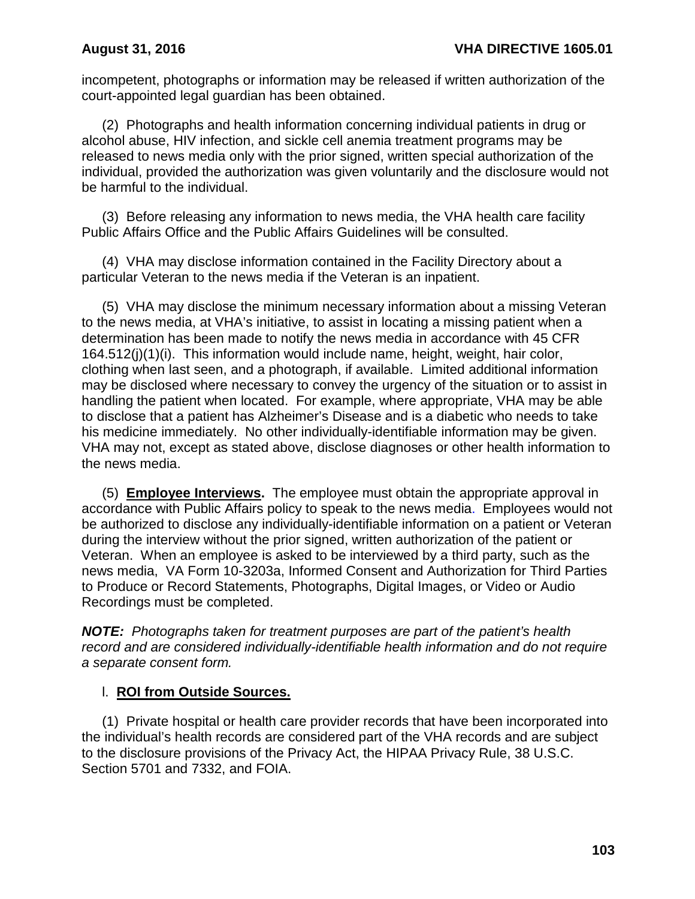incompetent, photographs or information may be released if written authorization of the court-appointed legal guardian has been obtained.

(2) Photographs and health information concerning individual patients in drug or alcohol abuse, HIV infection, and sickle cell anemia treatment programs may be released to news media only with the prior signed, written special authorization of the individual, provided the authorization was given voluntarily and the disclosure would not be harmful to the individual.

(3) Before releasing any information to news media, the VHA health care facility Public Affairs Office and the Public Affairs Guidelines will be consulted.

(4) VHA may disclose information contained in the Facility Directory about a particular Veteran to the news media if the Veteran is an inpatient.

(5) VHA may disclose the minimum necessary information about a missing Veteran to the news media, at VHA's initiative, to assist in locating a missing patient when a determination has been made to notify the news media in accordance with 45 CFR 164.512(j)(1)(i). This information would include name, height, weight, hair color, clothing when last seen, and a photograph, if available. Limited additional information may be disclosed where necessary to convey the urgency of the situation or to assist in handling the patient when located. For example, where appropriate, VHA may be able to disclose that a patient has Alzheimer's Disease and is a diabetic who needs to take his medicine immediately. No other individually-identifiable information may be given. VHA may not, except as stated above, disclose diagnoses or other health information to the news media.

(5) **Employee Interviews.** The employee must obtain the appropriate approval in accordance with Public Affairs policy to speak to the news media. Employees would not be authorized to disclose any individually-identifiable information on a patient or Veteran during the interview without the prior signed, written authorization of the patient or Veteran. When an employee is asked to be interviewed by a third party, such as the news media, VA Form 10-3203a, Informed Consent and Authorization for Third Parties to Produce or Record Statements, Photographs, Digital Images, or Video or Audio Recordings must be completed.

***NOTE:*** *Photographs taken for treatment purposes are part of the patient's health record and are considered individually-identifiable health information and do not require a separate consent form.*

l. **ROI from Outside Sources.**

(1) Private hospital or health care provider records that have been incorporated into the individual's health records are considered part of the VHA records and are subject to the disclosure provisions of the Privacy Act, the HIPAA Privacy Rule, 38 U.S.C. Section 5701 and 7332, and FOIA.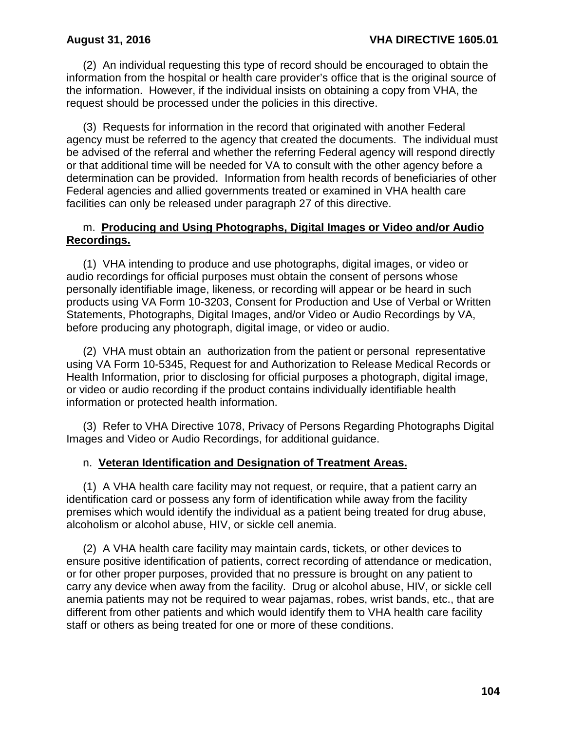(2) An individual requesting this type of record should be encouraged to obtain the information from the hospital or health care provider's office that is the original source of the information. However, if the individual insists on obtaining a copy from VHA, the request should be processed under the policies in this directive.

(3) Requests for information in the record that originated with another Federal agency must be referred to the agency that created the documents. The individual must be advised of the referral and whether the referring Federal agency will respond directly or that additional time will be needed for VA to consult with the other agency before a determination can be provided. Information from health records of beneficiaries of other Federal agencies and allied governments treated or examined in VHA health care facilities can only be released under paragraph 27 of this directive.

m. **Producing and Using Photographs, Digital Images or Video and/or Audio Recordings.**

(1) VHA intending to produce and use photographs, digital images, or video or audio recordings for official purposes must obtain the consent of persons whose personally identifiable image, likeness, or recording will appear or be heard in such products using VA Form 10-3203, Consent for Production and Use of Verbal or Written Statements, Photographs, Digital Images, and/or Video or Audio Recordings by VA, before producing any photograph, digital image, or video or audio.

(2) VHA must obtain an authorization from the patient or personal representative using VA Form 10-5345, Request for and Authorization to Release Medical Records or Health Information, prior to disclosing for official purposes a photograph, digital image, or video or audio recording if the product contains individually identifiable health information or protected health information.

(3) Refer to VHA Directive 1078, Privacy of Persons Regarding Photographs Digital Images and Video or Audio Recordings, for additional guidance.

n. **Veteran Identification and Designation of Treatment Areas.**

(1) A VHA health care facility may not request, or require, that a patient carry an identification card or possess any form of identification while away from the facility premises which would identify the individual as a patient being treated for drug abuse, alcoholism or alcohol abuse, HIV, or sickle cell anemia.

(2) A VHA health care facility may maintain cards, tickets, or other devices to ensure positive identification of patients, correct recording of attendance or medication, or for other proper purposes, provided that no pressure is brought on any patient to carry any device when away from the facility. Drug or alcohol abuse, HIV, or sickle cell anemia patients may not be required to wear pajamas, robes, wrist bands, etc., that are different from other patients and which would identify them to VHA health care facility staff or others as being treated for one or more of these conditions.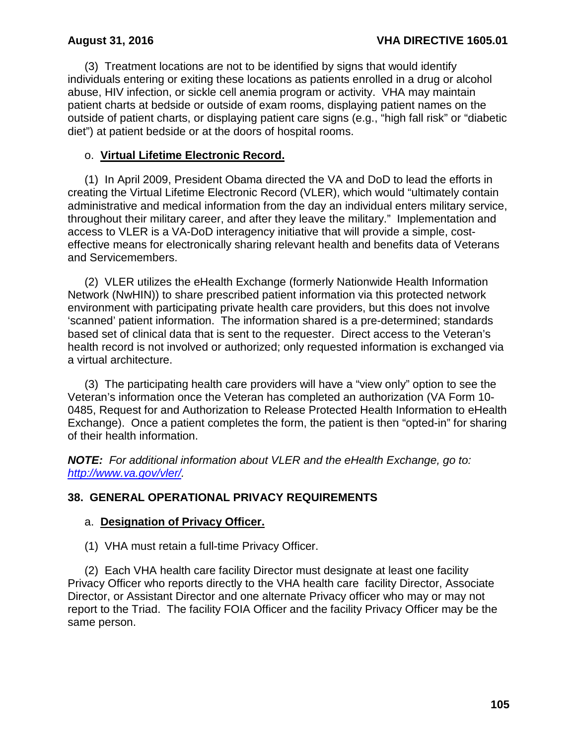(3) Treatment locations are not to be identified by signs that would identify individuals entering or exiting these locations as patients enrolled in a drug or alcohol abuse, HIV infection, or sickle cell anemia program or activity. VHA may maintain patient charts at bedside or outside of exam rooms, displaying patient names on the outside of patient charts, or displaying patient care signs (e.g., "high fall risk" or "diabetic diet") at patient bedside or at the doors of hospital rooms.

o. **Virtual Lifetime Electronic Record.**

(1) In April 2009, President Obama directed the VA and DoD to lead the efforts in creating the Virtual Lifetime Electronic Record (VLER), which would "ultimately contain administrative and medical information from the day an individual enters military service, throughout their military career, and after they leave the military." Implementation and access to VLER is a VA-DoD interagency initiative that will provide a simple, cost-effective means for electronically sharing relevant health and benefits data of Veterans and Servicemembers.

(2) VLER utilizes the eHealth Exchange (formerly Nationwide Health Information Network (NwHIN)) to share prescribed patient information via this protected network environment with participating private health care providers, but this does not involve 'scanned' patient information. The information shared is a pre-determined; standards based set of clinical data that is sent to the requester. Direct access to the Veteran's health record is not involved or authorized; only requested information is exchanged via a virtual architecture.

(3) The participating health care providers will have a "view only" option to see the Veteran's information once the Veteran has completed an authorization (VA Form 10-0485, Request for and Authorization to Release Protected Health Information to eHealth Exchange). Once a patient completes the form, the patient is then "opted-in" for sharing of their health information.

***NOTE:*** *For additional information about VLER and the eHealth Exchange, go to: [http://www.va.gov/vler/](http://www.va.gov/vler/).*

## 38. GENERAL OPERATIONAL PRIVACY REQUIREMENTS

a. **Designation of Privacy Officer.**

(1) VHA must retain a full-time Privacy Officer.

(2) Each VHA health care facility Director must designate at least one facility Privacy Officer who reports directly to the VHA health care facility Director, Associate Director, or Assistant Director and one alternate Privacy officer who may or may not report to the Triad. The facility FOIA Officer and the facility Privacy Officer may be the same person.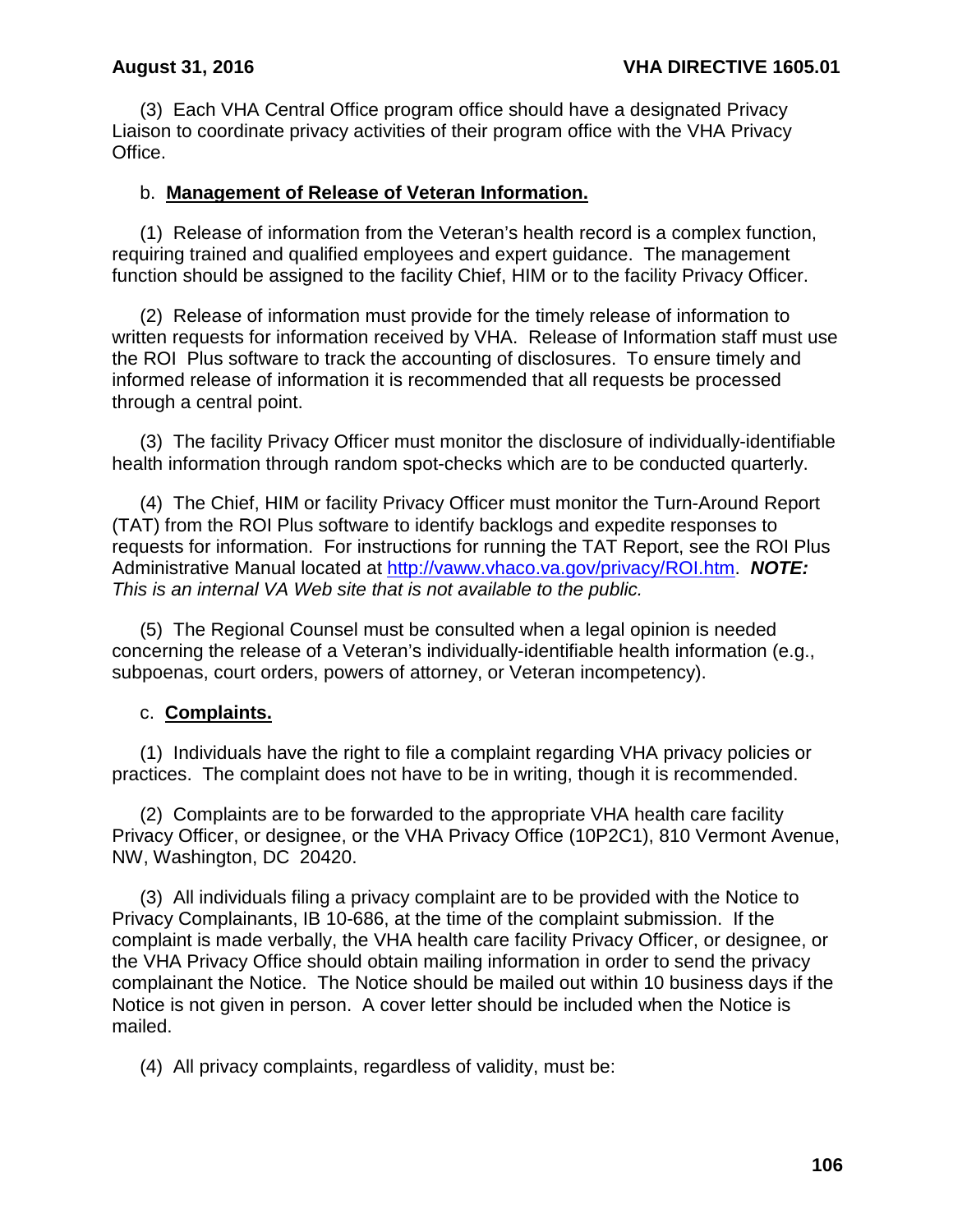(3) Each VHA Central Office program office should have a designated Privacy Liaison to coordinate privacy activities of their program office with the VHA Privacy Office.

b. **Management of Release of Veteran Information.**

(1) Release of information from the Veteran's health record is a complex function, requiring trained and qualified employees and expert guidance. The management function should be assigned to the facility Chief, HIM or to the facility Privacy Officer.

(2) Release of information must provide for the timely release of information to written requests for information received by VHA. Release of Information staff must use the ROI Plus software to track the accounting of disclosures. To ensure timely and informed release of information it is recommended that all requests be processed through a central point.

(3) The facility Privacy Officer must monitor the disclosure of individually-identifiable health information through random spot-checks which are to be conducted quarterly.

(4) The Chief, HIM or facility Privacy Officer must monitor the Turn-Around Report (TAT) from the ROI Plus software to identify backlogs and expedite responses to requests for information. For instructions for running the TAT Report, see the ROI Plus Administrative Manual located at http://vaww.vhaco.va.gov/privacy/ROI.htm. ***NOTE:*** *This is an internal VA Web site that is not available to the public.*

(5) The Regional Counsel must be consulted when a legal opinion is needed concerning the release of a Veteran's individually-identifiable health information (e.g., subpoenas, court orders, powers of attorney, or Veteran incompetency).

c. **Complaints.**

(1) Individuals have the right to file a complaint regarding VHA privacy policies or practices. The complaint does not have to be in writing, though it is recommended.

(2) Complaints are to be forwarded to the appropriate VHA health care facility Privacy Officer, or designee, or the VHA Privacy Office (10P2C1), 810 Vermont Avenue, NW, Washington, DC 20420.

(3) All individuals filing a privacy complaint are to be provided with the Notice to Privacy Complainants, IB 10-686, at the time of the complaint submission. If the complaint is made verbally, the VHA health care facility Privacy Officer, or designee, or the VHA Privacy Office should obtain mailing information in order to send the privacy complainant the Notice. The Notice should be mailed out within 10 business days if the Notice is not given in person. A cover letter should be included when the Notice is mailed.

(4) All privacy complaints, regardless of validity, must be: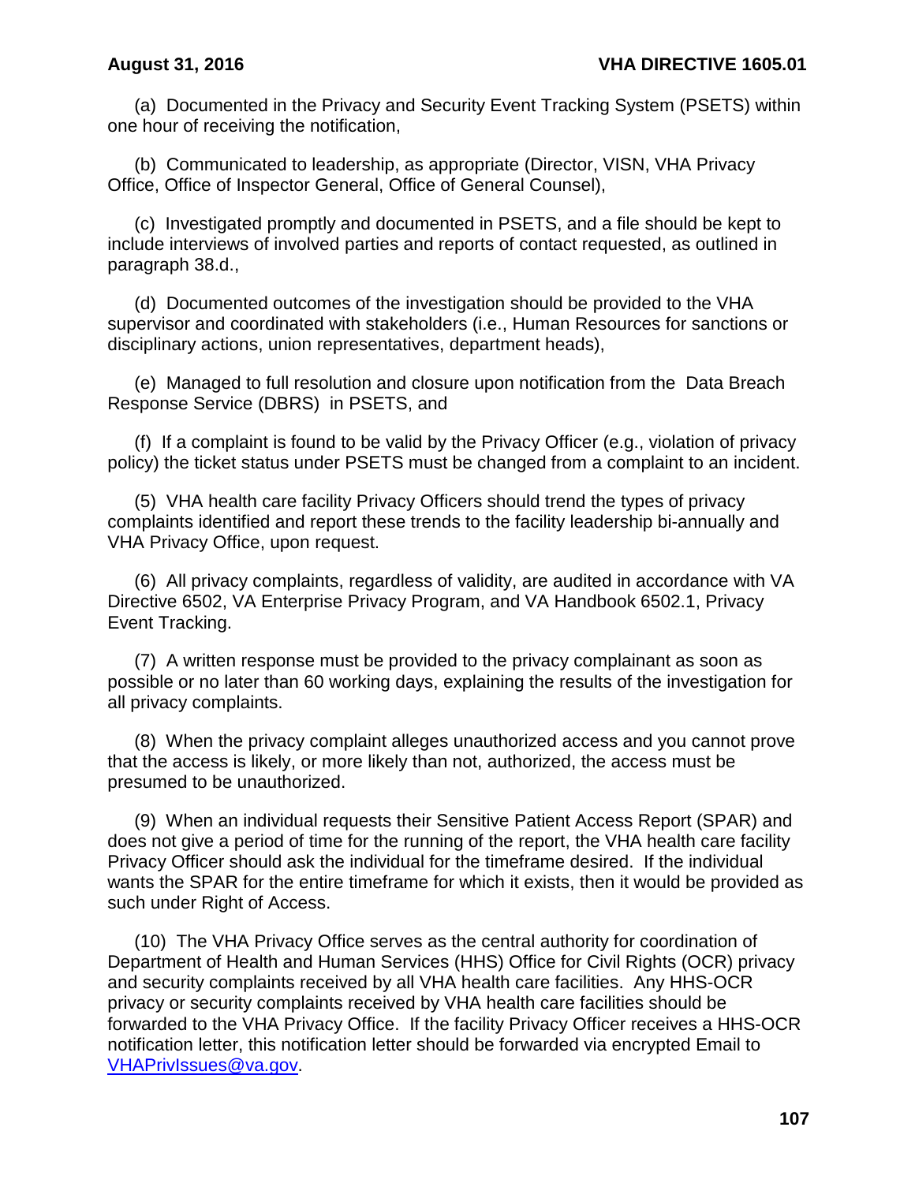(a) Documented in the Privacy and Security Event Tracking System (PSETS) within one hour of receiving the notification,

(b) Communicated to leadership, as appropriate (Director, VISN, VHA Privacy Office, Office of Inspector General, Office of General Counsel),

(c) Investigated promptly and documented in PSETS, and a file should be kept to include interviews of involved parties and reports of contact requested, as outlined in paragraph 38.d.,

(d) Documented outcomes of the investigation should be provided to the VHA supervisor and coordinated with stakeholders (i.e., Human Resources for sanctions or disciplinary actions, union representatives, department heads),

(e) Managed to full resolution and closure upon notification from the Data Breach Response Service (DBRS) in PSETS, and

(f) If a complaint is found to be valid by the Privacy Officer (e.g., violation of privacy policy) the ticket status under PSETS must be changed from a complaint to an incident.

(5) VHA health care facility Privacy Officers should trend the types of privacy complaints identified and report these trends to the facility leadership bi-annually and VHA Privacy Office, upon request.

(6) All privacy complaints, regardless of validity, are audited in accordance with VA Directive 6502, VA Enterprise Privacy Program, and VA Handbook 6502.1, Privacy Event Tracking.

(7) A written response must be provided to the privacy complainant as soon as possible or no later than 60 working days, explaining the results of the investigation for all privacy complaints.

(8) When the privacy complaint alleges unauthorized access and you cannot prove that the access is likely, or more likely than not, authorized, the access must be presumed to be unauthorized.

(9) When an individual requests their Sensitive Patient Access Report (SPAR) and does not give a period of time for the running of the report, the VHA health care facility Privacy Officer should ask the individual for the timeframe desired. If the individual wants the SPAR for the entire timeframe for which it exists, then it would be provided as such under Right of Access.

(10) The VHA Privacy Office serves as the central authority for coordination of Department of Health and Human Services (HHS) Office for Civil Rights (OCR) privacy and security complaints received by all VHA health care facilities. Any HHS-OCR privacy or security complaints received by VHA health care facilities should be forwarded to the VHA Privacy Office. If the facility Privacy Officer receives a HHS-OCR notification letter, this notification letter should be forwarded via encrypted Email to VHAPrivIssues@va.gov.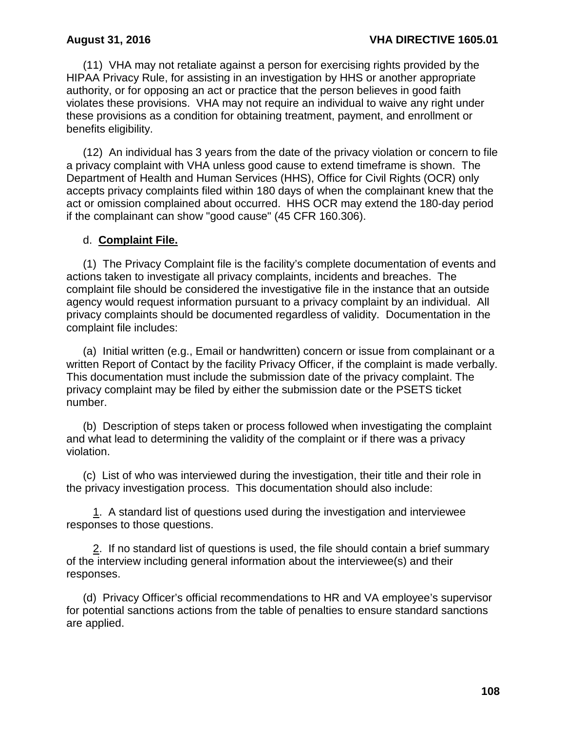(11) VHA may not retaliate against a person for exercising rights provided by the HIPAA Privacy Rule, for assisting in an investigation by HHS or another appropriate authority, or for opposing an act or practice that the person believes in good faith violates these provisions. VHA may not require an individual to waive any right under these provisions as a condition for obtaining treatment, payment, and enrollment or benefits eligibility.

(12) An individual has 3 years from the date of the privacy violation or concern to file a privacy complaint with VHA unless good cause to extend timeframe is shown. The Department of Health and Human Services (HHS), Office for Civil Rights (OCR) only accepts privacy complaints filed within 180 days of when the complainant knew that the act or omission complained about occurred. HHS OCR may extend the 180-day period if the complainant can show "good cause" (45 CFR 160.306).

d. **Complaint File.**

(1) The Privacy Complaint file is the facility's complete documentation of events and actions taken to investigate all privacy complaints, incidents and breaches. The complaint file should be considered the investigative file in the instance that an outside agency would request information pursuant to a privacy complaint by an individual. All privacy complaints should be documented regardless of validity. Documentation in the complaint file includes:

(a) Initial written (e.g., Email or handwritten) concern or issue from complainant or a written Report of Contact by the facility Privacy Officer, if the complaint is made verbally. This documentation must include the submission date of the privacy complaint. The privacy complaint may be filed by either the submission date or the PSETS ticket number.

(b) Description of steps taken or process followed when investigating the complaint and what lead to determining the validity of the complaint or if there was a privacy violation.

(c) List of who was interviewed during the investigation, their title and their role in the privacy investigation process. This documentation should also include:

1. A standard list of questions used during the investigation and interviewee responses to those questions.

2. If no standard list of questions is used, the file should contain a brief summary of the interview including general information about the interviewee(s) and their responses.

(d) Privacy Officer's official recommendations to HR and VA employee's supervisor for potential sanctions actions from the table of penalties to ensure standard sanctions are applied.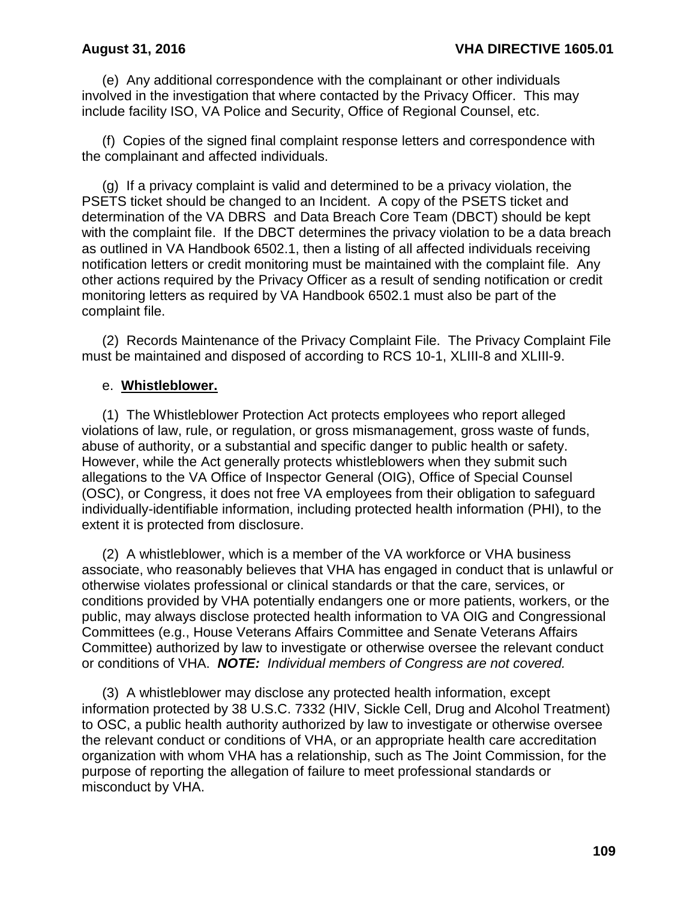(e) Any additional correspondence with the complainant or other individuals involved in the investigation that where contacted by the Privacy Officer. This may include facility ISO, VA Police and Security, Office of Regional Counsel, etc.

(f) Copies of the signed final complaint response letters and correspondence with the complainant and affected individuals.

(g) If a privacy complaint is valid and determined to be a privacy violation, the PSETS ticket should be changed to an Incident. A copy of the PSETS ticket and determination of the VA DBRS and Data Breach Core Team (DBCT) should be kept with the complaint file. If the DBCT determines the privacy violation to be a data breach as outlined in VA Handbook 6502.1, then a listing of all affected individuals receiving notification letters or credit monitoring must be maintained with the complaint file. Any other actions required by the Privacy Officer as a result of sending notification or credit monitoring letters as required by VA Handbook 6502.1 must also be part of the complaint file.

(2) Records Maintenance of the Privacy Complaint File. The Privacy Complaint File must be maintained and disposed of according to RCS 10-1, XLIII-8 and XLIII-9.

e. **Whistleblower.**

(1) The Whistleblower Protection Act protects employees who report alleged violations of law, rule, or regulation, or gross mismanagement, gross waste of funds, abuse of authority, or a substantial and specific danger to public health or safety. However, while the Act generally protects whistleblowers when they submit such allegations to the VA Office of Inspector General (OIG), Office of Special Counsel (OSC), or Congress, it does not free VA employees from their obligation to safeguard individually-identifiable information, including protected health information (PHI), to the extent it is protected from disclosure.

(2) A whistleblower, which is a member of the VA workforce or VHA business associate, who reasonably believes that VHA has engaged in conduct that is unlawful or otherwise violates professional or clinical standards or that the care, services, or conditions provided by VHA potentially endangers one or more patients, workers, or the public, may always disclose protected health information to VA OIG and Congressional Committees (e.g., House Veterans Affairs Committee and Senate Veterans Affairs Committee) authorized by law to investigate or otherwise oversee the relevant conduct or conditions of VHA. ***NOTE:*** *Individual members of Congress are not covered.*

(3) A whistleblower may disclose any protected health information, except information protected by 38 U.S.C. 7332 (HIV, Sickle Cell, Drug and Alcohol Treatment) to OSC, a public health authority authorized by law to investigate or otherwise oversee the relevant conduct or conditions of VHA, or an appropriate health care accreditation organization with whom VHA has a relationship, such as The Joint Commission, for the purpose of reporting the allegation of failure to meet professional standards or misconduct by VHA.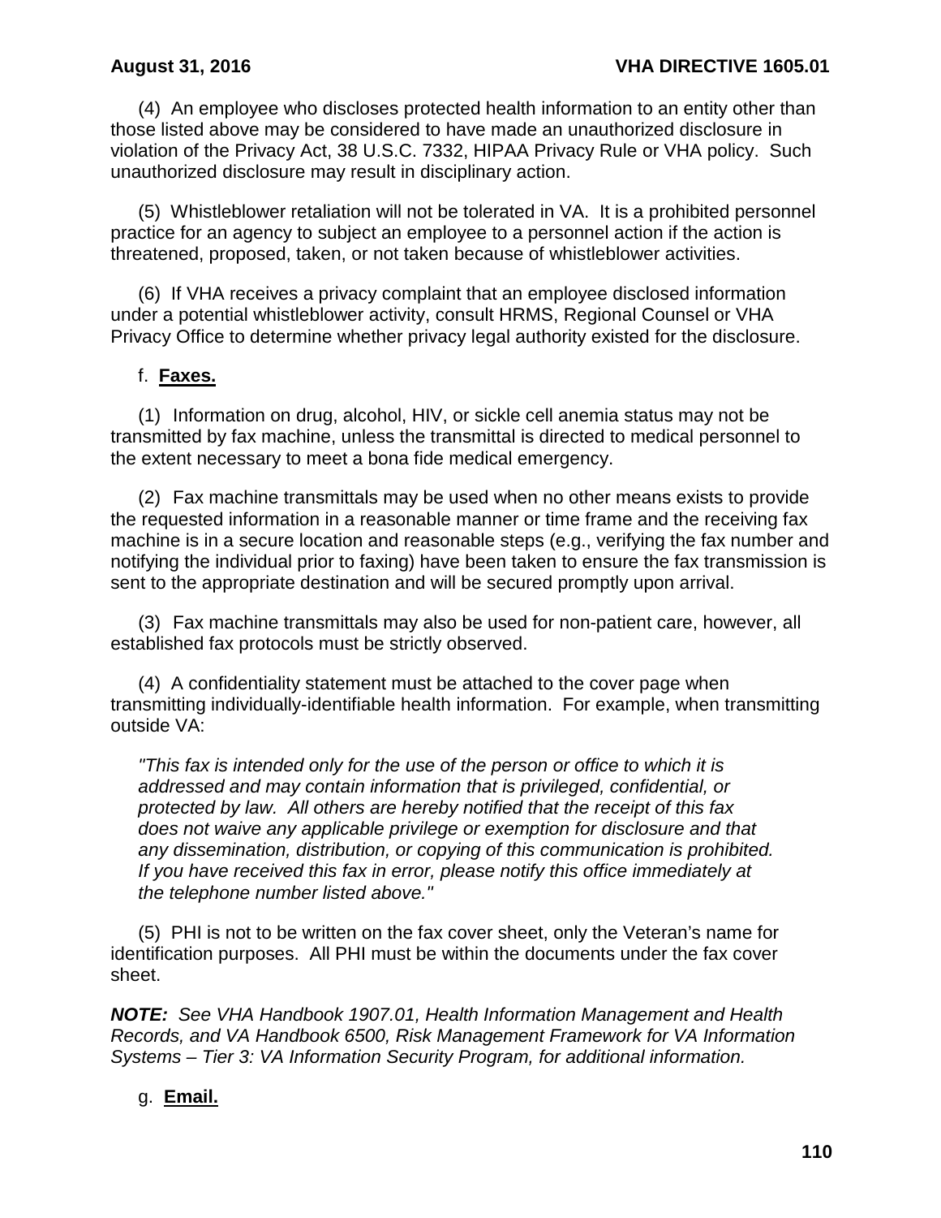(4) An employee who discloses protected health information to an entity other than those listed above may be considered to have made an unauthorized disclosure in violation of the Privacy Act, 38 U.S.C. 7332, HIPAA Privacy Rule or VHA policy. Such unauthorized disclosure may result in disciplinary action.

(5) Whistleblower retaliation will not be tolerated in VA. It is a prohibited personnel practice for an agency to subject an employee to a personnel action if the action is threatened, proposed, taken, or not taken because of whistleblower activities.

(6) If VHA receives a privacy complaint that an employee disclosed information under a potential whistleblower activity, consult HRMS, Regional Counsel or VHA Privacy Office to determine whether privacy legal authority existed for the disclosure.

f. **Faxes.**

(1) Information on drug, alcohol, HIV, or sickle cell anemia status may not be transmitted by fax machine, unless the transmittal is directed to medical personnel to the extent necessary to meet a bona fide medical emergency.

(2) Fax machine transmittals may be used when no other means exists to provide the requested information in a reasonable manner or time frame and the receiving fax machine is in a secure location and reasonable steps (e.g., verifying the fax number and notifying the individual prior to faxing) have been taken to ensure the fax transmission is sent to the appropriate destination and will be secured promptly upon arrival.

(3) Fax machine transmittals may also be used for non-patient care, however, all established fax protocols must be strictly observed.

(4) A confidentiality statement must be attached to the cover page when transmitting individually-identifiable health information. For example, when transmitting outside VA:

> *"This fax is intended only for the use of the person or office to which it is addressed and may contain information that is privileged, confidential, or protected by law. All others are hereby notified that the receipt of this fax does not waive any applicable privilege or exemption for disclosure and that any dissemination, distribution, or copying of this communication is prohibited. If you have received this fax in error, please notify this office immediately at the telephone number listed above."*

(5) PHI is not to be written on the fax cover sheet, only the Veteran's name for identification purposes. All PHI must be within the documents under the fax cover sheet.

***NOTE:*** *See VHA Handbook 1907.01, Health Information Management and Health Records, and VA Handbook 6500, Risk Management Framework for VA Information Systems – Tier 3: VA Information Security Program, for additional information.*

g. **Email.**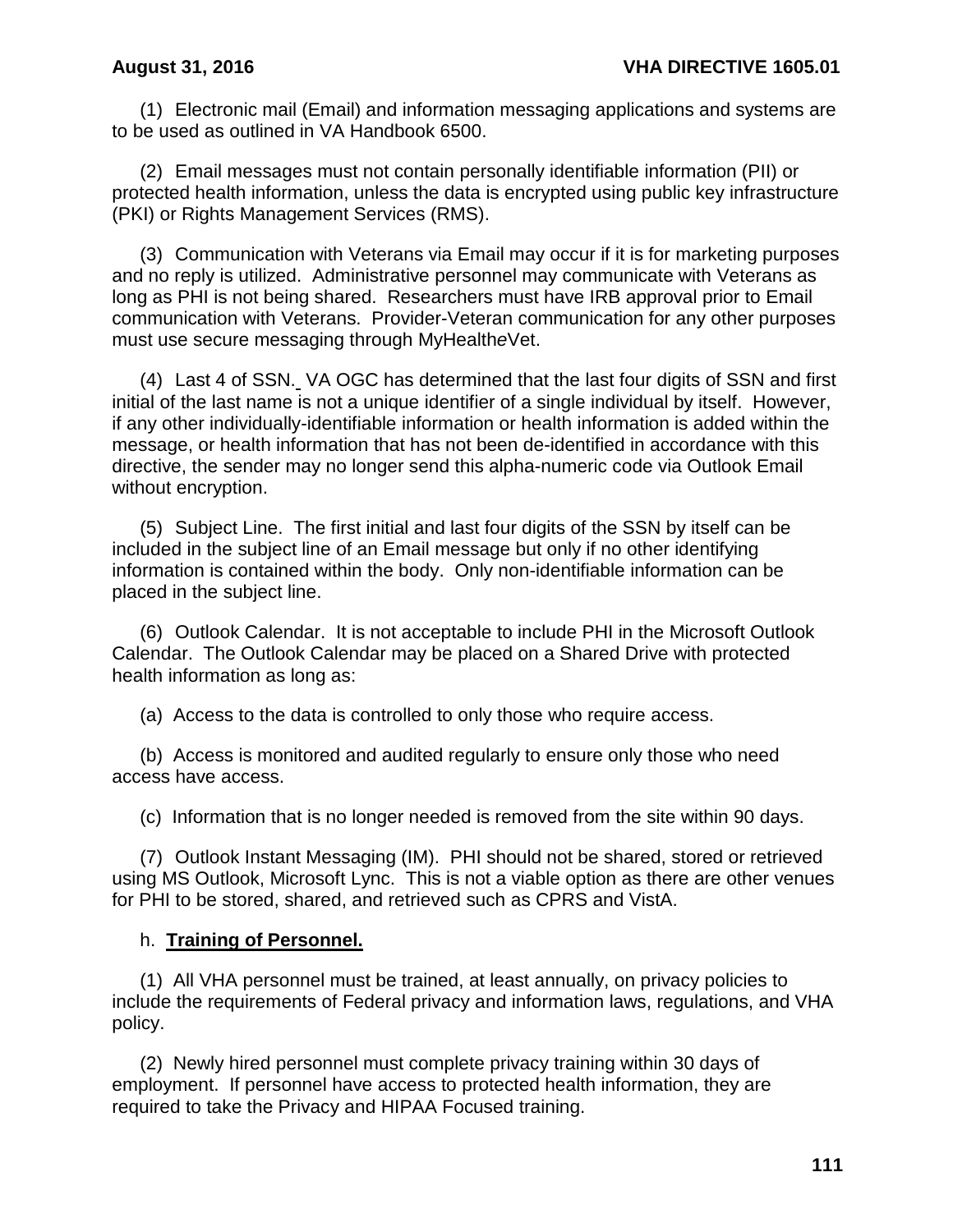(1) Electronic mail (Email) and information messaging applications and systems are to be used as outlined in VA Handbook 6500.

(2) Email messages must not contain personally identifiable information (PII) or protected health information, unless the data is encrypted using public key infrastructure (PKI) or Rights Management Services (RMS).

(3) Communication with Veterans via Email may occur if it is for marketing purposes and no reply is utilized. Administrative personnel may communicate with Veterans as long as PHI is not being shared. Researchers must have IRB approval prior to Email communication with Veterans. Provider-Veteran communication for any other purposes must use secure messaging through MyHealth*e*Vet.

(4) Last 4 of SSN. VA OGC has determined that the last four digits of SSN and first initial of the last name is not a unique identifier of a single individual by itself. However, if any other individually-identifiable information or health information is added within the message, or health information that has not been de-identified in accordance with this directive, the sender may no longer send this alpha-numeric code via Outlook Email without encryption.

(5) Subject Line. The first initial and last four digits of the SSN by itself can be included in the subject line of an Email message but only if no other identifying information is contained within the body. Only non-identifiable information can be placed in the subject line.

(6) Outlook Calendar. It is not acceptable to include PHI in the Microsoft Outlook Calendar. The Outlook Calendar may be placed on a Shared Drive with protected health information as long as:

(a) Access to the data is controlled to only those who require access.

(b) Access is monitored and audited regularly to ensure only those who need access have access.

(c) Information that is no longer needed is removed from the site within 90 days.

(7) Outlook Instant Messaging (IM). PHI should not be shared, stored or retrieved using MS Outlook, Microsoft Lync. This is not a viable option as there are other venues for PHI to be stored, shared, and retrieved such as CPRS and VistA.

h. **Training of Personnel.**

(1) All VHA personnel must be trained, at least annually, on privacy policies to include the requirements of Federal privacy and information laws, regulations, and VHA policy.

(2) Newly hired personnel must complete privacy training within 30 days of employment. If personnel have access to protected health information, they are required to take the Privacy and HIPAA Focused training.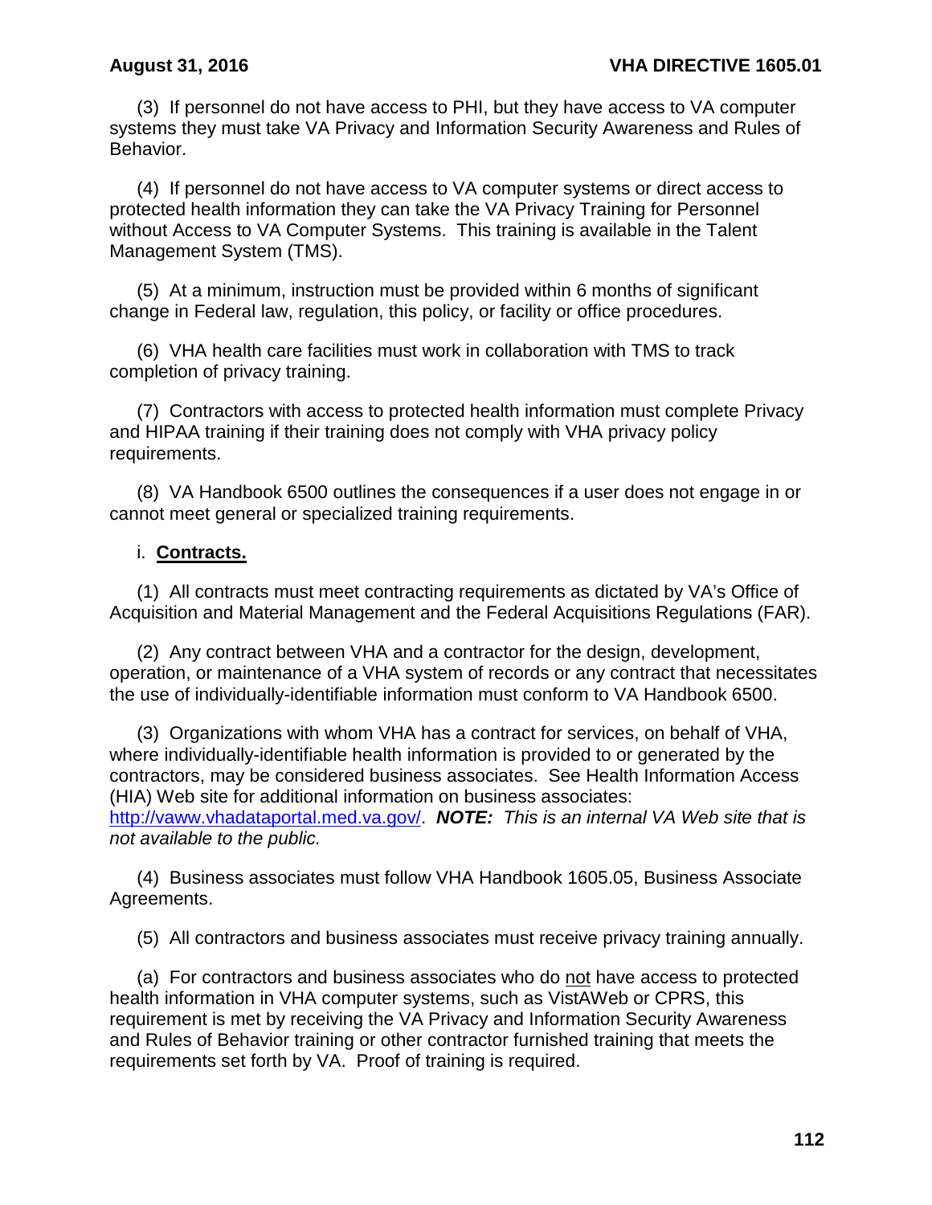(3) If personnel do not have access to PHI, but they have access to VA computer systems they must take VA Privacy and Information Security Awareness and Rules of Behavior.

(4) If personnel do not have access to VA computer systems or direct access to protected health information they can take the VA Privacy Training for Personnel without Access to VA Computer Systems. This training is available in the Talent Management System (TMS).

(5) At a minimum, instruction must be provided within 6 months of significant change in Federal law, regulation, this policy, or facility or office procedures.

(6) VHA health care facilities must work in collaboration with TMS to track completion of privacy training.

(7) Contractors with access to protected health information must complete Privacy and HIPAA training if their training does not comply with VHA privacy policy requirements.

(8) VA Handbook 6500 outlines the consequences if a user does not engage in or cannot meet general or specialized training requirements.

i. **Contracts.**

(1) All contracts must meet contracting requirements as dictated by VA's Office of Acquisition and Material Management and the Federal Acquisitions Regulations (FAR).

(2) Any contract between VHA and a contractor for the design, development, operation, or maintenance of a VHA system of records or any contract that necessitates the use of individually-identifiable information must conform to VA Handbook 6500.

(3) Organizations with whom VHA has a contract for services, on behalf of VHA, where individually-identifiable health information is provided to or generated by the contractors, may be considered business associates. See Health Information Access (HIA) Web site for additional information on business associates: http://vaww.vhadataportal.med.va.gov/. ***NOTE:*** *This is an internal VA Web site that is not available to the public.*

(4) Business associates must follow VHA Handbook 1605.05, Business Associate Agreements.

(5) All contractors and business associates must receive privacy training annually.

(a) For contractors and business associates who do not have access to protected health information in VHA computer systems, such as VistAWeb or CPRS, this requirement is met by receiving the VA Privacy and Information Security Awareness and Rules of Behavior training or other contractor furnished training that meets the requirements set forth by VA. Proof of training is required.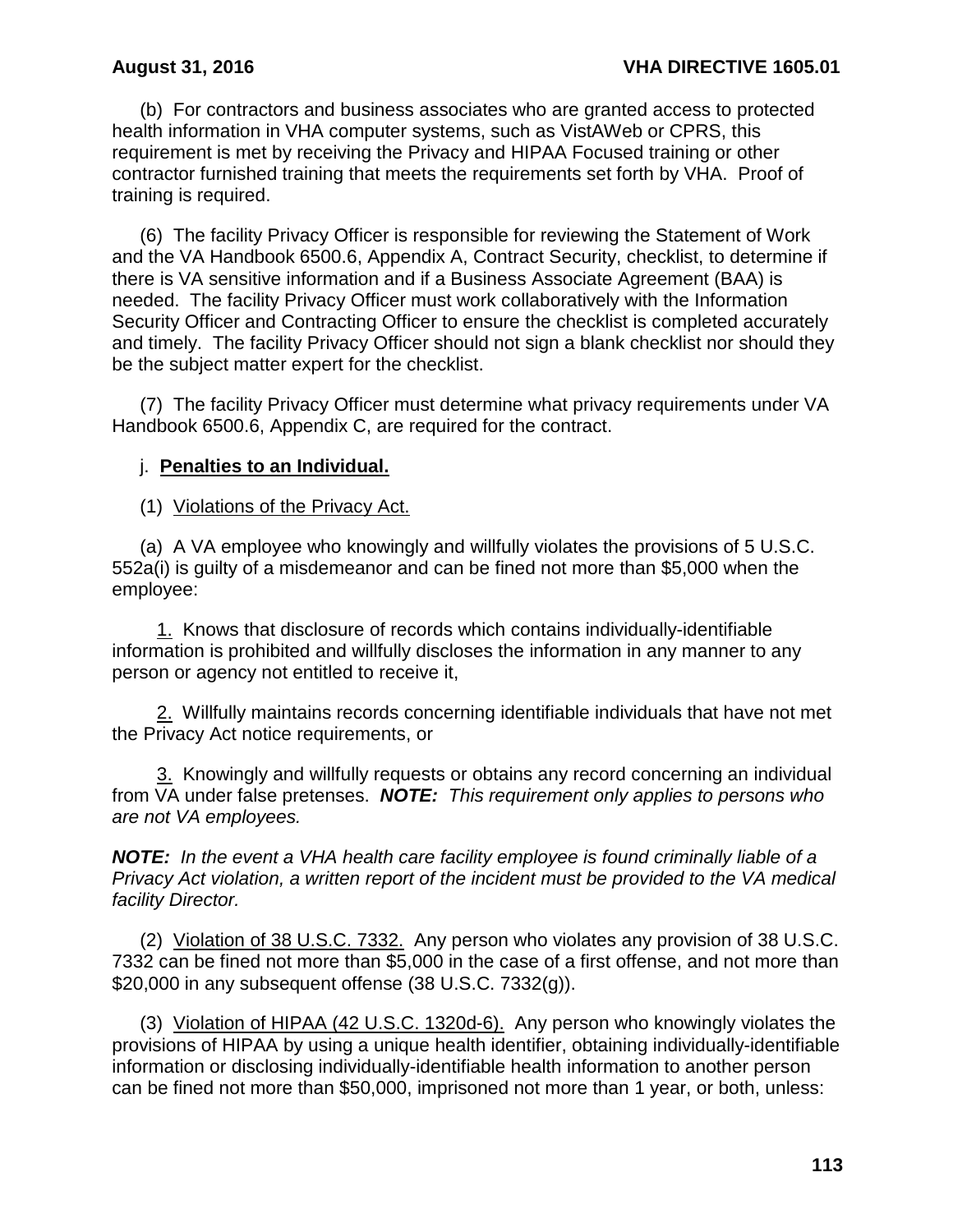(b) For contractors and business associates who are granted access to protected health information in VHA computer systems, such as VistAWeb or CPRS, this requirement is met by receiving the Privacy and HIPAA Focused training or other contractor furnished training that meets the requirements set forth by VHA. Proof of training is required.

(6) The facility Privacy Officer is responsible for reviewing the Statement of Work and the VA Handbook 6500.6, Appendix A, Contract Security, checklist, to determine if there is VA sensitive information and if a Business Associate Agreement (BAA) is needed. The facility Privacy Officer must work collaboratively with the Information Security Officer and Contracting Officer to ensure the checklist is completed accurately and timely. The facility Privacy Officer should not sign a blank checklist nor should they be the subject matter expert for the checklist.

(7) The facility Privacy Officer must determine what privacy requirements under VA Handbook 6500.6, Appendix C, are required for the contract.

j. **Penalties to an Individual.**

(1) Violations of the Privacy Act.

(a) A VA employee who knowingly and willfully violates the provisions of 5 U.S.C. 552a(i) is guilty of a misdemeanor and can be fined not more than $5,000 when the employee:

1. Knows that disclosure of records which contains individually-identifiable information is prohibited and willfully discloses the information in any manner to any person or agency not entitled to receive it,

2. Willfully maintains records concerning identifiable individuals that have not met the Privacy Act notice requirements, or

3. Knowingly and willfully requests or obtains any record concerning an individual from VA under false pretenses. ***NOTE:*** *This requirement only applies to persons who are not VA employees.*

***NOTE:*** *In the event a VHA health care facility employee is found criminally liable of a Privacy Act violation, a written report of the incident must be provided to the VA medical facility Director.*

(2) Violation of 38 U.S.C. 7332. Any person who violates any provision of 38 U.S.C. 7332 can be fined not more than $5,000 in the case of a first offense, and not more than $20,000 in any subsequent offense (38 U.S.C. 7332(g)).

(3) Violation of HIPAA (42 U.S.C. 1320d-6). Any person who knowingly violates the provisions of HIPAA by using a unique health identifier, obtaining individually-identifiable information or disclosing individually-identifiable health information to another person can be fined not more than $50,000, imprisoned not more than 1 year, or both, unless: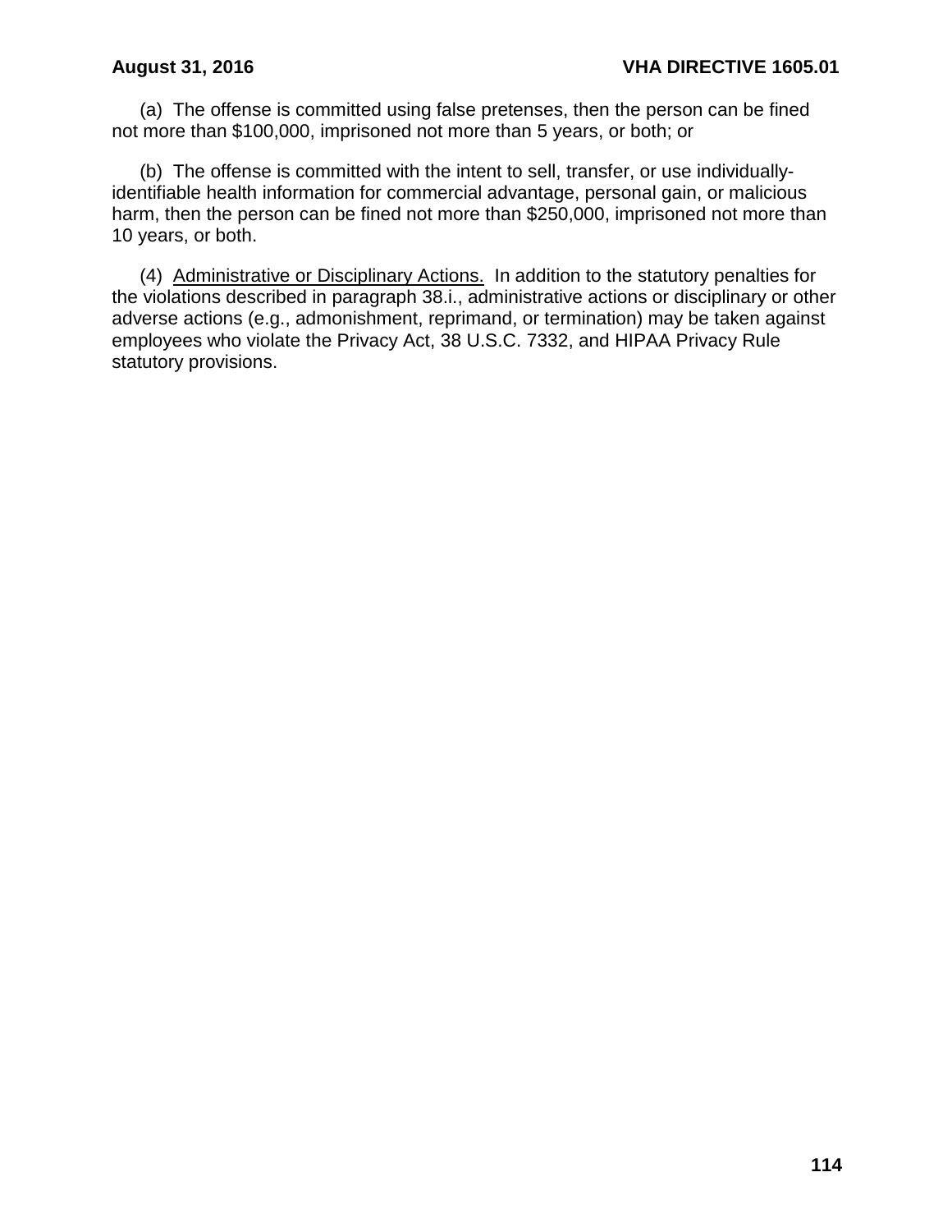(a) The offense is committed using false pretenses, then the person can be fined not more than $100,000, imprisoned not more than 5 years, or both; or

(b) The offense is committed with the intent to sell, transfer, or use individually-identifiable health information for commercial advantage, personal gain, or malicious harm, then the person can be fined not more than $250,000, imprisoned not more than 10 years, or both.

(4) Administrative or Disciplinary Actions. In addition to the statutory penalties for the violations described in paragraph 38.i., administrative actions or disciplinary or other adverse actions (e.g., admonishment, reprimand, or termination) may be taken against employees who violate the Privacy Act, 38 U.S.C. 7332, and HIPAA Privacy Rule statutory provisions.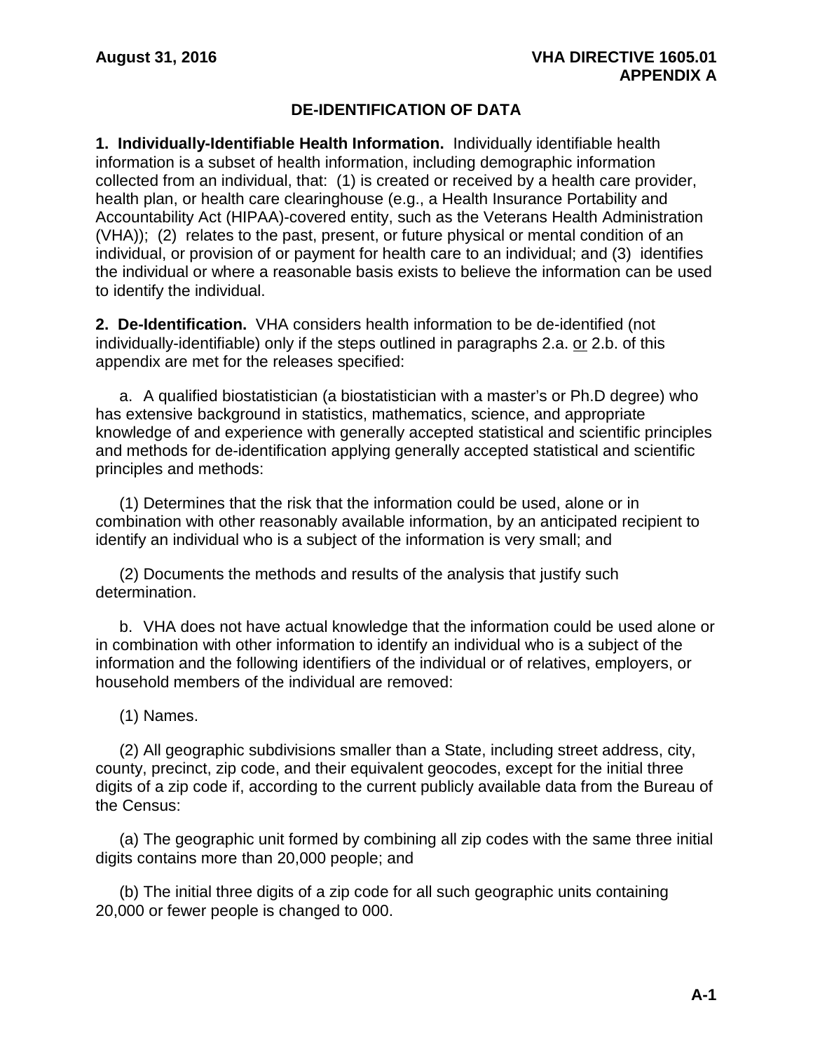# DE-IDENTIFICATION OF DATA

**1. Individually-Identifiable Health Information.** Individually identifiable health information is a subset of health information, including demographic information collected from an individual, that: (1) is created or received by a health care provider, health plan, or health care clearinghouse (e.g., a Health Insurance Portability and Accountability Act (HIPAA)-covered entity, such as the Veterans Health Administration (VHA)); (2) relates to the past, present, or future physical or mental condition of an individual, or provision of or payment for health care to an individual; and (3) identifies the individual or where a reasonable basis exists to believe the information can be used to identify the individual.

**2. De-Identification.** VHA considers health information to be de-identified (not individually-identifiable) only if the steps outlined in paragraphs 2.a. or 2.b. of this appendix are met for the releases specified:

a. A qualified biostatistician (a biostatistician with a master's or Ph.D degree) who has extensive background in statistics, mathematics, science, and appropriate knowledge of and experience with generally accepted statistical and scientific principles and methods for de-identification applying generally accepted statistical and scientific principles and methods:

(1) Determines that the risk that the information could be used, alone or in combination with other reasonably available information, by an anticipated recipient to identify an individual who is a subject of the information is very small; and

(2) Documents the methods and results of the analysis that justify such determination.

b. VHA does not have actual knowledge that the information could be used alone or in combination with other information to identify an individual who is a subject of the information and the following identifiers of the individual or of relatives, employers, or household members of the individual are removed:

(1) Names.

(2) All geographic subdivisions smaller than a State, including street address, city, county, precinct, zip code, and their equivalent geocodes, except for the initial three digits of a zip code if, according to the current publicly available data from the Bureau of the Census:

(a) The geographic unit formed by combining all zip codes with the same three initial digits contains more than 20,000 people; and

(b) The initial three digits of a zip code for all such geographic units containing 20,000 or fewer people is changed to 000.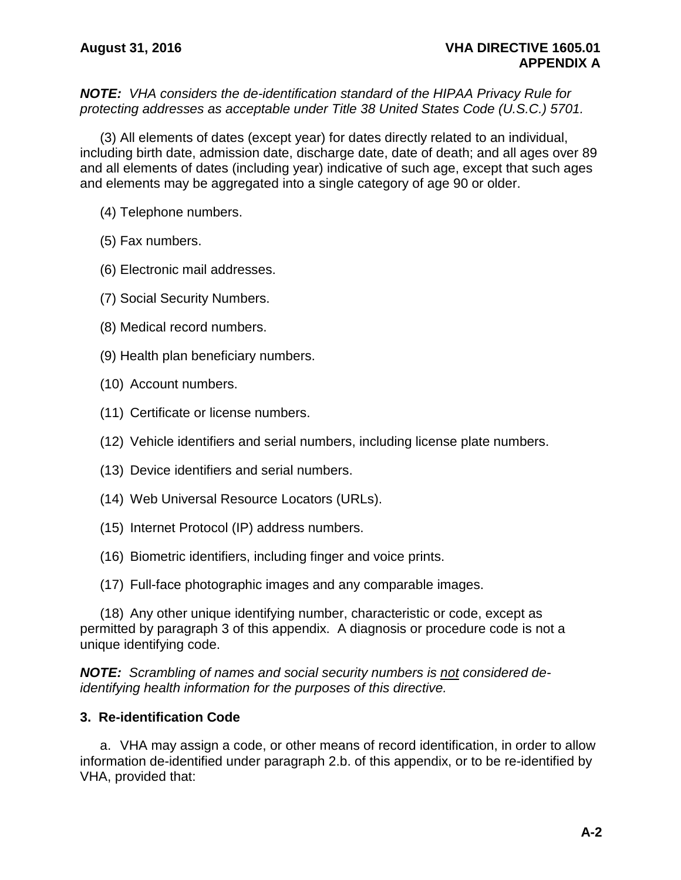***NOTE:** VHA considers the de-identification standard of the HIPAA Privacy Rule for protecting addresses as acceptable under Title 38 United States Code (U.S.C.) 5701.*

(3) All elements of dates (except year) for dates directly related to an individual, including birth date, admission date, discharge date, date of death; and all ages over 89 and all elements of dates (including year) indicative of such age, except that such ages and elements may be aggregated into a single category of age 90 or older.

(4) Telephone numbers.

(5) Fax numbers.

(6) Electronic mail addresses.

(7) Social Security Numbers.

(8) Medical record numbers.

(9) Health plan beneficiary numbers.

(10) Account numbers.

(11) Certificate or license numbers.

(12) Vehicle identifiers and serial numbers, including license plate numbers.

(13) Device identifiers and serial numbers.

(14) Web Universal Resource Locators (URLs).

(15) Internet Protocol (IP) address numbers.

(16) Biometric identifiers, including finger and voice prints.

(17) Full-face photographic images and any comparable images.

(18) Any other unique identifying number, characteristic or code, except as permitted by paragraph 3 of this appendix. A diagnosis or procedure code is not a unique identifying code.

***NOTE:** Scrambling of names and social security numbers is <u>not</u> considered de-identifying health information for the purposes of this directive.*

**3. Re-identification Code**

a. VHA may assign a code, or other means of record identification, in order to allow information de-identified under paragraph 2.b. of this appendix, or to be re-identified by VHA, provided that: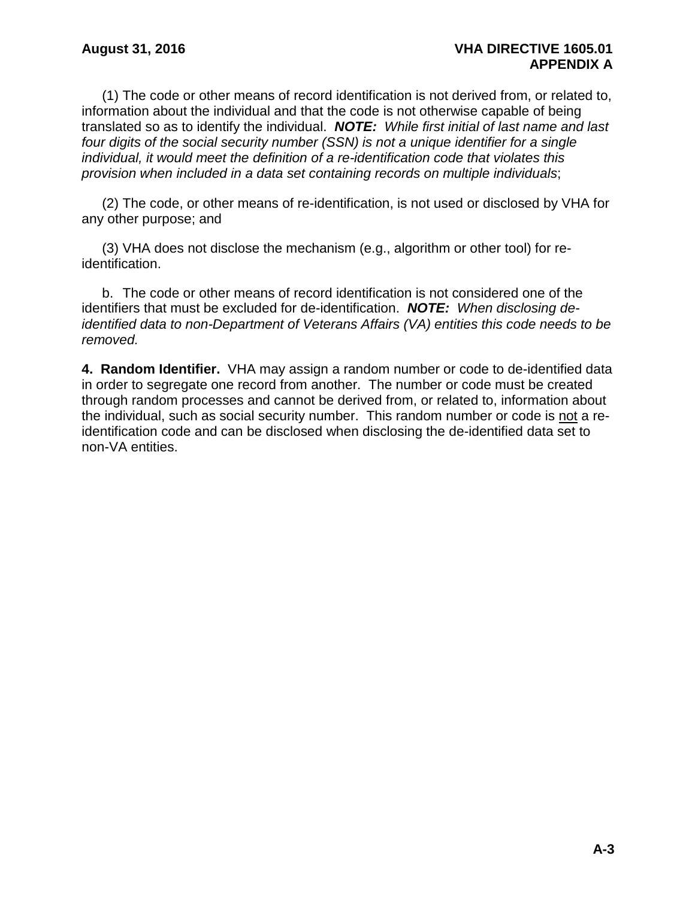(1) The code or other means of record identification is not derived from, or related to, information about the individual and that the code is not otherwise capable of being translated so as to identify the individual. ***NOTE:*** *While first initial of last name and last four digits of the social security number (SSN) is not a unique identifier for a single individual, it would meet the definition of a re-identification code that violates this provision when included in a data set containing records on multiple individuals*;

(2) The code, or other means of re-identification, is not used or disclosed by VHA for any other purpose; and

(3) VHA does not disclose the mechanism (e.g., algorithm or other tool) for re-identification.

b. The code or other means of record identification is not considered one of the identifiers that must be excluded for de-identification. ***NOTE:*** *When disclosing de-identified data to non-Department of Veterans Affairs (VA) entities this code needs to be removed.*

**4. Random Identifier.** VHA may assign a random number or code to de-identified data in order to segregate one record from another. The number or code must be created through random processes and cannot be derived from, or related to, information about the individual, such as social security number. This random number or code is <u>not</u> a re-identification code and can be disclosed when disclosing the de-identified data set to non-VA entities.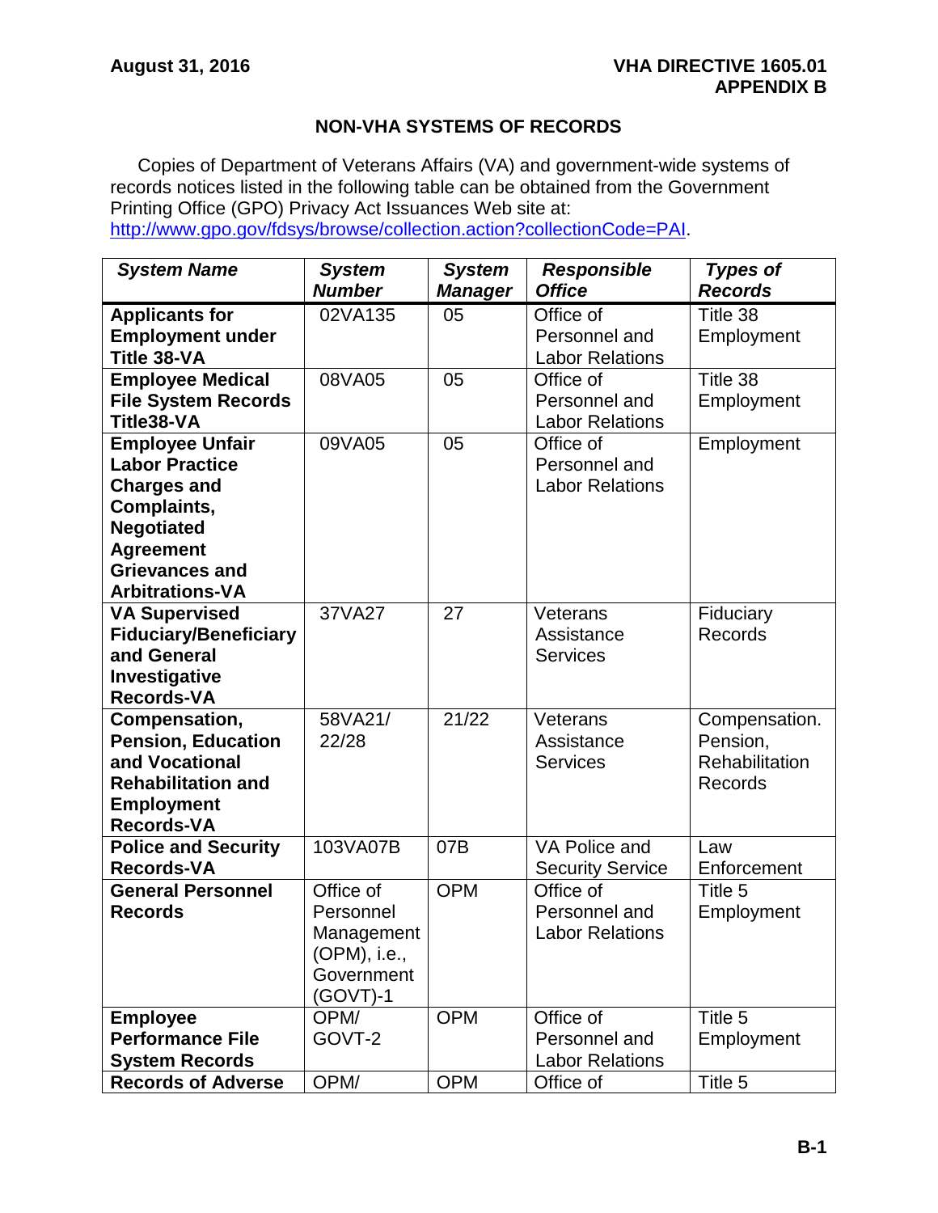## NON-VHA SYSTEMS OF RECORDS

Copies of Department of Veterans Affairs (VA) and government-wide systems of records notices listed in the following table can be obtained from the Government Printing Office (GPO) Privacy Act Issuances Web site at: http://www.gpo.gov/fdsys/browse/collection.action?collectionCode=PAI.

| *System Name* | *System Number* | *System Manager* | *Responsible Office* | *Types of Records* |
|---|---|---|---|---|
| **Applicants for Employment under Title 38-VA** | 02VA135 | 05 | Office of Personnel and Labor Relations | Title 38 Employment |
| **Employee Medical File System Records Title38-VA** | 08VA05 | 05 | Office of Personnel and Labor Relations | Title 38 Employment |
| **Employee Unfair Labor Practice Charges and Complaints, Negotiated Agreement Grievances and Arbitrations-VA** | 09VA05 | 05 | Office of Personnel and Labor Relations | Employment |
| **VA Supervised Fiduciary/Beneficiary and General Investigative Records-VA** | 37VA27 | 27 | Veterans Assistance Services | Fiduciary Records |
| **Compensation, Pension, Education and Vocational Rehabilitation and Employment Records-VA** | 58VA21/ 22/28 | 21/22 | Veterans Assistance Services | Compensation. Pension, Rehabilitation Records |
| **Police and Security Records-VA** | 103VA07B | 07B | VA Police and Security Service | Law Enforcement |
| **General Personnel Records** | Office of Personnel Management (OPM), i.e., Government (GOVT)-1 | OPM | Office of Personnel and Labor Relations | Title 5 Employment |
| **Employee Performance File System Records** | OPM/ GOVT-2 | OPM | Office of Personnel and Labor Relations | Title 5 Employment |
| **Records of Adverse** | OPM/ | OPM | Office of | Title 5 |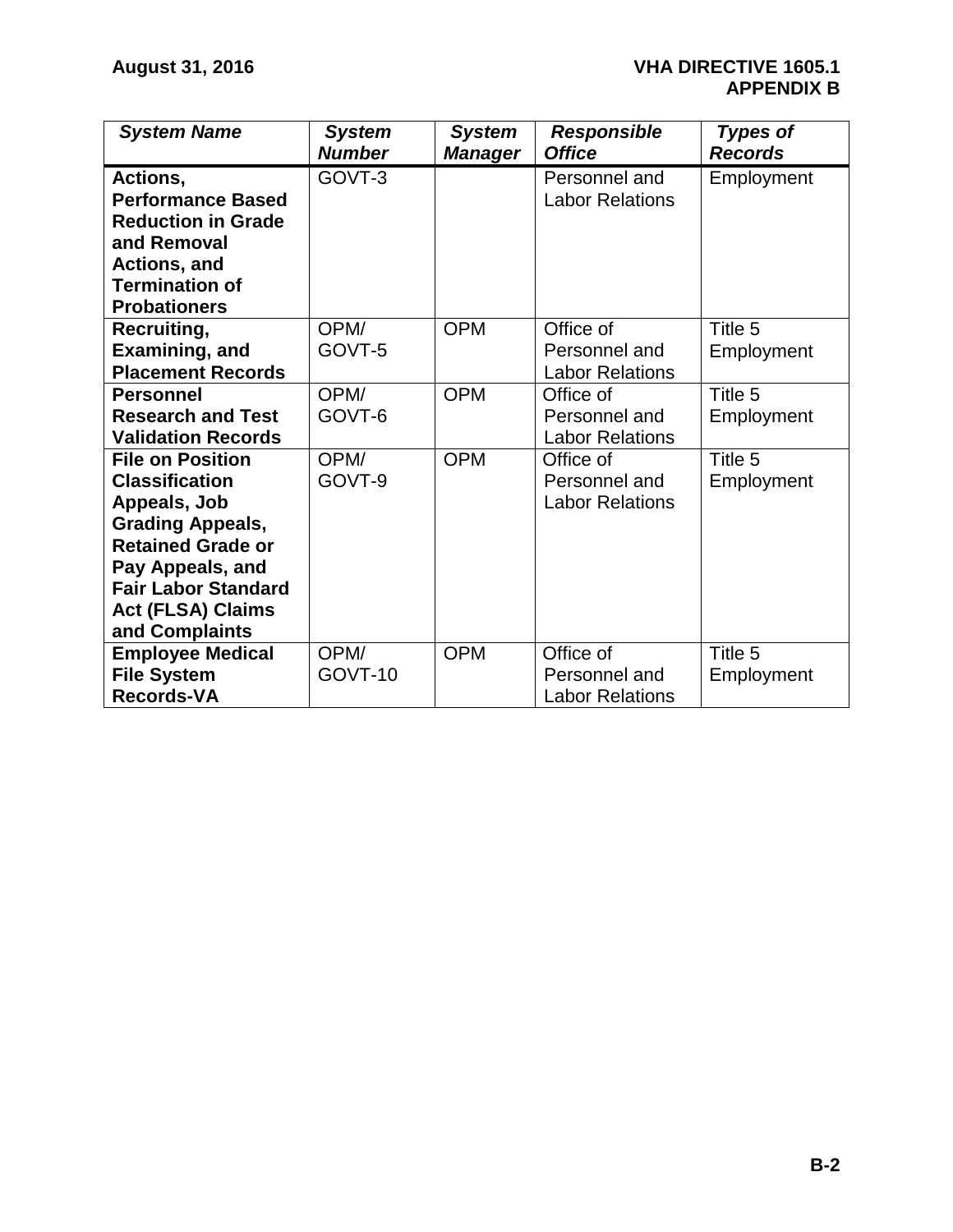| *System Name* | *System Number* | *System Manager* | *Responsible Office* | *Types of Records* |
|---|---|---|---|---|
| **Actions, Performance Based Reduction in Grade and Removal Actions, and Termination of Probationers** | GOVT-3 | | Personnel and Labor Relations | Employment |
| **Recruiting, Examining, and Placement Records** | OPM/ GOVT-5 | OPM | Office of Personnel and Labor Relations | Title 5 Employment |
| **Personnel Research and Test Validation Records** | OPM/ GOVT-6 | OPM | Office of Personnel and Labor Relations | Title 5 Employment |
| **File on Position Classification Appeals, Job Grading Appeals, Retained Grade or Pay Appeals, and Fair Labor Standard Act (FLSA) Claims and Complaints** | OPM/ GOVT-9 | OPM | Office of Personnel and Labor Relations | Title 5 Employment |
| **Employee Medical File System Records-VA** | OPM/ GOVT-10 | OPM | Office of Personnel and Labor Relations | Title 5 Employment |